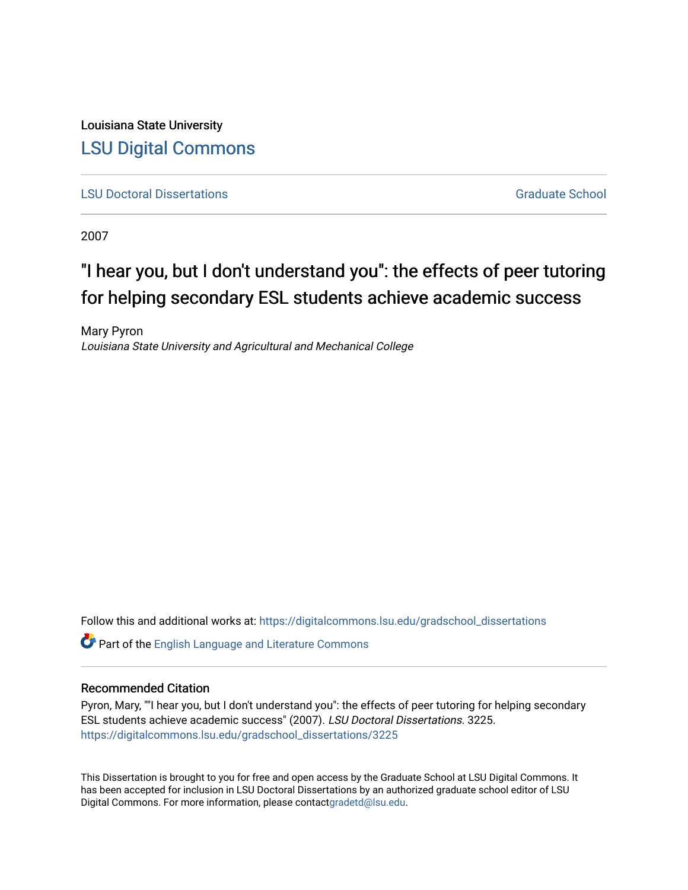Louisiana State University

# LSU Digital Commons

LSU Doctoral Dissertations | Graduate School

2007

# "I hear you, but I don't understand you": the effects of peer tutoring for helping secondary ESL students achieve academic success

Mary Pyron

*Louisiana State University and Agricultural and Mechanical College*

Follow this and additional works at: https://digitalcommons.lsu.edu/gradschool_dissertations

Part of the English Language and Literature Commons

## Recommended Citation

Pyron, Mary, ""I hear you, but I don't understand you": the effects of peer tutoring for helping secondary ESL students achieve academic success" (2007). *LSU Doctoral Dissertations*. 3225.
https://digitalcommons.lsu.edu/gradschool_dissertations/3225

This Dissertation is brought to you for free and open access by the Graduate School at LSU Digital Commons. It has been accepted for inclusion in LSU Doctoral Dissertations by an authorized graduate school editor of LSU Digital Commons. For more information, please contactgradetd@lsu.edu.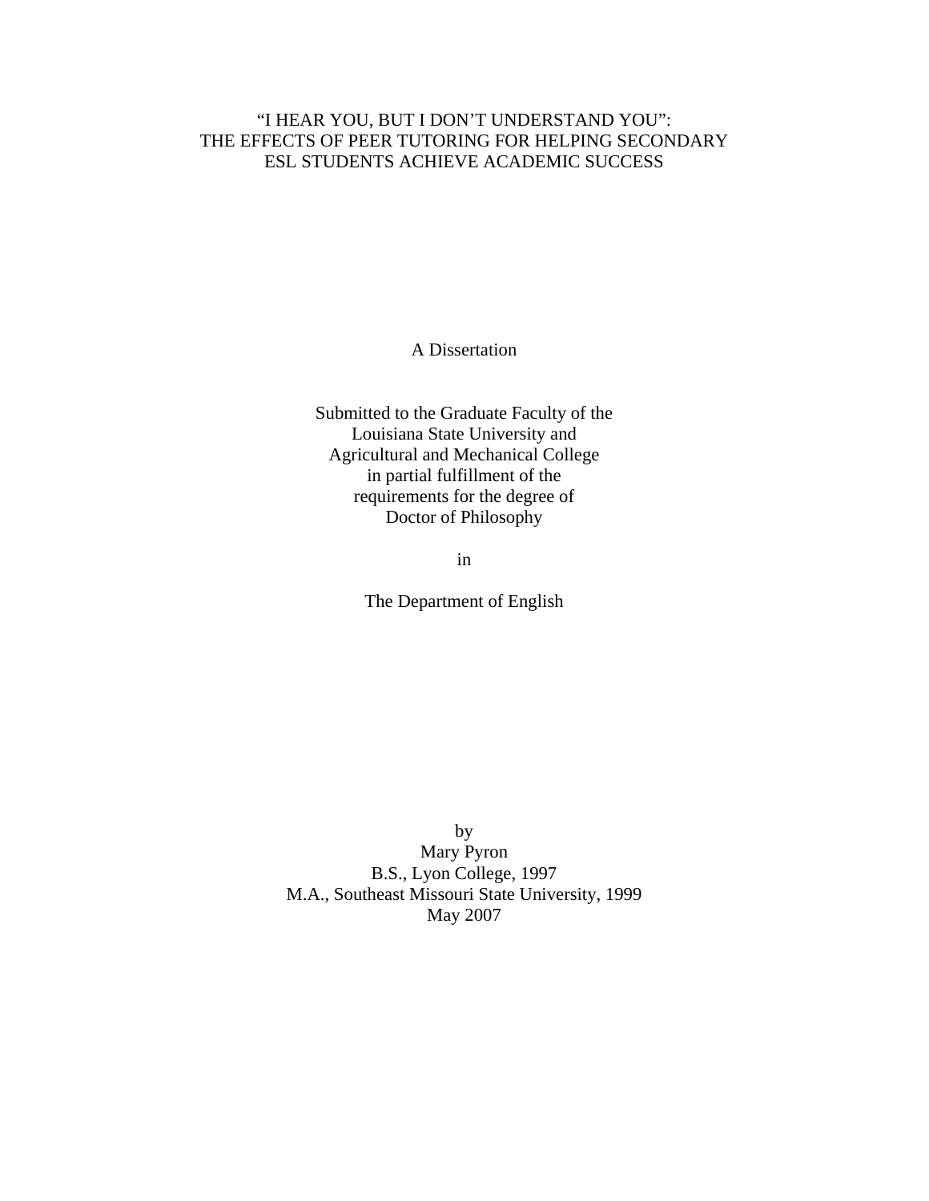# "I HEAR YOU, BUT I DON'T UNDERSTAND YOU": THE EFFECTS OF PEER TUTORING FOR HELPING SECONDARY ESL STUDENTS ACHIEVE ACADEMIC SUCCESS

A Dissertation

Submitted to the Graduate Faculty of the
Louisiana State University and
Agricultural and Mechanical College
in partial fulfillment of the
requirements for the degree of
Doctor of Philosophy

in

The Department of English

by
Mary Pyron
B.S., Lyon College, 1997
M.A., Southeast Missouri State University, 1999
May 2007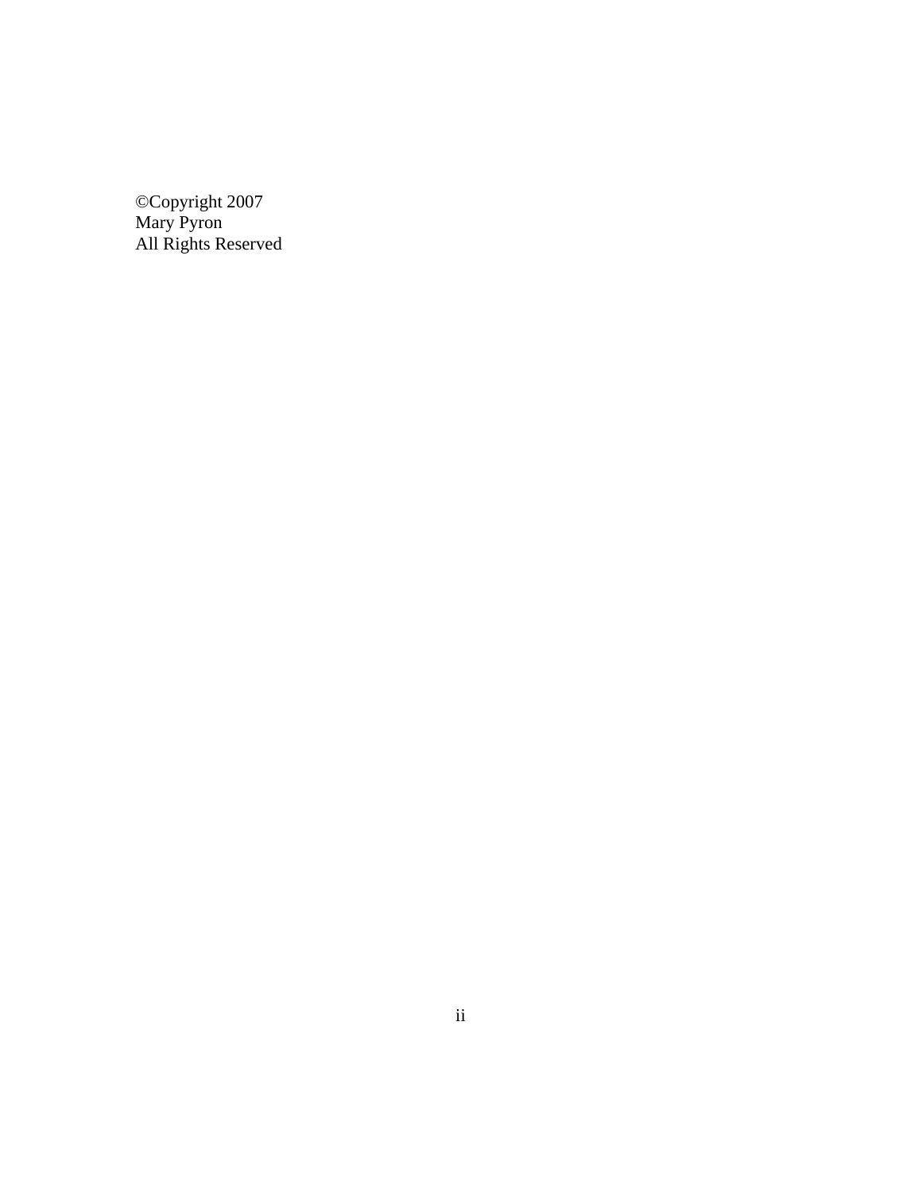©Copyright 2007
Mary Pyron
All Rights Reserved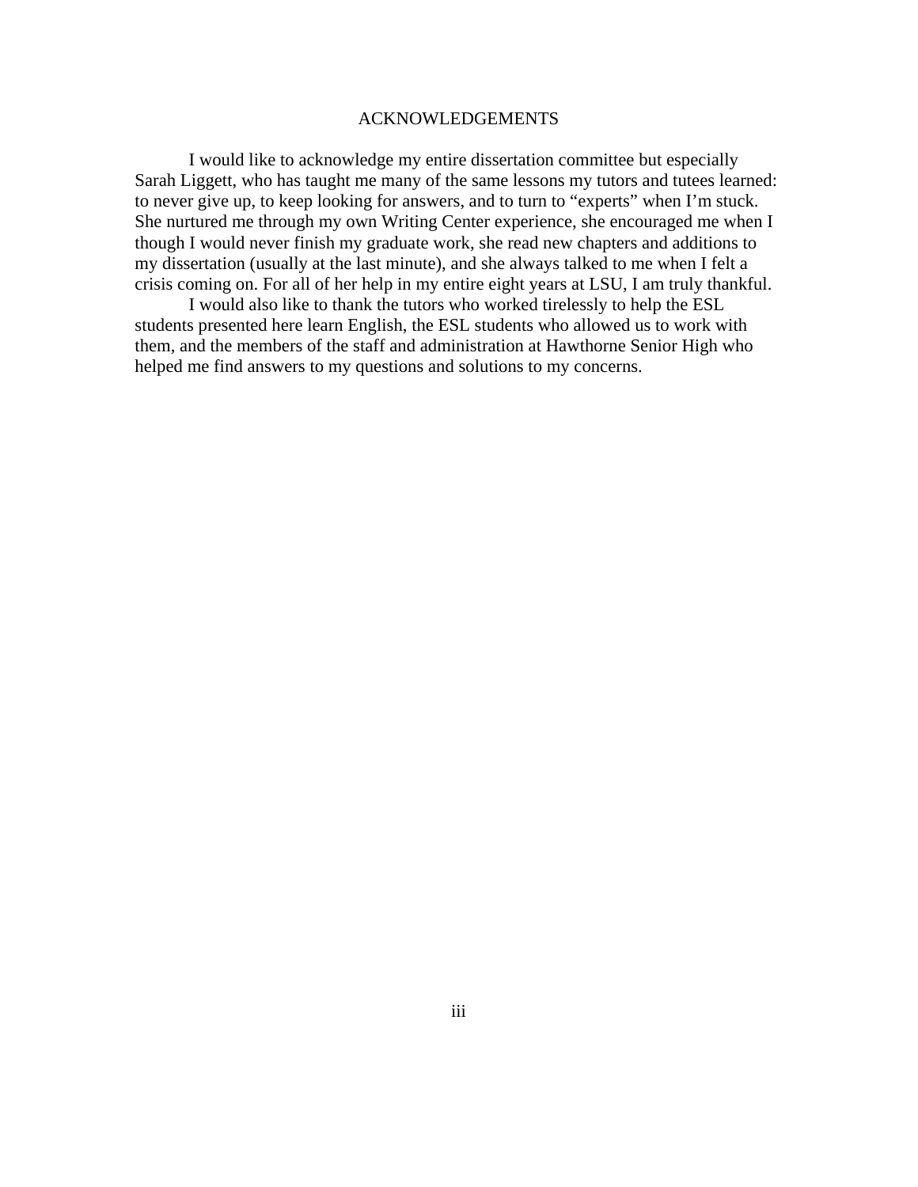# ACKNOWLEDGEMENTS

I would like to acknowledge my entire dissertation committee but especially Sarah Liggett, who has taught me many of the same lessons my tutors and tutees learned: to never give up, to keep looking for answers, and to turn to "experts" when I'm stuck. She nurtured me through my own Writing Center experience, she encouraged me when I though I would never finish my graduate work, she read new chapters and additions to my dissertation (usually at the last minute), and she always talked to me when I felt a crisis coming on. For all of her help in my entire eight years at LSU, I am truly thankful.

I would also like to thank the tutors who worked tirelessly to help the ESL students presented here learn English, the ESL students who allowed us to work with them, and the members of the staff and administration at Hawthorne Senior High who helped me find answers to my questions and solutions to my concerns.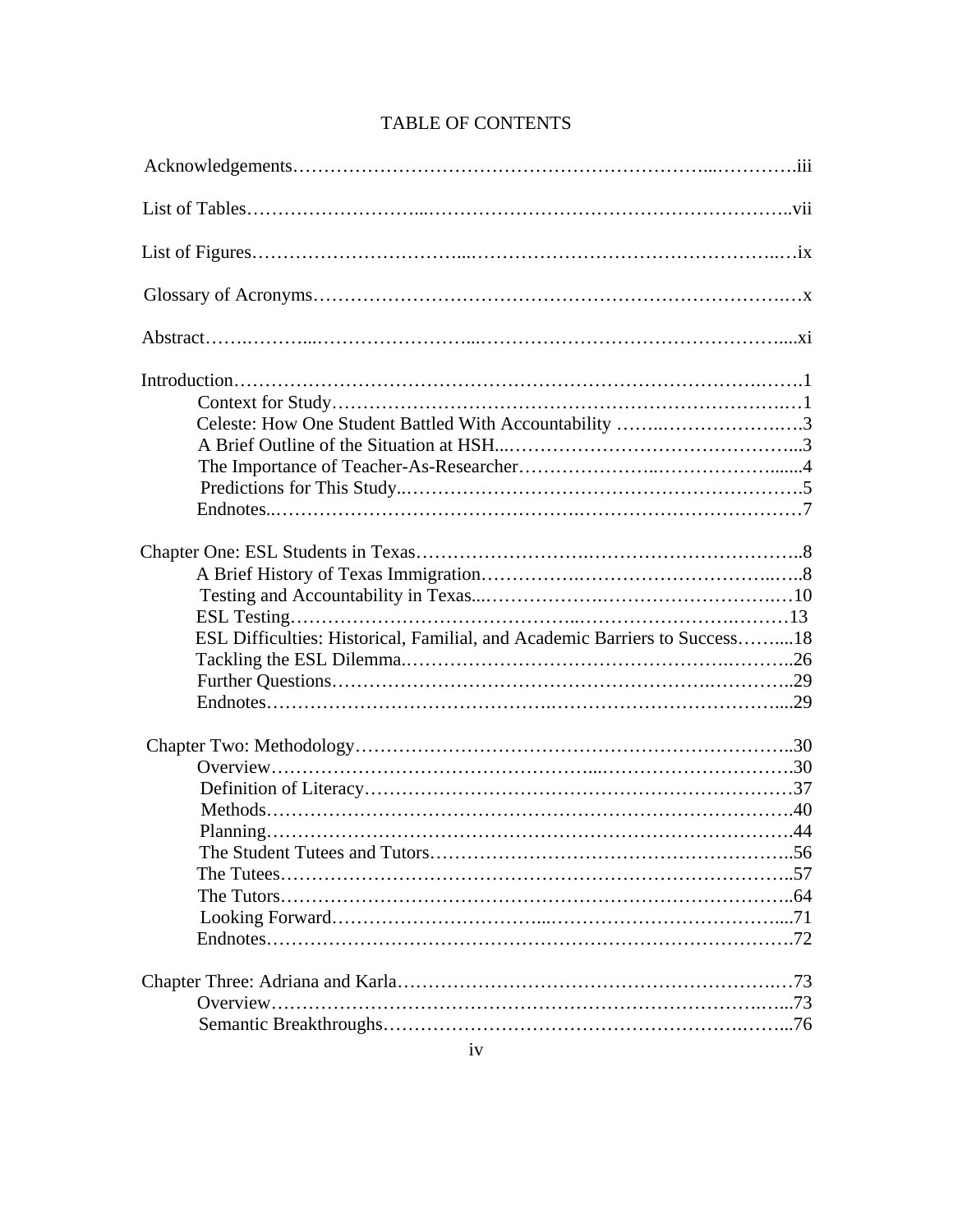# TABLE OF CONTENTS

Acknowledgements……………………………………………………………..………….iii

List of Tables……………………...………………………………………………..vii

List of Figures…………………………...……………………………………..…ix

Glossary of Acronyms………………….……………………….…………….…x

Abstract…….……...……………………...……………………………………....xi

Introduction…………………………………………………………………….…….1
- Context for Study…………………………………………………………….…1
- Celeste: How One Student Battled With Accountability ……..………………….….3
- A Brief Outline of the Situation at HSH...………………………………………...3
- The Importance of Teacher-As-Researcher…………………..……………….......4
- Predictions for This Study..…………………………………………………….5
- Endnotes..……………………………….……………………………7

Chapter One: ESL Students in Texas……………………….…………………………..8
- A Brief History of Texas Immigration……………..……………………..…..8
- Testing and Accountability in Texas...……………….……………………….…10
- ESL Testing……………………………………..……………………….………13
- ESL Difficulties: Historical, Familial, and Academic Barriers to Success……....18
- Tackling the ESL Dilemma.………………………………………….………..26
- Further Questions……………………………………………...…………..29
- Endnotes……………………………………….……………………………....29

Chapter Two: Methodology………………………………………………………..30
- Overview…………………………………………...………………………….30
- Definition of Literacy………………………………………………………….…37
- Methods……………………………………………………………………….40
- Planning……………………………………………………………………….44
- The Student Tutees and Tutors………………………………………………..56
- The Tutees……………………………………………………………………..57
- The Tutors……………………………………………………………………..64
- Looking Forward……………………………...……………………………....71
- Endnotes……………………….……………………….……………….……….72

Chapter Three: Adriana and Karla……………………………………………….…73
- Overview…………………………….………….……………………….…....73
- Semantic Breakthroughs…………………………………………….……...76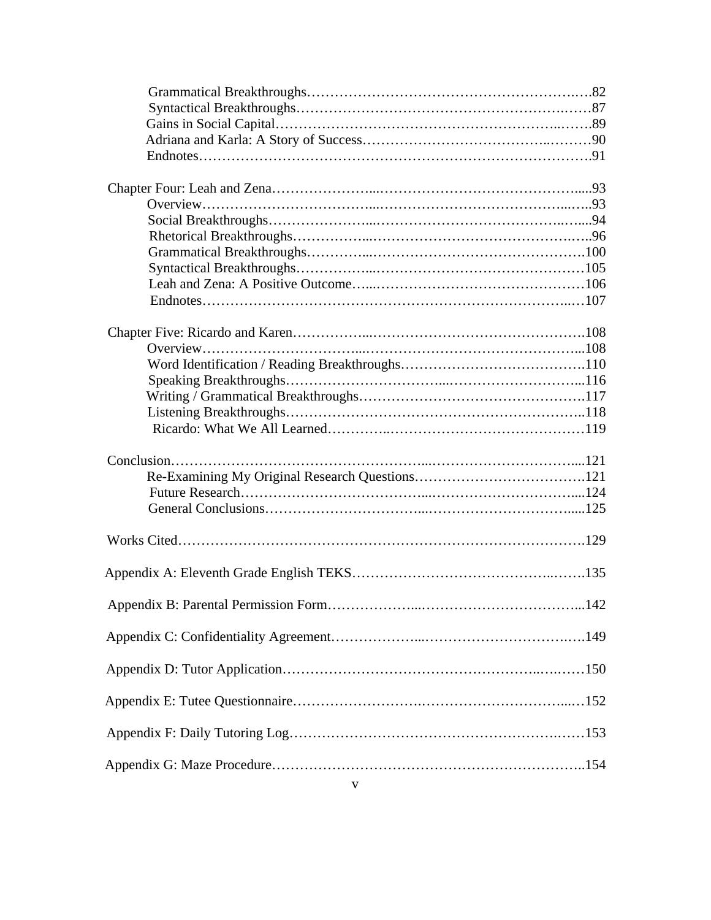Grammatical Breakthroughs……………………………………………………….82
Syntactical Breakthroughs…………………………………………………….87
Gains in Social Capital…………………………………………………….89
Adriana and Karla: A Story of Success……………………………………90
Endnotes…………………………………………………………………….91

Chapter Four: Leah and Zena……………………………………………………93
Overview…………………………………………………………………….93
Social Breakthroughs…………………………………………………….94
Rhetorical Breakthroughs………………………………………………….96
Grammatical Breakthroughs……………………………………………….100
Syntactical Breakthroughs…………………………………………….105
Leah and Zena: A Positive Outcome……………………………………106
Endnotes…………………………………………………………………107

Chapter Five: Ricardo and Karen……………………………………………….108
Overview………………………………………………………………….108
Word Identification / Reading Breakthroughs……………………………110
Speaking Breakthroughs………………………………………………….116
Writing / Grammatical Breakthroughs…………………………………….117
Listening Breakthroughs……………………………………………………118
Ricardo: What We All Learned……………………………………………119

Conclusion…………………………………………………………………………121
Re-Examining My Original Research Questions……………………………121
Future Research…………………………………………………………….124
General Conclusions………………………………………………………125

Works Cited………………………………………………………………………129

Appendix A: Eleventh Grade English TEKS……………………………………135

Appendix B: Parental Permission Form…………………………………………142

Appendix C: Confidentiality Agreement…………………………………………149

Appendix D: Tutor Application……………………………………………………150

Appendix E: Tutee Questionnaire…………………………………………………152

Appendix F: Daily Tutoring Log…………………………………………………153

Appendix G: Maze Procedure……………………………………………………154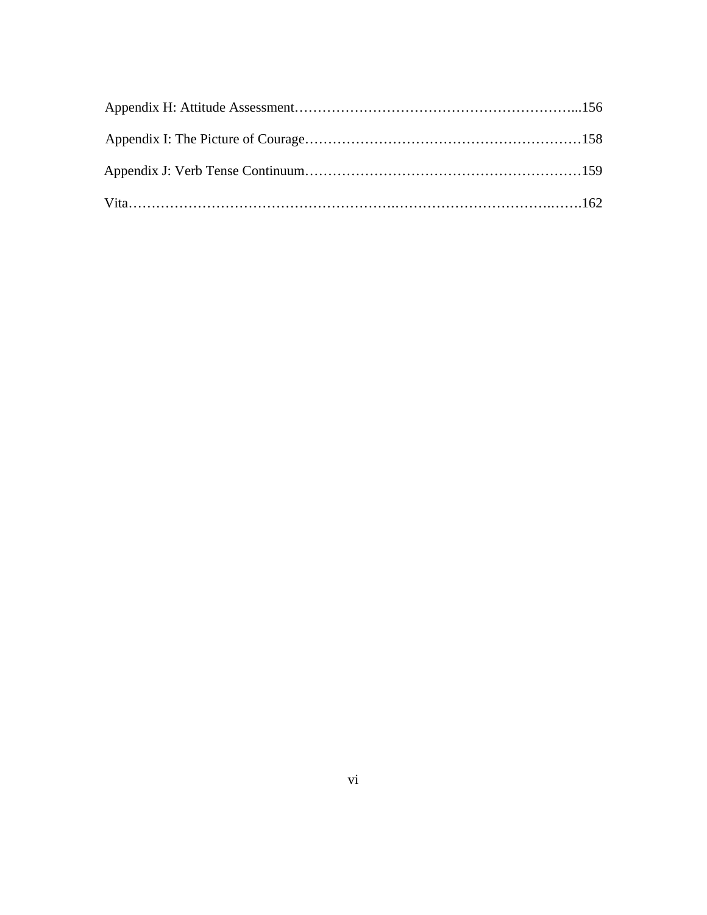Appendix H: Attitude Assessment…………………………………………………………...156

Appendix I: The Picture of Courage……………………………………………………158

Appendix J: Verb Tense Continuum……………………………………………………159

Vita……………………………………………….………………………………..…….162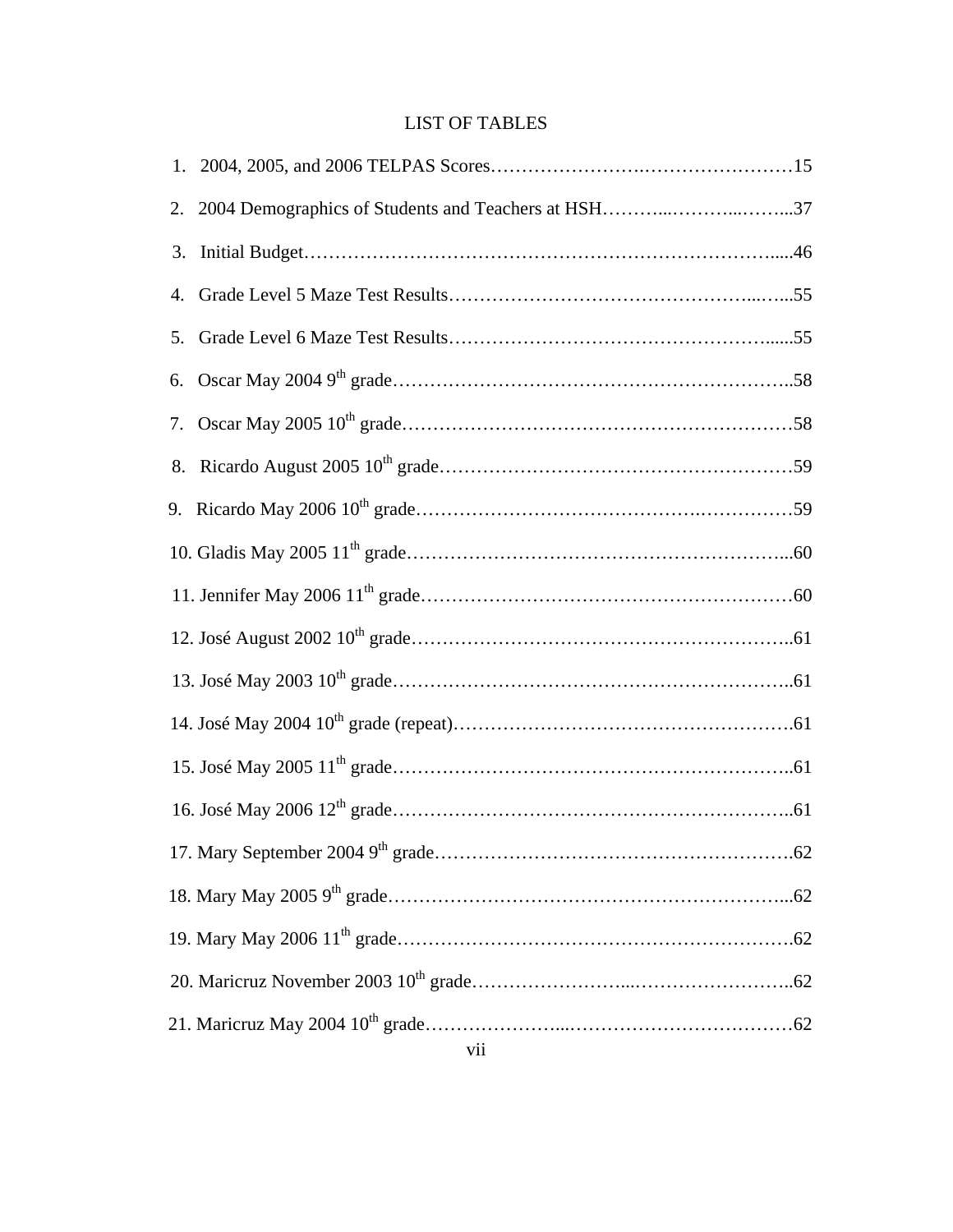# LIST OF TABLES

1. 2004, 2005, and 2006 TELPAS Scores……………………….……………………15
2. 2004 Demographics of Students and Teachers at HSH………...………...……...37
3. Initial Budget……………………………………………………………….....46
4. Grade Level 5 Maze Test Results…………………………………………...…...55
5. Grade Level 6 Maze Test Results…………………………………………….....55
6. Oscar May 2004 9th grade……………………………………………………..58
7. Oscar May 2005 10th grade……………………………………………………58
8. Ricardo August 2005 10th grade………………………………………………59
9. Ricardo May 2006 10th grade…………………………………….……………59
10. Gladis May 2005 11th grade…………………………………………………...60
11. Jennifer May 2006 11th grade…………………………………………………60
12. José August 2002 10th grade…………………………………………………..61
13. José May 2003 10th grade……………………………………………………..61
14. José May 2004 10th grade (repeat)…………………………………………….61
15. José May 2005 11th grade……………………………………………………..61
16. José May 2006 12th grade……………………………………………………..61
17. Mary September 2004 9th grade……………………………………………….62
18. Mary May 2005 9th grade……………………………………………………...62
19. Mary May 2006 11th grade…………………………………………………….62
20. Maricruz November 2003 10th grade…………………...……………………..62
21. Maricruz May 2004 10th grade…………………...……………………………62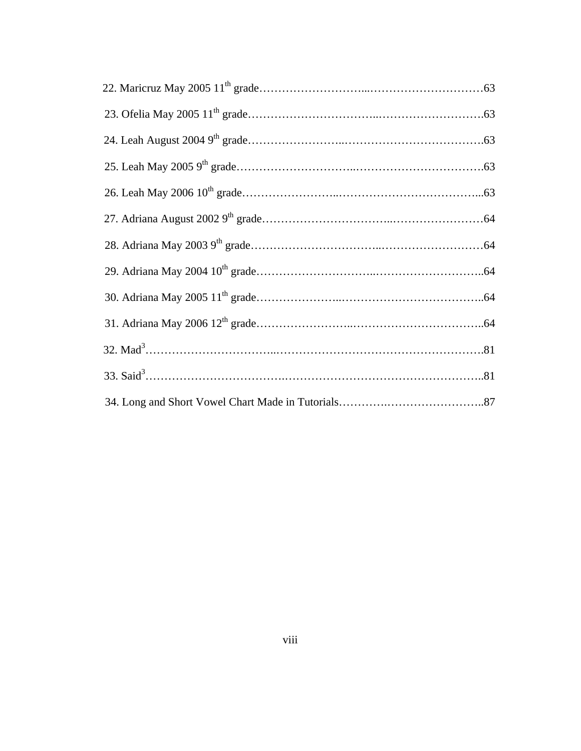22. Maricruz May 2005 11th grade……………………………………………………………63

23. Ofelia May 2005 11th grade……………………………………………………………….63

24. Leah August 2004 9th grade…………………………………………………………….63

25. Leah May 2005 9th grade……………………………………………………………….63

26. Leah May 2006 10th grade……………………………………………………………...63

27. Adriana August 2002 9th grade…………………………………………………………64

28. Adriana May 2003 9th grade……………………………………………………………64

29. Adriana May 2004 10th grade…………………………………………………………..64

30. Adriana May 2005 11th grade…………………………………………………………..64

31. Adriana May 2006 12th grade…………………………………………………………..64

32. Mad[3]……………………………………………………………………………………….81

33. Said[3]………………………………………………………………………………………..81

34. Long and Short Vowel Chart Made in Tutorials…………………………………..87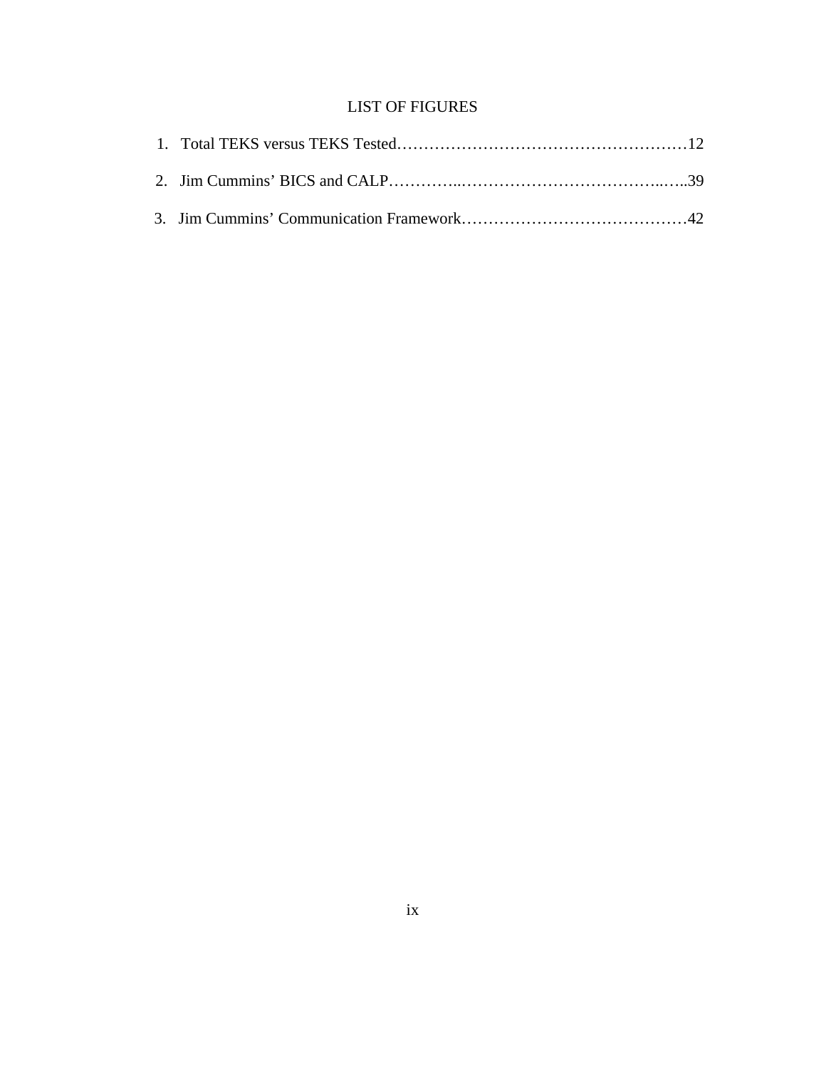# LIST OF FIGURES

1. Total TEKS versus TEKS Tested……………………………………………………12
2. Jim Cummins' BICS and CALP…………..…………………………………..…..39
3. Jim Cummins' Communication Framework……………………………………42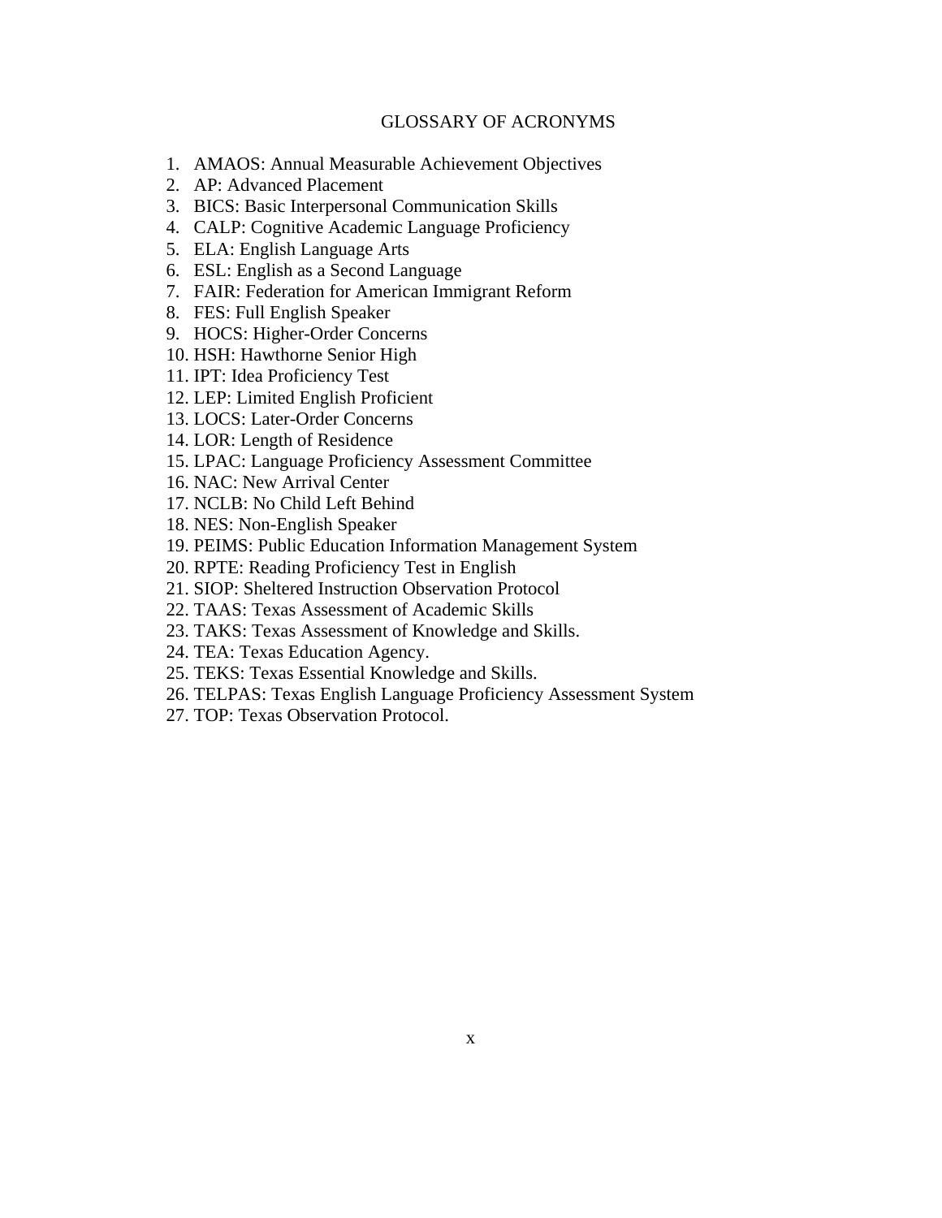# GLOSSARY OF ACRONYMS

1. AMAOS: Annual Measurable Achievement Objectives
2. AP: Advanced Placement
3. BICS: Basic Interpersonal Communication Skills
4. CALP: Cognitive Academic Language Proficiency
5. ELA: English Language Arts
6. ESL: English as a Second Language
7. FAIR: Federation for American Immigrant Reform
8. FES: Full English Speaker
9. HOCS: Higher-Order Concerns
10. HSH: Hawthorne Senior High
11. IPT: Idea Proficiency Test
12. LEP: Limited English Proficient
13. LOCS: Later-Order Concerns
14. LOR: Length of Residence
15. LPAC: Language Proficiency Assessment Committee
16. NAC: New Arrival Center
17. NCLB: No Child Left Behind
18. NES: Non-English Speaker
19. PEIMS: Public Education Information Management System
20. RPTE: Reading Proficiency Test in English
21. SIOP: Sheltered Instruction Observation Protocol
22. TAAS: Texas Assessment of Academic Skills
23. TAKS: Texas Assessment of Knowledge and Skills.
24. TEA: Texas Education Agency.
25. TEKS: Texas Essential Knowledge and Skills.
26. TELPAS: Texas English Language Proficiency Assessment System
27. TOP: Texas Observation Protocol.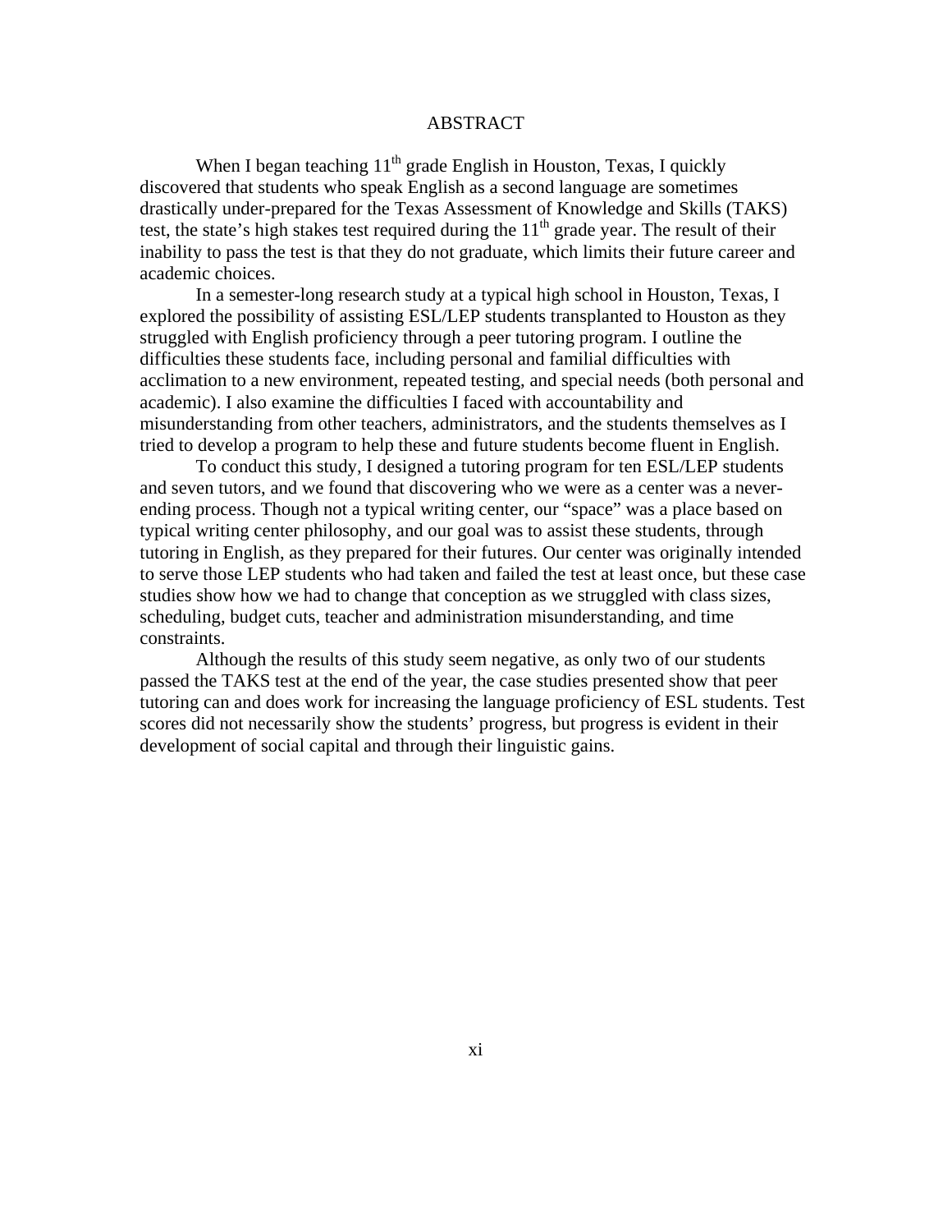# ABSTRACT

When I began teaching 11th grade English in Houston, Texas, I quickly discovered that students who speak English as a second language are sometimes drastically under-prepared for the Texas Assessment of Knowledge and Skills (TAKS) test, the state's high stakes test required during the 11th grade year. The result of their inability to pass the test is that they do not graduate, which limits their future career and academic choices.

In a semester-long research study at a typical high school in Houston, Texas, I explored the possibility of assisting ESL/LEP students transplanted to Houston as they struggled with English proficiency through a peer tutoring program. I outline the difficulties these students face, including personal and familial difficulties with acclimation to a new environment, repeated testing, and special needs (both personal and academic). I also examine the difficulties I faced with accountability and misunderstanding from other teachers, administrators, and the students themselves as I tried to develop a program to help these and future students become fluent in English.

To conduct this study, I designed a tutoring program for ten ESL/LEP students and seven tutors, and we found that discovering who we were as a center was a never-ending process. Though not a typical writing center, our "space" was a place based on typical writing center philosophy, and our goal was to assist these students, through tutoring in English, as they prepared for their futures. Our center was originally intended to serve those LEP students who had taken and failed the test at least once, but these case studies show how we had to change that conception as we struggled with class sizes, scheduling, budget cuts, teacher and administration misunderstanding, and time constraints.

Although the results of this study seem negative, as only two of our students passed the TAKS test at the end of the year, the case studies presented show that peer tutoring can and does work for increasing the language proficiency of ESL students. Test scores did not necessarily show the students' progress, but progress is evident in their development of social capital and through their linguistic gains.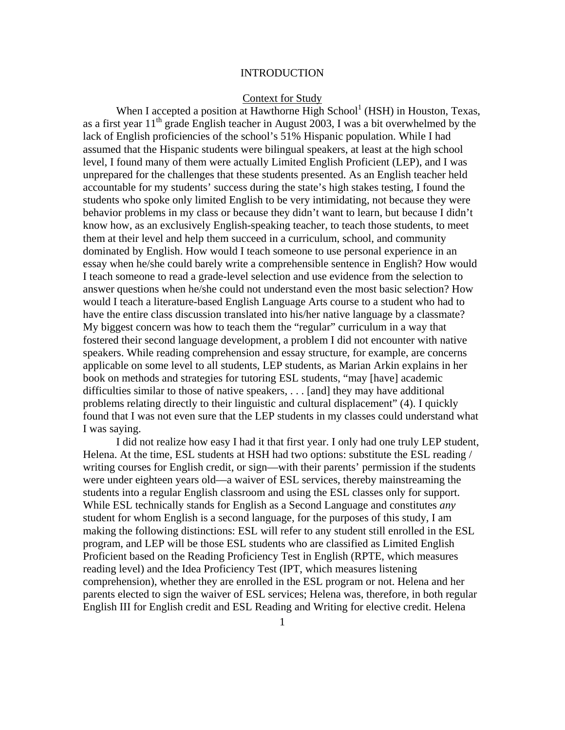# INTRODUCTION

## Context for Study

When I accepted a position at Hawthorne High School[1] (HSH) in Houston, Texas, as a first year 11th grade English teacher in August 2003, I was a bit overwhelmed by the lack of English proficiencies of the school's 51% Hispanic population. While I had assumed that the Hispanic students were bilingual speakers, at least at the high school level, I found many of them were actually Limited English Proficient (LEP), and I was unprepared for the challenges that these students presented. As an English teacher held accountable for my students' success during the state's high stakes testing, I found the students who spoke only limited English to be very intimidating, not because they were behavior problems in my class or because they didn't want to learn, but because I didn't know how, as an exclusively English-speaking teacher, to teach those students, to meet them at their level and help them succeed in a curriculum, school, and community dominated by English. How would I teach someone to use personal experience in an essay when he/she could barely write a comprehensible sentence in English? How would I teach someone to read a grade-level selection and use evidence from the selection to answer questions when he/she could not understand even the most basic selection? How would I teach a literature-based English Language Arts course to a student who had to have the entire class discussion translated into his/her native language by a classmate? My biggest concern was how to teach them the "regular" curriculum in a way that fostered their second language development, a problem I did not encounter with native speakers. While reading comprehension and essay structure, for example, are concerns applicable on some level to all students, LEP students, as Marian Arkin explains in her book on methods and strategies for tutoring ESL students, "may [have] academic difficulties similar to those of native speakers, . . . [and] they may have additional problems relating directly to their linguistic and cultural displacement" (4). I quickly found that I was not even sure that the LEP students in my classes could understand what I was saying.

I did not realize how easy I had it that first year. I only had one truly LEP student, Helena. At the time, ESL students at HSH had two options: substitute the ESL reading / writing courses for English credit, or sign—with their parents' permission if the students were under eighteen years old—a waiver of ESL services, thereby mainstreaming the students into a regular English classroom and using the ESL classes only for support. While ESL technically stands for English as a Second Language and constitutes *any* student for whom English is a second language, for the purposes of this study, I am making the following distinctions: ESL will refer to any student still enrolled in the ESL program, and LEP will be those ESL students who are classified as Limited English Proficient based on the Reading Proficiency Test in English (RPTE, which measures reading level) and the Idea Proficiency Test (IPT, which measures listening comprehension), whether they are enrolled in the ESL program or not. Helena and her parents elected to sign the waiver of ESL services; Helena was, therefore, in both regular English III for English credit and ESL Reading and Writing for elective credit. Helena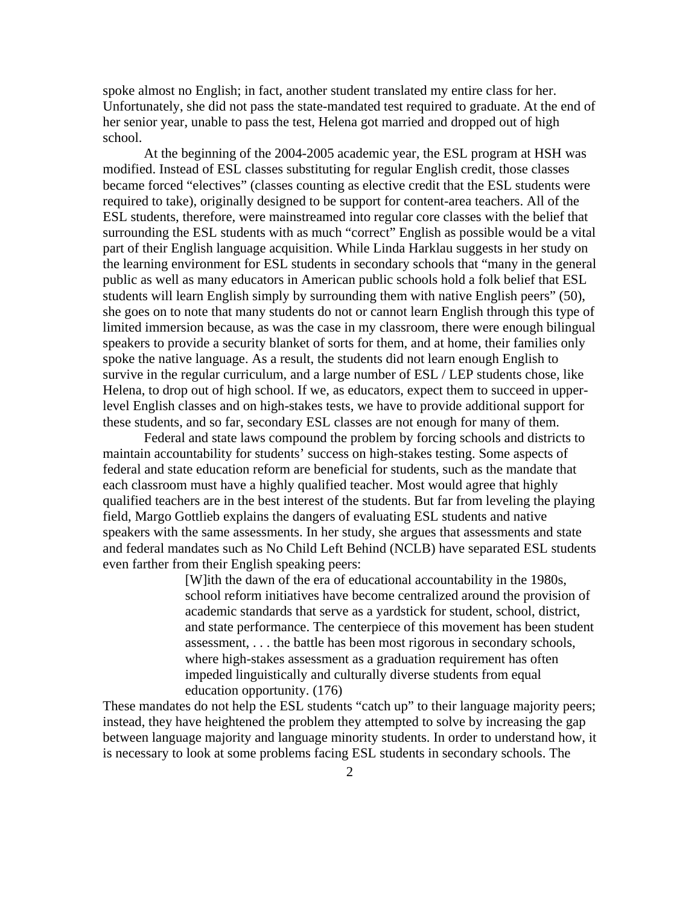spoke almost no English; in fact, another student translated my entire class for her. Unfortunately, she did not pass the state-mandated test required to graduate. At the end of her senior year, unable to pass the test, Helena got married and dropped out of high school.

At the beginning of the 2004-2005 academic year, the ESL program at HSH was modified. Instead of ESL classes substituting for regular English credit, those classes became forced "electives" (classes counting as elective credit that the ESL students were required to take), originally designed to be support for content-area teachers. All of the ESL students, therefore, were mainstreamed into regular core classes with the belief that surrounding the ESL students with as much "correct" English as possible would be a vital part of their English language acquisition. While Linda Harklau suggests in her study on the learning environment for ESL students in secondary schools that "many in the general public as well as many educators in American public schools hold a folk belief that ESL students will learn English simply by surrounding them with native English peers" (50), she goes on to note that many students do not or cannot learn English through this type of limited immersion because, as was the case in my classroom, there were enough bilingual speakers to provide a security blanket of sorts for them, and at home, their families only spoke the native language. As a result, the students did not learn enough English to survive in the regular curriculum, and a large number of ESL / LEP students chose, like Helena, to drop out of high school. If we, as educators, expect them to succeed in upper-level English classes and on high-stakes tests, we have to provide additional support for these students, and so far, secondary ESL classes are not enough for many of them.

Federal and state laws compound the problem by forcing schools and districts to maintain accountability for students' success on high-stakes testing. Some aspects of federal and state education reform are beneficial for students, such as the mandate that each classroom must have a highly qualified teacher. Most would agree that highly qualified teachers are in the best interest of the students. But far from leveling the playing field, Margo Gottlieb explains the dangers of evaluating ESL students and native speakers with the same assessments. In her study, she argues that assessments and state and federal mandates such as No Child Left Behind (NCLB) have separated ESL students even farther from their English speaking peers:

> [W]ith the dawn of the era of educational accountability in the 1980s, school reform initiatives have become centralized around the provision of academic standards that serve as a yardstick for student, school, district, and state performance. The centerpiece of this movement has been student assessment, . . . the battle has been most rigorous in secondary schools, where high-stakes assessment as a graduation requirement has often impeded linguistically and culturally diverse students from equal education opportunity. (176)

These mandates do not help the ESL students "catch up" to their language majority peers; instead, they have heightened the problem they attempted to solve by increasing the gap between language majority and language minority students. In order to understand how, it is necessary to look at some problems facing ESL students in secondary schools. The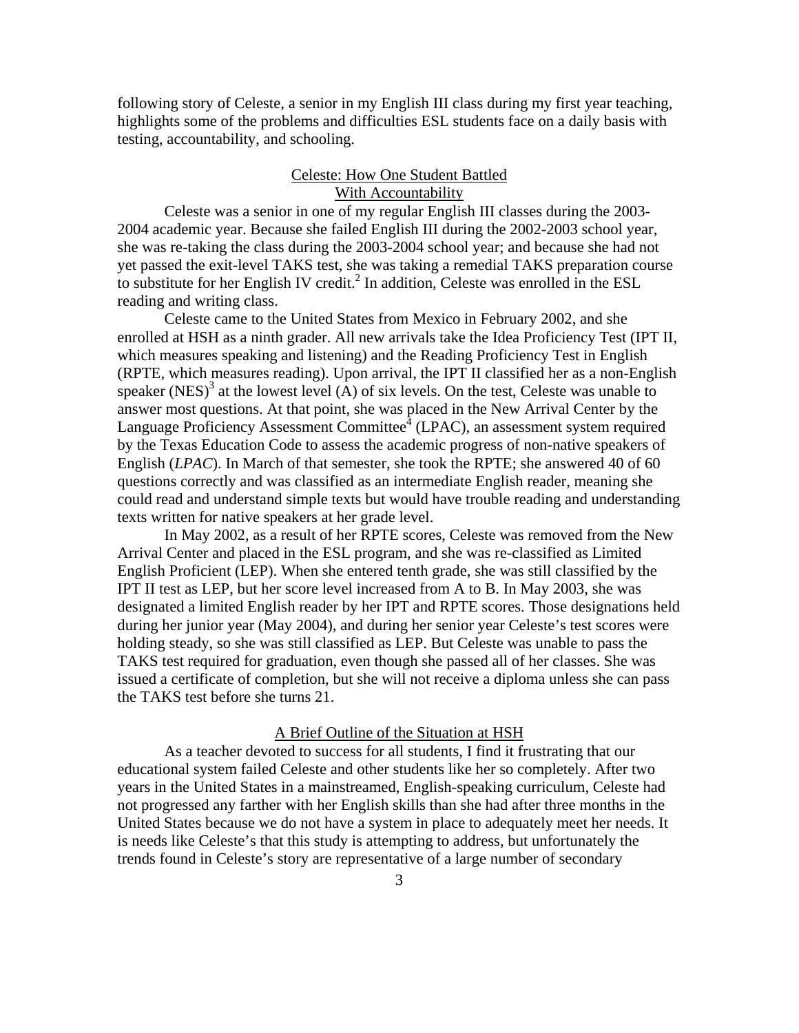following story of Celeste, a senior in my English III class during my first year teaching, highlights some of the problems and difficulties ESL students face on a daily basis with testing, accountability, and schooling.

## Celeste: How One Student Battled With Accountability

Celeste was a senior in one of my regular English III classes during the 2003-2004 academic year. Because she failed English III during the 2002-2003 school year, she was re-taking the class during the 2003-2004 school year; and because she had not yet passed the exit-level TAKS test, she was taking a remedial TAKS preparation course to substitute for her English IV credit.[2] In addition, Celeste was enrolled in the ESL reading and writing class.

Celeste came to the United States from Mexico in February 2002, and she enrolled at HSH as a ninth grader. All new arrivals take the Idea Proficiency Test (IPT II, which measures speaking and listening) and the Reading Proficiency Test in English (RPTE, which measures reading). Upon arrival, the IPT II classified her as a non-English speaker (NES)[3] at the lowest level (A) of six levels. On the test, Celeste was unable to answer most questions. At that point, she was placed in the New Arrival Center by the Language Proficiency Assessment Committee[4] (LPAC), an assessment system required by the Texas Education Code to assess the academic progress of non-native speakers of English (*LPAC*). In March of that semester, she took the RPTE; she answered 40 of 60 questions correctly and was classified as an intermediate English reader, meaning she could read and understand simple texts but would have trouble reading and understanding texts written for native speakers at her grade level.

In May 2002, as a result of her RPTE scores, Celeste was removed from the New Arrival Center and placed in the ESL program, and she was re-classified as Limited English Proficient (LEP). When she entered tenth grade, she was still classified by the IPT II test as LEP, but her score level increased from A to B. In May 2003, she was designated a limited English reader by her IPT and RPTE scores. Those designations held during her junior year (May 2004), and during her senior year Celeste's test scores were holding steady, so she was still classified as LEP. But Celeste was unable to pass the TAKS test required for graduation, even though she passed all of her classes. She was issued a certificate of completion, but she will not receive a diploma unless she can pass the TAKS test before she turns 21.

## A Brief Outline of the Situation at HSH

As a teacher devoted to success for all students, I find it frustrating that our educational system failed Celeste and other students like her so completely. After two years in the United States in a mainstreamed, English-speaking curriculum, Celeste had not progressed any farther with her English skills than she had after three months in the United States because we do not have a system in place to adequately meet her needs. It is needs like Celeste's that this study is attempting to address, but unfortunately the trends found in Celeste's story are representative of a large number of secondary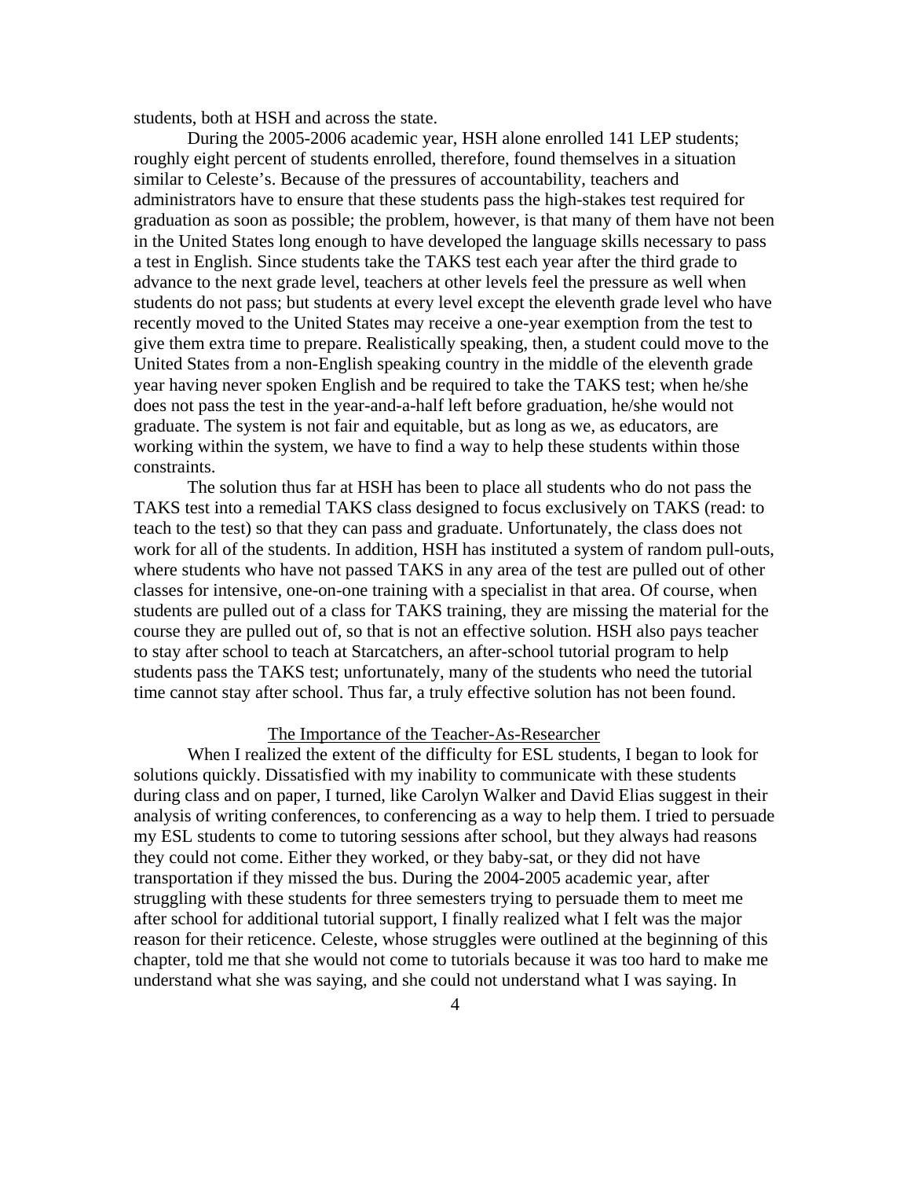students, both at HSH and across the state.

During the 2005-2006 academic year, HSH alone enrolled 141 LEP students; roughly eight percent of students enrolled, therefore, found themselves in a situation similar to Celeste's. Because of the pressures of accountability, teachers and administrators have to ensure that these students pass the high-stakes test required for graduation as soon as possible; the problem, however, is that many of them have not been in the United States long enough to have developed the language skills necessary to pass a test in English. Since students take the TAKS test each year after the third grade to advance to the next grade level, teachers at other levels feel the pressure as well when students do not pass; but students at every level except the eleventh grade level who have recently moved to the United States may receive a one-year exemption from the test to give them extra time to prepare. Realistically speaking, then, a student could move to the United States from a non-English speaking country in the middle of the eleventh grade year having never spoken English and be required to take the TAKS test; when he/she does not pass the test in the year-and-a-half left before graduation, he/she would not graduate. The system is not fair and equitable, but as long as we, as educators, are working within the system, we have to find a way to help these students within those constraints.

The solution thus far at HSH has been to place all students who do not pass the TAKS test into a remedial TAKS class designed to focus exclusively on TAKS (read: to teach to the test) so that they can pass and graduate. Unfortunately, the class does not work for all of the students. In addition, HSH has instituted a system of random pull-outs, where students who have not passed TAKS in any area of the test are pulled out of other classes for intensive, one-on-one training with a specialist in that area. Of course, when students are pulled out of a class for TAKS training, they are missing the material for the course they are pulled out of, so that is not an effective solution. HSH also pays teacher to stay after school to teach at Starcatchers, an after-school tutorial program to help students pass the TAKS test; unfortunately, many of the students who need the tutorial time cannot stay after school. Thus far, a truly effective solution has not been found.

## The Importance of the Teacher-As-Researcher

When I realized the extent of the difficulty for ESL students, I began to look for solutions quickly. Dissatisfied with my inability to communicate with these students during class and on paper, I turned, like Carolyn Walker and David Elias suggest in their analysis of writing conferences, to conferencing as a way to help them. I tried to persuade my ESL students to come to tutoring sessions after school, but they always had reasons they could not come. Either they worked, or they baby-sat, or they did not have transportation if they missed the bus. During the 2004-2005 academic year, after struggling with these students for three semesters trying to persuade them to meet me after school for additional tutorial support, I finally realized what I felt was the major reason for their reticence. Celeste, whose struggles were outlined at the beginning of this chapter, told me that she would not come to tutorials because it was too hard to make me understand what she was saying, and she could not understand what I was saying. In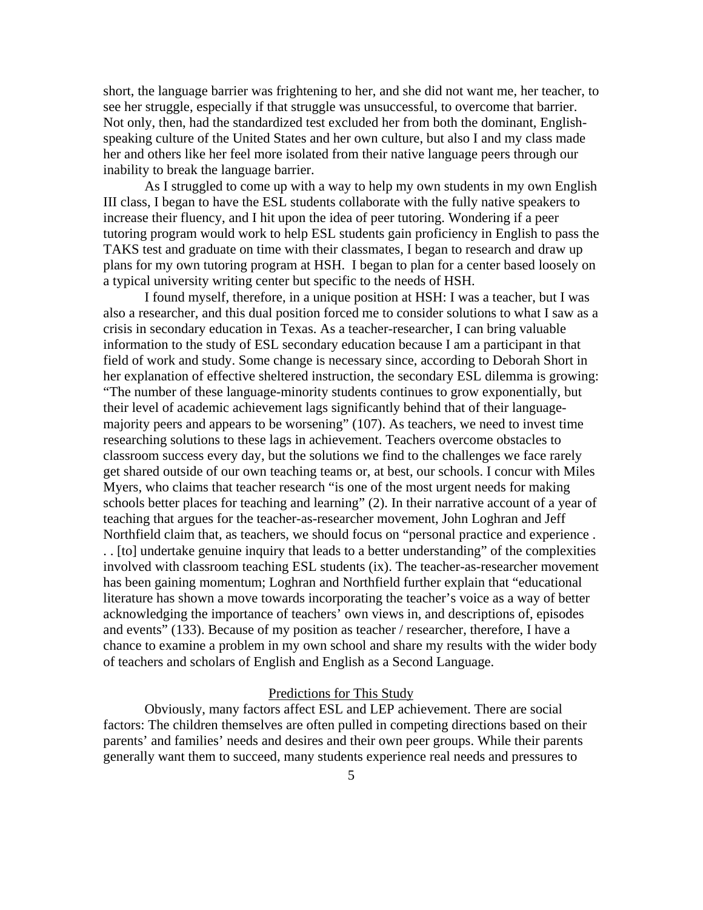short, the language barrier was frightening to her, and she did not want me, her teacher, to see her struggle, especially if that struggle was unsuccessful, to overcome that barrier. Not only, then, had the standardized test excluded her from both the dominant, English-speaking culture of the United States and her own culture, but also I and my class made her and others like her feel more isolated from their native language peers through our inability to break the language barrier.

As I struggled to come up with a way to help my own students in my own English III class, I began to have the ESL students collaborate with the fully native speakers to increase their fluency, and I hit upon the idea of peer tutoring. Wondering if a peer tutoring program would work to help ESL students gain proficiency in English to pass the TAKS test and graduate on time with their classmates, I began to research and draw up plans for my own tutoring program at HSH. I began to plan for a center based loosely on a typical university writing center but specific to the needs of HSH.

I found myself, therefore, in a unique position at HSH: I was a teacher, but I was also a researcher, and this dual position forced me to consider solutions to what I saw as a crisis in secondary education in Texas. As a teacher-researcher, I can bring valuable information to the study of ESL secondary education because I am a participant in that field of work and study. Some change is necessary since, according to Deborah Short in her explanation of effective sheltered instruction, the secondary ESL dilemma is growing: "The number of these language-minority students continues to grow exponentially, but their level of academic achievement lags significantly behind that of their language-majority peers and appears to be worsening" (107). As teachers, we need to invest time researching solutions to these lags in achievement. Teachers overcome obstacles to classroom success every day, but the solutions we find to the challenges we face rarely get shared outside of our own teaching teams or, at best, our schools. I concur with Miles Myers, who claims that teacher research "is one of the most urgent needs for making schools better places for teaching and learning" (2). In their narrative account of a year of teaching that argues for the teacher-as-researcher movement, John Loghran and Jeff Northfield claim that, as teachers, we should focus on "personal practice and experience . . . [to] undertake genuine inquiry that leads to a better understanding" of the complexities involved with classroom teaching ESL students (ix). The teacher-as-researcher movement has been gaining momentum; Loghran and Northfield further explain that "educational literature has shown a move towards incorporating the teacher's voice as a way of better acknowledging the importance of teachers' own views in, and descriptions of, episodes and events" (133). Because of my position as teacher / researcher, therefore, I have a chance to examine a problem in my own school and share my results with the wider body of teachers and scholars of English and English as a Second Language.

## Predictions for This Study

Obviously, many factors affect ESL and LEP achievement. There are social factors: The children themselves are often pulled in competing directions based on their parents' and families' needs and desires and their own peer groups. While their parents generally want them to succeed, many students experience real needs and pressures to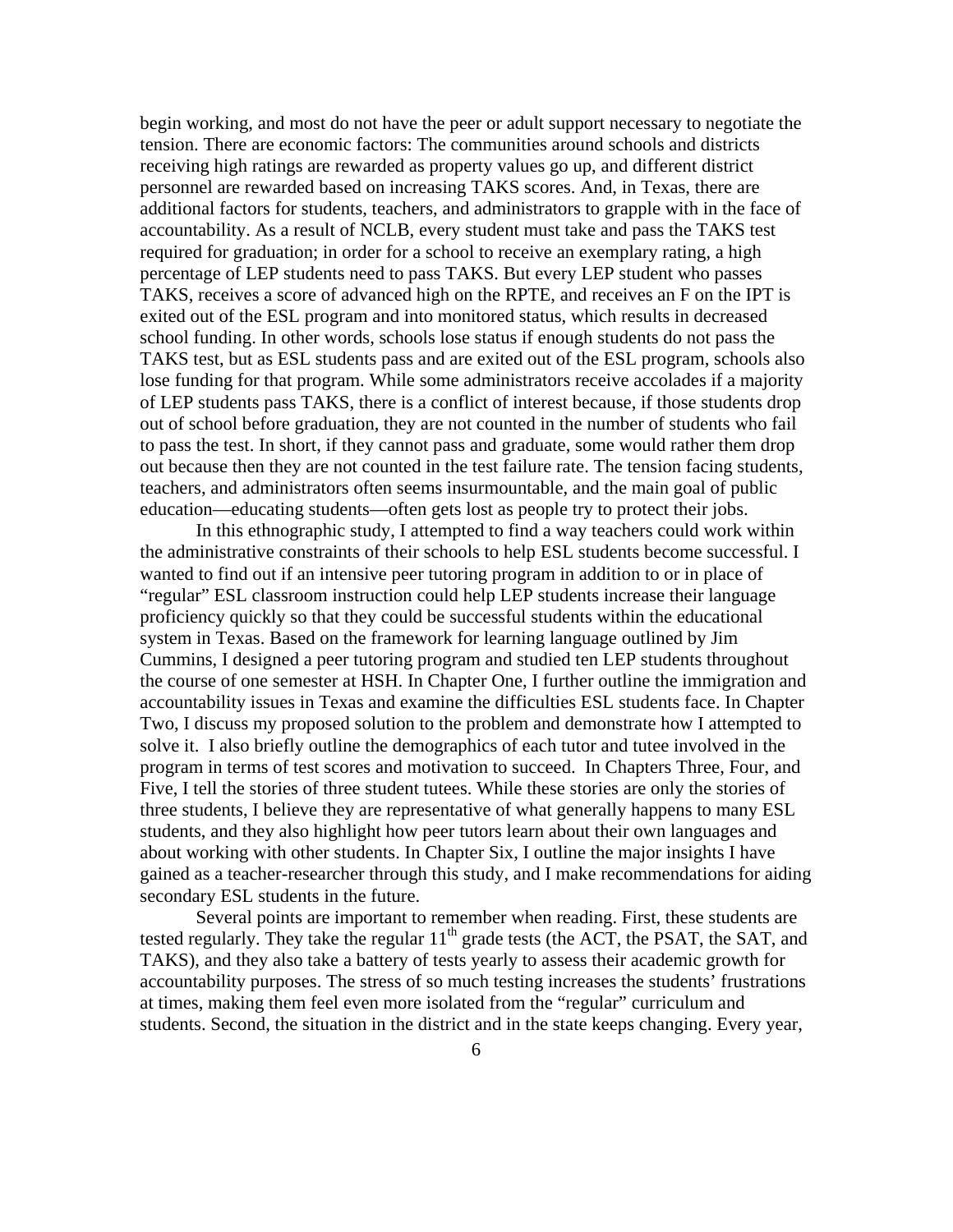begin working, and most do not have the peer or adult support necessary to negotiate the tension. There are economic factors: The communities around schools and districts receiving high ratings are rewarded as property values go up, and different district personnel are rewarded based on increasing TAKS scores. And, in Texas, there are additional factors for students, teachers, and administrators to grapple with in the face of accountability. As a result of NCLB, every student must take and pass the TAKS test required for graduation; in order for a school to receive an exemplary rating, a high percentage of LEP students need to pass TAKS. But every LEP student who passes TAKS, receives a score of advanced high on the RPTE, and receives an F on the IPT is exited out of the ESL program and into monitored status, which results in decreased school funding. In other words, schools lose status if enough students do not pass the TAKS test, but as ESL students pass and are exited out of the ESL program, schools also lose funding for that program. While some administrators receive accolades if a majority of LEP students pass TAKS, there is a conflict of interest because, if those students drop out of school before graduation, they are not counted in the number of students who fail to pass the test. In short, if they cannot pass and graduate, some would rather them drop out because then they are not counted in the test failure rate. The tension facing students, teachers, and administrators often seems insurmountable, and the main goal of public education—educating students—often gets lost as people try to protect their jobs.

In this ethnographic study, I attempted to find a way teachers could work within the administrative constraints of their schools to help ESL students become successful. I wanted to find out if an intensive peer tutoring program in addition to or in place of "regular" ESL classroom instruction could help LEP students increase their language proficiency quickly so that they could be successful students within the educational system in Texas. Based on the framework for learning language outlined by Jim Cummins, I designed a peer tutoring program and studied ten LEP students throughout the course of one semester at HSH. In Chapter One, I further outline the immigration and accountability issues in Texas and examine the difficulties ESL students face. In Chapter Two, I discuss my proposed solution to the problem and demonstrate how I attempted to solve it. I also briefly outline the demographics of each tutor and tutee involved in the program in terms of test scores and motivation to succeed. In Chapters Three, Four, and Five, I tell the stories of three student tutees. While these stories are only the stories of three students, I believe they are representative of what generally happens to many ESL students, and they also highlight how peer tutors learn about their own languages and about working with other students. In Chapter Six, I outline the major insights I have gained as a teacher-researcher through this study, and I make recommendations for aiding secondary ESL students in the future.

Several points are important to remember when reading. First, these students are tested regularly. They take the regular 11th grade tests (the ACT, the PSAT, the SAT, and TAKS), and they also take a battery of tests yearly to assess their academic growth for accountability purposes. The stress of so much testing increases the students' frustrations at times, making them feel even more isolated from the "regular" curriculum and students. Second, the situation in the district and in the state keeps changing. Every year,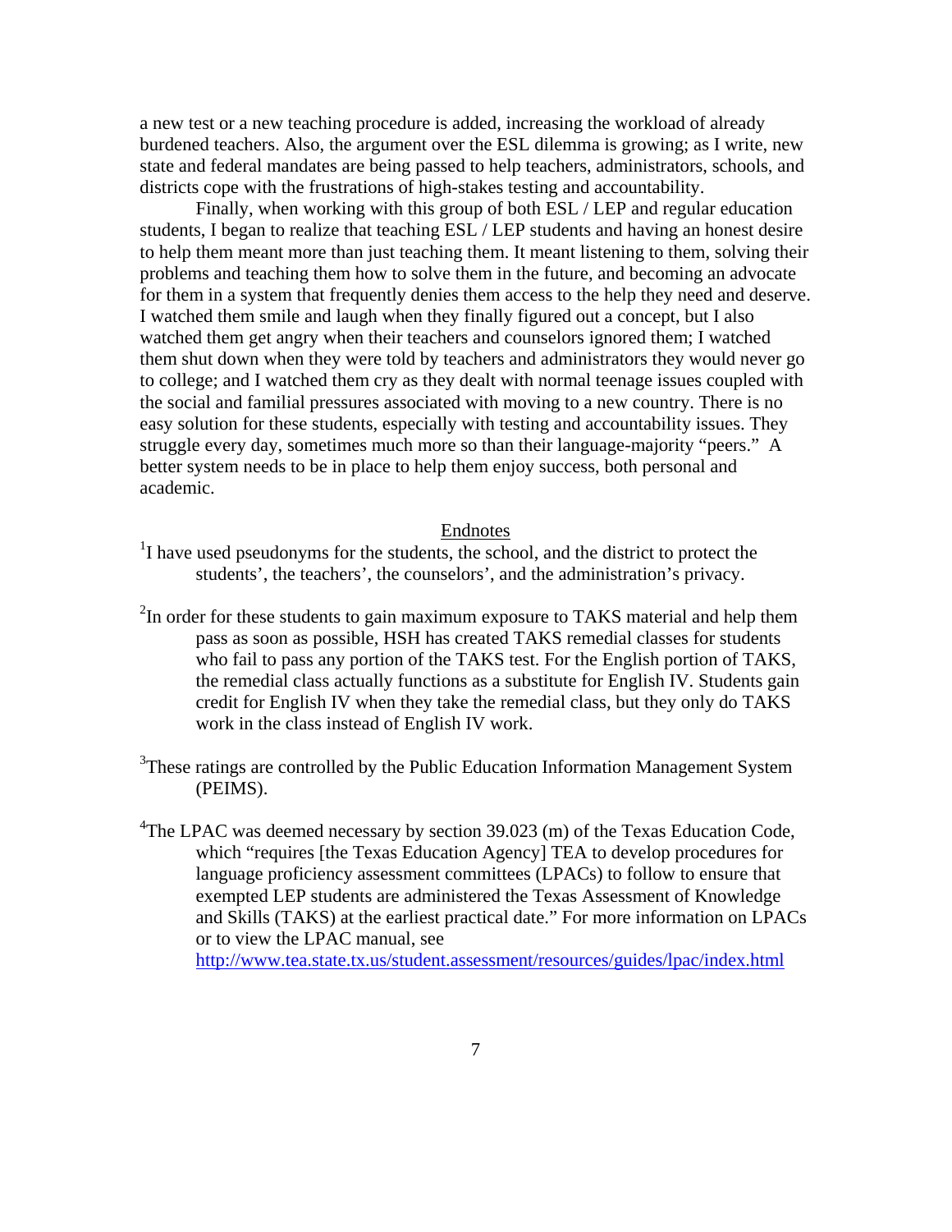a new test or a new teaching procedure is added, increasing the workload of already burdened teachers. Also, the argument over the ESL dilemma is growing; as I write, new state and federal mandates are being passed to help teachers, administrators, schools, and districts cope with the frustrations of high-stakes testing and accountability.

Finally, when working with this group of both ESL / LEP and regular education students, I began to realize that teaching ESL / LEP students and having an honest desire to help them meant more than just teaching them. It meant listening to them, solving their problems and teaching them how to solve them in the future, and becoming an advocate for them in a system that frequently denies them access to the help they need and deserve. I watched them smile and laugh when they finally figured out a concept, but I also watched them get angry when their teachers and counselors ignored them; I watched them shut down when they were told by teachers and administrators they would never go to college; and I watched them cry as they dealt with normal teenage issues coupled with the social and familial pressures associated with moving to a new country. There is no easy solution for these students, especially with testing and accountability issues. They struggle every day, sometimes much more so than their language-majority "peers." A better system needs to be in place to help them enjoy success, both personal and academic.

## Endnotes

[1] I have used pseudonyms for the students, the school, and the district to protect the students', the teachers', the counselors', and the administration's privacy.

[2] In order for these students to gain maximum exposure to TAKS material and help them pass as soon as possible, HSH has created TAKS remedial classes for students who fail to pass any portion of the TAKS test. For the English portion of TAKS, the remedial class actually functions as a substitute for English IV. Students gain credit for English IV when they take the remedial class, but they only do TAKS work in the class instead of English IV work.

[3] These ratings are controlled by the Public Education Information Management System (PEIMS).

[4] The LPAC was deemed necessary by section 39.023 (m) of the Texas Education Code, which "requires [the Texas Education Agency] TEA to develop procedures for language proficiency assessment committees (LPACs) to follow to ensure that exempted LEP students are administered the Texas Assessment of Knowledge and Skills (TAKS) at the earliest practical date." For more information on LPACs or to view the LPAC manual, see http://www.tea.state.tx.us/student.assessment/resources/guides/lpac/index.html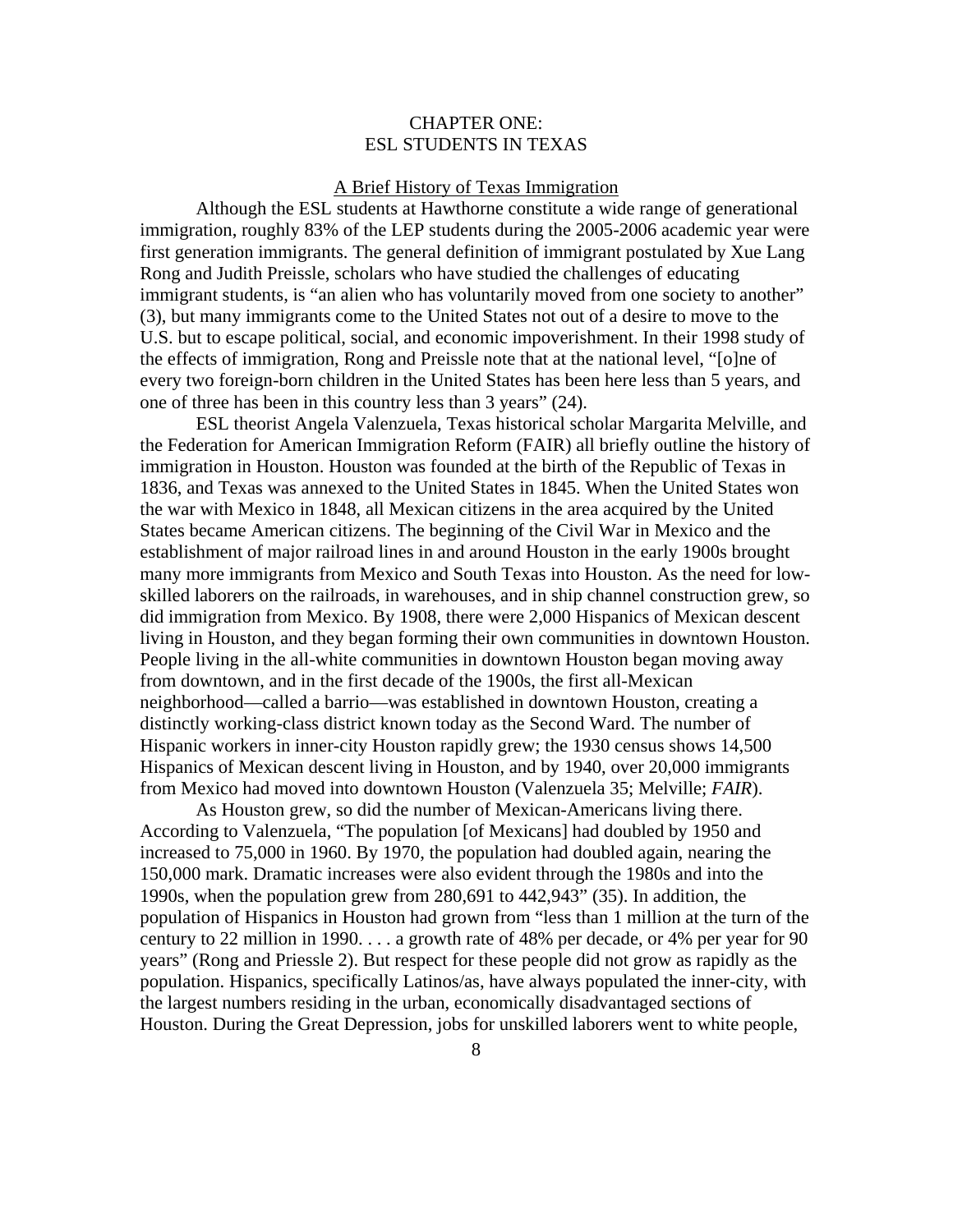# CHAPTER ONE:
# ESL STUDENTS IN TEXAS

## A Brief History of Texas Immigration

Although the ESL students at Hawthorne constitute a wide range of generational immigration, roughly 83% of the LEP students during the 2005-2006 academic year were first generation immigrants. The general definition of immigrant postulated by Xue Lang Rong and Judith Preissle, scholars who have studied the challenges of educating immigrant students, is "an alien who has voluntarily moved from one society to another" (3), but many immigrants come to the United States not out of a desire to move to the U.S. but to escape political, social, and economic impoverishment. In their 1998 study of the effects of immigration, Rong and Preissle note that at the national level, "[o]ne of every two foreign-born children in the United States has been here less than 5 years, and one of three has been in this country less than 3 years" (24).

ESL theorist Angela Valenzuela, Texas historical scholar Margarita Melville, and the Federation for American Immigration Reform (FAIR) all briefly outline the history of immigration in Houston. Houston was founded at the birth of the Republic of Texas in 1836, and Texas was annexed to the United States in 1845. When the United States won the war with Mexico in 1848, all Mexican citizens in the area acquired by the United States became American citizens. The beginning of the Civil War in Mexico and the establishment of major railroad lines in and around Houston in the early 1900s brought many more immigrants from Mexico and South Texas into Houston. As the need for low-skilled laborers on the railroads, in warehouses, and in ship channel construction grew, so did immigration from Mexico. By 1908, there were 2,000 Hispanics of Mexican descent living in Houston, and they began forming their own communities in downtown Houston. People living in the all-white communities in downtown Houston began moving away from downtown, and in the first decade of the 1900s, the first all-Mexican neighborhood—called a barrio—was established in downtown Houston, creating a distinctly working-class district known today as the Second Ward. The number of Hispanic workers in inner-city Houston rapidly grew; the 1930 census shows 14,500 Hispanics of Mexican descent living in Houston, and by 1940, over 20,000 immigrants from Mexico had moved into downtown Houston (Valenzuela 35; Melville; *FAIR*).

As Houston grew, so did the number of Mexican-Americans living there. According to Valenzuela, "The population [of Mexicans] had doubled by 1950 and increased to 75,000 in 1960. By 1970, the population had doubled again, nearing the 150,000 mark. Dramatic increases were also evident through the 1980s and into the 1990s, when the population grew from 280,691 to 442,943" (35). In addition, the population of Hispanics in Houston had grown from "less than 1 million at the turn of the century to 22 million in 1990. . . . a growth rate of 48% per decade, or 4% per year for 90 years" (Rong and Priessle 2). But respect for these people did not grow as rapidly as the population. Hispanics, specifically Latinos/as, have always populated the inner-city, with the largest numbers residing in the urban, economically disadvantaged sections of Houston. During the Great Depression, jobs for unskilled laborers went to white people,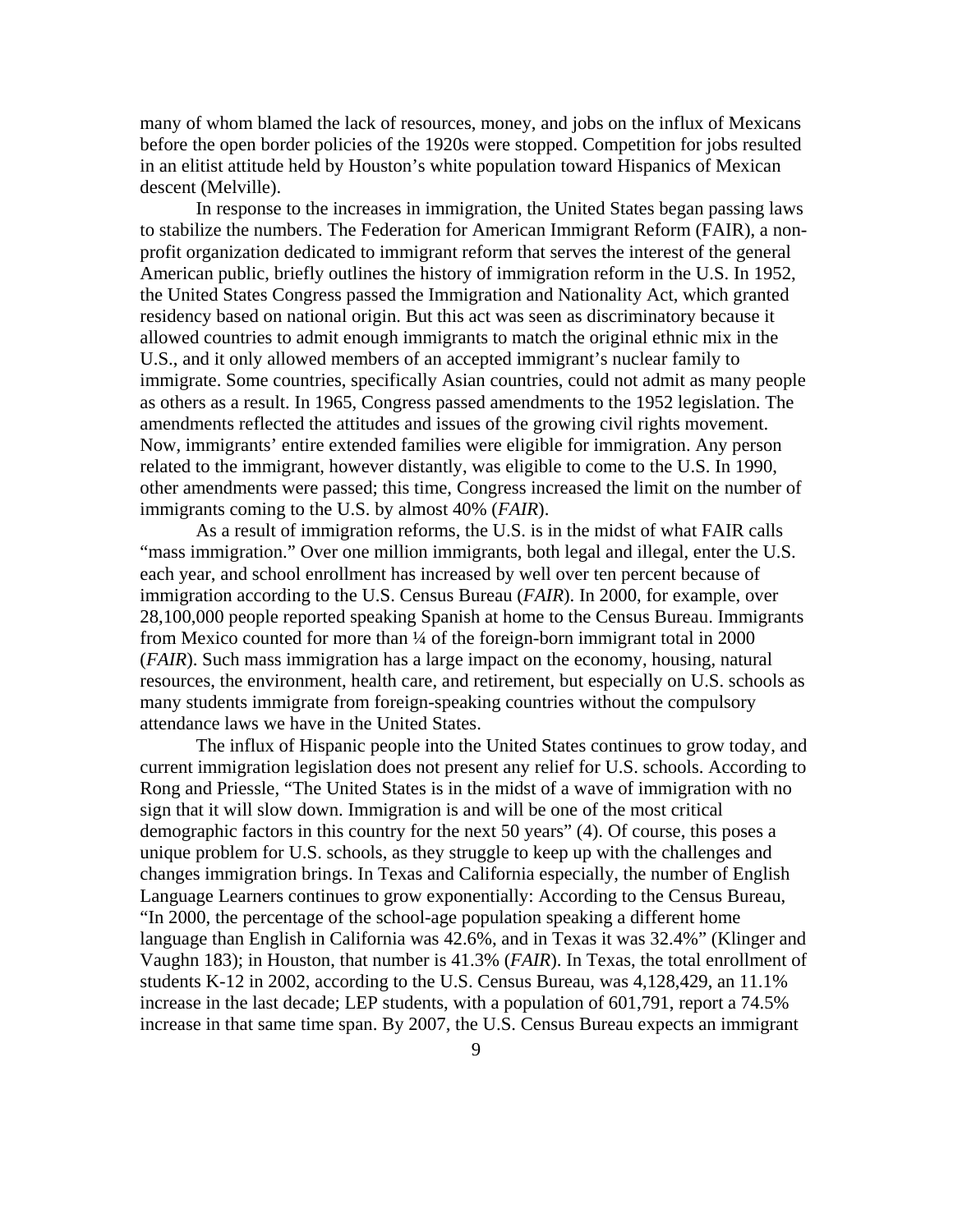many of whom blamed the lack of resources, money, and jobs on the influx of Mexicans before the open border policies of the 1920s were stopped. Competition for jobs resulted in an elitist attitude held by Houston's white population toward Hispanics of Mexican descent (Melville).

In response to the increases in immigration, the United States began passing laws to stabilize the numbers. The Federation for American Immigrant Reform (FAIR), a non-profit organization dedicated to immigrant reform that serves the interest of the general American public, briefly outlines the history of immigration reform in the U.S. In 1952, the United States Congress passed the Immigration and Nationality Act, which granted residency based on national origin. But this act was seen as discriminatory because it allowed countries to admit enough immigrants to match the original ethnic mix in the U.S., and it only allowed members of an accepted immigrant's nuclear family to immigrate. Some countries, specifically Asian countries, could not admit as many people as others as a result. In 1965, Congress passed amendments to the 1952 legislation. The amendments reflected the attitudes and issues of the growing civil rights movement. Now, immigrants' entire extended families were eligible for immigration. Any person related to the immigrant, however distantly, was eligible to come to the U.S. In 1990, other amendments were passed; this time, Congress increased the limit on the number of immigrants coming to the U.S. by almost 40% (*FAIR*).

As a result of immigration reforms, the U.S. is in the midst of what FAIR calls "mass immigration." Over one million immigrants, both legal and illegal, enter the U.S. each year, and school enrollment has increased by well over ten percent because of immigration according to the U.S. Census Bureau (*FAIR*). In 2000, for example, over 28,100,000 people reported speaking Spanish at home to the Census Bureau. Immigrants from Mexico counted for more than ¼ of the foreign-born immigrant total in 2000 (*FAIR*). Such mass immigration has a large impact on the economy, housing, natural resources, the environment, health care, and retirement, but especially on U.S. schools as many students immigrate from foreign-speaking countries without the compulsory attendance laws we have in the United States.

The influx of Hispanic people into the United States continues to grow today, and current immigration legislation does not present any relief for U.S. schools. According to Rong and Priessle, "The United States is in the midst of a wave of immigration with no sign that it will slow down. Immigration is and will be one of the most critical demographic factors in this country for the next 50 years" (4). Of course, this poses a unique problem for U.S. schools, as they struggle to keep up with the challenges and changes immigration brings. In Texas and California especially, the number of English Language Learners continues to grow exponentially: According to the Census Bureau, "In 2000, the percentage of the school-age population speaking a different home language than English in California was 42.6%, and in Texas it was 32.4%" (Klinger and Vaughn 183); in Houston, that number is 41.3% (*FAIR*). In Texas, the total enrollment of students K-12 in 2002, according to the U.S. Census Bureau, was 4,128,429, an 11.1% increase in the last decade; LEP students, with a population of 601,791, report a 74.5% increase in that same time span. By 2007, the U.S. Census Bureau expects an immigrant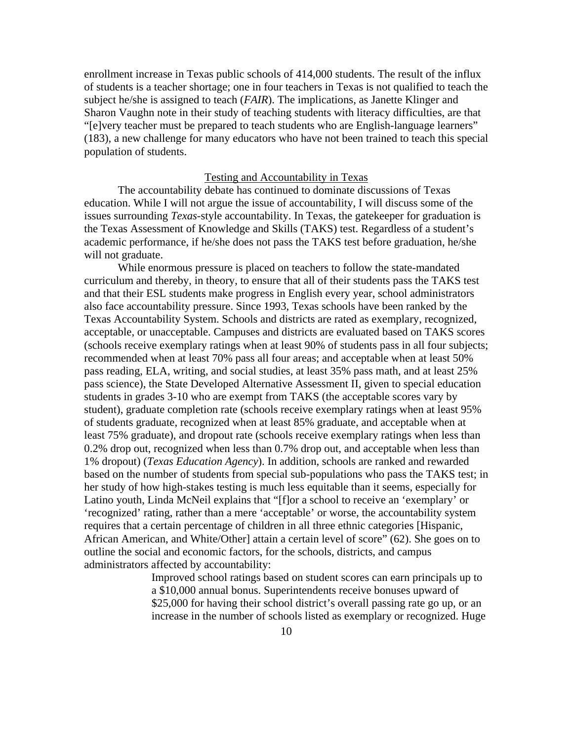enrollment increase in Texas public schools of 414,000 students. The result of the influx of students is a teacher shortage; one in four teachers in Texas is not qualified to teach the subject he/she is assigned to teach (*FAIR*). The implications, as Janette Klinger and Sharon Vaughn note in their study of teaching students with literacy difficulties, are that "[e]very teacher must be prepared to teach students who are English-language learners" (183), a new challenge for many educators who have not been trained to teach this special population of students.

## Testing and Accountability in Texas

The accountability debate has continued to dominate discussions of Texas education. While I will not argue the issue of accountability, I will discuss some of the issues surrounding *Texas*-style accountability. In Texas, the gatekeeper for graduation is the Texas Assessment of Knowledge and Skills (TAKS) test. Regardless of a student's academic performance, if he/she does not pass the TAKS test before graduation, he/she will not graduate.

While enormous pressure is placed on teachers to follow the state-mandated curriculum and thereby, in theory, to ensure that all of their students pass the TAKS test and that their ESL students make progress in English every year, school administrators also face accountability pressure. Since 1993, Texas schools have been ranked by the Texas Accountability System. Schools and districts are rated as exemplary, recognized, acceptable, or unacceptable. Campuses and districts are evaluated based on TAKS scores (schools receive exemplary ratings when at least 90% of students pass in all four subjects; recommended when at least 70% pass all four areas; and acceptable when at least 50% pass reading, ELA, writing, and social studies, at least 35% pass math, and at least 25% pass science), the State Developed Alternative Assessment II, given to special education students in grades 3-10 who are exempt from TAKS (the acceptable scores vary by student), graduate completion rate (schools receive exemplary ratings when at least 95% of students graduate, recognized when at least 85% graduate, and acceptable when at least 75% graduate), and dropout rate (schools receive exemplary ratings when less than 0.2% drop out, recognized when less than 0.7% drop out, and acceptable when less than 1% dropout) (*Texas Education Agency*). In addition, schools are ranked and rewarded based on the number of students from special sub-populations who pass the TAKS test; in her study of how high-stakes testing is much less equitable than it seems, especially for Latino youth, Linda McNeil explains that "[f]or a school to receive an 'exemplary' or 'recognized' rating, rather than a mere 'acceptable' or worse, the accountability system requires that a certain percentage of children in all three ethnic categories [Hispanic, African American, and White/Other] attain a certain level of score" (62). She goes on to outline the social and economic factors, for the schools, districts, and campus administrators affected by accountability:

> Improved school ratings based on student scores can earn principals up to a $10,000 annual bonus. Superintendents receive bonuses upward of $25,000 for having their school district's overall passing rate go up, or an increase in the number of schools listed as exemplary or recognized. Huge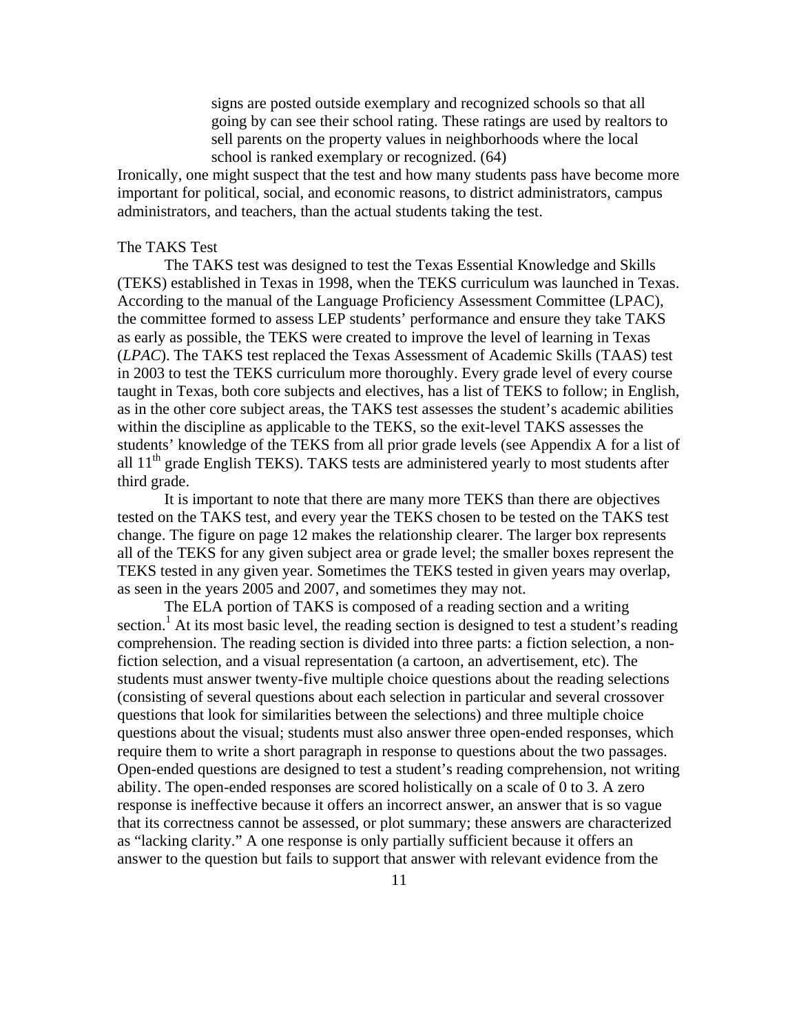> signs are posted outside exemplary and recognized schools so that all going by can see their school rating. These ratings are used by realtors to sell parents on the property values in neighborhoods where the local school is ranked exemplary or recognized. (64)

Ironically, one might suspect that the test and how many students pass have become more important for political, social, and economic reasons, to district administrators, campus administrators, and teachers, than the actual students taking the test.

The TAKS Test

The TAKS test was designed to test the Texas Essential Knowledge and Skills (TEKS) established in Texas in 1998, when the TEKS curriculum was launched in Texas. According to the manual of the Language Proficiency Assessment Committee (LPAC), the committee formed to assess LEP students' performance and ensure they take TAKS as early as possible, the TEKS were created to improve the level of learning in Texas (*LPAC*). The TAKS test replaced the Texas Assessment of Academic Skills (TAAS) test in 2003 to test the TEKS curriculum more thoroughly. Every grade level of every course taught in Texas, both core subjects and electives, has a list of TEKS to follow; in English, as in the other core subject areas, the TAKS test assesses the student's academic abilities within the discipline as applicable to the TEKS, so the exit-level TAKS assesses the students' knowledge of the TEKS from all prior grade levels (see Appendix A for a list of all 11th grade English TEKS). TAKS tests are administered yearly to most students after third grade.

It is important to note that there are many more TEKS than there are objectives tested on the TAKS test, and every year the TEKS chosen to be tested on the TAKS test change. The figure on page 12 makes the relationship clearer. The larger box represents all of the TEKS for any given subject area or grade level; the smaller boxes represent the TEKS tested in any given year. Sometimes the TEKS tested in given years may overlap, as seen in the years 2005 and 2007, and sometimes they may not.

The ELA portion of TAKS is composed of a reading section and a writing section.[1] At its most basic level, the reading section is designed to test a student's reading comprehension. The reading section is divided into three parts: a fiction selection, a non-fiction selection, and a visual representation (a cartoon, an advertisement, etc). The students must answer twenty-five multiple choice questions about the reading selections (consisting of several questions about each selection in particular and several crossover questions that look for similarities between the selections) and three multiple choice questions about the visual; students must also answer three open-ended responses, which require them to write a short paragraph in response to questions about the two passages. Open-ended questions are designed to test a student's reading comprehension, not writing ability. The open-ended responses are scored holistically on a scale of 0 to 3. A zero response is ineffective because it offers an incorrect answer, an answer that is so vague that its correctness cannot be assessed, or plot summary; these answers are characterized as "lacking clarity." A one response is only partially sufficient because it offers an answer to the question but fails to support that answer with relevant evidence from the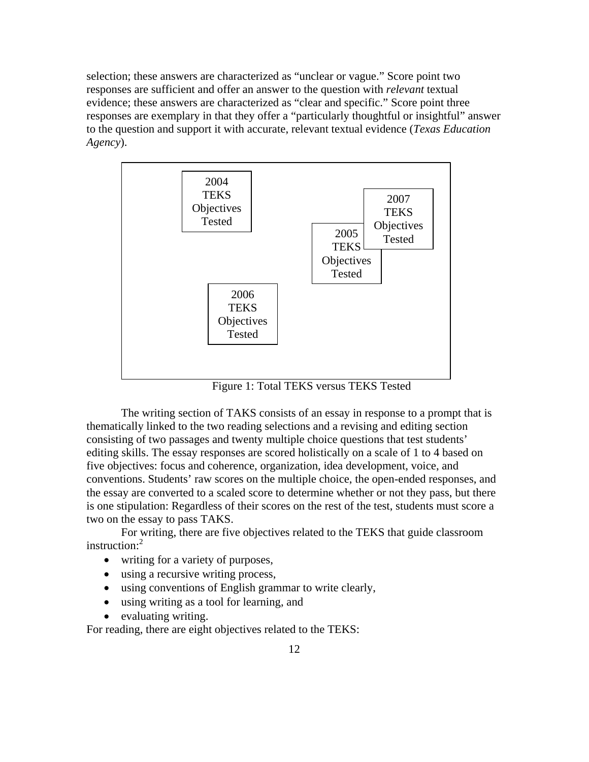selection; these answers are characterized as “unclear or vague.” Score point two responses are sufficient and offer an answer to the question with *relevant* textual evidence; these answers are characterized as “clear and specific.” Score point three responses are exemplary in that they offer a “particularly thoughtful or insightful” answer to the question and support it with accurate, relevant textual evidence (*Texas Education Agency*).

2004 TEKS Objectives Tested

2007 TEKS Objectives Tested

2005 TEKS Objectives Tested

2006 TEKS Objectives Tested

Figure 1: Total TEKS versus TEKS Tested

The writing section of TAKS consists of an essay in response to a prompt that is thematically linked to the two reading selections and a revising and editing section consisting of two passages and twenty multiple choice questions that test students’ editing skills. The essay responses are scored holistically on a scale of 1 to 4 based on five objectives: focus and coherence, organization, idea development, voice, and conventions. Students’ raw scores on the multiple choice, the open-ended responses, and the essay are converted to a scaled score to determine whether or not they pass, but there is one stipulation: Regardless of their scores on the rest of the test, students must score a two on the essay to pass TAKS.

For writing, there are five objectives related to the TEKS that guide classroom instruction:[2]

- writing for a variety of purposes,
- using a recursive writing process,
- using conventions of English grammar to write clearly,
- using writing as a tool for learning, and
- evaluating writing.

For reading, there are eight objectives related to the TEKS: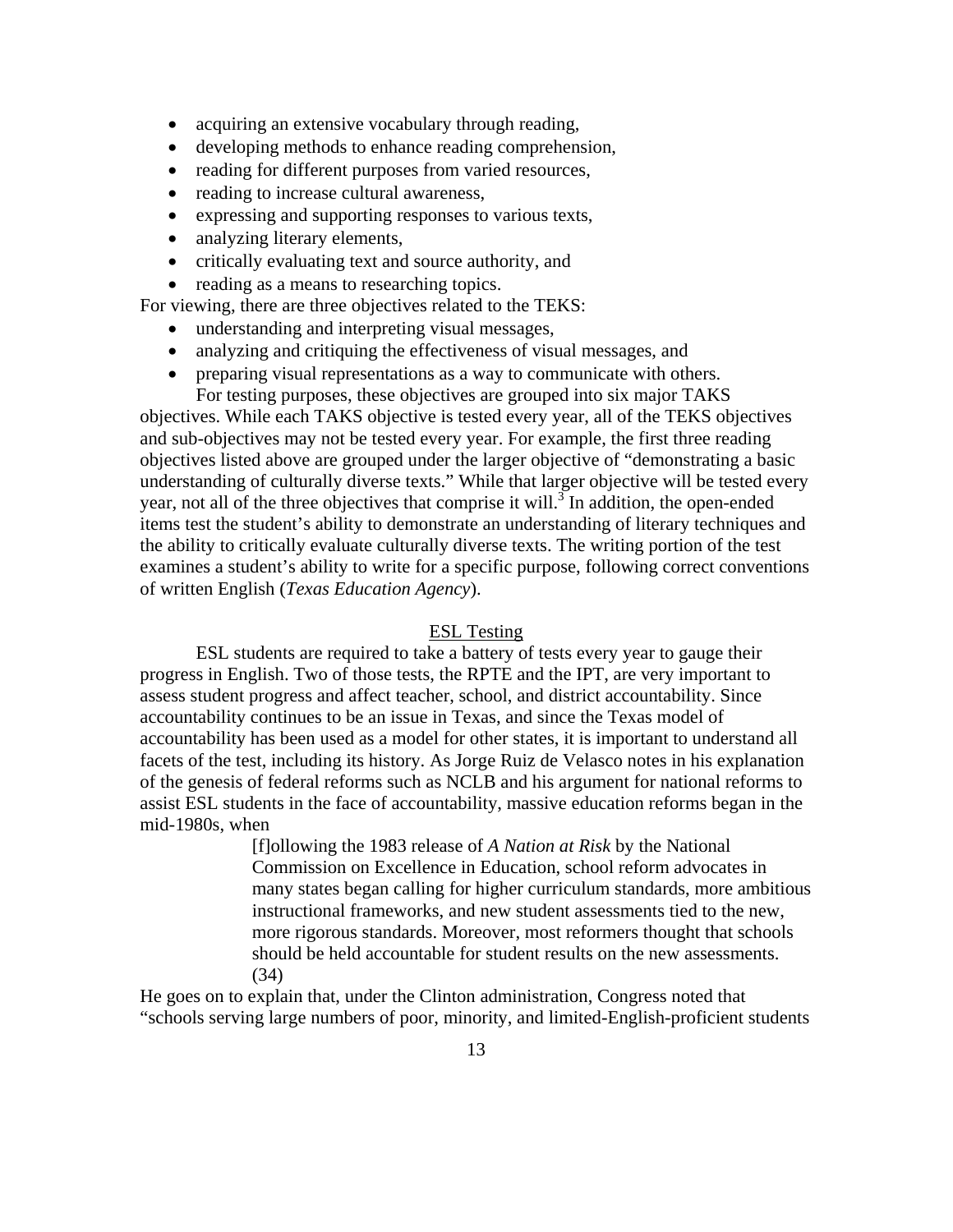- acquiring an extensive vocabulary through reading,
- developing methods to enhance reading comprehension,
- reading for different purposes from varied resources,
- reading to increase cultural awareness,
- expressing and supporting responses to various texts,
- analyzing literary elements,
- critically evaluating text and source authority, and
- reading as a means to researching topics.

For viewing, there are three objectives related to the TEKS:

- understanding and interpreting visual messages,
- analyzing and critiquing the effectiveness of visual messages, and
- preparing visual representations as a way to communicate with others.

For testing purposes, these objectives are grouped into six major TAKS objectives. While each TAKS objective is tested every year, all of the TEKS objectives and sub-objectives may not be tested every year. For example, the first three reading objectives listed above are grouped under the larger objective of "demonstrating a basic understanding of culturally diverse texts." While that larger objective will be tested every year, not all of the three objectives that comprise it will.[3] In addition, the open-ended items test the student's ability to demonstrate an understanding of literary techniques and the ability to critically evaluate culturally diverse texts. The writing portion of the test examines a student's ability to write for a specific purpose, following correct conventions of written English (*Texas Education Agency*).

## ESL Testing

ESL students are required to take a battery of tests every year to gauge their progress in English. Two of those tests, the RPTE and the IPT, are very important to assess student progress and affect teacher, school, and district accountability. Since accountability continues to be an issue in Texas, and since the Texas model of accountability has been used as a model for other states, it is important to understand all facets of the test, including its history. As Jorge Ruiz de Velasco notes in his explanation of the genesis of federal reforms such as NCLB and his argument for national reforms to assist ESL students in the face of accountability, massive education reforms began in the mid-1980s, when

> [f]ollowing the 1983 release of *A Nation at Risk* by the National Commission on Excellence in Education, school reform advocates in many states began calling for higher curriculum standards, more ambitious instructional frameworks, and new student assessments tied to the new, more rigorous standards. Moreover, most reformers thought that schools should be held accountable for student results on the new assessments. (34)

He goes on to explain that, under the Clinton administration, Congress noted that "schools serving large numbers of poor, minority, and limited-English-proficient students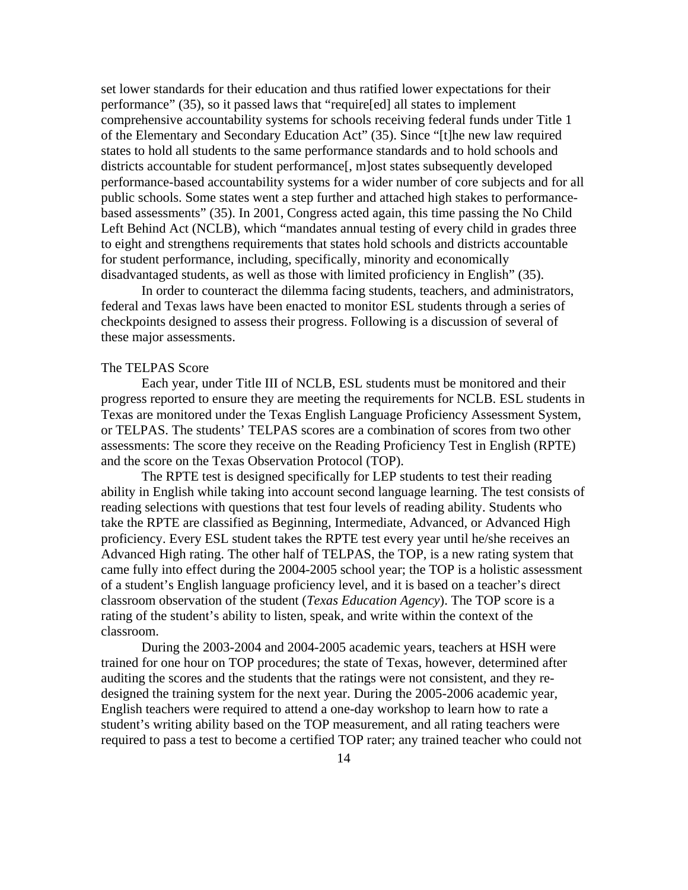set lower standards for their education and thus ratified lower expectations for their performance" (35), so it passed laws that "require[ed] all states to implement comprehensive accountability systems for schools receiving federal funds under Title 1 of the Elementary and Secondary Education Act" (35). Since "[t]he new law required states to hold all students to the same performance standards and to hold schools and districts accountable for student performance[, m]ost states subsequently developed performance-based accountability systems for a wider number of core subjects and for all public schools. Some states went a step further and attached high stakes to performance-based assessments" (35). In 2001, Congress acted again, this time passing the No Child Left Behind Act (NCLB), which "mandates annual testing of every child in grades three to eight and strengthens requirements that states hold schools and districts accountable for student performance, including, specifically, minority and economically disadvantaged students, as well as those with limited proficiency in English" (35).

In order to counteract the dilemma facing students, teachers, and administrators, federal and Texas laws have been enacted to monitor ESL students through a series of checkpoints designed to assess their progress. Following is a discussion of several of these major assessments.

### The TELPAS Score

Each year, under Title III of NCLB, ESL students must be monitored and their progress reported to ensure they are meeting the requirements for NCLB. ESL students in Texas are monitored under the Texas English Language Proficiency Assessment System, or TELPAS. The students' TELPAS scores are a combination of scores from two other assessments: The score they receive on the Reading Proficiency Test in English (RPTE) and the score on the Texas Observation Protocol (TOP).

The RPTE test is designed specifically for LEP students to test their reading ability in English while taking into account second language learning. The test consists of reading selections with questions that test four levels of reading ability. Students who take the RPTE are classified as Beginning, Intermediate, Advanced, or Advanced High proficiency. Every ESL student takes the RPTE test every year until he/she receives an Advanced High rating. The other half of TELPAS, the TOP, is a new rating system that came fully into effect during the 2004-2005 school year; the TOP is a holistic assessment of a student's English language proficiency level, and it is based on a teacher's direct classroom observation of the student (*Texas Education Agency*). The TOP score is a rating of the student's ability to listen, speak, and write within the context of the classroom.

During the 2003-2004 and 2004-2005 academic years, teachers at HSH were trained for one hour on TOP procedures; the state of Texas, however, determined after auditing the scores and the students that the ratings were not consistent, and they re-designed the training system for the next year. During the 2005-2006 academic year, English teachers were required to attend a one-day workshop to learn how to rate a student's writing ability based on the TOP measurement, and all rating teachers were required to pass a test to become a certified TOP rater; any trained teacher who could not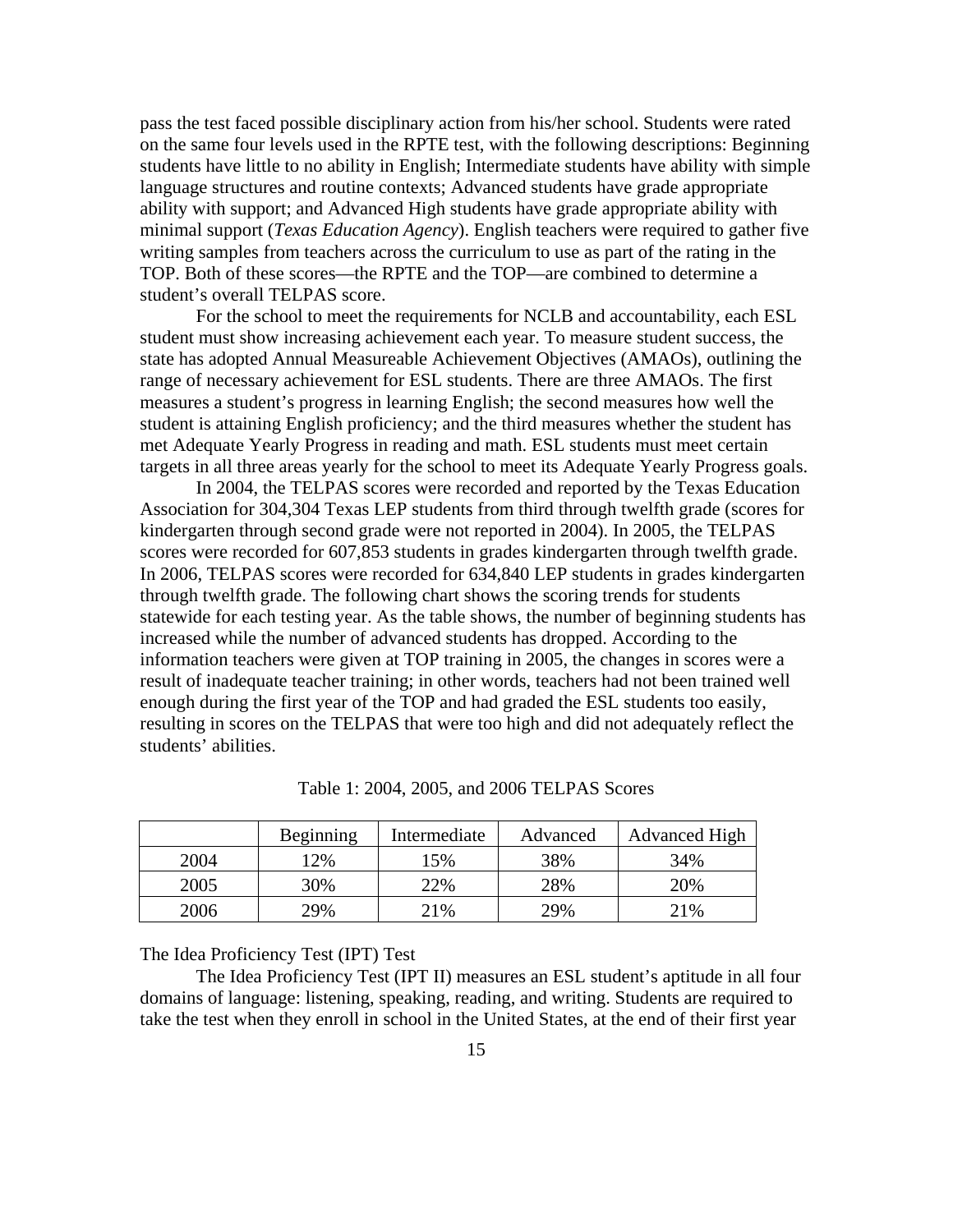pass the test faced possible disciplinary action from his/her school. Students were rated on the same four levels used in the RPTE test, with the following descriptions: Beginning students have little to no ability in English; Intermediate students have ability with simple language structures and routine contexts; Advanced students have grade appropriate ability with support; and Advanced High students have grade appropriate ability with minimal support (*Texas Education Agency*). English teachers were required to gather five writing samples from teachers across the curriculum to use as part of the rating in the TOP. Both of these scores—the RPTE and the TOP—are combined to determine a student's overall TELPAS score.

For the school to meet the requirements for NCLB and accountability, each ESL student must show increasing achievement each year. To measure student success, the state has adopted Annual Measureable Achievement Objectives (AMAOs), outlining the range of necessary achievement for ESL students. There are three AMAOs. The first measures a student's progress in learning English; the second measures how well the student is attaining English proficiency; and the third measures whether the student has met Adequate Yearly Progress in reading and math. ESL students must meet certain targets in all three areas yearly for the school to meet its Adequate Yearly Progress goals.

In 2004, the TELPAS scores were recorded and reported by the Texas Education Association for 304,304 Texas LEP students from third through twelfth grade (scores for kindergarten through second grade were not reported in 2004). In 2005, the TELPAS scores were recorded for 607,853 students in grades kindergarten through twelfth grade. In 2006, TELPAS scores were recorded for 634,840 LEP students in grades kindergarten through twelfth grade. The following chart shows the scoring trends for students statewide for each testing year. As the table shows, the number of beginning students has increased while the number of advanced students has dropped. According to the information teachers were given at TOP training in 2005, the changes in scores were a result of inadequate teacher training; in other words, teachers had not been trained well enough during the first year of the TOP and had graded the ESL students too easily, resulting in scores on the TELPAS that were too high and did not adequately reflect the students' abilities.

Table 1: 2004, 2005, and 2006 TELPAS Scores

| | Beginning | Intermediate | Advanced | Advanced High |
|---|---|---|---|---|
| 2004 | 12% | 15% | 38% | 34% |
| 2005 | 30% | 22% | 28% | 20% |
| 2006 | 29% | 21% | 29% | 21% |

The Idea Proficiency Test (IPT) Test

The Idea Proficiency Test (IPT II) measures an ESL student's aptitude in all four domains of language: listening, speaking, reading, and writing. Students are required to take the test when they enroll in school in the United States, at the end of their first year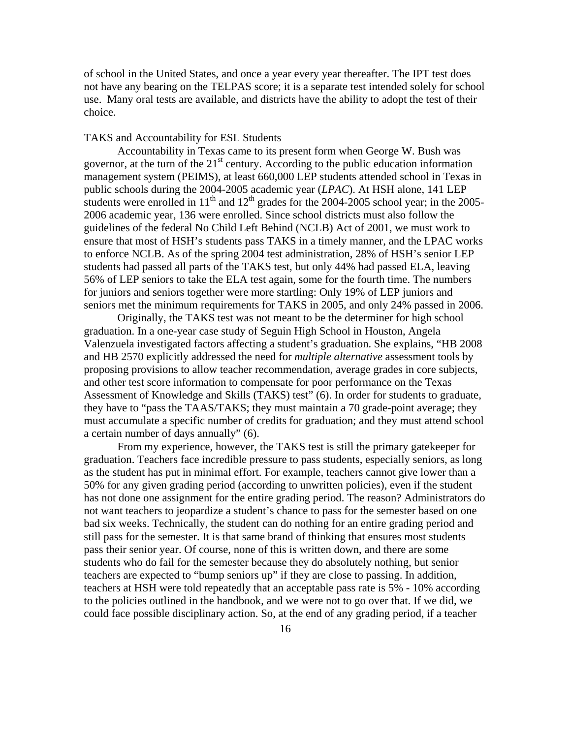of school in the United States, and once a year every year thereafter. The IPT test does not have any bearing on the TELPAS score; it is a separate test intended solely for school use. Many oral tests are available, and districts have the ability to adopt the test of their choice.

### TAKS and Accountability for ESL Students

Accountability in Texas came to its present form when George W. Bush was governor, at the turn of the 21st century. According to the public education information management system (PEIMS), at least 660,000 LEP students attended school in Texas in public schools during the 2004-2005 academic year (*LPAC*). At HSH alone, 141 LEP students were enrolled in 11th and 12th grades for the 2004-2005 school year; in the 2005-2006 academic year, 136 were enrolled. Since school districts must also follow the guidelines of the federal No Child Left Behind (NCLB) Act of 2001, we must work to ensure that most of HSH's students pass TAKS in a timely manner, and the LPAC works to enforce NCLB. As of the spring 2004 test administration, 28% of HSH's senior LEP students had passed all parts of the TAKS test, but only 44% had passed ELA, leaving 56% of LEP seniors to take the ELA test again, some for the fourth time. The numbers for juniors and seniors together were more startling: Only 19% of LEP juniors and seniors met the minimum requirements for TAKS in 2005, and only 24% passed in 2006.

Originally, the TAKS test was not meant to be the determiner for high school graduation. In a one-year case study of Seguin High School in Houston, Angela Valenzuela investigated factors affecting a student's graduation. She explains, "HB 2008 and HB 2570 explicitly addressed the need for *multiple alternative* assessment tools by proposing provisions to allow teacher recommendation, average grades in core subjects, and other test score information to compensate for poor performance on the Texas Assessment of Knowledge and Skills (TAKS) test" (6). In order for students to graduate, they have to "pass the TAAS/TAKS; they must maintain a 70 grade-point average; they must accumulate a specific number of credits for graduation; and they must attend school a certain number of days annually" (6).

From my experience, however, the TAKS test is still the primary gatekeeper for graduation. Teachers face incredible pressure to pass students, especially seniors, as long as the student has put in minimal effort. For example, teachers cannot give lower than a 50% for any given grading period (according to unwritten policies), even if the student has not done one assignment for the entire grading period. The reason? Administrators do not want teachers to jeopardize a student's chance to pass for the semester based on one bad six weeks. Technically, the student can do nothing for an entire grading period and still pass for the semester. It is that same brand of thinking that ensures most students pass their senior year. Of course, none of this is written down, and there are some students who do fail for the semester because they do absolutely nothing, but senior teachers are expected to "bump seniors up" if they are close to passing. In addition, teachers at HSH were told repeatedly that an acceptable pass rate is 5% - 10% according to the policies outlined in the handbook, and we were not to go over that. If we did, we could face possible disciplinary action. So, at the end of any grading period, if a teacher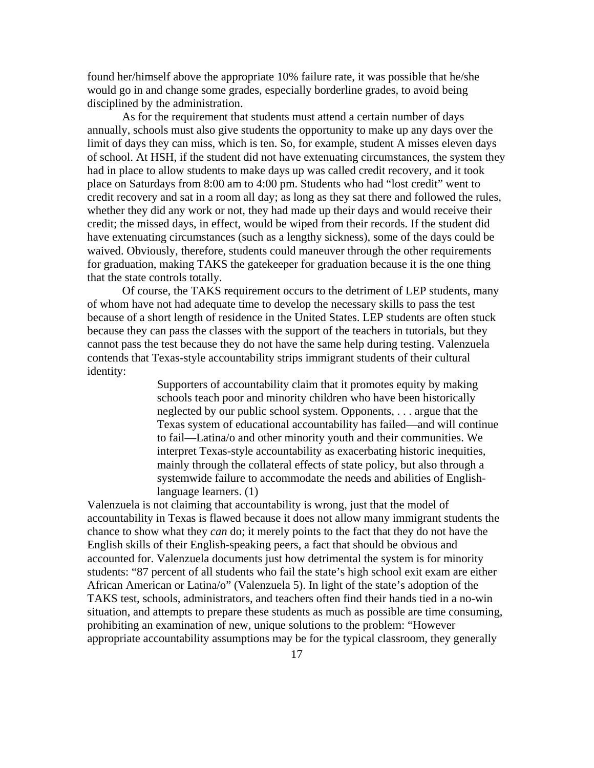found her/himself above the appropriate 10% failure rate, it was possible that he/she would go in and change some grades, especially borderline grades, to avoid being disciplined by the administration.

As for the requirement that students must attend a certain number of days annually, schools must also give students the opportunity to make up any days over the limit of days they can miss, which is ten. So, for example, student A misses eleven days of school. At HSH, if the student did not have extenuating circumstances, the system they had in place to allow students to make days up was called credit recovery, and it took place on Saturdays from 8:00 am to 4:00 pm. Students who had "lost credit" went to credit recovery and sat in a room all day; as long as they sat there and followed the rules, whether they did any work or not, they had made up their days and would receive their credit; the missed days, in effect, would be wiped from their records. If the student did have extenuating circumstances (such as a lengthy sickness), some of the days could be waived. Obviously, therefore, students could maneuver through the other requirements for graduation, making TAKS the gatekeeper for graduation because it is the one thing that the state controls totally.

Of course, the TAKS requirement occurs to the detriment of LEP students, many of whom have not had adequate time to develop the necessary skills to pass the test because of a short length of residence in the United States. LEP students are often stuck because they can pass the classes with the support of the teachers in tutorials, but they cannot pass the test because they do not have the same help during testing. Valenzuela contends that Texas-style accountability strips immigrant students of their cultural identity:

> Supporters of accountability claim that it promotes equity by making schools teach poor and minority children who have been historically neglected by our public school system. Opponents, . . . argue that the Texas system of educational accountability has failed—and will continue to fail—Latina/o and other minority youth and their communities. We interpret Texas-style accountability as exacerbating historic inequities, mainly through the collateral effects of state policy, but also through a systemwide failure to accommodate the needs and abilities of English-language learners. (1)

Valenzuela is not claiming that accountability is wrong, just that the model of accountability in Texas is flawed because it does not allow many immigrant students the chance to show what they *can* do; it merely points to the fact that they do not have the English skills of their English-speaking peers, a fact that should be obvious and accounted for. Valenzuela documents just how detrimental the system is for minority students: "87 percent of all students who fail the state's high school exit exam are either African American or Latina/o" (Valenzuela 5). In light of the state's adoption of the TAKS test, schools, administrators, and teachers often find their hands tied in a no-win situation, and attempts to prepare these students as much as possible are time consuming, prohibiting an examination of new, unique solutions to the problem: "However appropriate accountability assumptions may be for the typical classroom, they generally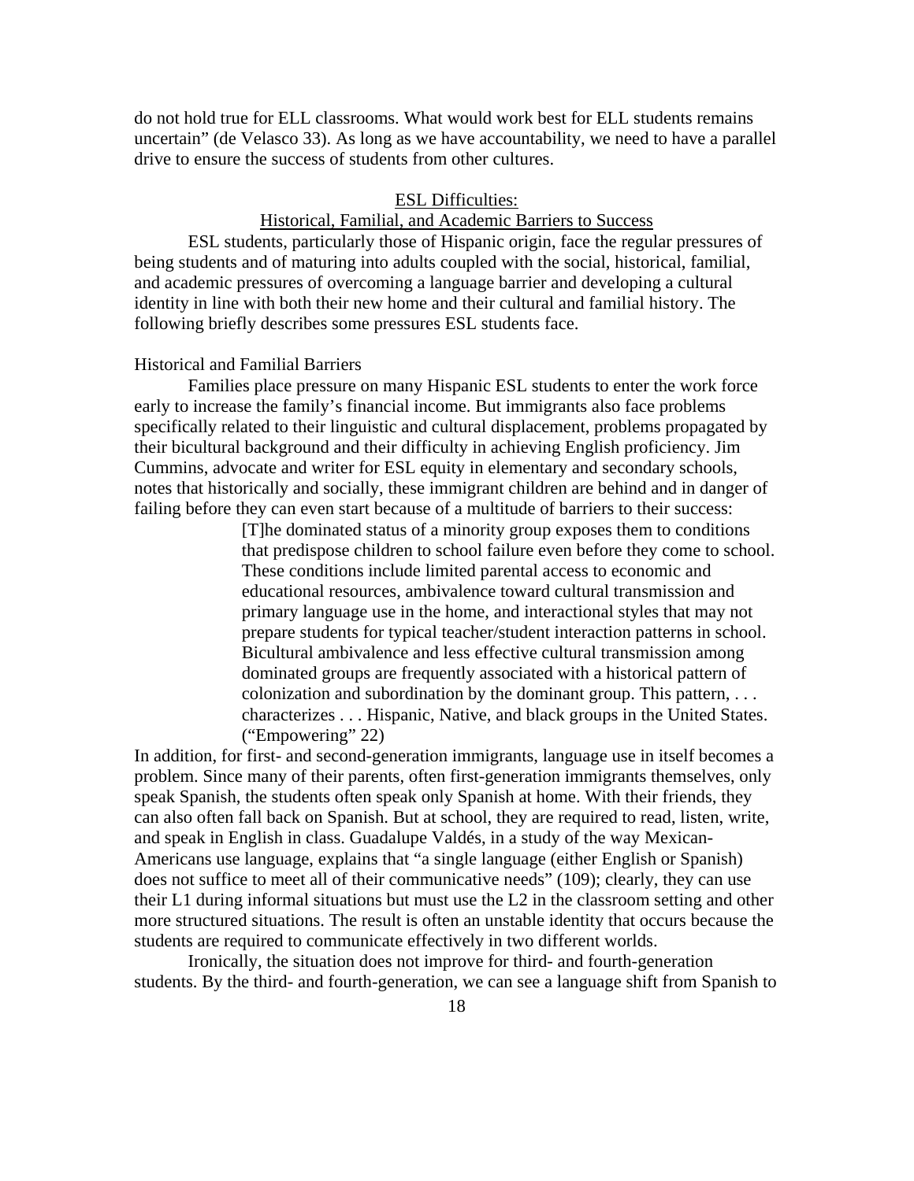do not hold true for ELL classrooms. What would work best for ELL students remains uncertain" (de Velasco 33). As long as we have accountability, we need to have a parallel drive to ensure the success of students from other cultures.

## ESL Difficulties:
## Historical, Familial, and Academic Barriers to Success

ESL students, particularly those of Hispanic origin, face the regular pressures of being students and of maturing into adults coupled with the social, historical, familial, and academic pressures of overcoming a language barrier and developing a cultural identity in line with both their new home and their cultural and familial history. The following briefly describes some pressures ESL students face.

### Historical and Familial Barriers

Families place pressure on many Hispanic ESL students to enter the work force early to increase the family's financial income. But immigrants also face problems specifically related to their linguistic and cultural displacement, problems propagated by their bicultural background and their difficulty in achieving English proficiency. Jim Cummins, advocate and writer for ESL equity in elementary and secondary schools, notes that historically and socially, these immigrant children are behind and in danger of failing before they can even start because of a multitude of barriers to their success:

> [T]he dominated status of a minority group exposes them to conditions that predispose children to school failure even before they come to school. These conditions include limited parental access to economic and educational resources, ambivalence toward cultural transmission and primary language use in the home, and interactional styles that may not prepare students for typical teacher/student interaction patterns in school. Bicultural ambivalence and less effective cultural transmission among dominated groups are frequently associated with a historical pattern of colonization and subordination by the dominant group. This pattern, . . . characterizes . . . Hispanic, Native, and black groups in the United States. ("Empowering" 22)

In addition, for first- and second-generation immigrants, language use in itself becomes a problem. Since many of their parents, often first-generation immigrants themselves, only speak Spanish, the students often speak only Spanish at home. With their friends, they can also often fall back on Spanish. But at school, they are required to read, listen, write, and speak in English in class. Guadalupe Valdés, in a study of the way Mexican-Americans use language, explains that "a single language (either English or Spanish) does not suffice to meet all of their communicative needs" (109); clearly, they can use their L1 during informal situations but must use the L2 in the classroom setting and other more structured situations. The result is often an unstable identity that occurs because the students are required to communicate effectively in two different worlds.

Ironically, the situation does not improve for third- and fourth-generation students. By the third- and fourth-generation, we can see a language shift from Spanish to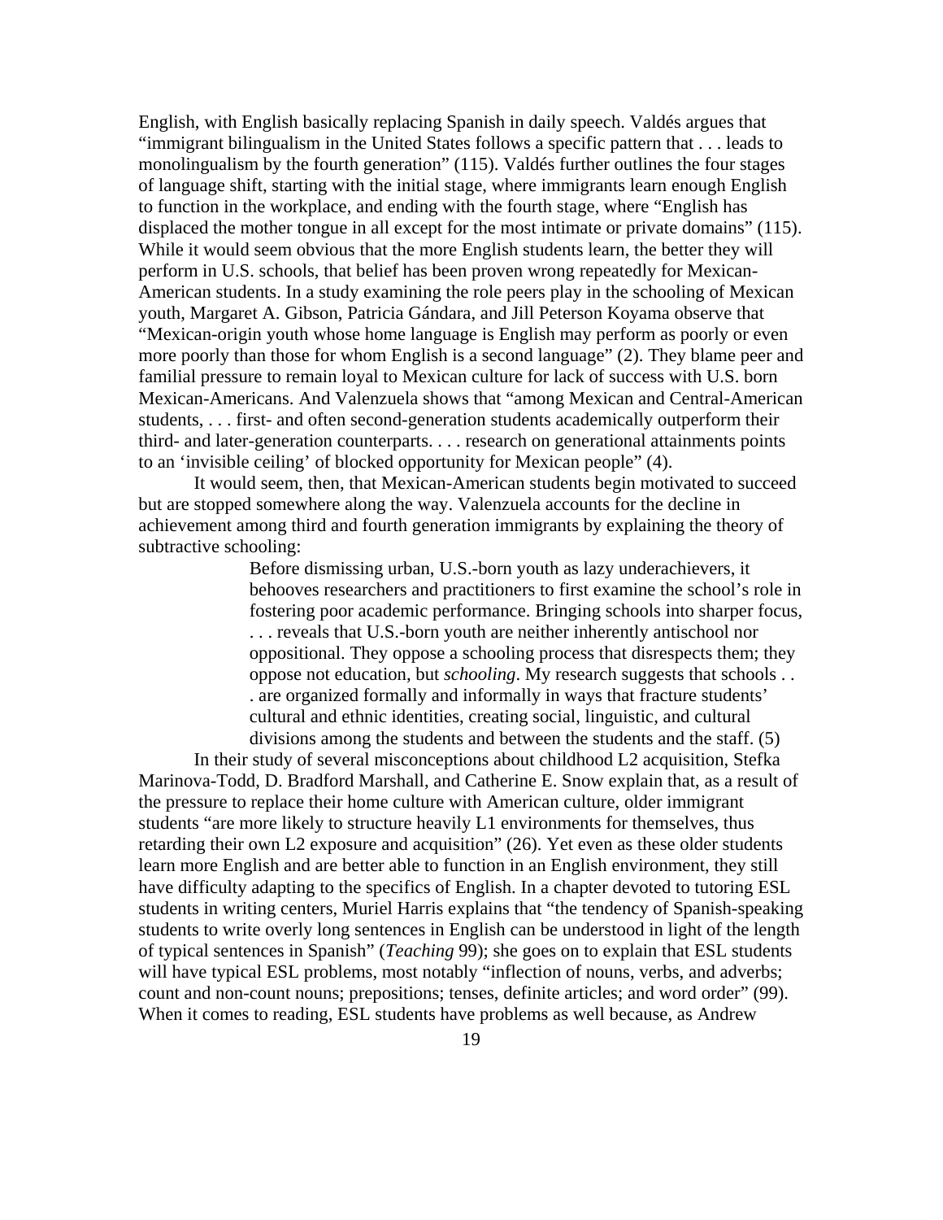English, with English basically replacing Spanish in daily speech. Valdés argues that "immigrant bilingualism in the United States follows a specific pattern that . . . leads to monolingualism by the fourth generation" (115). Valdés further outlines the four stages of language shift, starting with the initial stage, where immigrants learn enough English to function in the workplace, and ending with the fourth stage, where "English has displaced the mother tongue in all except for the most intimate or private domains" (115). While it would seem obvious that the more English students learn, the better they will perform in U.S. schools, that belief has been proven wrong repeatedly for Mexican-American students. In a study examining the role peers play in the schooling of Mexican youth, Margaret A. Gibson, Patricia Gándara, and Jill Peterson Koyama observe that "Mexican-origin youth whose home language is English may perform as poorly or even more poorly than those for whom English is a second language" (2). They blame peer and familial pressure to remain loyal to Mexican culture for lack of success with U.S. born Mexican-Americans. And Valenzuela shows that "among Mexican and Central-American students, . . . first- and often second-generation students academically outperform their third- and later-generation counterparts. . . . research on generational attainments points to an 'invisible ceiling' of blocked opportunity for Mexican people" (4).

It would seem, then, that Mexican-American students begin motivated to succeed but are stopped somewhere along the way. Valenzuela accounts for the decline in achievement among third and fourth generation immigrants by explaining the theory of subtractive schooling:

> Before dismissing urban, U.S.-born youth as lazy underachievers, it behooves researchers and practitioners to first examine the school's role in fostering poor academic performance. Bringing schools into sharper focus, . . . reveals that U.S.-born youth are neither inherently antischool nor oppositional. They oppose a schooling process that disrespects them; they oppose not education, but *schooling*. My research suggests that schools . . . are organized formally and informally in ways that fracture students' cultural and ethnic identities, creating social, linguistic, and cultural divisions among the students and between the students and the staff. (5)

In their study of several misconceptions about childhood L2 acquisition, Stefka Marinova-Todd, D. Bradford Marshall, and Catherine E. Snow explain that, as a result of the pressure to replace their home culture with American culture, older immigrant students "are more likely to structure heavily L1 environments for themselves, thus retarding their own L2 exposure and acquisition" (26). Yet even as these older students learn more English and are better able to function in an English environment, they still have difficulty adapting to the specifics of English. In a chapter devoted to tutoring ESL students in writing centers, Muriel Harris explains that "the tendency of Spanish-speaking students to write overly long sentences in English can be understood in light of the length of typical sentences in Spanish" (*Teaching* 99); she goes on to explain that ESL students will have typical ESL problems, most notably "inflection of nouns, verbs, and adverbs; count and non-count nouns; prepositions; tenses, definite articles; and word order" (99). When it comes to reading, ESL students have problems as well because, as Andrew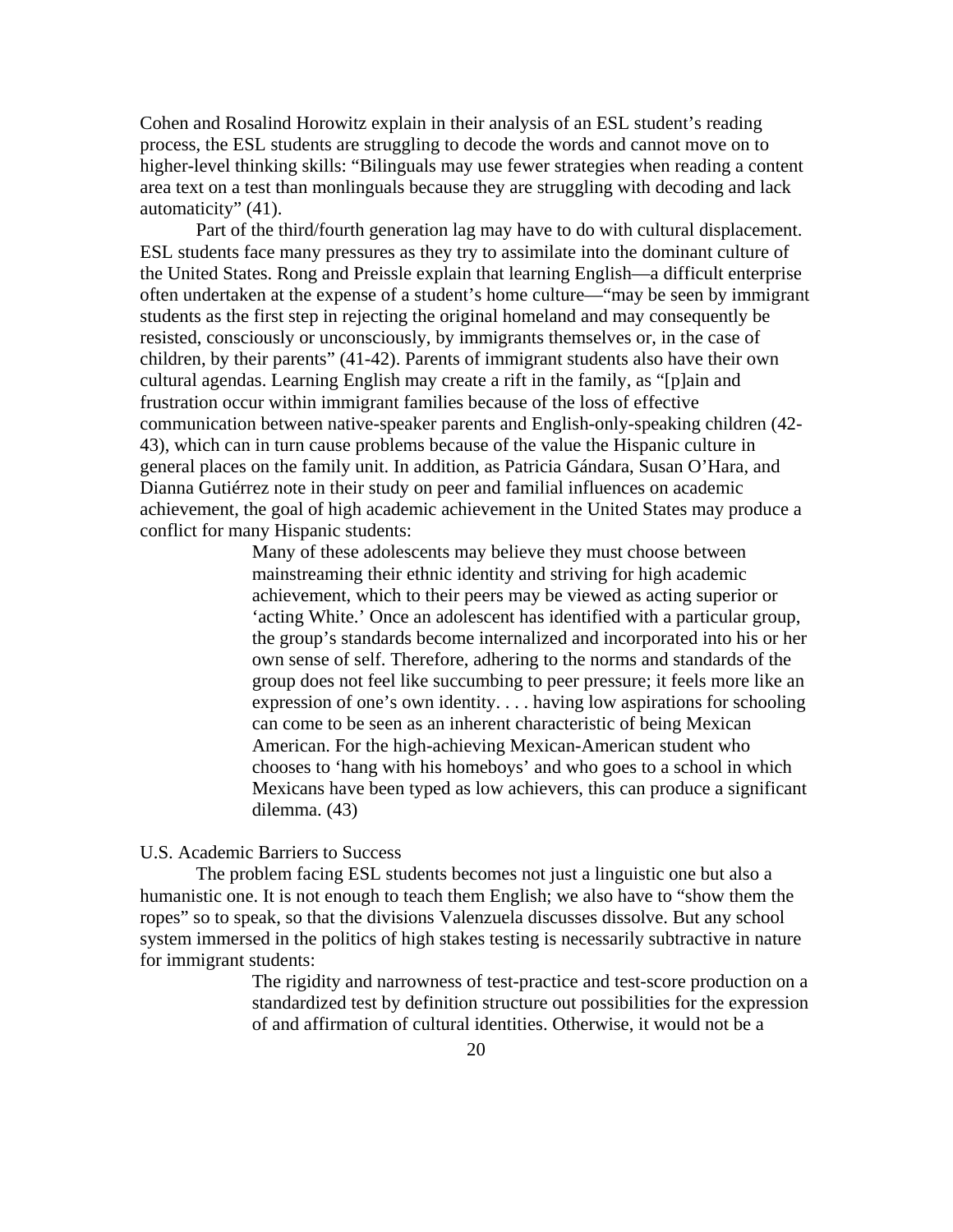Cohen and Rosalind Horowitz explain in their analysis of an ESL student's reading process, the ESL students are struggling to decode the words and cannot move on to higher-level thinking skills: "Bilinguals may use fewer strategies when reading a content area text on a test than monlinguals because they are struggling with decoding and lack automaticity" (41).

Part of the third/fourth generation lag may have to do with cultural displacement. ESL students face many pressures as they try to assimilate into the dominant culture of the United States. Rong and Preissle explain that learning English—a difficult enterprise often undertaken at the expense of a student's home culture—"may be seen by immigrant students as the first step in rejecting the original homeland and may consequently be resisted, consciously or unconsciously, by immigrants themselves or, in the case of children, by their parents" (41-42). Parents of immigrant students also have their own cultural agendas. Learning English may create a rift in the family, as "[p]ain and frustration occur within immigrant families because of the loss of effective communication between native-speaker parents and English-only-speaking children (42-43), which can in turn cause problems because of the value the Hispanic culture in general places on the family unit. In addition, as Patricia Gándara, Susan O'Hara, and Dianna Gutiérrez note in their study on peer and familial influences on academic achievement, the goal of high academic achievement in the United States may produce a conflict for many Hispanic students:

> Many of these adolescents may believe they must choose between mainstreaming their ethnic identity and striving for high academic achievement, which to their peers may be viewed as acting superior or 'acting White.' Once an adolescent has identified with a particular group, the group's standards become internalized and incorporated into his or her own sense of self. Therefore, adhering to the norms and standards of the group does not feel like succumbing to peer pressure; it feels more like an expression of one's own identity. . . . having low aspirations for schooling can come to be seen as an inherent characteristic of being Mexican American. For the high-achieving Mexican-American student who chooses to 'hang with his homeboys' and who goes to a school in which Mexicans have been typed as low achievers, this can produce a significant dilemma. (43)

U.S. Academic Barriers to Success

The problem facing ESL students becomes not just a linguistic one but also a humanistic one. It is not enough to teach them English; we also have to "show them the ropes" so to speak, so that the divisions Valenzuela discusses dissolve. But any school system immersed in the politics of high stakes testing is necessarily subtractive in nature for immigrant students:

> The rigidity and narrowness of test-practice and test-score production on a standardized test by definition structure out possibilities for the expression of and affirmation of cultural identities. Otherwise, it would not be a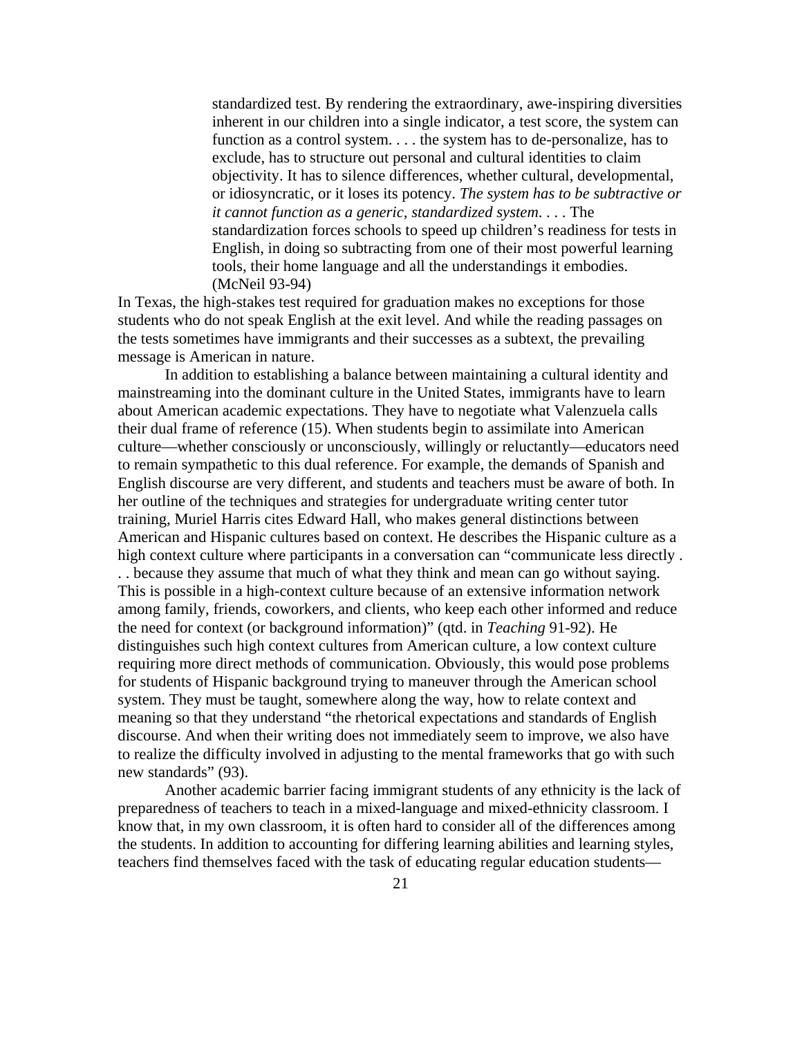> standardized test. By rendering the extraordinary, awe-inspiring diversities inherent in our children into a single indicator, a test score, the system can function as a control system. . . . the system has to de-personalize, has to exclude, has to structure out personal and cultural identities to claim objectivity. It has to silence differences, whether cultural, developmental, or idiosyncratic, or it loses its potency. *The system has to be subtractive or it cannot function as a generic, standardized system*. . . . The standardization forces schools to speed up children's readiness for tests in English, in doing so subtracting from one of their most powerful learning tools, their home language and all the understandings it embodies. (McNeil 93-94)

In Texas, the high-stakes test required for graduation makes no exceptions for those students who do not speak English at the exit level. And while the reading passages on the tests sometimes have immigrants and their successes as a subtext, the prevailing message is American in nature.

In addition to establishing a balance between maintaining a cultural identity and mainstreaming into the dominant culture in the United States, immigrants have to learn about American academic expectations. They have to negotiate what Valenzuela calls their dual frame of reference (15). When students begin to assimilate into American culture—whether consciously or unconsciously, willingly or reluctantly—educators need to remain sympathetic to this dual reference. For example, the demands of Spanish and English discourse are very different, and students and teachers must be aware of both. In her outline of the techniques and strategies for undergraduate writing center tutor training, Muriel Harris cites Edward Hall, who makes general distinctions between American and Hispanic cultures based on context. He describes the Hispanic culture as a high context culture where participants in a conversation can "communicate less directly . . . because they assume that much of what they think and mean can go without saying. This is possible in a high-context culture because of an extensive information network among family, friends, coworkers, and clients, who keep each other informed and reduce the need for context (or background information)" (qtd. in *Teaching* 91-92). He distinguishes such high context cultures from American culture, a low context culture requiring more direct methods of communication. Obviously, this would pose problems for students of Hispanic background trying to maneuver through the American school system. They must be taught, somewhere along the way, how to relate context and meaning so that they understand "the rhetorical expectations and standards of English discourse. And when their writing does not immediately seem to improve, we also have to realize the difficulty involved in adjusting to the mental frameworks that go with such new standards" (93).

Another academic barrier facing immigrant students of any ethnicity is the lack of preparedness of teachers to teach in a mixed-language and mixed-ethnicity classroom. I know that, in my own classroom, it is often hard to consider all of the differences among the students. In addition to accounting for differing learning abilities and learning styles, teachers find themselves faced with the task of educating regular education students—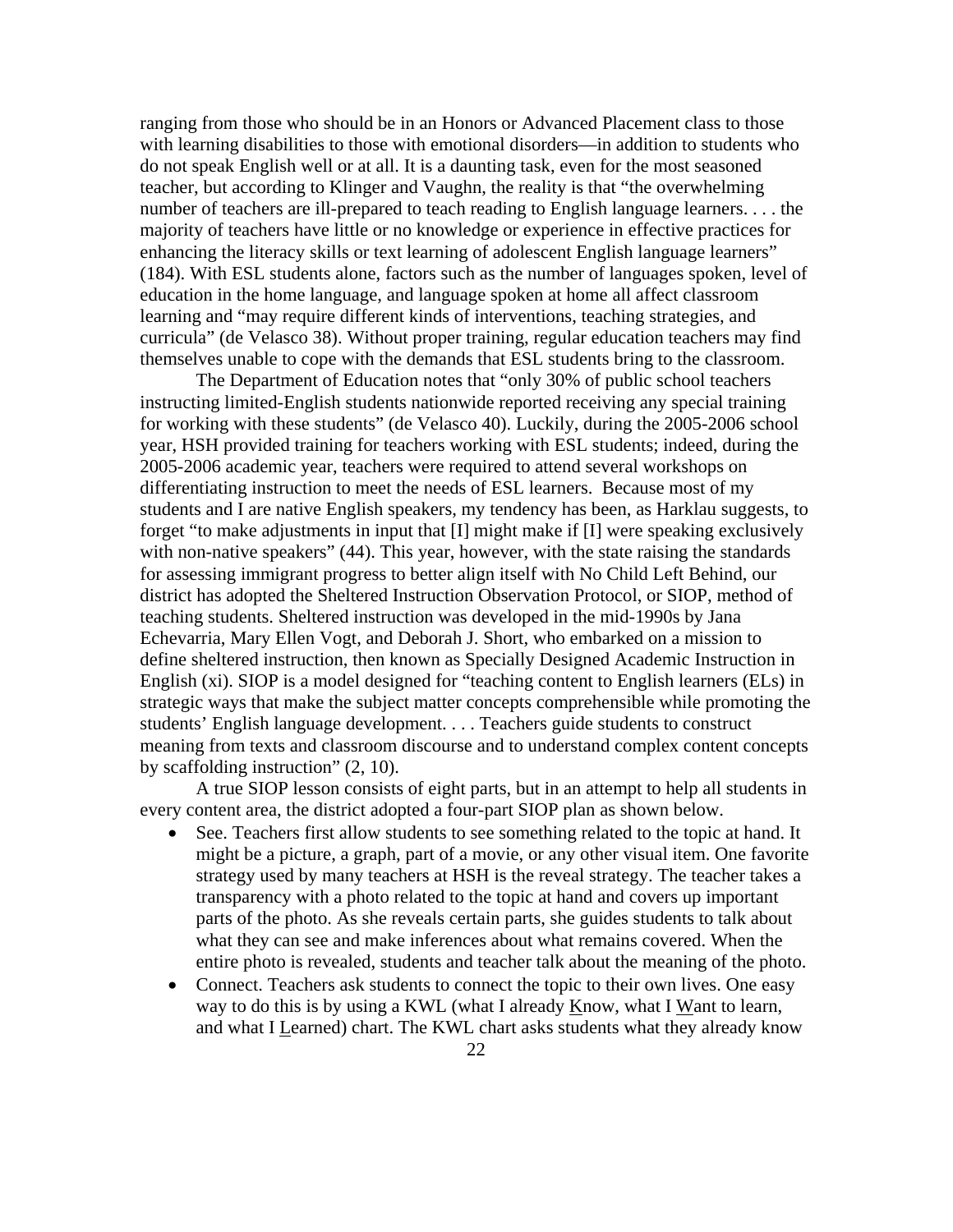ranging from those who should be in an Honors or Advanced Placement class to those with learning disabilities to those with emotional disorders—in addition to students who do not speak English well or at all. It is a daunting task, even for the most seasoned teacher, but according to Klinger and Vaughn, the reality is that "the overwhelming number of teachers are ill-prepared to teach reading to English language learners. . . . the majority of teachers have little or no knowledge or experience in effective practices for enhancing the literacy skills or text learning of adolescent English language learners" (184). With ESL students alone, factors such as the number of languages spoken, level of education in the home language, and language spoken at home all affect classroom learning and "may require different kinds of interventions, teaching strategies, and curricula" (de Velasco 38). Without proper training, regular education teachers may find themselves unable to cope with the demands that ESL students bring to the classroom.

The Department of Education notes that "only 30% of public school teachers instructing limited-English students nationwide reported receiving any special training for working with these students" (de Velasco 40). Luckily, during the 2005-2006 school year, HSH provided training for teachers working with ESL students; indeed, during the 2005-2006 academic year, teachers were required to attend several workshops on differentiating instruction to meet the needs of ESL learners. Because most of my students and I are native English speakers, my tendency has been, as Harklau suggests, to forget "to make adjustments in input that [I] might make if [I] were speaking exclusively with non-native speakers" (44). This year, however, with the state raising the standards for assessing immigrant progress to better align itself with No Child Left Behind, our district has adopted the Sheltered Instruction Observation Protocol, or SIOP, method of teaching students. Sheltered instruction was developed in the mid-1990s by Jana Echevarria, Mary Ellen Vogt, and Deborah J. Short, who embarked on a mission to define sheltered instruction, then known as Specially Designed Academic Instruction in English (xi). SIOP is a model designed for "teaching content to English learners (ELs) in strategic ways that make the subject matter concepts comprehensible while promoting the students' English language development. . . . Teachers guide students to construct meaning from texts and classroom discourse and to understand complex content concepts by scaffolding instruction" (2, 10).

A true SIOP lesson consists of eight parts, but in an attempt to help all students in every content area, the district adopted a four-part SIOP plan as shown below.

- See. Teachers first allow students to see something related to the topic at hand. It might be a picture, a graph, part of a movie, or any other visual item. One favorite strategy used by many teachers at HSH is the reveal strategy. The teacher takes a transparency with a photo related to the topic at hand and covers up important parts of the photo. As she reveals certain parts, she guides students to talk about what they can see and make inferences about what remains covered. When the entire photo is revealed, students and teacher talk about the meaning of the photo.
- Connect. Teachers ask students to connect the topic to their own lives. One easy way to do this is by using a KWL (what I already Know, what I Want to learn, and what I Learned) chart. The KWL chart asks students what they already know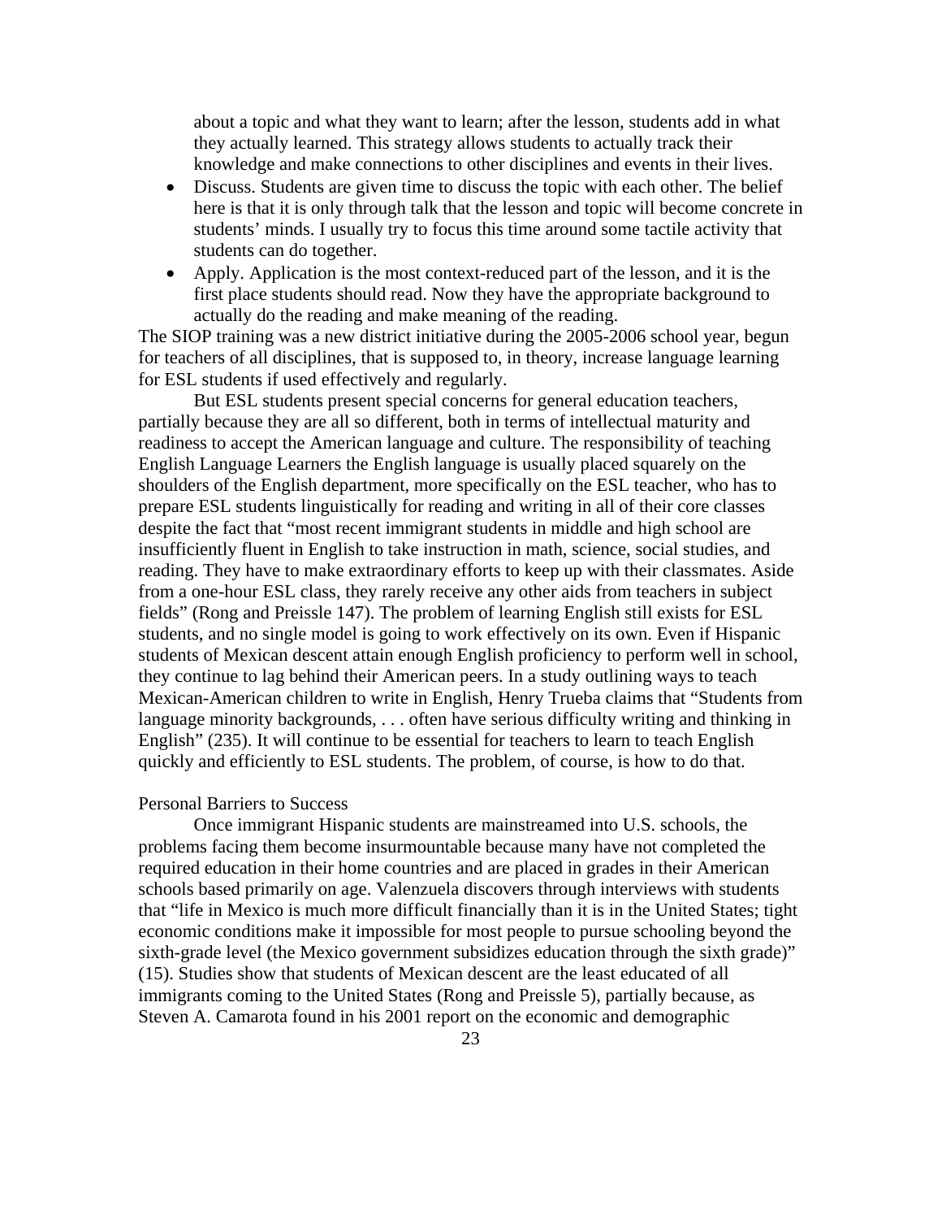about a topic and what they want to learn; after the lesson, students add in what they actually learned. This strategy allows students to actually track their knowledge and make connections to other disciplines and events in their lives.

- Discuss. Students are given time to discuss the topic with each other. The belief here is that it is only through talk that the lesson and topic will become concrete in students' minds. I usually try to focus this time around some tactile activity that students can do together.
- Apply. Application is the most context-reduced part of the lesson, and it is the first place students should read. Now they have the appropriate background to actually do the reading and make meaning of the reading.

The SIOP training was a new district initiative during the 2005-2006 school year, begun for teachers of all disciplines, that is supposed to, in theory, increase language learning for ESL students if used effectively and regularly.

But ESL students present special concerns for general education teachers, partially because they are all so different, both in terms of intellectual maturity and readiness to accept the American language and culture. The responsibility of teaching English Language Learners the English language is usually placed squarely on the shoulders of the English department, more specifically on the ESL teacher, who has to prepare ESL students linguistically for reading and writing in all of their core classes despite the fact that "most recent immigrant students in middle and high school are insufficiently fluent in English to take instruction in math, science, social studies, and reading. They have to make extraordinary efforts to keep up with their classmates. Aside from a one-hour ESL class, they rarely receive any other aids from teachers in subject fields" (Rong and Preissle 147). The problem of learning English still exists for ESL students, and no single model is going to work effectively on its own. Even if Hispanic students of Mexican descent attain enough English proficiency to perform well in school, they continue to lag behind their American peers. In a study outlining ways to teach Mexican-American children to write in English, Henry Trueba claims that "Students from language minority backgrounds, . . . often have serious difficulty writing and thinking in English" (235). It will continue to be essential for teachers to learn to teach English quickly and efficiently to ESL students. The problem, of course, is how to do that.

## Personal Barriers to Success

Once immigrant Hispanic students are mainstreamed into U.S. schools, the problems facing them become insurmountable because many have not completed the required education in their home countries and are placed in grades in their American schools based primarily on age. Valenzuela discovers through interviews with students that "life in Mexico is much more difficult financially than it is in the United States; tight economic conditions make it impossible for most people to pursue schooling beyond the sixth-grade level (the Mexico government subsidizes education through the sixth grade)" (15). Studies show that students of Mexican descent are the least educated of all immigrants coming to the United States (Rong and Preissle 5), partially because, as Steven A. Camarota found in his 2001 report on the economic and demographic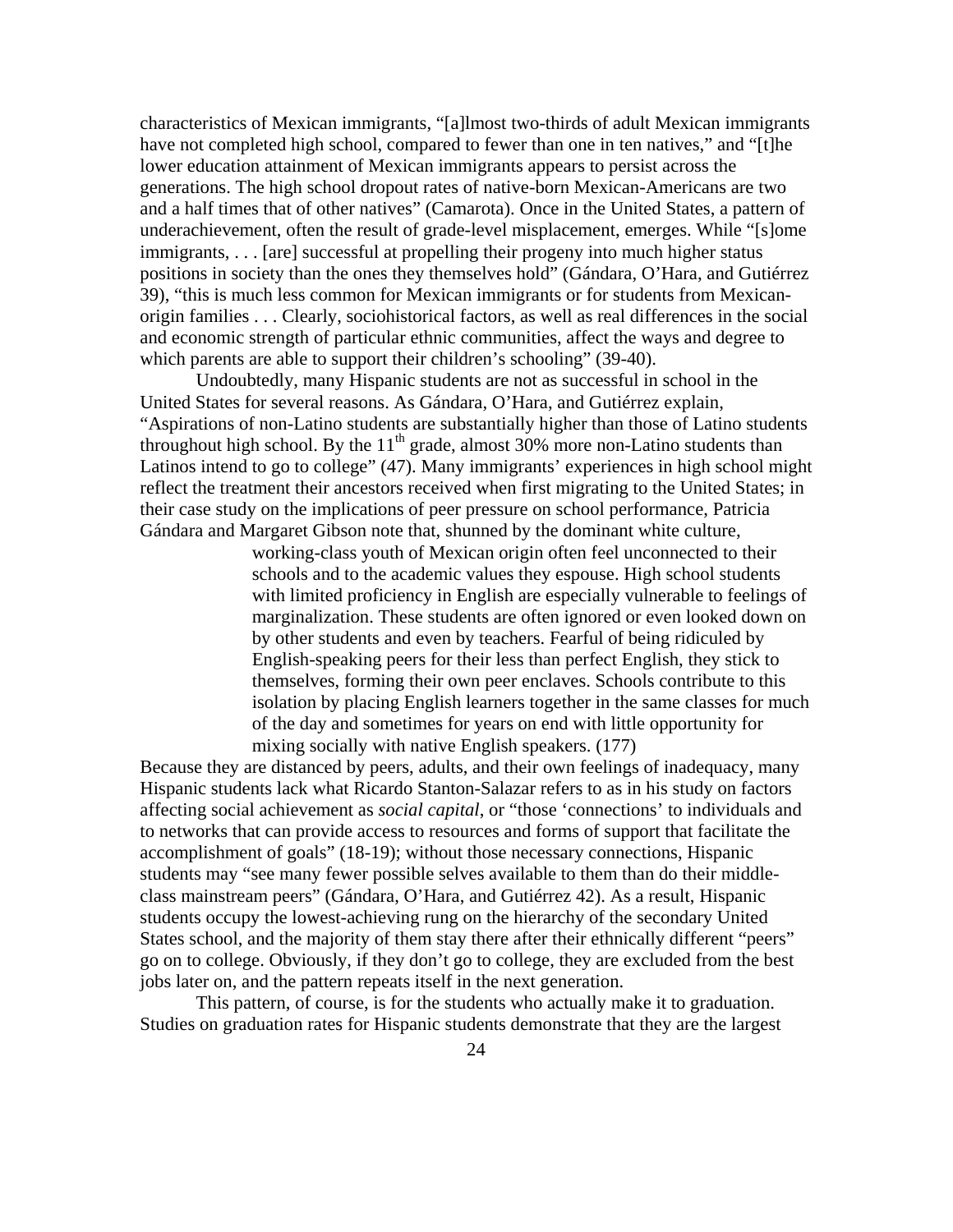characteristics of Mexican immigrants, "[a]lmost two-thirds of adult Mexican immigrants have not completed high school, compared to fewer than one in ten natives," and "[t]he lower education attainment of Mexican immigrants appears to persist across the generations. The high school dropout rates of native-born Mexican-Americans are two and a half times that of other natives" (Camarota). Once in the United States, a pattern of underachievement, often the result of grade-level misplacement, emerges. While "[s]ome immigrants, . . . [are] successful at propelling their progeny into much higher status positions in society than the ones they themselves hold" (Gándara, O'Hara, and Gutiérrez 39), "this is much less common for Mexican immigrants or for students from Mexican-origin families . . . Clearly, sociohistorical factors, as well as real differences in the social and economic strength of particular ethnic communities, affect the ways and degree to which parents are able to support their children's schooling" (39-40).

Undoubtedly, many Hispanic students are not as successful in school in the United States for several reasons. As Gándara, O'Hara, and Gutiérrez explain, "Aspirations of non-Latino students are substantially higher than those of Latino students throughout high school. By the 11th grade, almost 30% more non-Latino students than Latinos intend to go to college" (47). Many immigrants' experiences in high school might reflect the treatment their ancestors received when first migrating to the United States; in their case study on the implications of peer pressure on school performance, Patricia Gándara and Margaret Gibson note that, shunned by the dominant white culture,

> working-class youth of Mexican origin often feel unconnected to their schools and to the academic values they espouse. High school students with limited proficiency in English are especially vulnerable to feelings of marginalization. These students are often ignored or even looked down on by other students and even by teachers. Fearful of being ridiculed by English-speaking peers for their less than perfect English, they stick to themselves, forming their own peer enclaves. Schools contribute to this isolation by placing English learners together in the same classes for much of the day and sometimes for years on end with little opportunity for mixing socially with native English speakers. (177)

Because they are distanced by peers, adults, and their own feelings of inadequacy, many Hispanic students lack what Ricardo Stanton-Salazar refers to as in his study on factors affecting social achievement as *social capital*, or "those 'connections' to individuals and to networks that can provide access to resources and forms of support that facilitate the accomplishment of goals" (18-19); without those necessary connections, Hispanic students may "see many fewer possible selves available to them than do their middle-class mainstream peers" (Gándara, O'Hara, and Gutiérrez 42). As a result, Hispanic students occupy the lowest-achieving rung on the hierarchy of the secondary United States school, and the majority of them stay there after their ethnically different "peers" go on to college. Obviously, if they don't go to college, they are excluded from the best jobs later on, and the pattern repeats itself in the next generation.

This pattern, of course, is for the students who actually make it to graduation. Studies on graduation rates for Hispanic students demonstrate that they are the largest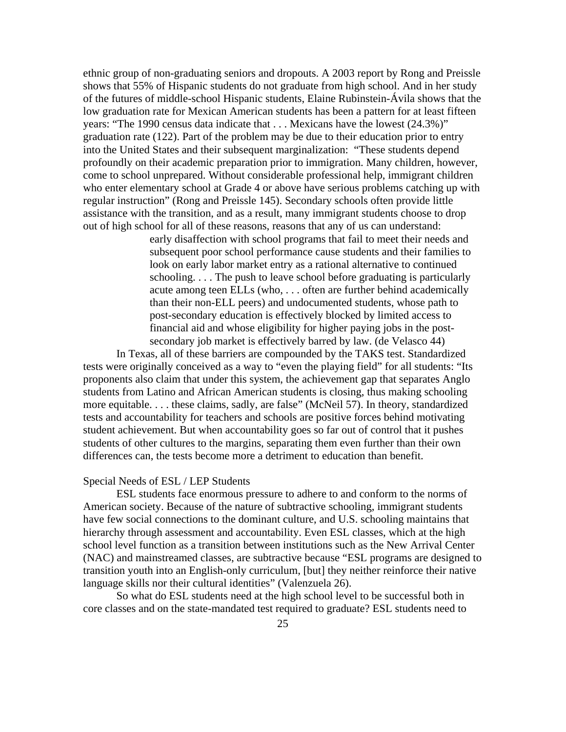ethnic group of non-graduating seniors and dropouts. A 2003 report by Rong and Preissle shows that 55% of Hispanic students do not graduate from high school. And in her study of the futures of middle-school Hispanic students, Elaine Rubinstein-Ávila shows that the low graduation rate for Mexican American students has been a pattern for at least fifteen years: "The 1990 census data indicate that . . . Mexicans have the lowest (24.3%)" graduation rate (122). Part of the problem may be due to their education prior to entry into the United States and their subsequent marginalization: "These students depend profoundly on their academic preparation prior to immigration. Many children, however, come to school unprepared. Without considerable professional help, immigrant children who enter elementary school at Grade 4 or above have serious problems catching up with regular instruction" (Rong and Preissle 145). Secondary schools often provide little assistance with the transition, and as a result, many immigrant students choose to drop out of high school for all of these reasons, reasons that any of us can understand:

> early disaffection with school programs that fail to meet their needs and subsequent poor school performance cause students and their families to look on early labor market entry as a rational alternative to continued schooling. . . . The push to leave school before graduating is particularly acute among teen ELLs (who, . . . often are further behind academically than their non-ELL peers) and undocumented students, whose path to post-secondary education is effectively blocked by limited access to financial aid and whose eligibility for higher paying jobs in the post-secondary job market is effectively barred by law. (de Velasco 44)

In Texas, all of these barriers are compounded by the TAKS test. Standardized tests were originally conceived as a way to "even the playing field" for all students: "Its proponents also claim that under this system, the achievement gap that separates Anglo students from Latino and African American students is closing, thus making schooling more equitable. . . . these claims, sadly, are false" (McNeil 57). In theory, standardized tests and accountability for teachers and schools are positive forces behind motivating student achievement. But when accountability goes so far out of control that it pushes students of other cultures to the margins, separating them even further than their own differences can, the tests become more a detriment to education than benefit.

## Special Needs of ESL / LEP Students

ESL students face enormous pressure to adhere to and conform to the norms of American society. Because of the nature of subtractive schooling, immigrant students have few social connections to the dominant culture, and U.S. schooling maintains that hierarchy through assessment and accountability. Even ESL classes, which at the high school level function as a transition between institutions such as the New Arrival Center (NAC) and mainstreamed classes, are subtractive because "ESL programs are designed to transition youth into an English-only curriculum, [but] they neither reinforce their native language skills nor their cultural identities" (Valenzuela 26).

So what do ESL students need at the high school level to be successful both in core classes and on the state-mandated test required to graduate? ESL students need to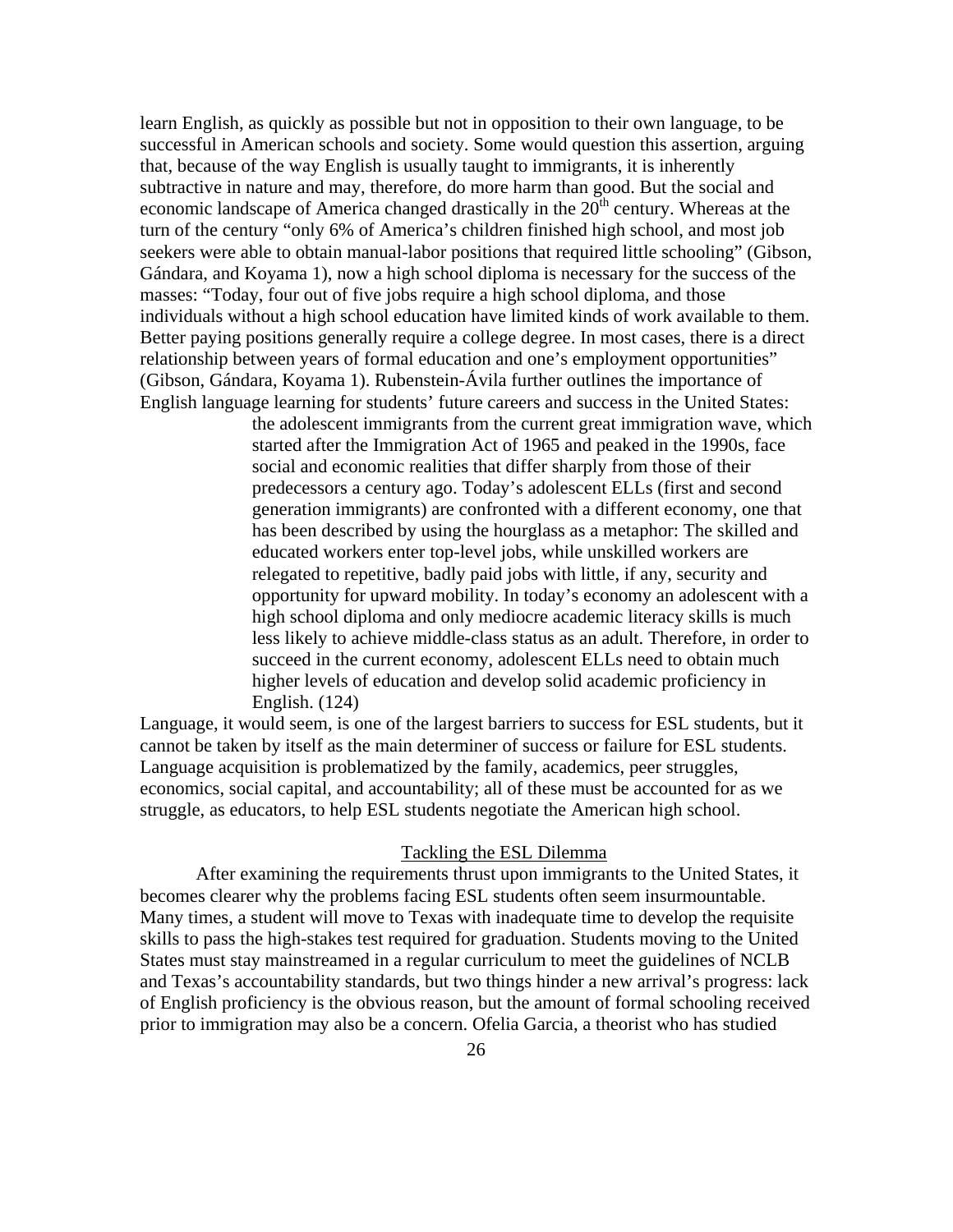learn English, as quickly as possible but not in opposition to their own language, to be successful in American schools and society. Some would question this assertion, arguing that, because of the way English is usually taught to immigrants, it is inherently subtractive in nature and may, therefore, do more harm than good. But the social and economic landscape of America changed drastically in the 20th century. Whereas at the turn of the century "only 6% of America's children finished high school, and most job seekers were able to obtain manual-labor positions that required little schooling" (Gibson, Gándara, and Koyama 1), now a high school diploma is necessary for the success of the masses: "Today, four out of five jobs require a high school diploma, and those individuals without a high school education have limited kinds of work available to them. Better paying positions generally require a college degree. In most cases, there is a direct relationship between years of formal education and one's employment opportunities" (Gibson, Gándara, Koyama 1). Rubenstein-Ávila further outlines the importance of English language learning for students' future careers and success in the United States:

> the adolescent immigrants from the current great immigration wave, which started after the Immigration Act of 1965 and peaked in the 1990s, face social and economic realities that differ sharply from those of their predecessors a century ago. Today's adolescent ELLs (first and second generation immigrants) are confronted with a different economy, one that has been described by using the hourglass as a metaphor: The skilled and educated workers enter top-level jobs, while unskilled workers are relegated to repetitive, badly paid jobs with little, if any, security and opportunity for upward mobility. In today's economy an adolescent with a high school diploma and only mediocre academic literacy skills is much less likely to achieve middle-class status as an adult. Therefore, in order to succeed in the current economy, adolescent ELLs need to obtain much higher levels of education and develop solid academic proficiency in English. (124)

Language, it would seem, is one of the largest barriers to success for ESL students, but it cannot be taken by itself as the main determiner of success or failure for ESL students. Language acquisition is problematized by the family, academics, peer struggles, economics, social capital, and accountability; all of these must be accounted for as we struggle, as educators, to help ESL students negotiate the American high school.

## Tackling the ESL Dilemma

After examining the requirements thrust upon immigrants to the United States, it becomes clearer why the problems facing ESL students often seem insurmountable. Many times, a student will move to Texas with inadequate time to develop the requisite skills to pass the high-stakes test required for graduation. Students moving to the United States must stay mainstreamed in a regular curriculum to meet the guidelines of NCLB and Texas's accountability standards, but two things hinder a new arrival's progress: lack of English proficiency is the obvious reason, but the amount of formal schooling received prior to immigration may also be a concern. Ofelia Garcia, a theorist who has studied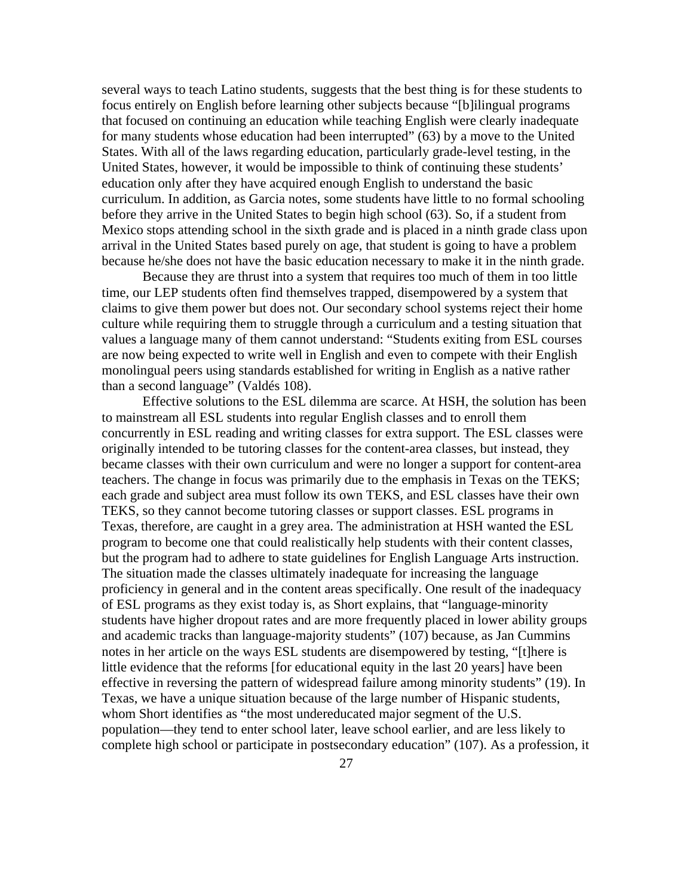several ways to teach Latino students, suggests that the best thing is for these students to focus entirely on English before learning other subjects because "[b]ilingual programs that focused on continuing an education while teaching English were clearly inadequate for many students whose education had been interrupted" (63) by a move to the United States. With all of the laws regarding education, particularly grade-level testing, in the United States, however, it would be impossible to think of continuing these students' education only after they have acquired enough English to understand the basic curriculum. In addition, as Garcia notes, some students have little to no formal schooling before they arrive in the United States to begin high school (63). So, if a student from Mexico stops attending school in the sixth grade and is placed in a ninth grade class upon arrival in the United States based purely on age, that student is going to have a problem because he/she does not have the basic education necessary to make it in the ninth grade.

Because they are thrust into a system that requires too much of them in too little time, our LEP students often find themselves trapped, disempowered by a system that claims to give them power but does not. Our secondary school systems reject their home culture while requiring them to struggle through a curriculum and a testing situation that values a language many of them cannot understand: "Students exiting from ESL courses are now being expected to write well in English and even to compete with their English monolingual peers using standards established for writing in English as a native rather than a second language" (Valdés 108).

Effective solutions to the ESL dilemma are scarce. At HSH, the solution has been to mainstream all ESL students into regular English classes and to enroll them concurrently in ESL reading and writing classes for extra support. The ESL classes were originally intended to be tutoring classes for the content-area classes, but instead, they became classes with their own curriculum and were no longer a support for content-area teachers. The change in focus was primarily due to the emphasis in Texas on the TEKS; each grade and subject area must follow its own TEKS, and ESL classes have their own TEKS, so they cannot become tutoring classes or support classes. ESL programs in Texas, therefore, are caught in a grey area. The administration at HSH wanted the ESL program to become one that could realistically help students with their content classes, but the program had to adhere to state guidelines for English Language Arts instruction. The situation made the classes ultimately inadequate for increasing the language proficiency in general and in the content areas specifically. One result of the inadequacy of ESL programs as they exist today is, as Short explains, that "language-minority students have higher dropout rates and are more frequently placed in lower ability groups and academic tracks than language-majority students" (107) because, as Jan Cummins notes in her article on the ways ESL students are disempowered by testing, "[t]here is little evidence that the reforms [for educational equity in the last 20 years] have been effective in reversing the pattern of widespread failure among minority students" (19). In Texas, we have a unique situation because of the large number of Hispanic students, whom Short identifies as "the most undereducated major segment of the U.S. population—they tend to enter school later, leave school earlier, and are less likely to complete high school or participate in postsecondary education" (107). As a profession, it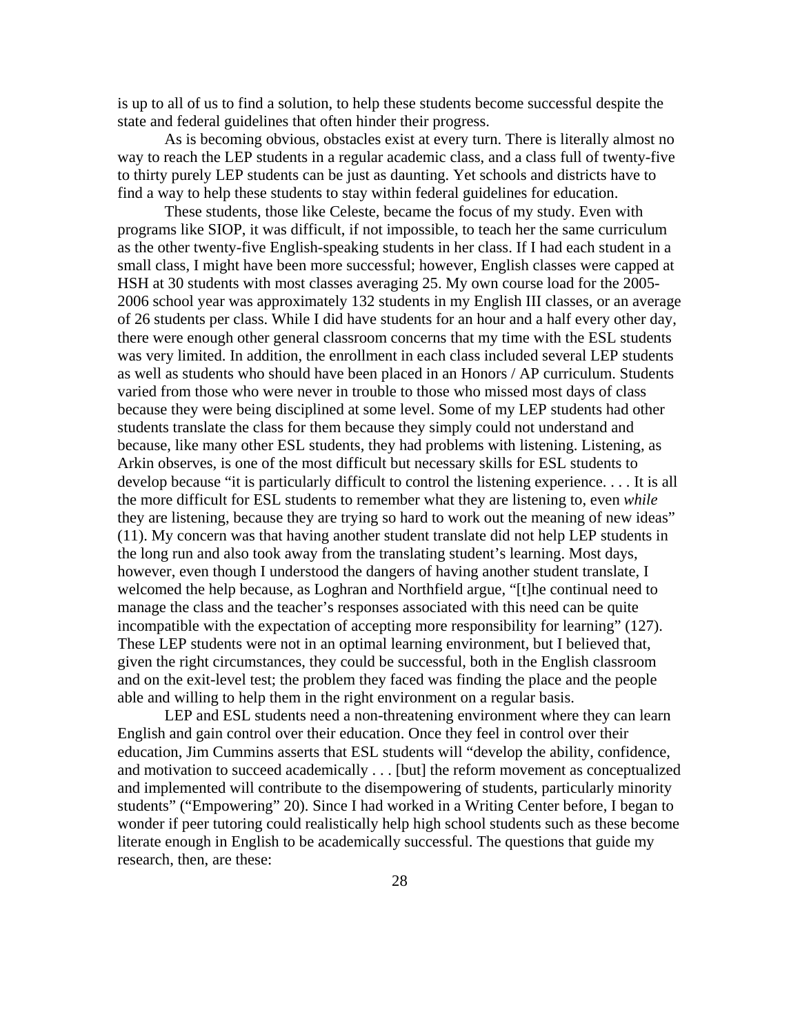is up to all of us to find a solution, to help these students become successful despite the state and federal guidelines that often hinder their progress.

As is becoming obvious, obstacles exist at every turn. There is literally almost no way to reach the LEP students in a regular academic class, and a class full of twenty-five to thirty purely LEP students can be just as daunting. Yet schools and districts have to find a way to help these students to stay within federal guidelines for education.

These students, those like Celeste, became the focus of my study. Even with programs like SIOP, it was difficult, if not impossible, to teach her the same curriculum as the other twenty-five English-speaking students in her class. If I had each student in a small class, I might have been more successful; however, English classes were capped at HSH at 30 students with most classes averaging 25. My own course load for the 2005-2006 school year was approximately 132 students in my English III classes, or an average of 26 students per class. While I did have students for an hour and a half every other day, there were enough other general classroom concerns that my time with the ESL students was very limited. In addition, the enrollment in each class included several LEP students as well as students who should have been placed in an Honors / AP curriculum. Students varied from those who were never in trouble to those who missed most days of class because they were being disciplined at some level. Some of my LEP students had other students translate the class for them because they simply could not understand and because, like many other ESL students, they had problems with listening. Listening, as Arkin observes, is one of the most difficult but necessary skills for ESL students to develop because "it is particularly difficult to control the listening experience. . . . It is all the more difficult for ESL students to remember what they are listening to, even *while* they are listening, because they are trying so hard to work out the meaning of new ideas" (11). My concern was that having another student translate did not help LEP students in the long run and also took away from the translating student's learning. Most days, however, even though I understood the dangers of having another student translate, I welcomed the help because, as Loghran and Northfield argue, "[t]he continual need to manage the class and the teacher's responses associated with this need can be quite incompatible with the expectation of accepting more responsibility for learning" (127). These LEP students were not in an optimal learning environment, but I believed that, given the right circumstances, they could be successful, both in the English classroom and on the exit-level test; the problem they faced was finding the place and the people able and willing to help them in the right environment on a regular basis.

LEP and ESL students need a non-threatening environment where they can learn English and gain control over their education. Once they feel in control over their education, Jim Cummins asserts that ESL students will "develop the ability, confidence, and motivation to succeed academically . . . [but] the reform movement as conceptualized and implemented will contribute to the disempowering of students, particularly minority students" ("Empowering" 20). Since I had worked in a Writing Center before, I began to wonder if peer tutoring could realistically help high school students such as these become literate enough in English to be academically successful. The questions that guide my research, then, are these: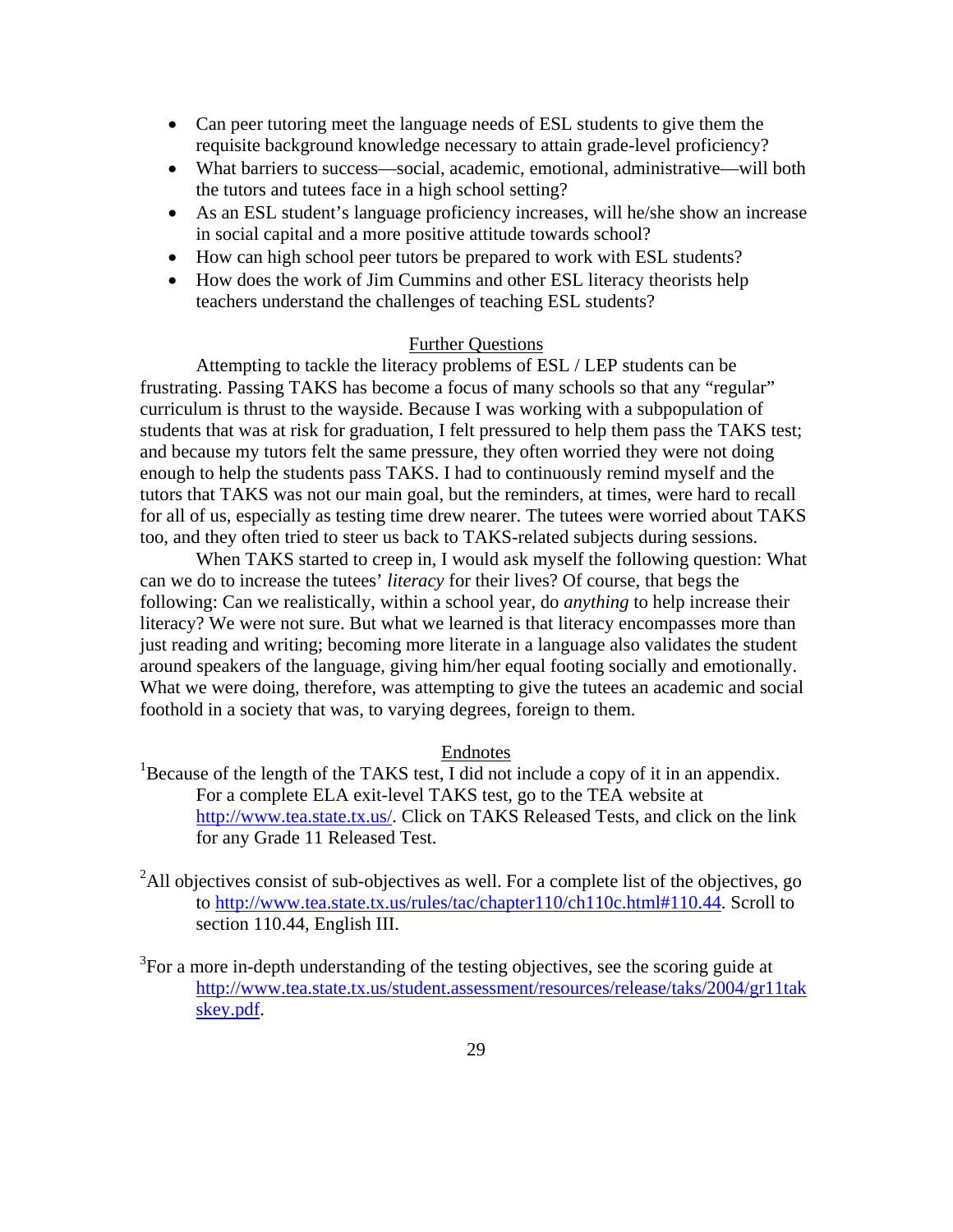- Can peer tutoring meet the language needs of ESL students to give them the requisite background knowledge necessary to attain grade-level proficiency?
- What barriers to success—social, academic, emotional, administrative—will both the tutors and tutees face in a high school setting?
- As an ESL student's language proficiency increases, will he/she show an increase in social capital and a more positive attitude towards school?
- How can high school peer tutors be prepared to work with ESL students?
- How does the work of Jim Cummins and other ESL literacy theorists help teachers understand the challenges of teaching ESL students?

## Further Questions

Attempting to tackle the literacy problems of ESL / LEP students can be frustrating. Passing TAKS has become a focus of many schools so that any "regular" curriculum is thrust to the wayside. Because I was working with a subpopulation of students that was at risk for graduation, I felt pressured to help them pass the TAKS test; and because my tutors felt the same pressure, they often worried they were not doing enough to help the students pass TAKS. I had to continuously remind myself and the tutors that TAKS was not our main goal, but the reminders, at times, were hard to recall for all of us, especially as testing time drew nearer. The tutees were worried about TAKS too, and they often tried to steer us back to TAKS-related subjects during sessions.

When TAKS started to creep in, I would ask myself the following question: What can we do to increase the tutees' *literacy* for their lives? Of course, that begs the following: Can we realistically, within a school year, do *anything* to help increase their literacy? We were not sure. But what we learned is that literacy encompasses more than just reading and writing; becoming more literate in a language also validates the student around speakers of the language, giving him/her equal footing socially and emotionally. What we were doing, therefore, was attempting to give the tutees an academic and social foothold in a society that was, to varying degrees, foreign to them.

## Endnotes

[1]Because of the length of the TAKS test, I did not include a copy of it in an appendix. For a complete ELA exit-level TAKS test, go to the TEA website at http://www.tea.state.tx.us/. Click on TAKS Released Tests, and click on the link for any Grade 11 Released Test.

[2]All objectives consist of sub-objectives as well. For a complete list of the objectives, go to http://www.tea.state.tx.us/rules/tac/chapter110/ch110c.html#110.44. Scroll to section 110.44, English III.

[3]For a more in-depth understanding of the testing objectives, see the scoring guide at http://www.tea.state.tx.us/student.assessment/resources/release/taks/2004/gr11takskey.pdf.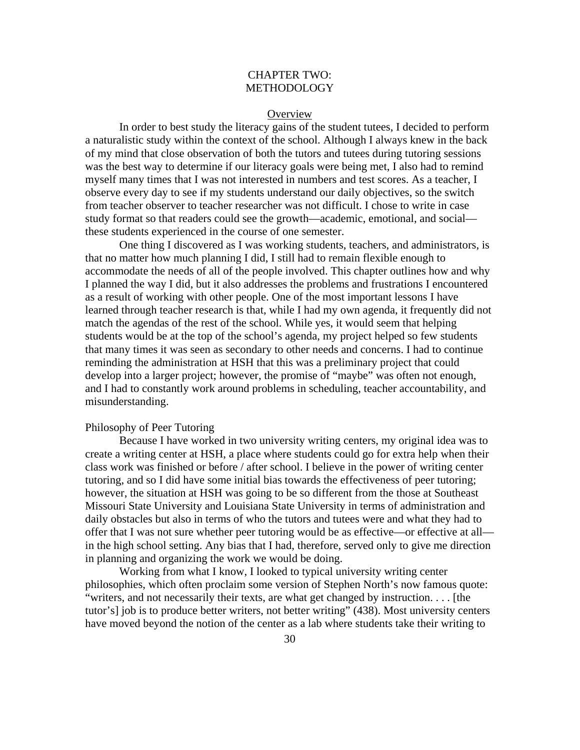# CHAPTER TWO: METHODOLOGY

## Overview

In order to best study the literacy gains of the student tutees, I decided to perform a naturalistic study within the context of the school. Although I always knew in the back of my mind that close observation of both the tutors and tutees during tutoring sessions was the best way to determine if our literacy goals were being met, I also had to remind myself many times that I was not interested in numbers and test scores. As a teacher, I observe every day to see if my students understand our daily objectives, so the switch from teacher observer to teacher researcher was not difficult. I chose to write in case study format so that readers could see the growth—academic, emotional, and social—these students experienced in the course of one semester.

One thing I discovered as I was working students, teachers, and administrators, is that no matter how much planning I did, I still had to remain flexible enough to accommodate the needs of all of the people involved. This chapter outlines how and why I planned the way I did, but it also addresses the problems and frustrations I encountered as a result of working with other people. One of the most important lessons I have learned through teacher research is that, while I had my own agenda, it frequently did not match the agendas of the rest of the school. While yes, it would seem that helping students would be at the top of the school's agenda, my project helped so few students that many times it was seen as secondary to other needs and concerns. I had to continue reminding the administration at HSH that this was a preliminary project that could develop into a larger project; however, the promise of "maybe" was often not enough, and I had to constantly work around problems in scheduling, teacher accountability, and misunderstanding.

### Philosophy of Peer Tutoring

Because I have worked in two university writing centers, my original idea was to create a writing center at HSH, a place where students could go for extra help when their class work was finished or before / after school. I believe in the power of writing center tutoring, and so I did have some initial bias towards the effectiveness of peer tutoring; however, the situation at HSH was going to be so different from the those at Southeast Missouri State University and Louisiana State University in terms of administration and daily obstacles but also in terms of who the tutors and tutees were and what they had to offer that I was not sure whether peer tutoring would be as effective—or effective at all—in the high school setting. Any bias that I had, therefore, served only to give me direction in planning and organizing the work we would be doing.

Working from what I know, I looked to typical university writing center philosophies, which often proclaim some version of Stephen North's now famous quote: "writers, and not necessarily their texts, are what get changed by instruction. . . . [the tutor's] job is to produce better writers, not better writing" (438). Most university centers have moved beyond the notion of the center as a lab where students take their writing to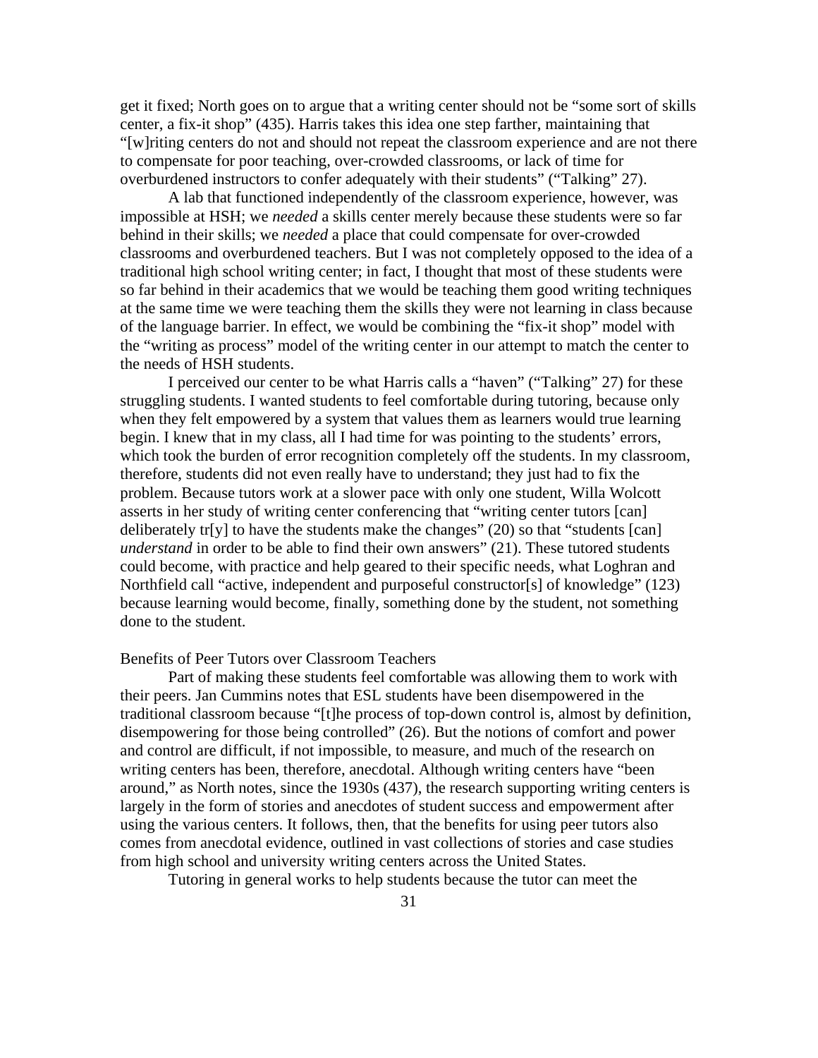get it fixed; North goes on to argue that a writing center should not be "some sort of skills center, a fix-it shop" (435). Harris takes this idea one step farther, maintaining that "[w]riting centers do not and should not repeat the classroom experience and are not there to compensate for poor teaching, over-crowded classrooms, or lack of time for overburdened instructors to confer adequately with their students" ("Talking" 27).

A lab that functioned independently of the classroom experience, however, was impossible at HSH; we *needed* a skills center merely because these students were so far behind in their skills; we *needed* a place that could compensate for over-crowded classrooms and overburdened teachers. But I was not completely opposed to the idea of a traditional high school writing center; in fact, I thought that most of these students were so far behind in their academics that we would be teaching them good writing techniques at the same time we were teaching them the skills they were not learning in class because of the language barrier. In effect, we would be combining the "fix-it shop" model with the "writing as process" model of the writing center in our attempt to match the center to the needs of HSH students.

I perceived our center to be what Harris calls a "haven" ("Talking" 27) for these struggling students. I wanted students to feel comfortable during tutoring, because only when they felt empowered by a system that values them as learners would true learning begin. I knew that in my class, all I had time for was pointing to the students' errors, which took the burden of error recognition completely off the students. In my classroom, therefore, students did not even really have to understand; they just had to fix the problem. Because tutors work at a slower pace with only one student, Willa Wolcott asserts in her study of writing center conferencing that "writing center tutors [can] deliberately tr[y] to have the students make the changes" (20) so that "students [can] *understand* in order to be able to find their own answers" (21). These tutored students could become, with practice and help geared to their specific needs, what Loghran and Northfield call "active, independent and purposeful constructor[s] of knowledge" (123) because learning would become, finally, something done by the student, not something done to the student.

Benefits of Peer Tutors over Classroom Teachers

Part of making these students feel comfortable was allowing them to work with their peers. Jan Cummins notes that ESL students have been disempowered in the traditional classroom because "[t]he process of top-down control is, almost by definition, disempowering for those being controlled" (26). But the notions of comfort and power and control are difficult, if not impossible, to measure, and much of the research on writing centers has been, therefore, anecdotal. Although writing centers have "been around," as North notes, since the 1930s (437), the research supporting writing centers is largely in the form of stories and anecdotes of student success and empowerment after using the various centers. It follows, then, that the benefits for using peer tutors also comes from anecdotal evidence, outlined in vast collections of stories and case studies from high school and university writing centers across the United States.

Tutoring in general works to help students because the tutor can meet the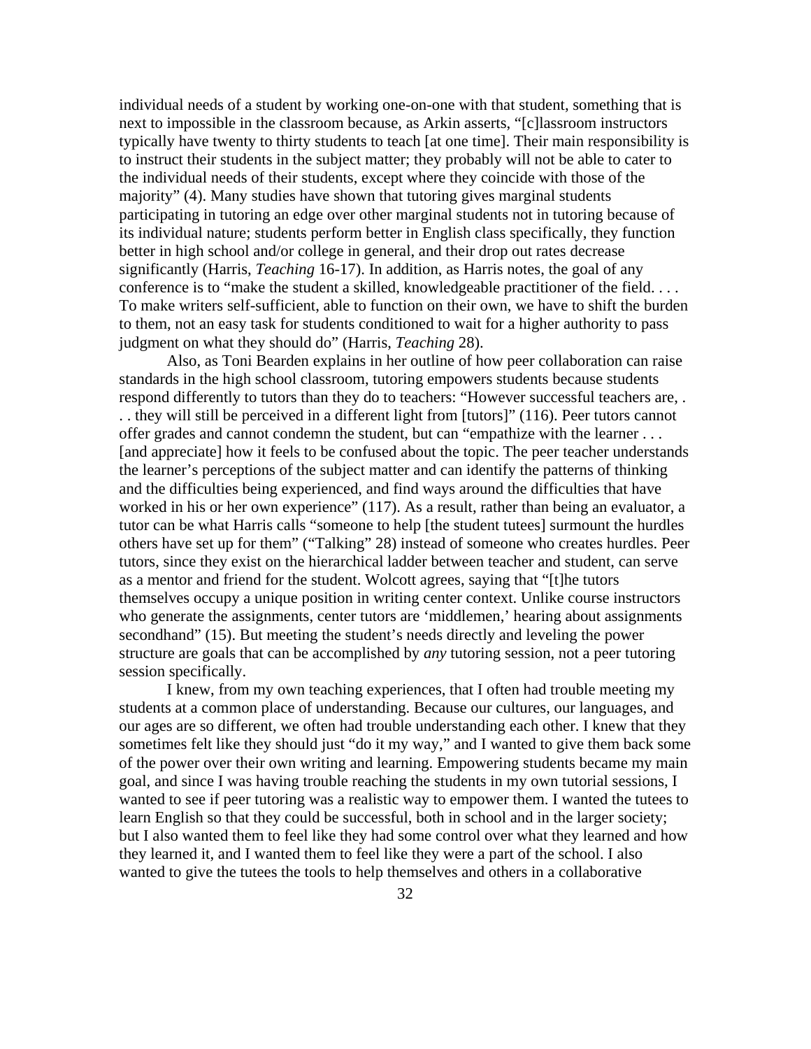individual needs of a student by working one-on-one with that student, something that is next to impossible in the classroom because, as Arkin asserts, "[c]lassroom instructors typically have twenty to thirty students to teach [at one time]. Their main responsibility is to instruct their students in the subject matter; they probably will not be able to cater to the individual needs of their students, except where they coincide with those of the majority" (4). Many studies have shown that tutoring gives marginal students participating in tutoring an edge over other marginal students not in tutoring because of its individual nature; students perform better in English class specifically, they function better in high school and/or college in general, and their drop out rates decrease significantly (Harris, *Teaching* 16-17). In addition, as Harris notes, the goal of any conference is to "make the student a skilled, knowledgeable practitioner of the field. . . . To make writers self-sufficient, able to function on their own, we have to shift the burden to them, not an easy task for students conditioned to wait for a higher authority to pass judgment on what they should do" (Harris, *Teaching* 28).

Also, as Toni Bearden explains in her outline of how peer collaboration can raise standards in the high school classroom, tutoring empowers students because students respond differently to tutors than they do to teachers: "However successful teachers are, . . . they will still be perceived in a different light from [tutors]" (116). Peer tutors cannot offer grades and cannot condemn the student, but can "empathize with the learner . . . [and appreciate] how it feels to be confused about the topic. The peer teacher understands the learner's perceptions of the subject matter and can identify the patterns of thinking and the difficulties being experienced, and find ways around the difficulties that have worked in his or her own experience" (117). As a result, rather than being an evaluator, a tutor can be what Harris calls "someone to help [the student tutees] surmount the hurdles others have set up for them" ("Talking" 28) instead of someone who creates hurdles. Peer tutors, since they exist on the hierarchical ladder between teacher and student, can serve as a mentor and friend for the student. Wolcott agrees, saying that "[t]he tutors themselves occupy a unique position in writing center context. Unlike course instructors who generate the assignments, center tutors are 'middlemen,' hearing about assignments secondhand" (15). But meeting the student's needs directly and leveling the power structure are goals that can be accomplished by *any* tutoring session, not a peer tutoring session specifically.

I knew, from my own teaching experiences, that I often had trouble meeting my students at a common place of understanding. Because our cultures, our languages, and our ages are so different, we often had trouble understanding each other. I knew that they sometimes felt like they should just "do it my way," and I wanted to give them back some of the power over their own writing and learning. Empowering students became my main goal, and since I was having trouble reaching the students in my own tutorial sessions, I wanted to see if peer tutoring was a realistic way to empower them. I wanted the tutees to learn English so that they could be successful, both in school and in the larger society; but I also wanted them to feel like they had some control over what they learned and how they learned it, and I wanted them to feel like they were a part of the school. I also wanted to give the tutees the tools to help themselves and others in a collaborative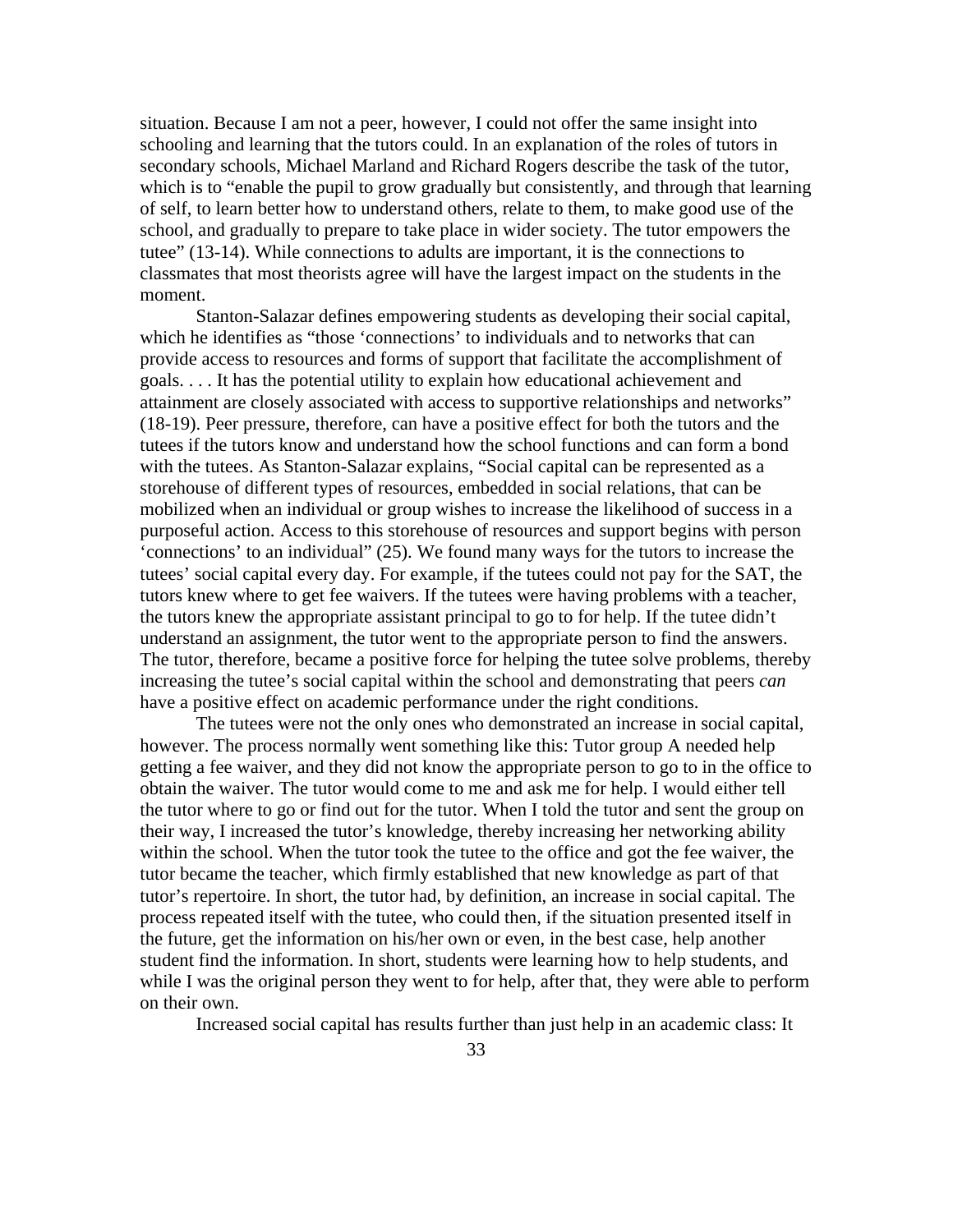situation. Because I am not a peer, however, I could not offer the same insight into schooling and learning that the tutors could. In an explanation of the roles of tutors in secondary schools, Michael Marland and Richard Rogers describe the task of the tutor, which is to "enable the pupil to grow gradually but consistently, and through that learning of self, to learn better how to understand others, relate to them, to make good use of the school, and gradually to prepare to take place in wider society. The tutor empowers the tutee" (13-14). While connections to adults are important, it is the connections to classmates that most theorists agree will have the largest impact on the students in the moment.

Stanton-Salazar defines empowering students as developing their social capital, which he identifies as "those 'connections' to individuals and to networks that can provide access to resources and forms of support that facilitate the accomplishment of goals. . . . It has the potential utility to explain how educational achievement and attainment are closely associated with access to supportive relationships and networks" (18-19). Peer pressure, therefore, can have a positive effect for both the tutors and the tutees if the tutors know and understand how the school functions and can form a bond with the tutees. As Stanton-Salazar explains, "Social capital can be represented as a storehouse of different types of resources, embedded in social relations, that can be mobilized when an individual or group wishes to increase the likelihood of success in a purposeful action. Access to this storehouse of resources and support begins with person 'connections' to an individual" (25). We found many ways for the tutors to increase the tutees' social capital every day. For example, if the tutees could not pay for the SAT, the tutors knew where to get fee waivers. If the tutees were having problems with a teacher, the tutors knew the appropriate assistant principal to go to for help. If the tutee didn't understand an assignment, the tutor went to the appropriate person to find the answers. The tutor, therefore, became a positive force for helping the tutee solve problems, thereby increasing the tutee's social capital within the school and demonstrating that peers *can* have a positive effect on academic performance under the right conditions.

The tutees were not the only ones who demonstrated an increase in social capital, however. The process normally went something like this: Tutor group A needed help getting a fee waiver, and they did not know the appropriate person to go to in the office to obtain the waiver. The tutor would come to me and ask me for help. I would either tell the tutor where to go or find out for the tutor. When I told the tutor and sent the group on their way, I increased the tutor's knowledge, thereby increasing her networking ability within the school. When the tutor took the tutee to the office and got the fee waiver, the tutor became the teacher, which firmly established that new knowledge as part of that tutor's repertoire. In short, the tutor had, by definition, an increase in social capital. The process repeated itself with the tutee, who could then, if the situation presented itself in the future, get the information on his/her own or even, in the best case, help another student find the information. In short, students were learning how to help students, and while I was the original person they went to for help, after that, they were able to perform on their own.

Increased social capital has results further than just help in an academic class: It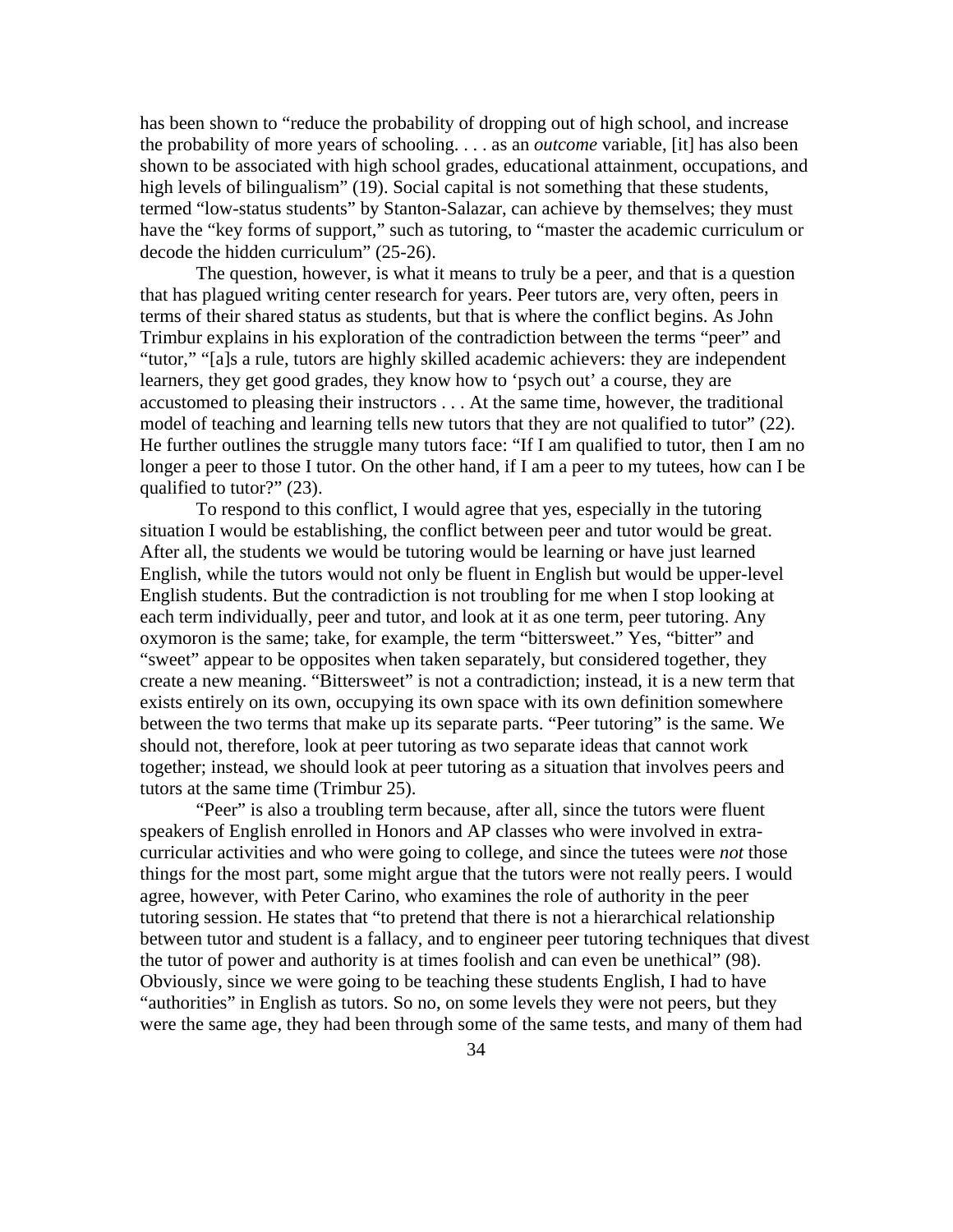has been shown to "reduce the probability of dropping out of high school, and increase the probability of more years of schooling. . . . as an *outcome* variable, [it] has also been shown to be associated with high school grades, educational attainment, occupations, and high levels of bilingualism" (19). Social capital is not something that these students, termed "low-status students" by Stanton-Salazar, can achieve by themselves; they must have the "key forms of support," such as tutoring, to "master the academic curriculum or decode the hidden curriculum" (25-26).

The question, however, is what it means to truly be a peer, and that is a question that has plagued writing center research for years. Peer tutors are, very often, peers in terms of their shared status as students, but that is where the conflict begins. As John Trimbur explains in his exploration of the contradiction between the terms "peer" and "tutor," "[a]s a rule, tutors are highly skilled academic achievers: they are independent learners, they get good grades, they know how to 'psych out' a course, they are accustomed to pleasing their instructors . . . At the same time, however, the traditional model of teaching and learning tells new tutors that they are not qualified to tutor" (22). He further outlines the struggle many tutors face: "If I am qualified to tutor, then I am no longer a peer to those I tutor. On the other hand, if I am a peer to my tutees, how can I be qualified to tutor?" (23).

To respond to this conflict, I would agree that yes, especially in the tutoring situation I would be establishing, the conflict between peer and tutor would be great. After all, the students we would be tutoring would be learning or have just learned English, while the tutors would not only be fluent in English but would be upper-level English students. But the contradiction is not troubling for me when I stop looking at each term individually, peer and tutor, and look at it as one term, peer tutoring. Any oxymoron is the same; take, for example, the term "bittersweet." Yes, "bitter" and "sweet" appear to be opposites when taken separately, but considered together, they create a new meaning. "Bittersweet" is not a contradiction; instead, it is a new term that exists entirely on its own, occupying its own space with its own definition somewhere between the two terms that make up its separate parts. "Peer tutoring" is the same. We should not, therefore, look at peer tutoring as two separate ideas that cannot work together; instead, we should look at peer tutoring as a situation that involves peers and tutors at the same time (Trimbur 25).

"Peer" is also a troubling term because, after all, since the tutors were fluent speakers of English enrolled in Honors and AP classes who were involved in extra-curricular activities and who were going to college, and since the tutees were *not* those things for the most part, some might argue that the tutors were not really peers. I would agree, however, with Peter Carino, who examines the role of authority in the peer tutoring session. He states that "to pretend that there is not a hierarchical relationship between tutor and student is a fallacy, and to engineer peer tutoring techniques that divest the tutor of power and authority is at times foolish and can even be unethical" (98). Obviously, since we were going to be teaching these students English, I had to have "authorities" in English as tutors. So no, on some levels they were not peers, but they were the same age, they had been through some of the same tests, and many of them had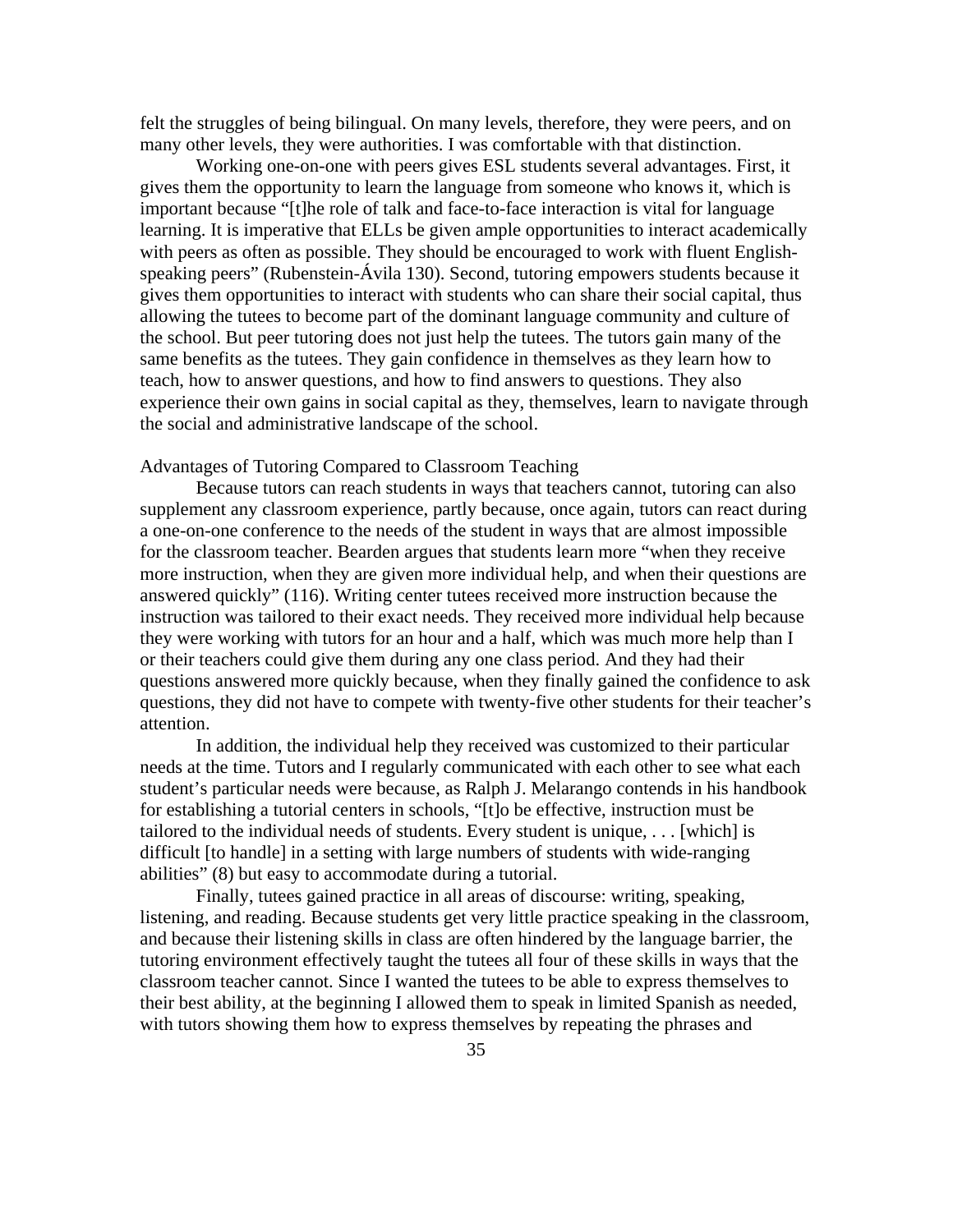felt the struggles of being bilingual. On many levels, therefore, they were peers, and on many other levels, they were authorities. I was comfortable with that distinction.

Working one-on-one with peers gives ESL students several advantages. First, it gives them the opportunity to learn the language from someone who knows it, which is important because "[t]he role of talk and face-to-face interaction is vital for language learning. It is imperative that ELLs be given ample opportunities to interact academically with peers as often as possible. They should be encouraged to work with fluent English-speaking peers" (Rubenstein-Ávila 130). Second, tutoring empowers students because it gives them opportunities to interact with students who can share their social capital, thus allowing the tutees to become part of the dominant language community and culture of the school. But peer tutoring does not just help the tutees. The tutors gain many of the same benefits as the tutees. They gain confidence in themselves as they learn how to teach, how to answer questions, and how to find answers to questions. They also experience their own gains in social capital as they, themselves, learn to navigate through the social and administrative landscape of the school.

## Advantages of Tutoring Compared to Classroom Teaching

Because tutors can reach students in ways that teachers cannot, tutoring can also supplement any classroom experience, partly because, once again, tutors can react during a one-on-one conference to the needs of the student in ways that are almost impossible for the classroom teacher. Bearden argues that students learn more "when they receive more instruction, when they are given more individual help, and when their questions are answered quickly" (116). Writing center tutees received more instruction because the instruction was tailored to their exact needs. They received more individual help because they were working with tutors for an hour and a half, which was much more help than I or their teachers could give them during any one class period. And they had their questions answered more quickly because, when they finally gained the confidence to ask questions, they did not have to compete with twenty-five other students for their teacher's attention.

In addition, the individual help they received was customized to their particular needs at the time. Tutors and I regularly communicated with each other to see what each student's particular needs were because, as Ralph J. Melarango contends in his handbook for establishing a tutorial centers in schools, "[t]o be effective, instruction must be tailored to the individual needs of students. Every student is unique, . . . [which] is difficult [to handle] in a setting with large numbers of students with wide-ranging abilities" (8) but easy to accommodate during a tutorial.

Finally, tutees gained practice in all areas of discourse: writing, speaking, listening, and reading. Because students get very little practice speaking in the classroom, and because their listening skills in class are often hindered by the language barrier, the tutoring environment effectively taught the tutees all four of these skills in ways that the classroom teacher cannot. Since I wanted the tutees to be able to express themselves to their best ability, at the beginning I allowed them to speak in limited Spanish as needed, with tutors showing them how to express themselves by repeating the phrases and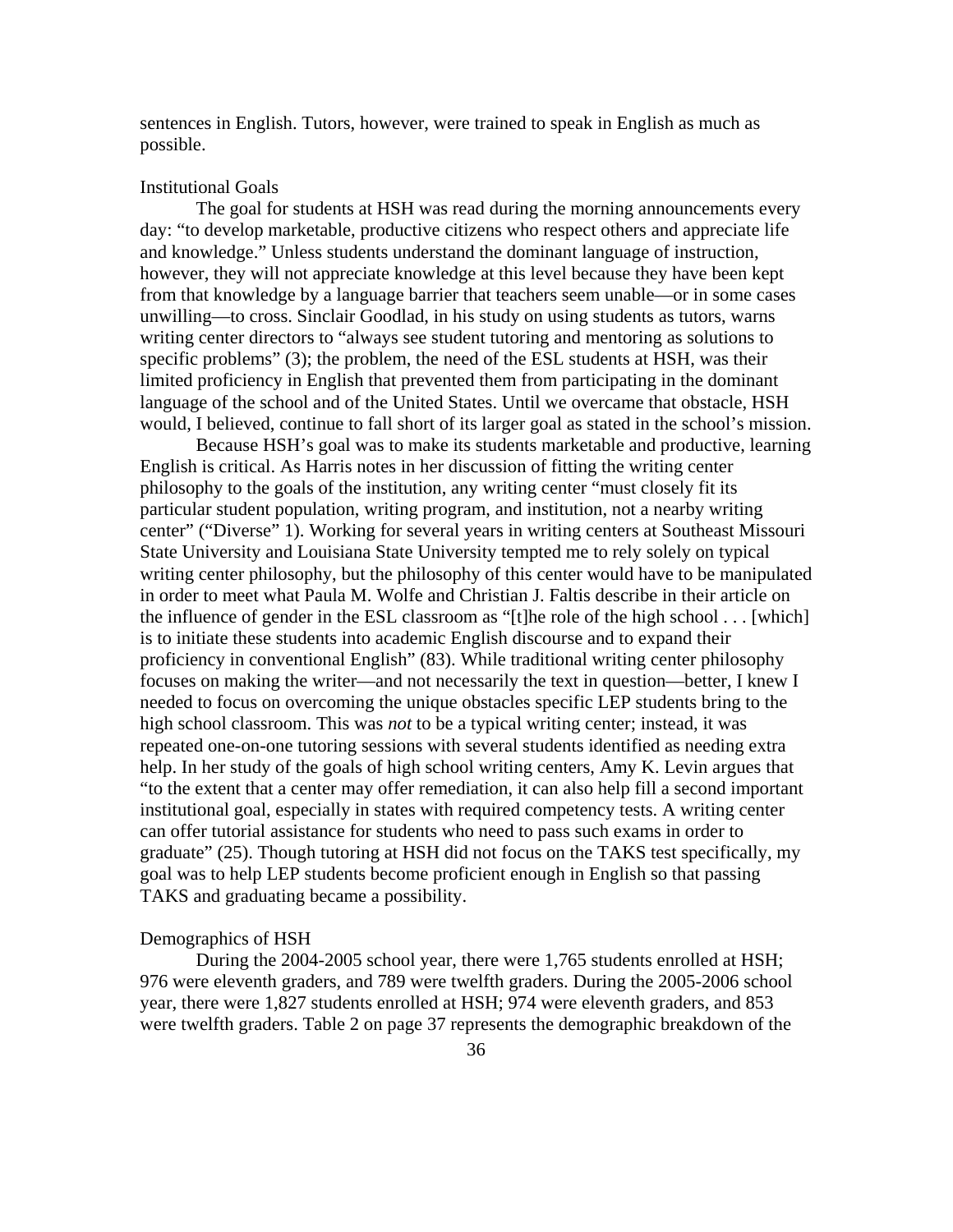sentences in English. Tutors, however, were trained to speak in English as much as possible.

### Institutional Goals

The goal for students at HSH was read during the morning announcements every day: "to develop marketable, productive citizens who respect others and appreciate life and knowledge." Unless students understand the dominant language of instruction, however, they will not appreciate knowledge at this level because they have been kept from that knowledge by a language barrier that teachers seem unable—or in some cases unwilling—to cross. Sinclair Goodlad, in his study on using students as tutors, warns writing center directors to "always see student tutoring and mentoring as solutions to specific problems" (3); the problem, the need of the ESL students at HSH, was their limited proficiency in English that prevented them from participating in the dominant language of the school and of the United States. Until we overcame that obstacle, HSH would, I believed, continue to fall short of its larger goal as stated in the school's mission.

Because HSH's goal was to make its students marketable and productive, learning English is critical. As Harris notes in her discussion of fitting the writing center philosophy to the goals of the institution, any writing center "must closely fit its particular student population, writing program, and institution, not a nearby writing center" ("Diverse" 1). Working for several years in writing centers at Southeast Missouri State University and Louisiana State University tempted me to rely solely on typical writing center philosophy, but the philosophy of this center would have to be manipulated in order to meet what Paula M. Wolfe and Christian J. Faltis describe in their article on the influence of gender in the ESL classroom as "[t]he role of the high school . . . [which] is to initiate these students into academic English discourse and to expand their proficiency in conventional English" (83). While traditional writing center philosophy focuses on making the writer—and not necessarily the text in question—better, I knew I needed to focus on overcoming the unique obstacles specific LEP students bring to the high school classroom. This was *not* to be a typical writing center; instead, it was repeated one-on-one tutoring sessions with several students identified as needing extra help. In her study of the goals of high school writing centers, Amy K. Levin argues that "to the extent that a center may offer remediation, it can also help fill a second important institutional goal, especially in states with required competency tests. A writing center can offer tutorial assistance for students who need to pass such exams in order to graduate" (25). Though tutoring at HSH did not focus on the TAKS test specifically, my goal was to help LEP students become proficient enough in English so that passing TAKS and graduating became a possibility.

### Demographics of HSH

During the 2004-2005 school year, there were 1,765 students enrolled at HSH; 976 were eleventh graders, and 789 were twelfth graders. During the 2005-2006 school year, there were 1,827 students enrolled at HSH; 974 were eleventh graders, and 853 were twelfth graders. Table 2 on page 37 represents the demographic breakdown of the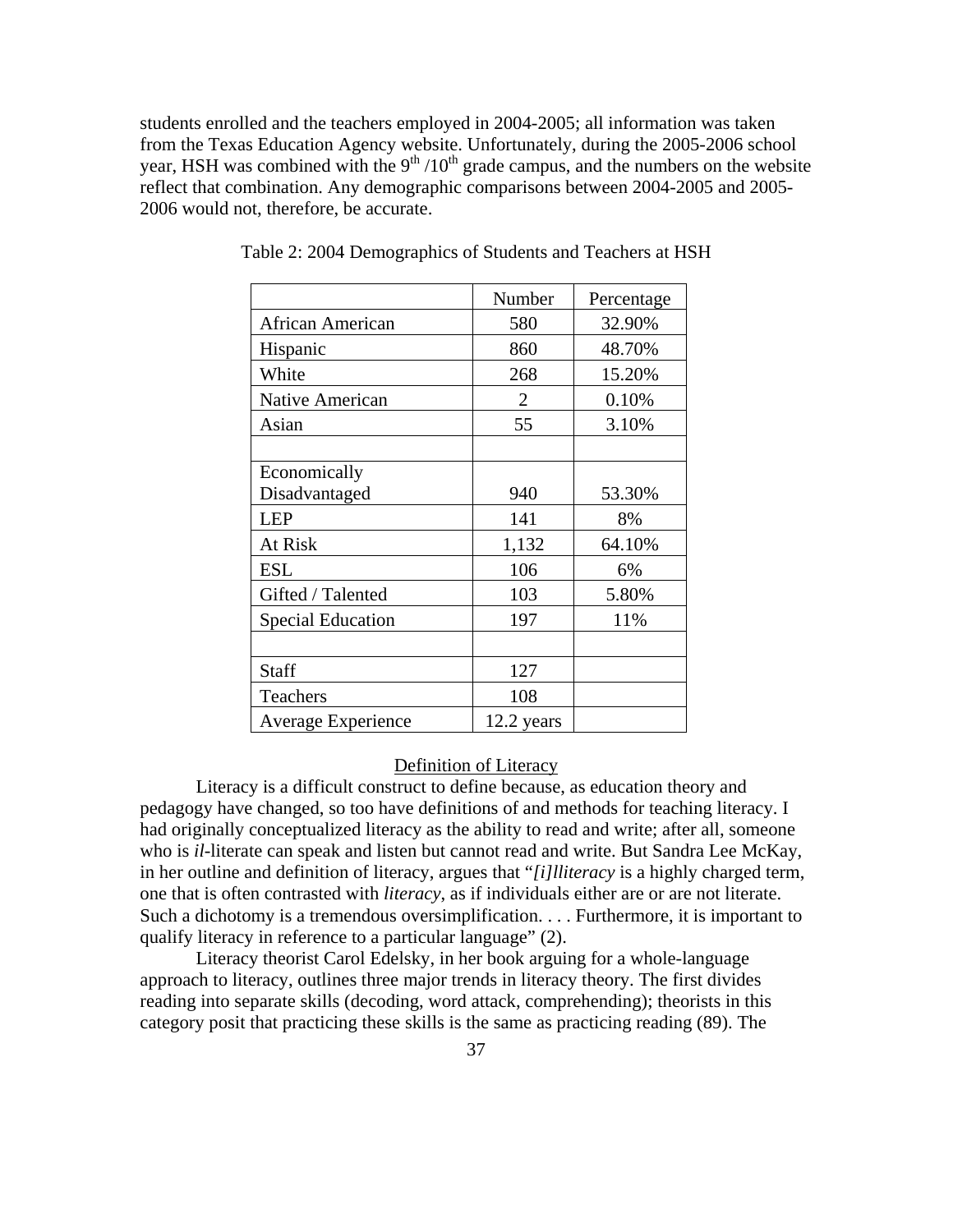students enrolled and the teachers employed in 2004-2005; all information was taken from the Texas Education Agency website. Unfortunately, during the 2005-2006 school year, HSH was combined with the 9th /10th grade campus, and the numbers on the website reflect that combination. Any demographic comparisons between 2004-2005 and 2005-2006 would not, therefore, be accurate.

Table 2: 2004 Demographics of Students and Teachers at HSH

| | Number | Percentage |
|---|---|---|
| African American | 580 | 32.90% |
| Hispanic | 860 | 48.70% |
| White | 268 | 15.20% |
| Native American | 2 | 0.10% |
| Asian | 55 | 3.10% |
| | | |
| Economically Disadvantaged | 940 | 53.30% |
| LEP | 141 | 8% |
| At Risk | 1,132 | 64.10% |
| ESL | 106 | 6% |
| Gifted / Talented | 103 | 5.80% |
| Special Education | 197 | 11% |
| | | |
| Staff | 127 | |
| Teachers | 108 | |
| Average Experience | 12.2 years | |

## Definition of Literacy

Literacy is a difficult construct to define because, as education theory and pedagogy have changed, so too have definitions of and methods for teaching literacy. I had originally conceptualized literacy as the ability to read and write; after all, someone who is *il*-literate can speak and listen but cannot read and write. But Sandra Lee McKay, in her outline and definition of literacy, argues that "*[i]lliteracy* is a highly charged term, one that is often contrasted with *literacy*, as if individuals either are or are not literate. Such a dichotomy is a tremendous oversimplification. . . . Furthermore, it is important to qualify literacy in reference to a particular language" (2).

Literacy theorist Carol Edelsky, in her book arguing for a whole-language approach to literacy, outlines three major trends in literacy theory. The first divides reading into separate skills (decoding, word attack, comprehending); theorists in this category posit that practicing these skills is the same as practicing reading (89). The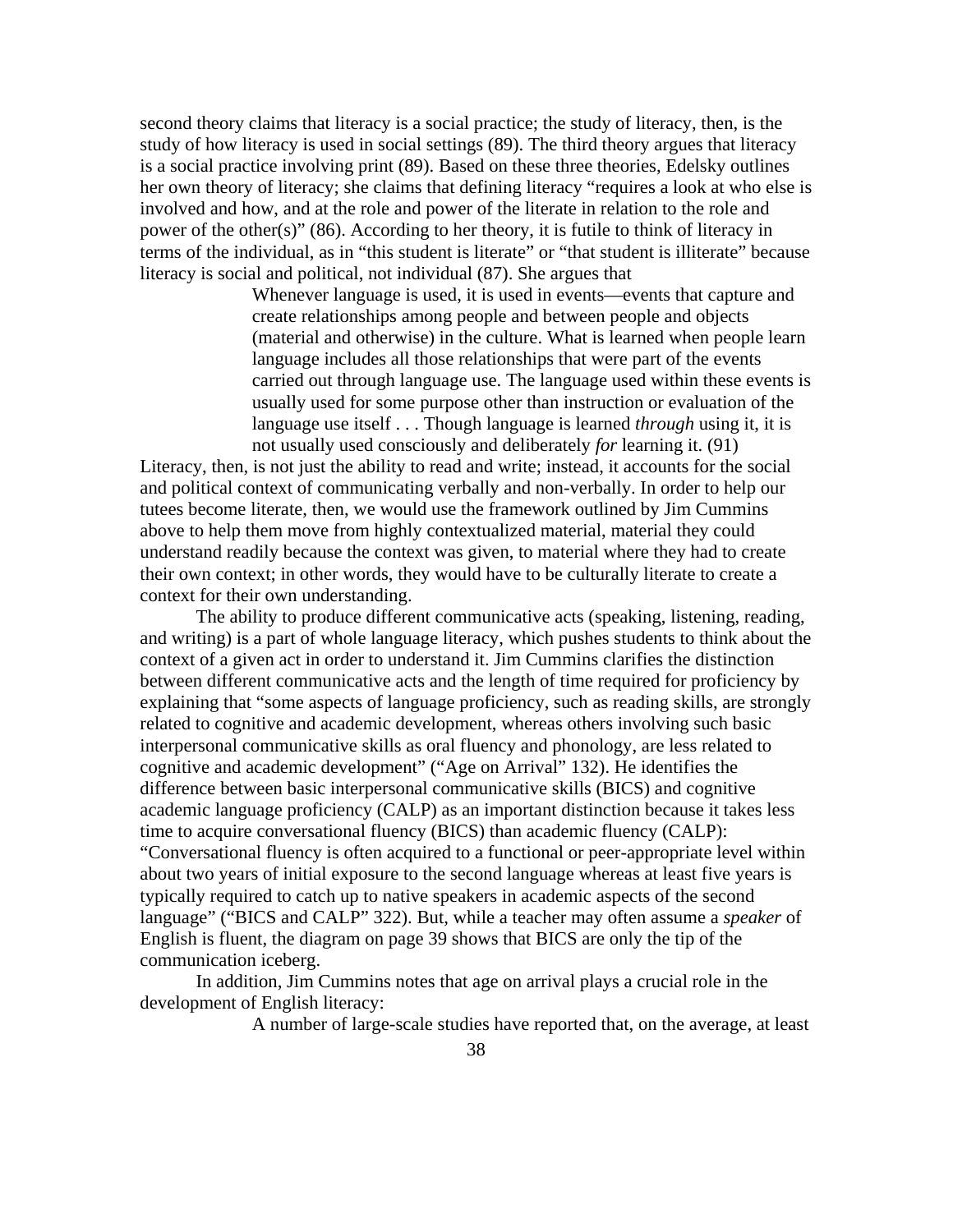second theory claims that literacy is a social practice; the study of literacy, then, is the study of how literacy is used in social settings (89). The third theory argues that literacy is a social practice involving print (89). Based on these three theories, Edelsky outlines her own theory of literacy; she claims that defining literacy "requires a look at who else is involved and how, and at the role and power of the literate in relation to the role and power of the other(s)" (86). According to her theory, it is futile to think of literacy in terms of the individual, as in "this student is literate" or "that student is illiterate" because literacy is social and political, not individual (87). She argues that

> Whenever language is used, it is used in events—events that capture and create relationships among people and between people and objects (material and otherwise) in the culture. What is learned when people learn language includes all those relationships that were part of the events carried out through language use. The language used within these events is usually used for some purpose other than instruction or evaluation of the language use itself . . . Though language is learned *through* using it, it is not usually used consciously and deliberately *for* learning it. (91)

Literacy, then, is not just the ability to read and write; instead, it accounts for the social and political context of communicating verbally and non-verbally. In order to help our tutees become literate, then, we would use the framework outlined by Jim Cummins above to help them move from highly contextualized material, material they could understand readily because the context was given, to material where they had to create their own context; in other words, they would have to be culturally literate to create a context for their own understanding.

The ability to produce different communicative acts (speaking, listening, reading, and writing) is a part of whole language literacy, which pushes students to think about the context of a given act in order to understand it. Jim Cummins clarifies the distinction between different communicative acts and the length of time required for proficiency by explaining that "some aspects of language proficiency, such as reading skills, are strongly related to cognitive and academic development, whereas others involving such basic interpersonal communicative skills as oral fluency and phonology, are less related to cognitive and academic development" ("Age on Arrival" 132). He identifies the difference between basic interpersonal communicative skills (BICS) and cognitive academic language proficiency (CALP) as an important distinction because it takes less time to acquire conversational fluency (BICS) than academic fluency (CALP): "Conversational fluency is often acquired to a functional or peer-appropriate level within about two years of initial exposure to the second language whereas at least five years is typically required to catch up to native speakers in academic aspects of the second language" ("BICS and CALP" 322). But, while a teacher may often assume a *speaker* of English is fluent, the diagram on page 39 shows that BICS are only the tip of the communication iceberg.

In addition, Jim Cummins notes that age on arrival plays a crucial role in the development of English literacy:

> A number of large-scale studies have reported that, on the average, at least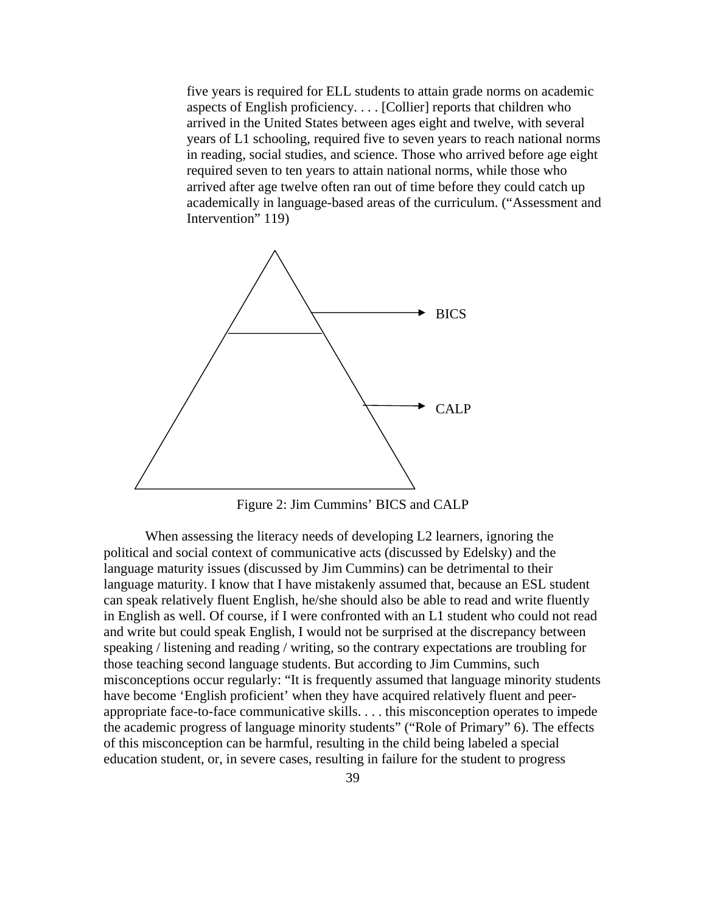> five years is required for ELL students to attain grade norms on academic aspects of English proficiency. . . . [Collier] reports that children who arrived in the United States between ages eight and twelve, with several years of L1 schooling, required five to seven years to reach national norms in reading, social studies, and science. Those who arrived before age eight required seven to ten years to attain national norms, while those who arrived after age twelve often ran out of time before they could catch up academically in language-based areas of the curriculum. ("Assessment and Intervention" 119)

BICS

CALP

Figure 2: Jim Cummins' BICS and CALP

When assessing the literacy needs of developing L2 learners, ignoring the political and social context of communicative acts (discussed by Edelsky) and the language maturity issues (discussed by Jim Cummins) can be detrimental to their language maturity. I know that I have mistakenly assumed that, because an ESL student can speak relatively fluent English, he/she should also be able to read and write fluently in English as well. Of course, if I were confronted with an L1 student who could not read and write but could speak English, I would not be surprised at the discrepancy between speaking / listening and reading / writing, so the contrary expectations are troubling for those teaching second language students. But according to Jim Cummins, such misconceptions occur regularly: "It is frequently assumed that language minority students have become 'English proficient' when they have acquired relatively fluent and peer-appropriate face-to-face communicative skills. . . . this misconception operates to impede the academic progress of language minority students" ("Role of Primary" 6). The effects of this misconception can be harmful, resulting in the child being labeled a special education student, or, in severe cases, resulting in failure for the student to progress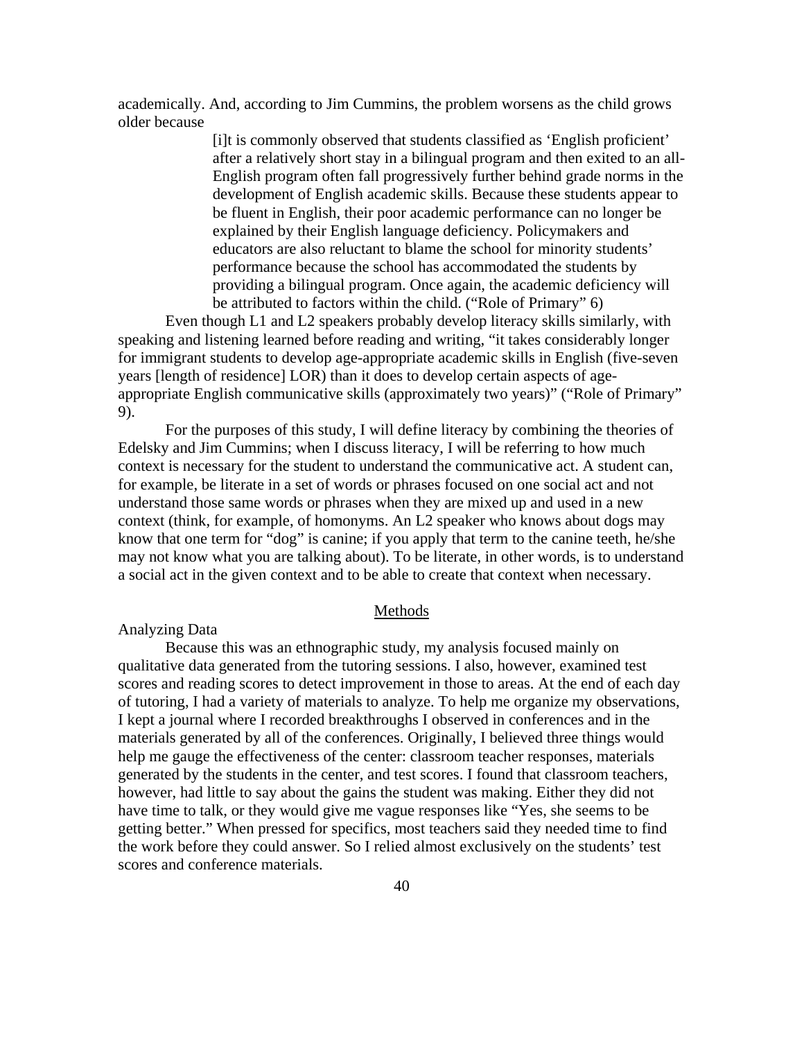academically. And, according to Jim Cummins, the problem worsens as the child grows older because

> [i]t is commonly observed that students classified as 'English proficient' after a relatively short stay in a bilingual program and then exited to an all-English program often fall progressively further behind grade norms in the development of English academic skills. Because these students appear to be fluent in English, their poor academic performance can no longer be explained by their English language deficiency. Policymakers and educators are also reluctant to blame the school for minority students' performance because the school has accommodated the students by providing a bilingual program. Once again, the academic deficiency will be attributed to factors within the child. ("Role of Primary" 6)

Even though L1 and L2 speakers probably develop literacy skills similarly, with speaking and listening learned before reading and writing, "it takes considerably longer for immigrant students to develop age-appropriate academic skills in English (five-seven years [length of residence] LOR) than it does to develop certain aspects of age-appropriate English communicative skills (approximately two years)" ("Role of Primary" 9).

For the purposes of this study, I will define literacy by combining the theories of Edelsky and Jim Cummins; when I discuss literacy, I will be referring to how much context is necessary for the student to understand the communicative act. A student can, for example, be literate in a set of words or phrases focused on one social act and not understand those same words or phrases when they are mixed up and used in a new context (think, for example, of homonyms. An L2 speaker who knows about dogs may know that one term for "dog" is canine; if you apply that term to the canine teeth, he/she may not know what you are talking about). To be literate, in other words, is to understand a social act in the given context and to be able to create that context when necessary.

## Methods

### Analyzing Data

Because this was an ethnographic study, my analysis focused mainly on qualitative data generated from the tutoring sessions. I also, however, examined test scores and reading scores to detect improvement in those to areas. At the end of each day of tutoring, I had a variety of materials to analyze. To help me organize my observations, I kept a journal where I recorded breakthroughs I observed in conferences and in the materials generated by all of the conferences. Originally, I believed three things would help me gauge the effectiveness of the center: classroom teacher responses, materials generated by the students in the center, and test scores. I found that classroom teachers, however, had little to say about the gains the student was making. Either they did not have time to talk, or they would give me vague responses like "Yes, she seems to be getting better." When pressed for specifics, most teachers said they needed time to find the work before they could answer. So I relied almost exclusively on the students' test scores and conference materials.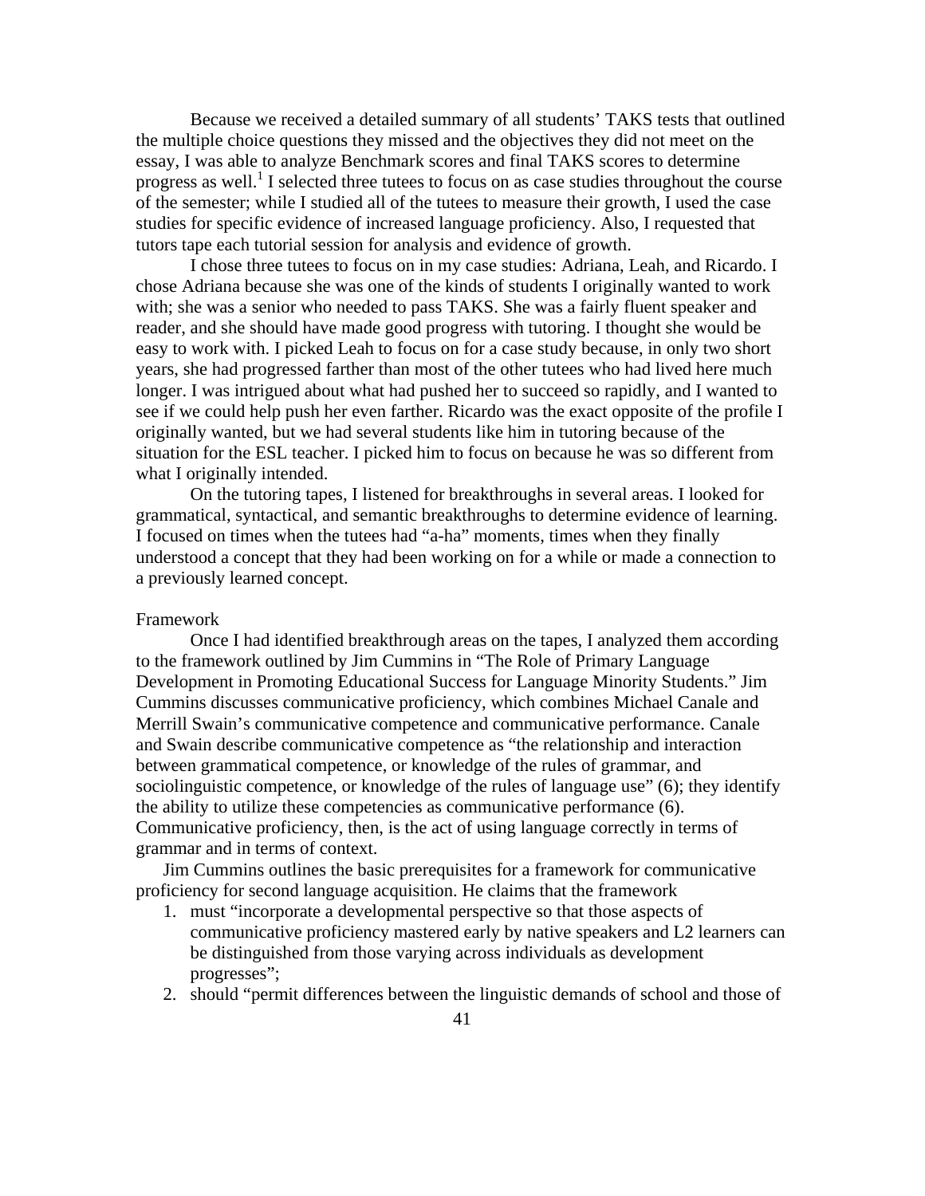Because we received a detailed summary of all students' TAKS tests that outlined the multiple choice questions they missed and the objectives they did not meet on the essay, I was able to analyze Benchmark scores and final TAKS scores to determine progress as well.[1] I selected three tutees to focus on as case studies throughout the course of the semester; while I studied all of the tutees to measure their growth, I used the case studies for specific evidence of increased language proficiency. Also, I requested that tutors tape each tutorial session for analysis and evidence of growth.

I chose three tutees to focus on in my case studies: Adriana, Leah, and Ricardo. I chose Adriana because she was one of the kinds of students I originally wanted to work with; she was a senior who needed to pass TAKS. She was a fairly fluent speaker and reader, and she should have made good progress with tutoring. I thought she would be easy to work with. I picked Leah to focus on for a case study because, in only two short years, she had progressed farther than most of the other tutees who had lived here much longer. I was intrigued about what had pushed her to succeed so rapidly, and I wanted to see if we could help push her even farther. Ricardo was the exact opposite of the profile I originally wanted, but we had several students like him in tutoring because of the situation for the ESL teacher. I picked him to focus on because he was so different from what I originally intended.

On the tutoring tapes, I listened for breakthroughs in several areas. I looked for grammatical, syntactical, and semantic breakthroughs to determine evidence of learning. I focused on times when the tutees had "a-ha" moments, times when they finally understood a concept that they had been working on for a while or made a connection to a previously learned concept.

## Framework

Once I had identified breakthrough areas on the tapes, I analyzed them according to the framework outlined by Jim Cummins in "The Role of Primary Language Development in Promoting Educational Success for Language Minority Students." Jim Cummins discusses communicative proficiency, which combines Michael Canale and Merrill Swain's communicative competence and communicative performance. Canale and Swain describe communicative competence as "the relationship and interaction between grammatical competence, or knowledge of the rules of grammar, and sociolinguistic competence, or knowledge of the rules of language use" (6); they identify the ability to utilize these competencies as communicative performance (6). Communicative proficiency, then, is the act of using language correctly in terms of grammar and in terms of context.

Jim Cummins outlines the basic prerequisites for a framework for communicative proficiency for second language acquisition. He claims that the framework

1. must "incorporate a developmental perspective so that those aspects of communicative proficiency mastered early by native speakers and L2 learners can be distinguished from those varying across individuals as development progresses";
2. should "permit differences between the linguistic demands of school and those of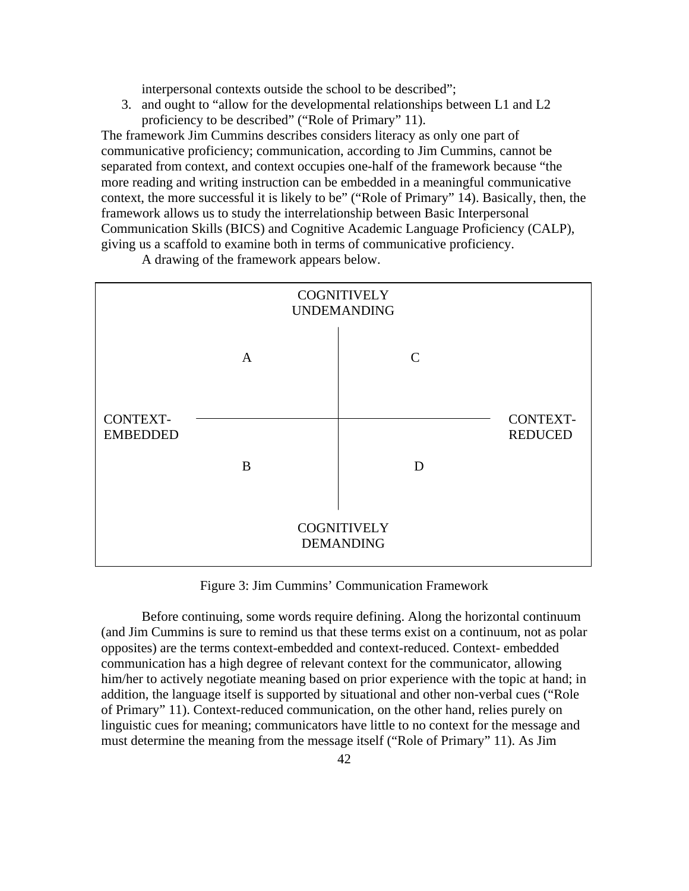interpersonal contexts outside the school to be described";

3. and ought to "allow for the developmental relationships between L1 and L2 proficiency to be described" ("Role of Primary" 11).

The framework Jim Cummins describes considers literacy as only one part of communicative proficiency; communication, according to Jim Cummins, cannot be separated from context, and context occupies one-half of the framework because "the more reading and writing instruction can be embedded in a meaningful communicative context, the more successful it is likely to be" ("Role of Primary" 14). Basically, then, the framework allows us to study the interrelationship between Basic Interpersonal Communication Skills (BICS) and Cognitive Academic Language Proficiency (CALP), giving us a scaffold to examine both in terms of communicative proficiency.

A drawing of the framework appears below.

| | COGNITIVELY UNDEMANDING | |
|---|---|---|
| | A \| C | |
| CONTEXT-EMBEDDED | | CONTEXT-REDUCED |
| | B \| D | |
| | COGNITIVELY DEMANDING | |

Figure 3: Jim Cummins' Communication Framework

Before continuing, some words require defining. Along the horizontal continuum (and Jim Cummins is sure to remind us that these terms exist on a continuum, not as polar opposites) are the terms context-embedded and context-reduced. Context- embedded communication has a high degree of relevant context for the communicator, allowing him/her to actively negotiate meaning based on prior experience with the topic at hand; in addition, the language itself is supported by situational and other non-verbal cues ("Role of Primary" 11). Context-reduced communication, on the other hand, relies purely on linguistic cues for meaning; communicators have little to no context for the message and must determine the meaning from the message itself ("Role of Primary" 11). As Jim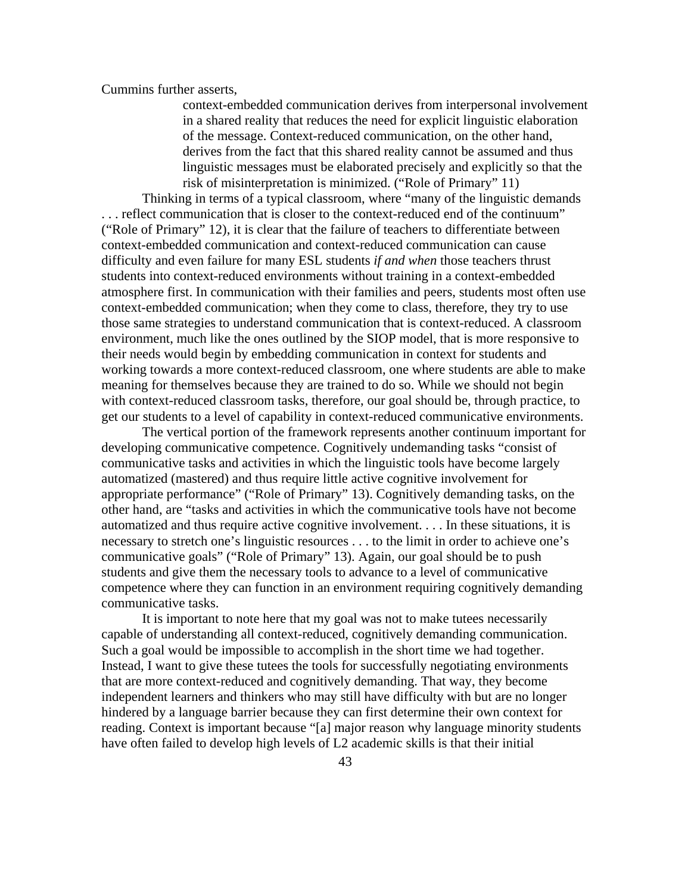Cummins further asserts,

> context-embedded communication derives from interpersonal involvement in a shared reality that reduces the need for explicit linguistic elaboration of the message. Context-reduced communication, on the other hand, derives from the fact that this shared reality cannot be assumed and thus linguistic messages must be elaborated precisely and explicitly so that the risk of misinterpretation is minimized. ("Role of Primary" 11)

Thinking in terms of a typical classroom, where "many of the linguistic demands . . . reflect communication that is closer to the context-reduced end of the continuum" ("Role of Primary" 12), it is clear that the failure of teachers to differentiate between context-embedded communication and context-reduced communication can cause difficulty and even failure for many ESL students *if and when* those teachers thrust students into context-reduced environments without training in a context-embedded atmosphere first. In communication with their families and peers, students most often use context-embedded communication; when they come to class, therefore, they try to use those same strategies to understand communication that is context-reduced. A classroom environment, much like the ones outlined by the SIOP model, that is more responsive to their needs would begin by embedding communication in context for students and working towards a more context-reduced classroom, one where students are able to make meaning for themselves because they are trained to do so. While we should not begin with context-reduced classroom tasks, therefore, our goal should be, through practice, to get our students to a level of capability in context-reduced communicative environments.

The vertical portion of the framework represents another continuum important for developing communicative competence. Cognitively undemanding tasks "consist of communicative tasks and activities in which the linguistic tools have become largely automatized (mastered) and thus require little active cognitive involvement for appropriate performance" ("Role of Primary" 13). Cognitively demanding tasks, on the other hand, are "tasks and activities in which the communicative tools have not become automatized and thus require active cognitive involvement. . . . In these situations, it is necessary to stretch one's linguistic resources . . . to the limit in order to achieve one's communicative goals" ("Role of Primary" 13). Again, our goal should be to push students and give them the necessary tools to advance to a level of communicative competence where they can function in an environment requiring cognitively demanding communicative tasks.

It is important to note here that my goal was not to make tutees necessarily capable of understanding all context-reduced, cognitively demanding communication. Such a goal would be impossible to accomplish in the short time we had together. Instead, I want to give these tutees the tools for successfully negotiating environments that are more context-reduced and cognitively demanding. That way, they become independent learners and thinkers who may still have difficulty with but are no longer hindered by a language barrier because they can first determine their own context for reading. Context is important because "[a] major reason why language minority students have often failed to develop high levels of L2 academic skills is that their initial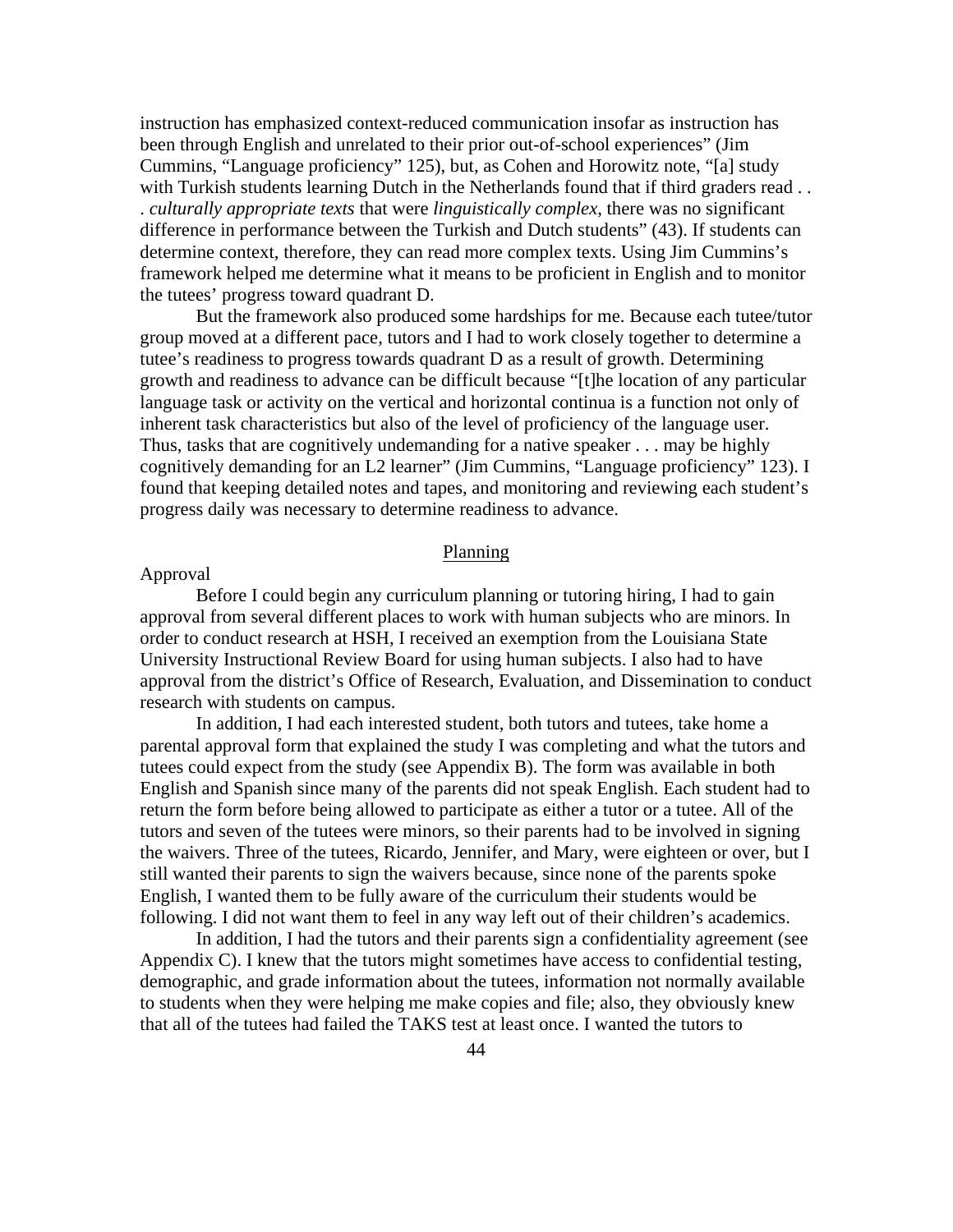instruction has emphasized context-reduced communication insofar as instruction has been through English and unrelated to their prior out-of-school experiences" (Jim Cummins, "Language proficiency" 125), but, as Cohen and Horowitz note, "[a] study with Turkish students learning Dutch in the Netherlands found that if third graders read . . . *culturally appropriate texts* that were *linguistically complex*, there was no significant difference in performance between the Turkish and Dutch students" (43). If students can determine context, therefore, they can read more complex texts. Using Jim Cummins's framework helped me determine what it means to be proficient in English and to monitor the tutees' progress toward quadrant D.

But the framework also produced some hardships for me. Because each tutee/tutor group moved at a different pace, tutors and I had to work closely together to determine a tutee's readiness to progress towards quadrant D as a result of growth. Determining growth and readiness to advance can be difficult because "[t]he location of any particular language task or activity on the vertical and horizontal continua is a function not only of inherent task characteristics but also of the level of proficiency of the language user. Thus, tasks that are cognitively undemanding for a native speaker . . . may be highly cognitively demanding for an L2 learner" (Jim Cummins, "Language proficiency" 123). I found that keeping detailed notes and tapes, and monitoring and reviewing each student's progress daily was necessary to determine readiness to advance.

## Planning

### Approval

Before I could begin any curriculum planning or tutoring hiring, I had to gain approval from several different places to work with human subjects who are minors. In order to conduct research at HSH, I received an exemption from the Louisiana State University Instructional Review Board for using human subjects. I also had to have approval from the district's Office of Research, Evaluation, and Dissemination to conduct research with students on campus.

In addition, I had each interested student, both tutors and tutees, take home a parental approval form that explained the study I was completing and what the tutors and tutees could expect from the study (see Appendix B). The form was available in both English and Spanish since many of the parents did not speak English. Each student had to return the form before being allowed to participate as either a tutor or a tutee. All of the tutors and seven of the tutees were minors, so their parents had to be involved in signing the waivers. Three of the tutees, Ricardo, Jennifer, and Mary, were eighteen or over, but I still wanted their parents to sign the waivers because, since none of the parents spoke English, I wanted them to be fully aware of the curriculum their students would be following. I did not want them to feel in any way left out of their children's academics.

In addition, I had the tutors and their parents sign a confidentiality agreement (see Appendix C). I knew that the tutors might sometimes have access to confidential testing, demographic, and grade information about the tutees, information not normally available to students when they were helping me make copies and file; also, they obviously knew that all of the tutees had failed the TAKS test at least once. I wanted the tutors to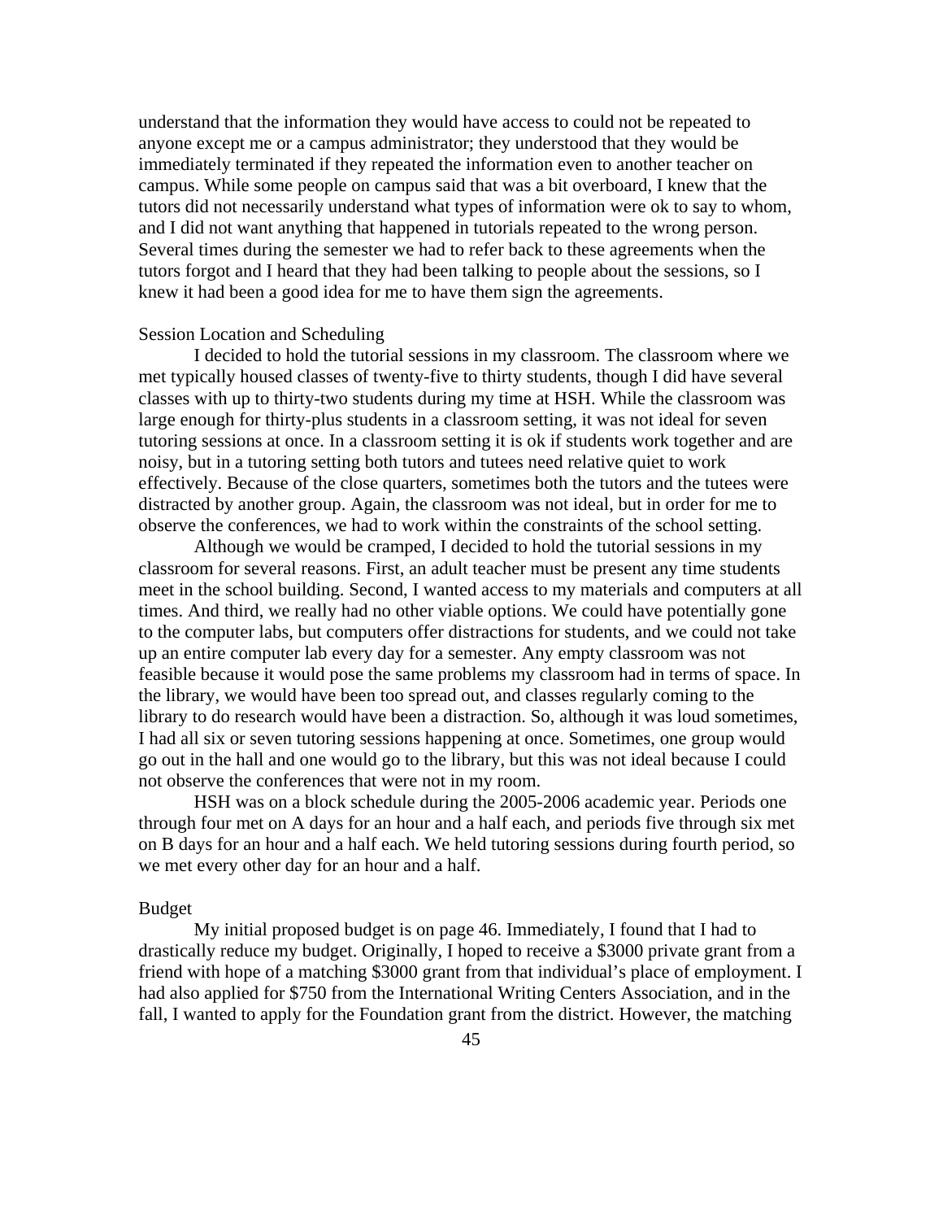understand that the information they would have access to could not be repeated to anyone except me or a campus administrator; they understood that they would be immediately terminated if they repeated the information even to another teacher on campus. While some people on campus said that was a bit overboard, I knew that the tutors did not necessarily understand what types of information were ok to say to whom, and I did not want anything that happened in tutorials repeated to the wrong person. Several times during the semester we had to refer back to these agreements when the tutors forgot and I heard that they had been talking to people about the sessions, so I knew it had been a good idea for me to have them sign the agreements.

### Session Location and Scheduling

I decided to hold the tutorial sessions in my classroom. The classroom where we met typically housed classes of twenty-five to thirty students, though I did have several classes with up to thirty-two students during my time at HSH. While the classroom was large enough for thirty-plus students in a classroom setting, it was not ideal for seven tutoring sessions at once. In a classroom setting it is ok if students work together and are noisy, but in a tutoring setting both tutors and tutees need relative quiet to work effectively. Because of the close quarters, sometimes both the tutors and the tutees were distracted by another group. Again, the classroom was not ideal, but in order for me to observe the conferences, we had to work within the constraints of the school setting.

Although we would be cramped, I decided to hold the tutorial sessions in my classroom for several reasons. First, an adult teacher must be present any time students meet in the school building. Second, I wanted access to my materials and computers at all times. And third, we really had no other viable options. We could have potentially gone to the computer labs, but computers offer distractions for students, and we could not take up an entire computer lab every day for a semester. Any empty classroom was not feasible because it would pose the same problems my classroom had in terms of space. In the library, we would have been too spread out, and classes regularly coming to the library to do research would have been a distraction. So, although it was loud sometimes, I had all six or seven tutoring sessions happening at once. Sometimes, one group would go out in the hall and one would go to the library, but this was not ideal because I could not observe the conferences that were not in my room.

HSH was on a block schedule during the 2005-2006 academic year. Periods one through four met on A days for an hour and a half each, and periods five through six met on B days for an hour and a half each. We held tutoring sessions during fourth period, so we met every other day for an hour and a half.

### Budget

My initial proposed budget is on page 46. Immediately, I found that I had to drastically reduce my budget. Originally, I hoped to receive a $3000 private grant from a friend with hope of a matching $3000 grant from that individual's place of employment. I had also applied for $750 from the International Writing Centers Association, and in the fall, I wanted to apply for the Foundation grant from the district. However, the matching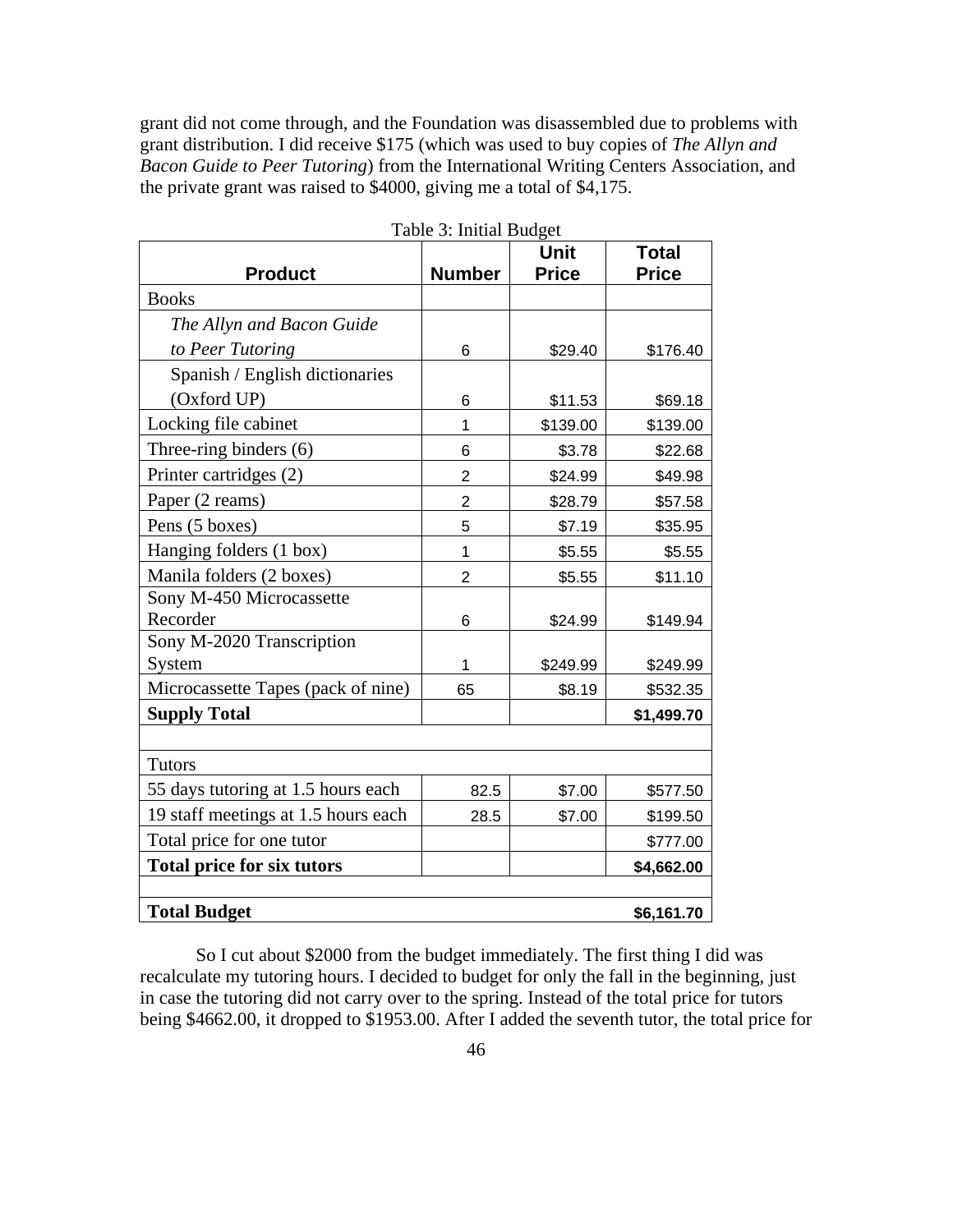grant did not come through, and the Foundation was disassembled due to problems with grant distribution. I did receive $175 (which was used to buy copies of *The Allyn and Bacon Guide to Peer Tutoring*) from the International Writing Centers Association, and the private grant was raised to $4000, giving me a total of $4,175.

Table 3: Initial Budget

| Product | Number | Unit Price | Total Price |
|---|---|---|---|
| Books | | | |
| *The Allyn and Bacon Guide to Peer Tutoring* | 6 | $29.40 | $176.40 |
| Spanish / English dictionaries (Oxford UP) | 6 | $11.53 | $69.18 |
| Locking file cabinet | 1 | $139.00 | $139.00 |
| Three-ring binders (6) | 6 | $3.78 | $22.68 |
| Printer cartridges (2) | 2 | $24.99 | $49.98 |
| Paper (2 reams) | 2 | $28.79 | $57.58 |
| Pens (5 boxes) | 5 | $7.19 | $35.95 |
| Hanging folders (1 box) | 1 | $5.55 | $5.55 |
| Manila folders (2 boxes) | 2 | $5.55 | $11.10 |
| Sony M-450 Microcassette Recorder | 6 | $24.99 | $149.94 |
| Sony M-2020 Transcription System | 1 | $249.99 | $249.99 |
| Microcassette Tapes (pack of nine) | 65 | $8.19 | $532.35 |
| **Supply Total** | | | **$1,499.70** |
| | | | |
| Tutors | | | |
| 55 days tutoring at 1.5 hours each | 82.5 | $7.00 | $577.50 |
| 19 staff meetings at 1.5 hours each | 28.5 | $7.00 | $199.50 |
| Total price for one tutor | | | $777.00 |
| **Total price for six tutors** | | | **$4,662.00** |
| | | | |
| **Total Budget** | | | **$6,161.70** |

So I cut about $2000 from the budget immediately. The first thing I did was recalculate my tutoring hours. I decided to budget for only the fall in the beginning, just in case the tutoring did not carry over to the spring. Instead of the total price for tutors being $4662.00, it dropped to $1953.00. After I added the seventh tutor, the total price for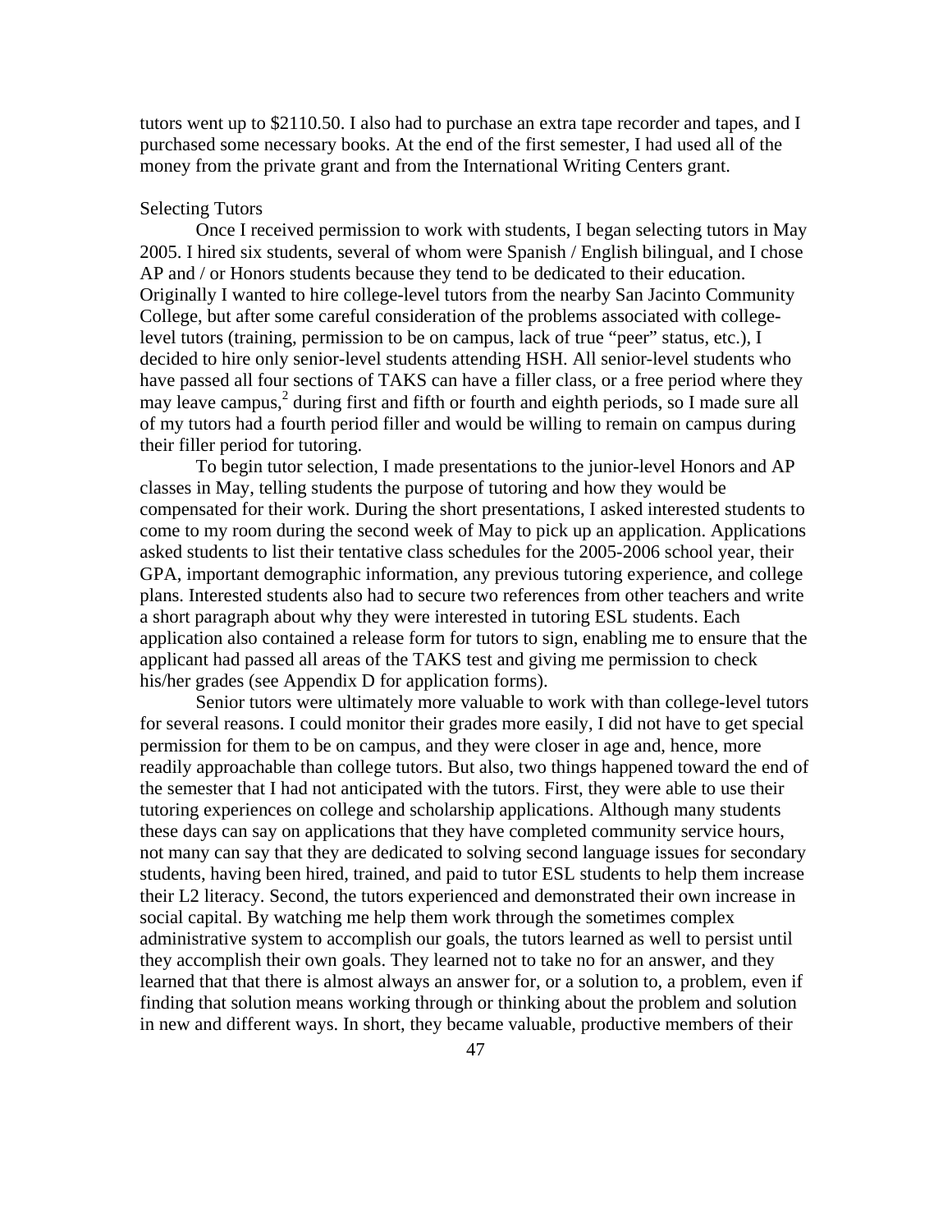tutors went up to $2110.50. I also had to purchase an extra tape recorder and tapes, and I purchased some necessary books. At the end of the first semester, I had used all of the money from the private grant and from the International Writing Centers grant.

### Selecting Tutors

Once I received permission to work with students, I began selecting tutors in May 2005. I hired six students, several of whom were Spanish / English bilingual, and I chose AP and / or Honors students because they tend to be dedicated to their education. Originally I wanted to hire college-level tutors from the nearby San Jacinto Community College, but after some careful consideration of the problems associated with college-level tutors (training, permission to be on campus, lack of true "peer" status, etc.), I decided to hire only senior-level students attending HSH. All senior-level students who have passed all four sections of TAKS can have a filler class, or a free period where they may leave campus,[2] during first and fifth or fourth and eighth periods, so I made sure all of my tutors had a fourth period filler and would be willing to remain on campus during their filler period for tutoring.

To begin tutor selection, I made presentations to the junior-level Honors and AP classes in May, telling students the purpose of tutoring and how they would be compensated for their work. During the short presentations, I asked interested students to come to my room during the second week of May to pick up an application. Applications asked students to list their tentative class schedules for the 2005-2006 school year, their GPA, important demographic information, any previous tutoring experience, and college plans. Interested students also had to secure two references from other teachers and write a short paragraph about why they were interested in tutoring ESL students. Each application also contained a release form for tutors to sign, enabling me to ensure that the applicant had passed all areas of the TAKS test and giving me permission to check his/her grades (see Appendix D for application forms).

Senior tutors were ultimately more valuable to work with than college-level tutors for several reasons. I could monitor their grades more easily, I did not have to get special permission for them to be on campus, and they were closer in age and, hence, more readily approachable than college tutors. But also, two things happened toward the end of the semester that I had not anticipated with the tutors. First, they were able to use their tutoring experiences on college and scholarship applications. Although many students these days can say on applications that they have completed community service hours, not many can say that they are dedicated to solving second language issues for secondary students, having been hired, trained, and paid to tutor ESL students to help them increase their L2 literacy. Second, the tutors experienced and demonstrated their own increase in social capital. By watching me help them work through the sometimes complex administrative system to accomplish our goals, the tutors learned as well to persist until they accomplish their own goals. They learned not to take no for an answer, and they learned that that there is almost always an answer for, or a solution to, a problem, even if finding that solution means working through or thinking about the problem and solution in new and different ways. In short, they became valuable, productive members of their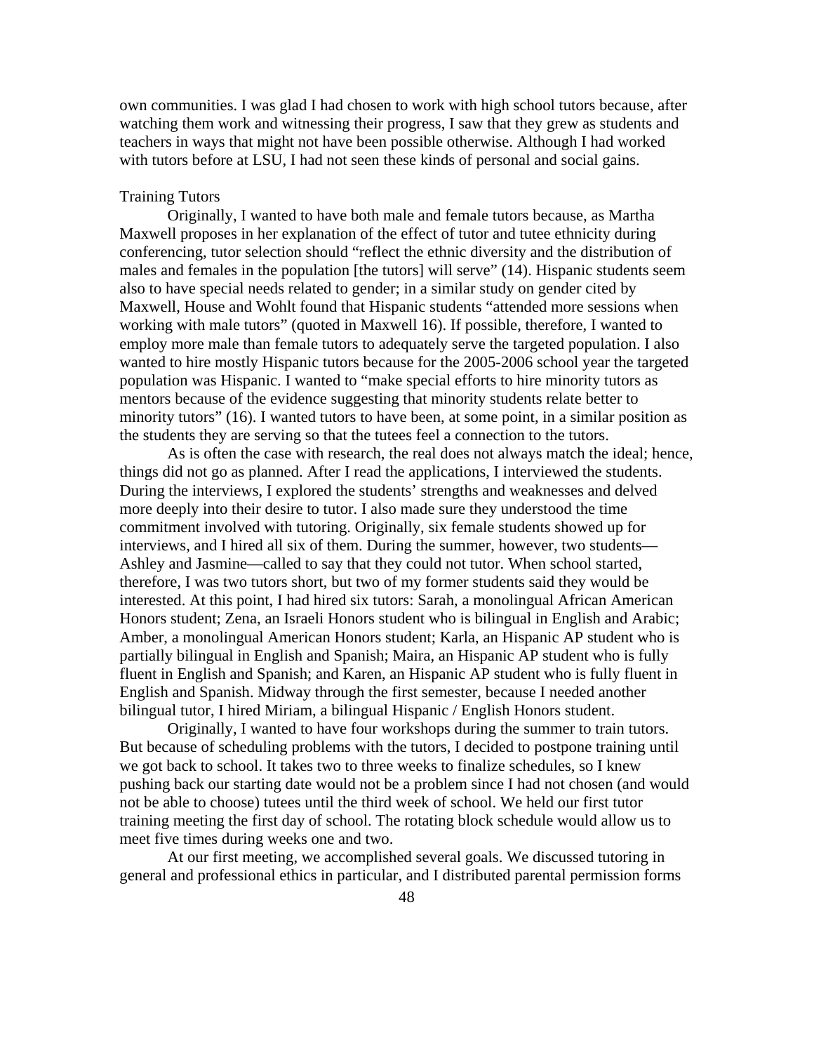own communities. I was glad I had chosen to work with high school tutors because, after watching them work and witnessing their progress, I saw that they grew as students and teachers in ways that might not have been possible otherwise. Although I had worked with tutors before at LSU, I had not seen these kinds of personal and social gains.

### Training Tutors

Originally, I wanted to have both male and female tutors because, as Martha Maxwell proposes in her explanation of the effect of tutor and tutee ethnicity during conferencing, tutor selection should "reflect the ethnic diversity and the distribution of males and females in the population [the tutors] will serve" (14). Hispanic students seem also to have special needs related to gender; in a similar study on gender cited by Maxwell, House and Wohlt found that Hispanic students "attended more sessions when working with male tutors" (quoted in Maxwell 16). If possible, therefore, I wanted to employ more male than female tutors to adequately serve the targeted population. I also wanted to hire mostly Hispanic tutors because for the 2005-2006 school year the targeted population was Hispanic. I wanted to "make special efforts to hire minority tutors as mentors because of the evidence suggesting that minority students relate better to minority tutors" (16). I wanted tutors to have been, at some point, in a similar position as the students they are serving so that the tutees feel a connection to the tutors.

As is often the case with research, the real does not always match the ideal; hence, things did not go as planned. After I read the applications, I interviewed the students. During the interviews, I explored the students' strengths and weaknesses and delved more deeply into their desire to tutor. I also made sure they understood the time commitment involved with tutoring. Originally, six female students showed up for interviews, and I hired all six of them. During the summer, however, two students—Ashley and Jasmine—called to say that they could not tutor. When school started, therefore, I was two tutors short, but two of my former students said they would be interested. At this point, I had hired six tutors: Sarah, a monolingual African American Honors student; Zena, an Israeli Honors student who is bilingual in English and Arabic; Amber, a monolingual American Honors student; Karla, an Hispanic AP student who is partially bilingual in English and Spanish; Maira, an Hispanic AP student who is fully fluent in English and Spanish; and Karen, an Hispanic AP student who is fully fluent in English and Spanish. Midway through the first semester, because I needed another bilingual tutor, I hired Miriam, a bilingual Hispanic / English Honors student.

Originally, I wanted to have four workshops during the summer to train tutors. But because of scheduling problems with the tutors, I decided to postpone training until we got back to school. It takes two to three weeks to finalize schedules, so I knew pushing back our starting date would not be a problem since I had not chosen (and would not be able to choose) tutees until the third week of school. We held our first tutor training meeting the first day of school. The rotating block schedule would allow us to meet five times during weeks one and two.

At our first meeting, we accomplished several goals. We discussed tutoring in general and professional ethics in particular, and I distributed parental permission forms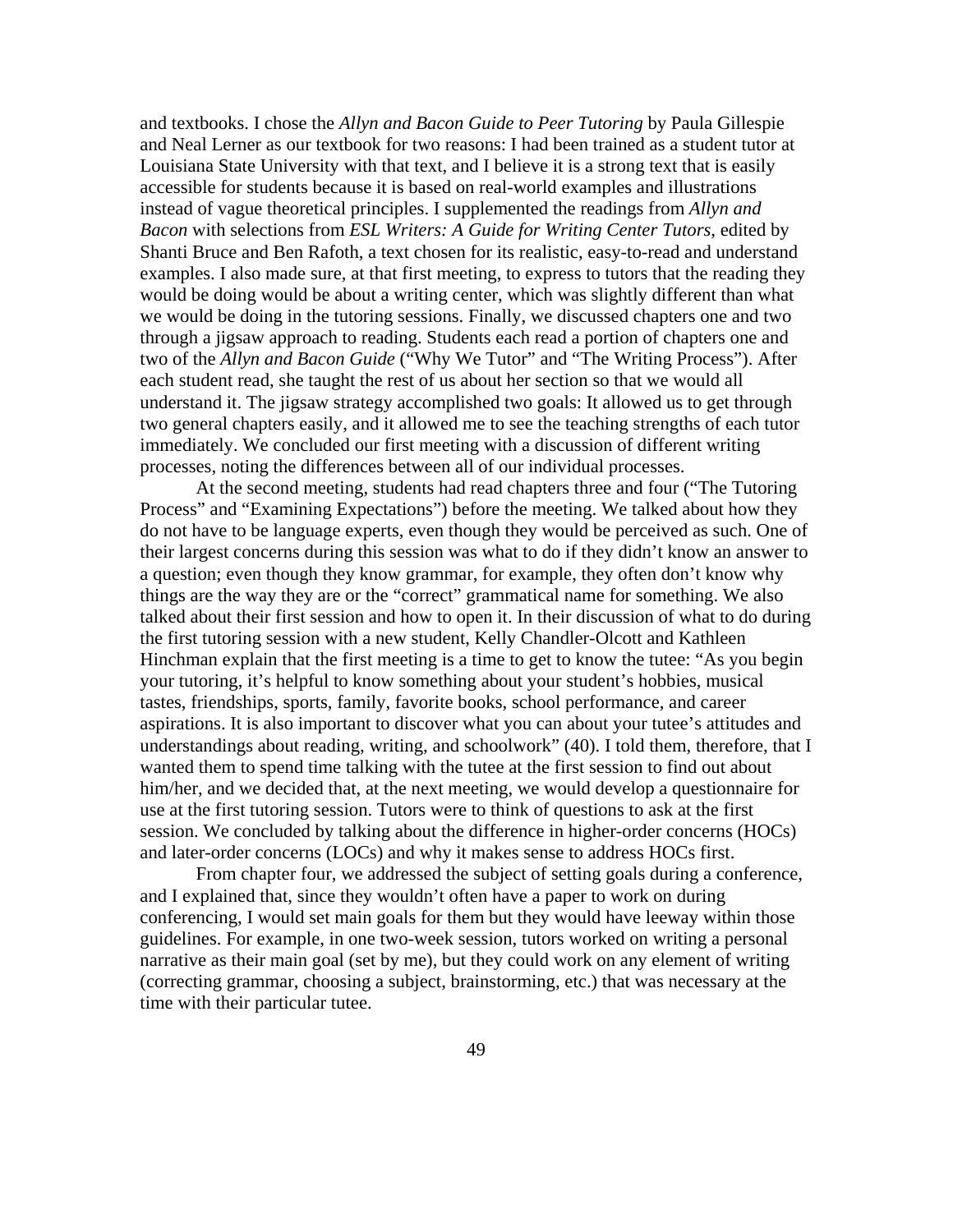and textbooks. I chose the *Allyn and Bacon Guide to Peer Tutoring* by Paula Gillespie and Neal Lerner as our textbook for two reasons: I had been trained as a student tutor at Louisiana State University with that text, and I believe it is a strong text that is easily accessible for students because it is based on real-world examples and illustrations instead of vague theoretical principles. I supplemented the readings from *Allyn and Bacon* with selections from *ESL Writers: A Guide for Writing Center Tutors*, edited by Shanti Bruce and Ben Rafoth, a text chosen for its realistic, easy-to-read and understand examples. I also made sure, at that first meeting, to express to tutors that the reading they would be doing would be about a writing center, which was slightly different than what we would be doing in the tutoring sessions. Finally, we discussed chapters one and two through a jigsaw approach to reading. Students each read a portion of chapters one and two of the *Allyn and Bacon Guide* ("Why We Tutor" and "The Writing Process"). After each student read, she taught the rest of us about her section so that we would all understand it. The jigsaw strategy accomplished two goals: It allowed us to get through two general chapters easily, and it allowed me to see the teaching strengths of each tutor immediately. We concluded our first meeting with a discussion of different writing processes, noting the differences between all of our individual processes.

At the second meeting, students had read chapters three and four ("The Tutoring Process" and "Examining Expectations") before the meeting. We talked about how they do not have to be language experts, even though they would be perceived as such. One of their largest concerns during this session was what to do if they didn't know an answer to a question; even though they know grammar, for example, they often don't know why things are the way they are or the "correct" grammatical name for something. We also talked about their first session and how to open it. In their discussion of what to do during the first tutoring session with a new student, Kelly Chandler-Olcott and Kathleen Hinchman explain that the first meeting is a time to get to know the tutee: "As you begin your tutoring, it's helpful to know something about your student's hobbies, musical tastes, friendships, sports, family, favorite books, school performance, and career aspirations. It is also important to discover what you can about your tutee's attitudes and understandings about reading, writing, and schoolwork" (40). I told them, therefore, that I wanted them to spend time talking with the tutee at the first session to find out about him/her, and we decided that, at the next meeting, we would develop a questionnaire for use at the first tutoring session. Tutors were to think of questions to ask at the first session. We concluded by talking about the difference in higher-order concerns (HOCs) and later-order concerns (LOCs) and why it makes sense to address HOCs first.

From chapter four, we addressed the subject of setting goals during a conference, and I explained that, since they wouldn't often have a paper to work on during conferencing, I would set main goals for them but they would have leeway within those guidelines. For example, in one two-week session, tutors worked on writing a personal narrative as their main goal (set by me), but they could work on any element of writing (correcting grammar, choosing a subject, brainstorming, etc.) that was necessary at the time with their particular tutee.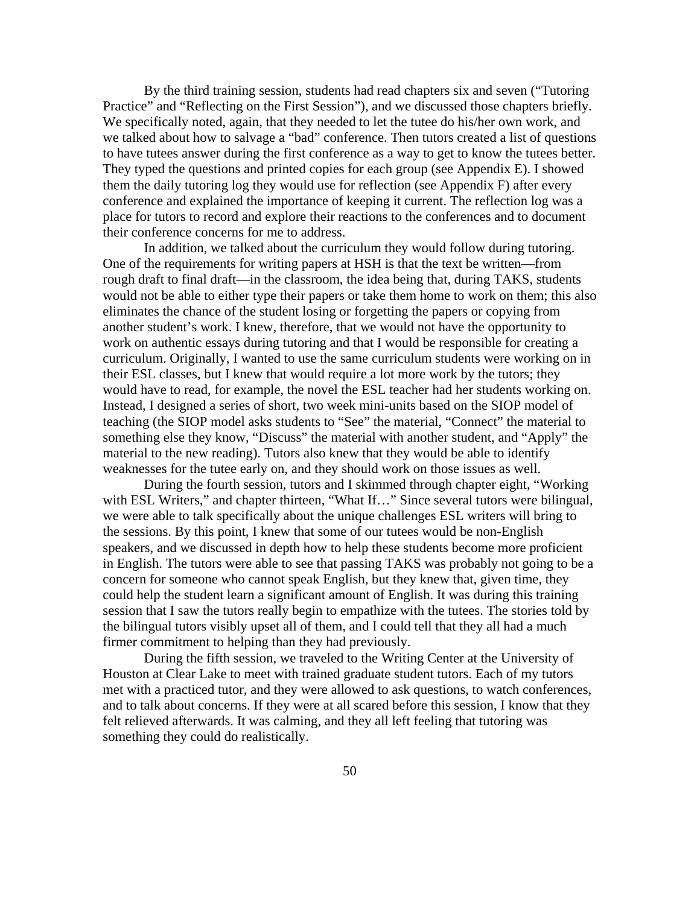By the third training session, students had read chapters six and seven ("Tutoring Practice" and "Reflecting on the First Session"), and we discussed those chapters briefly. We specifically noted, again, that they needed to let the tutee do his/her own work, and we talked about how to salvage a "bad" conference. Then tutors created a list of questions to have tutees answer during the first conference as a way to get to know the tutees better. They typed the questions and printed copies for each group (see Appendix E). I showed them the daily tutoring log they would use for reflection (see Appendix F) after every conference and explained the importance of keeping it current. The reflection log was a place for tutors to record and explore their reactions to the conferences and to document their conference concerns for me to address.

In addition, we talked about the curriculum they would follow during tutoring. One of the requirements for writing papers at HSH is that the text be written—from rough draft to final draft—in the classroom, the idea being that, during TAKS, students would not be able to either type their papers or take them home to work on them; this also eliminates the chance of the student losing or forgetting the papers or copying from another student's work. I knew, therefore, that we would not have the opportunity to work on authentic essays during tutoring and that I would be responsible for creating a curriculum. Originally, I wanted to use the same curriculum students were working on in their ESL classes, but I knew that would require a lot more work by the tutors; they would have to read, for example, the novel the ESL teacher had her students working on. Instead, I designed a series of short, two week mini-units based on the SIOP model of teaching (the SIOP model asks students to "See" the material, "Connect" the material to something else they know, "Discuss" the material with another student, and "Apply" the material to the new reading). Tutors also knew that they would be able to identify weaknesses for the tutee early on, and they should work on those issues as well.

During the fourth session, tutors and I skimmed through chapter eight, "Working with ESL Writers," and chapter thirteen, "What If…" Since several tutors were bilingual, we were able to talk specifically about the unique challenges ESL writers will bring to the sessions. By this point, I knew that some of our tutees would be non-English speakers, and we discussed in depth how to help these students become more proficient in English. The tutors were able to see that passing TAKS was probably not going to be a concern for someone who cannot speak English, but they knew that, given time, they could help the student learn a significant amount of English. It was during this training session that I saw the tutors really begin to empathize with the tutees. The stories told by the bilingual tutors visibly upset all of them, and I could tell that they all had a much firmer commitment to helping than they had previously.

During the fifth session, we traveled to the Writing Center at the University of Houston at Clear Lake to meet with trained graduate student tutors. Each of my tutors met with a practiced tutor, and they were allowed to ask questions, to watch conferences, and to talk about concerns. If they were at all scared before this session, I know that they felt relieved afterwards. It was calming, and they all left feeling that tutoring was something they could do realistically.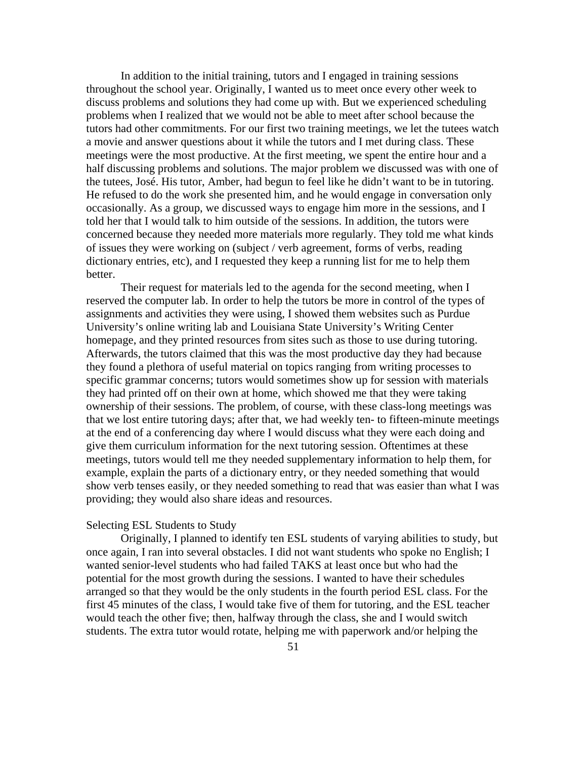In addition to the initial training, tutors and I engaged in training sessions throughout the school year. Originally, I wanted us to meet once every other week to discuss problems and solutions they had come up with. But we experienced scheduling problems when I realized that we would not be able to meet after school because the tutors had other commitments. For our first two training meetings, we let the tutees watch a movie and answer questions about it while the tutors and I met during class. These meetings were the most productive. At the first meeting, we spent the entire hour and a half discussing problems and solutions. The major problem we discussed was with one of the tutees, José. His tutor, Amber, had begun to feel like he didn't want to be in tutoring. He refused to do the work she presented him, and he would engage in conversation only occasionally. As a group, we discussed ways to engage him more in the sessions, and I told her that I would talk to him outside of the sessions. In addition, the tutors were concerned because they needed more materials more regularly. They told me what kinds of issues they were working on (subject / verb agreement, forms of verbs, reading dictionary entries, etc), and I requested they keep a running list for me to help them better.

Their request for materials led to the agenda for the second meeting, when I reserved the computer lab. In order to help the tutors be more in control of the types of assignments and activities they were using, I showed them websites such as Purdue University's online writing lab and Louisiana State University's Writing Center homepage, and they printed resources from sites such as those to use during tutoring. Afterwards, the tutors claimed that this was the most productive day they had because they found a plethora of useful material on topics ranging from writing processes to specific grammar concerns; tutors would sometimes show up for session with materials they had printed off on their own at home, which showed me that they were taking ownership of their sessions. The problem, of course, with these class-long meetings was that we lost entire tutoring days; after that, we had weekly ten- to fifteen-minute meetings at the end of a conferencing day where I would discuss what they were each doing and give them curriculum information for the next tutoring session. Oftentimes at these meetings, tutors would tell me they needed supplementary information to help them, for example, explain the parts of a dictionary entry, or they needed something that would show verb tenses easily, or they needed something to read that was easier than what I was providing; they would also share ideas and resources.

## Selecting ESL Students to Study

Originally, I planned to identify ten ESL students of varying abilities to study, but once again, I ran into several obstacles. I did not want students who spoke no English; I wanted senior-level students who had failed TAKS at least once but who had the potential for the most growth during the sessions. I wanted to have their schedules arranged so that they would be the only students in the fourth period ESL class. For the first 45 minutes of the class, I would take five of them for tutoring, and the ESL teacher would teach the other five; then, halfway through the class, she and I would switch students. The extra tutor would rotate, helping me with paperwork and/or helping the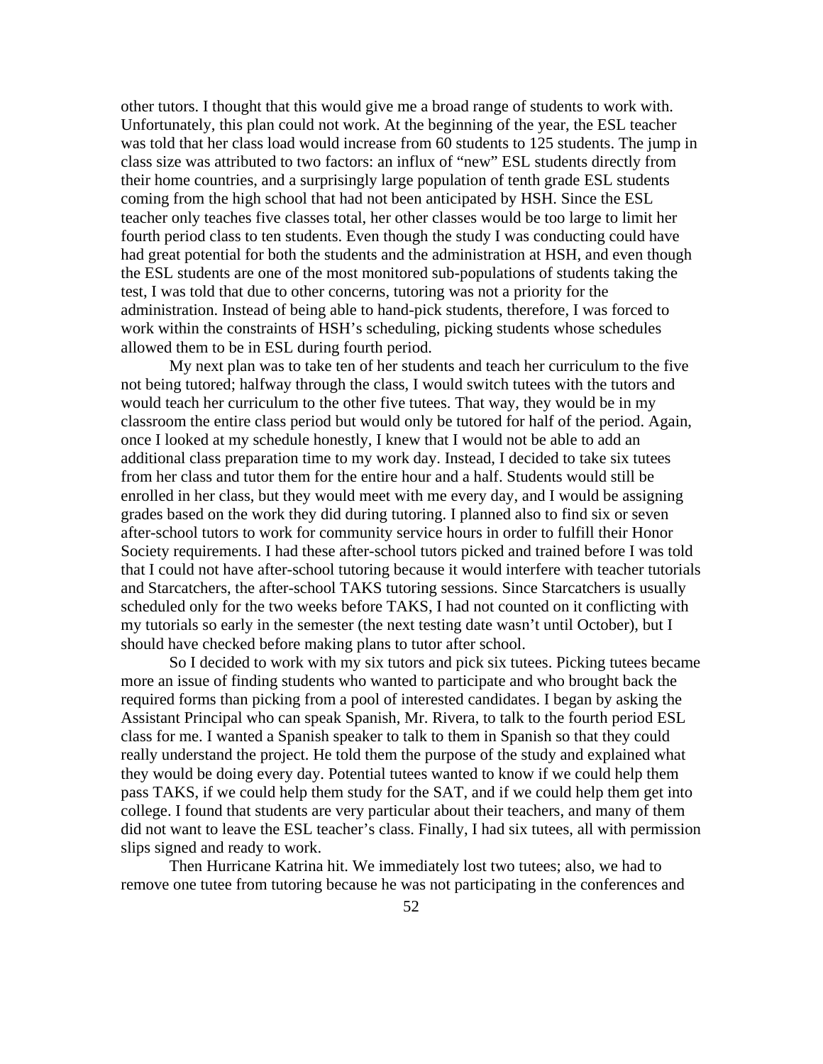other tutors. I thought that this would give me a broad range of students to work with. Unfortunately, this plan could not work. At the beginning of the year, the ESL teacher was told that her class load would increase from 60 students to 125 students. The jump in class size was attributed to two factors: an influx of "new" ESL students directly from their home countries, and a surprisingly large population of tenth grade ESL students coming from the high school that had not been anticipated by HSH. Since the ESL teacher only teaches five classes total, her other classes would be too large to limit her fourth period class to ten students. Even though the study I was conducting could have had great potential for both the students and the administration at HSH, and even though the ESL students are one of the most monitored sub-populations of students taking the test, I was told that due to other concerns, tutoring was not a priority for the administration. Instead of being able to hand-pick students, therefore, I was forced to work within the constraints of HSH's scheduling, picking students whose schedules allowed them to be in ESL during fourth period.

My next plan was to take ten of her students and teach her curriculum to the five not being tutored; halfway through the class, I would switch tutees with the tutors and would teach her curriculum to the other five tutees. That way, they would be in my classroom the entire class period but would only be tutored for half of the period. Again, once I looked at my schedule honestly, I knew that I would not be able to add an additional class preparation time to my work day. Instead, I decided to take six tutees from her class and tutor them for the entire hour and a half. Students would still be enrolled in her class, but they would meet with me every day, and I would be assigning grades based on the work they did during tutoring. I planned also to find six or seven after-school tutors to work for community service hours in order to fulfill their Honor Society requirements. I had these after-school tutors picked and trained before I was told that I could not have after-school tutoring because it would interfere with teacher tutorials and Starcatchers, the after-school TAKS tutoring sessions. Since Starcatchers is usually scheduled only for the two weeks before TAKS, I had not counted on it conflicting with my tutorials so early in the semester (the next testing date wasn't until October), but I should have checked before making plans to tutor after school.

So I decided to work with my six tutors and pick six tutees. Picking tutees became more an issue of finding students who wanted to participate and who brought back the required forms than picking from a pool of interested candidates. I began by asking the Assistant Principal who can speak Spanish, Mr. Rivera, to talk to the fourth period ESL class for me. I wanted a Spanish speaker to talk to them in Spanish so that they could really understand the project. He told them the purpose of the study and explained what they would be doing every day. Potential tutees wanted to know if we could help them pass TAKS, if we could help them study for the SAT, and if we could help them get into college. I found that students are very particular about their teachers, and many of them did not want to leave the ESL teacher's class. Finally, I had six tutees, all with permission slips signed and ready to work.

Then Hurricane Katrina hit. We immediately lost two tutees; also, we had to remove one tutee from tutoring because he was not participating in the conferences and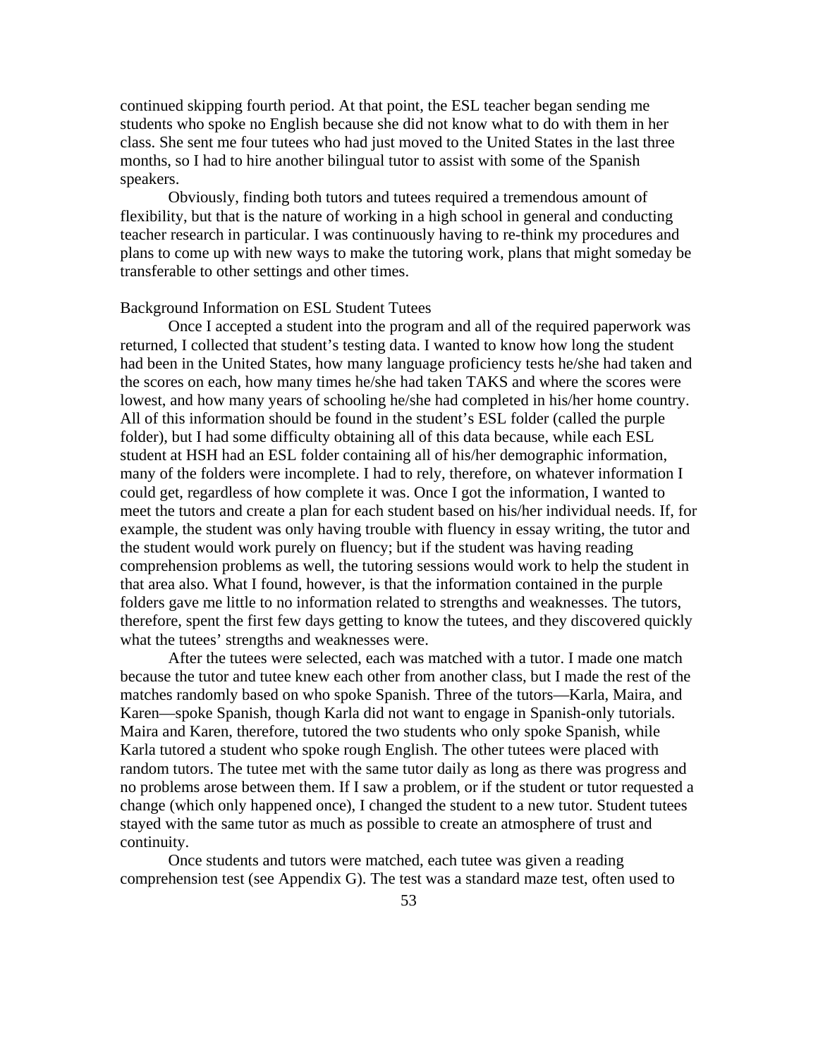continued skipping fourth period. At that point, the ESL teacher began sending me students who spoke no English because she did not know what to do with them in her class. She sent me four tutees who had just moved to the United States in the last three months, so I had to hire another bilingual tutor to assist with some of the Spanish speakers.

Obviously, finding both tutors and tutees required a tremendous amount of flexibility, but that is the nature of working in a high school in general and conducting teacher research in particular. I was continuously having to re-think my procedures and plans to come up with new ways to make the tutoring work, plans that might someday be transferable to other settings and other times.

Background Information on ESL Student Tutees

Once I accepted a student into the program and all of the required paperwork was returned, I collected that student's testing data. I wanted to know how long the student had been in the United States, how many language proficiency tests he/she had taken and the scores on each, how many times he/she had taken TAKS and where the scores were lowest, and how many years of schooling he/she had completed in his/her home country. All of this information should be found in the student's ESL folder (called the purple folder), but I had some difficulty obtaining all of this data because, while each ESL student at HSH had an ESL folder containing all of his/her demographic information, many of the folders were incomplete. I had to rely, therefore, on whatever information I could get, regardless of how complete it was. Once I got the information, I wanted to meet the tutors and create a plan for each student based on his/her individual needs. If, for example, the student was only having trouble with fluency in essay writing, the tutor and the student would work purely on fluency; but if the student was having reading comprehension problems as well, the tutoring sessions would work to help the student in that area also. What I found, however, is that the information contained in the purple folders gave me little to no information related to strengths and weaknesses. The tutors, therefore, spent the first few days getting to know the tutees, and they discovered quickly what the tutees' strengths and weaknesses were.

After the tutees were selected, each was matched with a tutor. I made one match because the tutor and tutee knew each other from another class, but I made the rest of the matches randomly based on who spoke Spanish. Three of the tutors—Karla, Maira, and Karen—spoke Spanish, though Karla did not want to engage in Spanish-only tutorials. Maira and Karen, therefore, tutored the two students who only spoke Spanish, while Karla tutored a student who spoke rough English. The other tutees were placed with random tutors. The tutee met with the same tutor daily as long as there was progress and no problems arose between them. If I saw a problem, or if the student or tutor requested a change (which only happened once), I changed the student to a new tutor. Student tutees stayed with the same tutor as much as possible to create an atmosphere of trust and continuity.

Once students and tutors were matched, each tutee was given a reading comprehension test (see Appendix G). The test was a standard maze test, often used to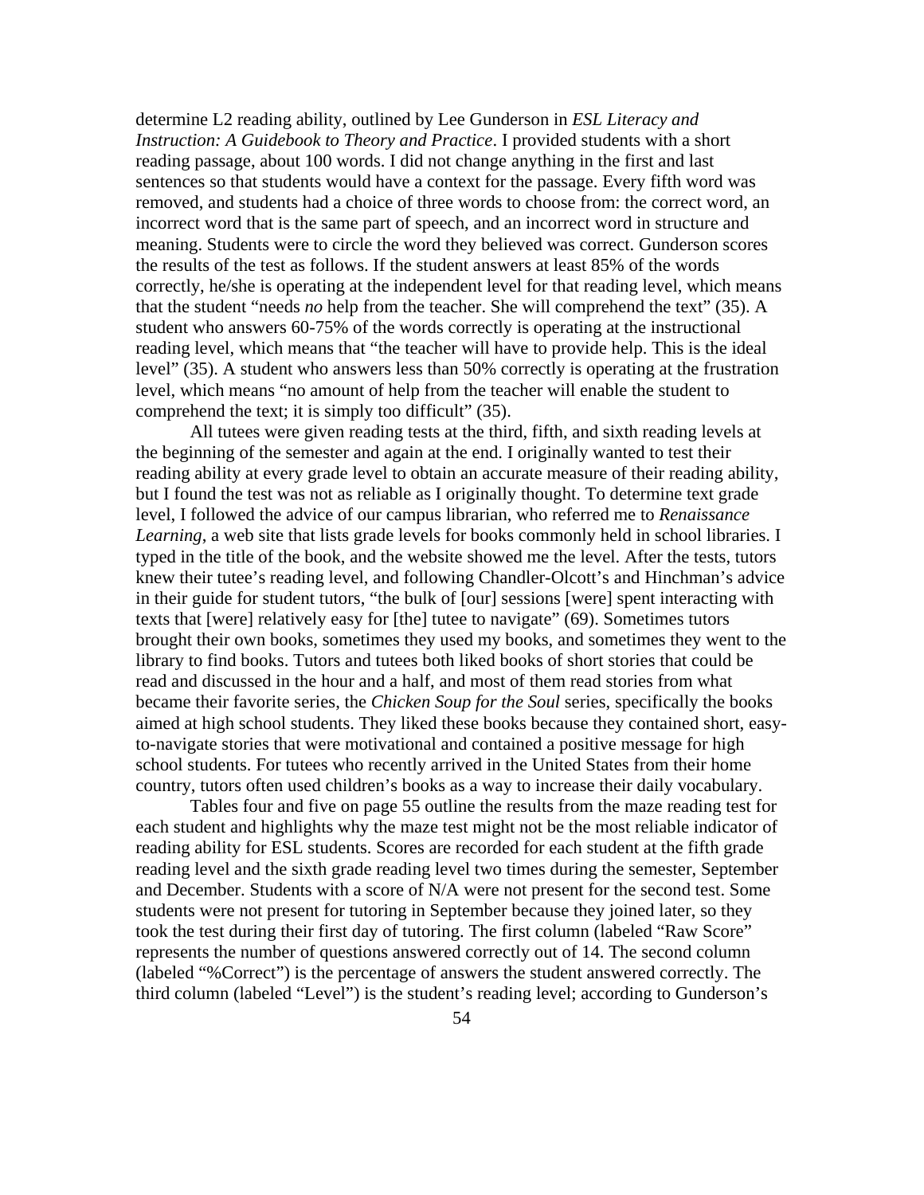determine L2 reading ability, outlined by Lee Gunderson in *ESL Literacy and Instruction: A Guidebook to Theory and Practice*. I provided students with a short reading passage, about 100 words. I did not change anything in the first and last sentences so that students would have a context for the passage. Every fifth word was removed, and students had a choice of three words to choose from: the correct word, an incorrect word that is the same part of speech, and an incorrect word in structure and meaning. Students were to circle the word they believed was correct. Gunderson scores the results of the test as follows. If the student answers at least 85% of the words correctly, he/she is operating at the independent level for that reading level, which means that the student "needs *no* help from the teacher. She will comprehend the text" (35). A student who answers 60-75% of the words correctly is operating at the instructional reading level, which means that "the teacher will have to provide help. This is the ideal level" (35). A student who answers less than 50% correctly is operating at the frustration level, which means "no amount of help from the teacher will enable the student to comprehend the text; it is simply too difficult" (35).

All tutees were given reading tests at the third, fifth, and sixth reading levels at the beginning of the semester and again at the end. I originally wanted to test their reading ability at every grade level to obtain an accurate measure of their reading ability, but I found the test was not as reliable as I originally thought. To determine text grade level, I followed the advice of our campus librarian, who referred me to *Renaissance Learning*, a web site that lists grade levels for books commonly held in school libraries. I typed in the title of the book, and the website showed me the level. After the tests, tutors knew their tutee's reading level, and following Chandler-Olcott's and Hinchman's advice in their guide for student tutors, "the bulk of [our] sessions [were] spent interacting with texts that [were] relatively easy for [the] tutee to navigate" (69). Sometimes tutors brought their own books, sometimes they used my books, and sometimes they went to the library to find books. Tutors and tutees both liked books of short stories that could be read and discussed in the hour and a half, and most of them read stories from what became their favorite series, the *Chicken Soup for the Soul* series, specifically the books aimed at high school students. They liked these books because they contained short, easy-to-navigate stories that were motivational and contained a positive message for high school students. For tutees who recently arrived in the United States from their home country, tutors often used children's books as a way to increase their daily vocabulary.

Tables four and five on page 55 outline the results from the maze reading test for each student and highlights why the maze test might not be the most reliable indicator of reading ability for ESL students. Scores are recorded for each student at the fifth grade reading level and the sixth grade reading level two times during the semester, September and December. Students with a score of N/A were not present for the second test. Some students were not present for tutoring in September because they joined later, so they took the test during their first day of tutoring. The first column (labeled "Raw Score" represents the number of questions answered correctly out of 14. The second column (labeled "%Correct") is the percentage of answers the student answered correctly. The third column (labeled "Level") is the student's reading level; according to Gunderson's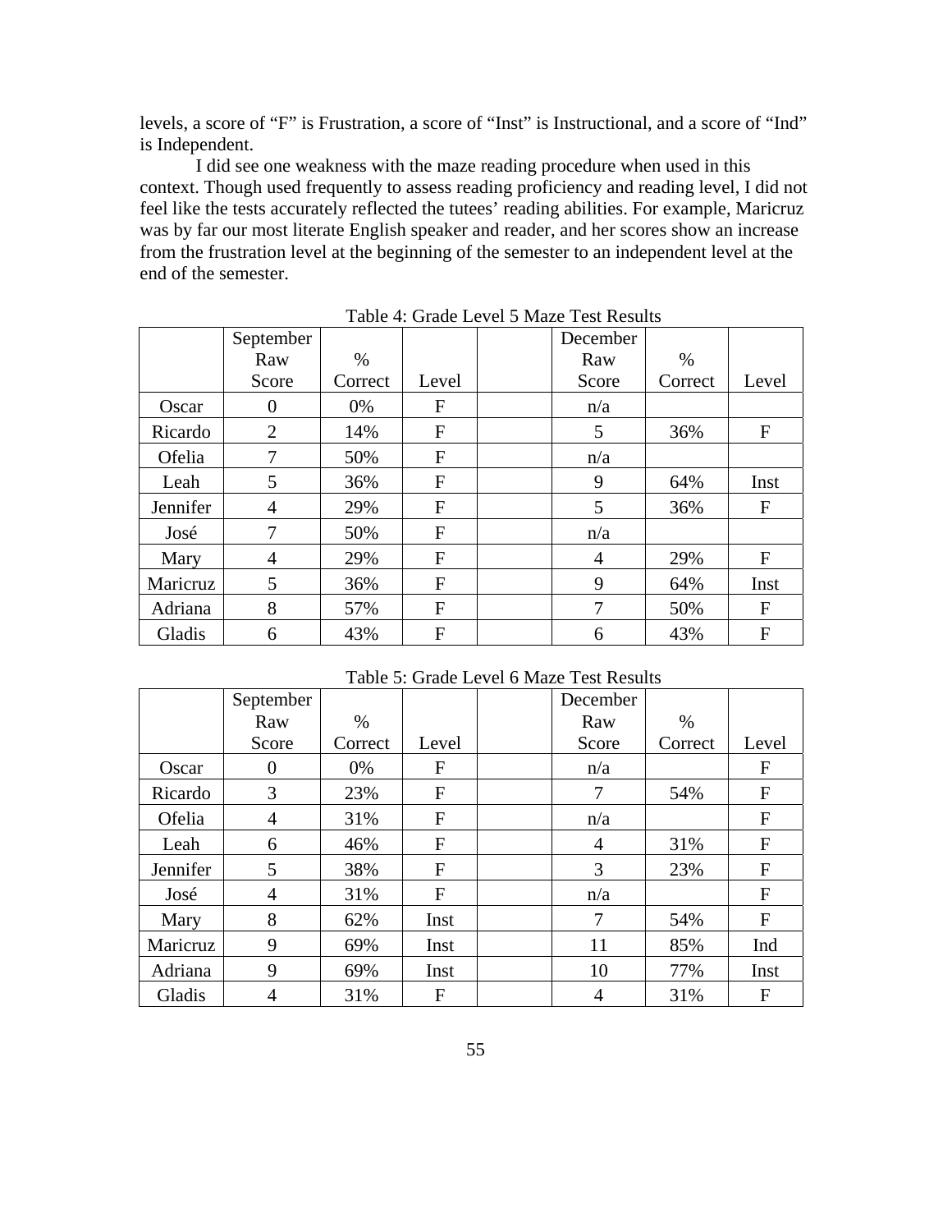levels, a score of "F" is Frustration, a score of "Inst" is Instructional, and a score of "Ind" is Independent.

I did see one weakness with the maze reading procedure when used in this context. Though used frequently to assess reading proficiency and reading level, I did not feel like the tests accurately reflected the tutees' reading abilities. For example, Maricruz was by far our most literate English speaker and reader, and her scores show an increase from the frustration level at the beginning of the semester to an independent level at the end of the semester.

Table 4: Grade Level 5 Maze Test Results

| | September Raw Score | % Correct | Level | | December Raw Score | % Correct | Level |
|---|---|---|---|---|---|---|---|
| Oscar | 0 | 0% | F | | n/a | | |
| Ricardo | 2 | 14% | F | | 5 | 36% | F |
| Ofelia | 7 | 50% | F | | n/a | | |
| Leah | 5 | 36% | F | | 9 | 64% | Inst |
| Jennifer | 4 | 29% | F | | 5 | 36% | F |
| José | 7 | 50% | F | | n/a | | |
| Mary | 4 | 29% | F | | 4 | 29% | F |
| Maricruz | 5 | 36% | F | | 9 | 64% | Inst |
| Adriana | 8 | 57% | F | | 7 | 50% | F |
| Gladis | 6 | 43% | F | | 6 | 43% | F |

Table 5: Grade Level 6 Maze Test Results

| | September Raw Score | % Correct | Level | | December Raw Score | % Correct | Level |
|---|---|---|---|---|---|---|---|
| Oscar | 0 | 0% | F | | n/a | | F |
| Ricardo | 3 | 23% | F | | 7 | 54% | F |
| Ofelia | 4 | 31% | F | | n/a | | F |
| Leah | 6 | 46% | F | | 4 | 31% | F |
| Jennifer | 5 | 38% | F | | 3 | 23% | F |
| José | 4 | 31% | F | | n/a | | F |
| Mary | 8 | 62% | Inst | | 7 | 54% | F |
| Maricruz | 9 | 69% | Inst | | 11 | 85% | Ind |
| Adriana | 9 | 69% | Inst | | 10 | 77% | Inst |
| Gladis | 4 | 31% | F | | 4 | 31% | F |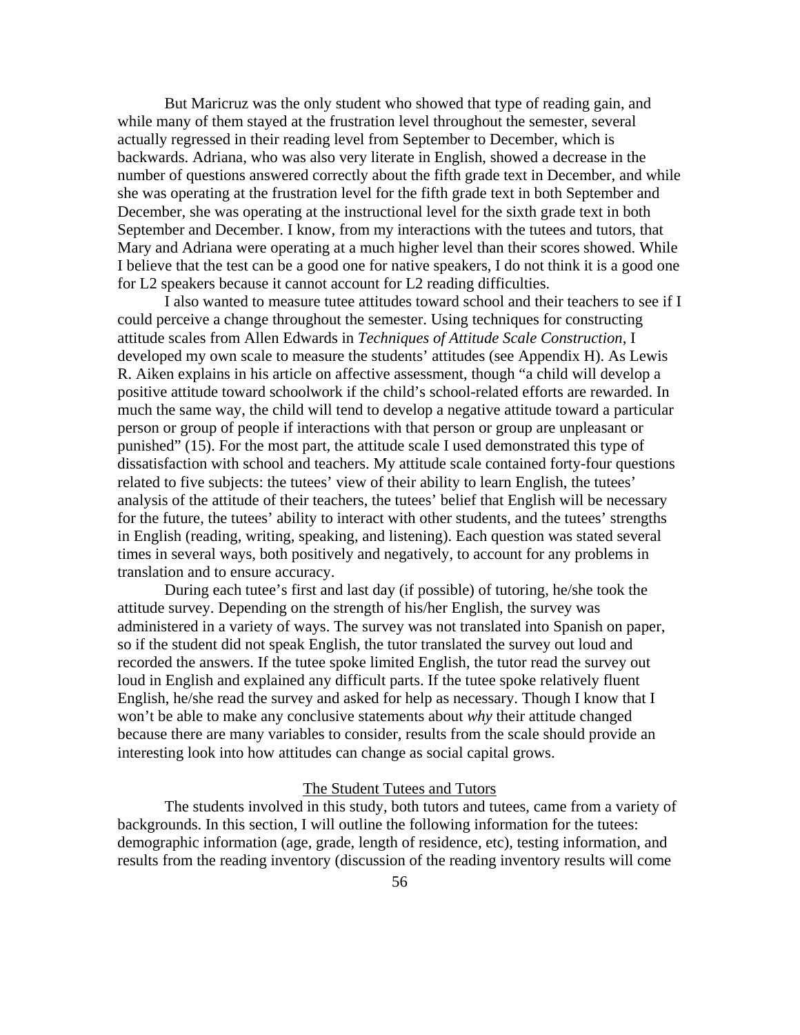But Maricruz was the only student who showed that type of reading gain, and while many of them stayed at the frustration level throughout the semester, several actually regressed in their reading level from September to December, which is backwards. Adriana, who was also very literate in English, showed a decrease in the number of questions answered correctly about the fifth grade text in December, and while she was operating at the frustration level for the fifth grade text in both September and December, she was operating at the instructional level for the sixth grade text in both September and December. I know, from my interactions with the tutees and tutors, that Mary and Adriana were operating at a much higher level than their scores showed. While I believe that the test can be a good one for native speakers, I do not think it is a good one for L2 speakers because it cannot account for L2 reading difficulties.

I also wanted to measure tutee attitudes toward school and their teachers to see if I could perceive a change throughout the semester. Using techniques for constructing attitude scales from Allen Edwards in *Techniques of Attitude Scale Construction*, I developed my own scale to measure the students' attitudes (see Appendix H). As Lewis R. Aiken explains in his article on affective assessment, though "a child will develop a positive attitude toward schoolwork if the child's school-related efforts are rewarded. In much the same way, the child will tend to develop a negative attitude toward a particular person or group of people if interactions with that person or group are unpleasant or punished" (15). For the most part, the attitude scale I used demonstrated this type of dissatisfaction with school and teachers. My attitude scale contained forty-four questions related to five subjects: the tutees' view of their ability to learn English, the tutees' analysis of the attitude of their teachers, the tutees' belief that English will be necessary for the future, the tutees' ability to interact with other students, and the tutees' strengths in English (reading, writing, speaking, and listening). Each question was stated several times in several ways, both positively and negatively, to account for any problems in translation and to ensure accuracy.

During each tutee's first and last day (if possible) of tutoring, he/she took the attitude survey. Depending on the strength of his/her English, the survey was administered in a variety of ways. The survey was not translated into Spanish on paper, so if the student did not speak English, the tutor translated the survey out loud and recorded the answers. If the tutee spoke limited English, the tutor read the survey out loud in English and explained any difficult parts. If the tutee spoke relatively fluent English, he/she read the survey and asked for help as necessary. Though I know that I won't be able to make any conclusive statements about *why* their attitude changed because there are many variables to consider, results from the scale should provide an interesting look into how attitudes can change as social capital grows.

## The Student Tutees and Tutors

The students involved in this study, both tutors and tutees, came from a variety of backgrounds. In this section, I will outline the following information for the tutees: demographic information (age, grade, length of residence, etc), testing information, and results from the reading inventory (discussion of the reading inventory results will come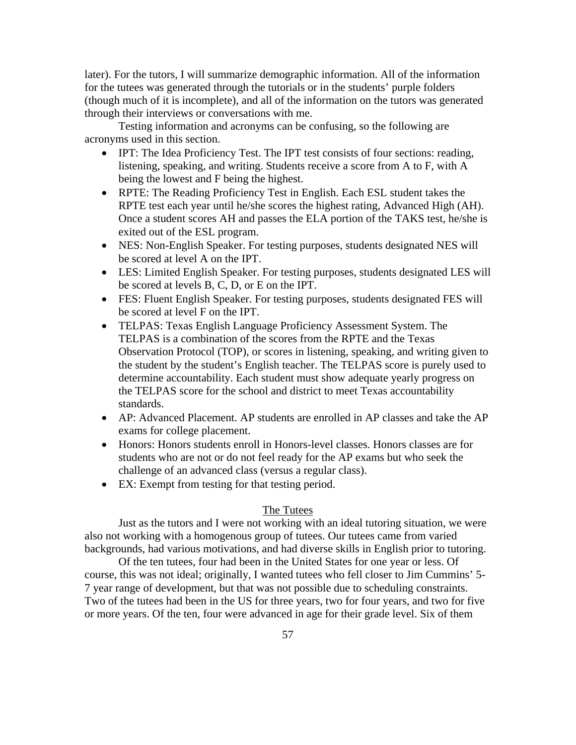later). For the tutors, I will summarize demographic information. All of the information for the tutees was generated through the tutorials or in the students' purple folders (though much of it is incomplete), and all of the information on the tutors was generated through their interviews or conversations with me.

Testing information and acronyms can be confusing, so the following are acronyms used in this section.

- IPT: The Idea Proficiency Test. The IPT test consists of four sections: reading, listening, speaking, and writing. Students receive a score from A to F, with A being the lowest and F being the highest.
- RPTE: The Reading Proficiency Test in English. Each ESL student takes the RPTE test each year until he/she scores the highest rating, Advanced High (AH). Once a student scores AH and passes the ELA portion of the TAKS test, he/she is exited out of the ESL program.
- NES: Non-English Speaker. For testing purposes, students designated NES will be scored at level A on the IPT.
- LES: Limited English Speaker. For testing purposes, students designated LES will be scored at levels B, C, D, or E on the IPT.
- FES: Fluent English Speaker. For testing purposes, students designated FES will be scored at level F on the IPT.
- TELPAS: Texas English Language Proficiency Assessment System. The TELPAS is a combination of the scores from the RPTE and the Texas Observation Protocol (TOP), or scores in listening, speaking, and writing given to the student by the student's English teacher. The TELPAS score is purely used to determine accountability. Each student must show adequate yearly progress on the TELPAS score for the school and district to meet Texas accountability standards.
- AP: Advanced Placement. AP students are enrolled in AP classes and take the AP exams for college placement.
- Honors: Honors students enroll in Honors-level classes. Honors classes are for students who are not or do not feel ready for the AP exams but who seek the challenge of an advanced class (versus a regular class).
- EX: Exempt from testing for that testing period.

## The Tutees

Just as the tutors and I were not working with an ideal tutoring situation, we were also not working with a homogenous group of tutees. Our tutees came from varied backgrounds, had various motivations, and had diverse skills in English prior to tutoring.

Of the ten tutees, four had been in the United States for one year or less. Of course, this was not ideal; originally, I wanted tutees who fell closer to Jim Cummins' 5-7 year range of development, but that was not possible due to scheduling constraints. Two of the tutees had been in the US for three years, two for four years, and two for five or more years. Of the ten, four were advanced in age for their grade level. Six of them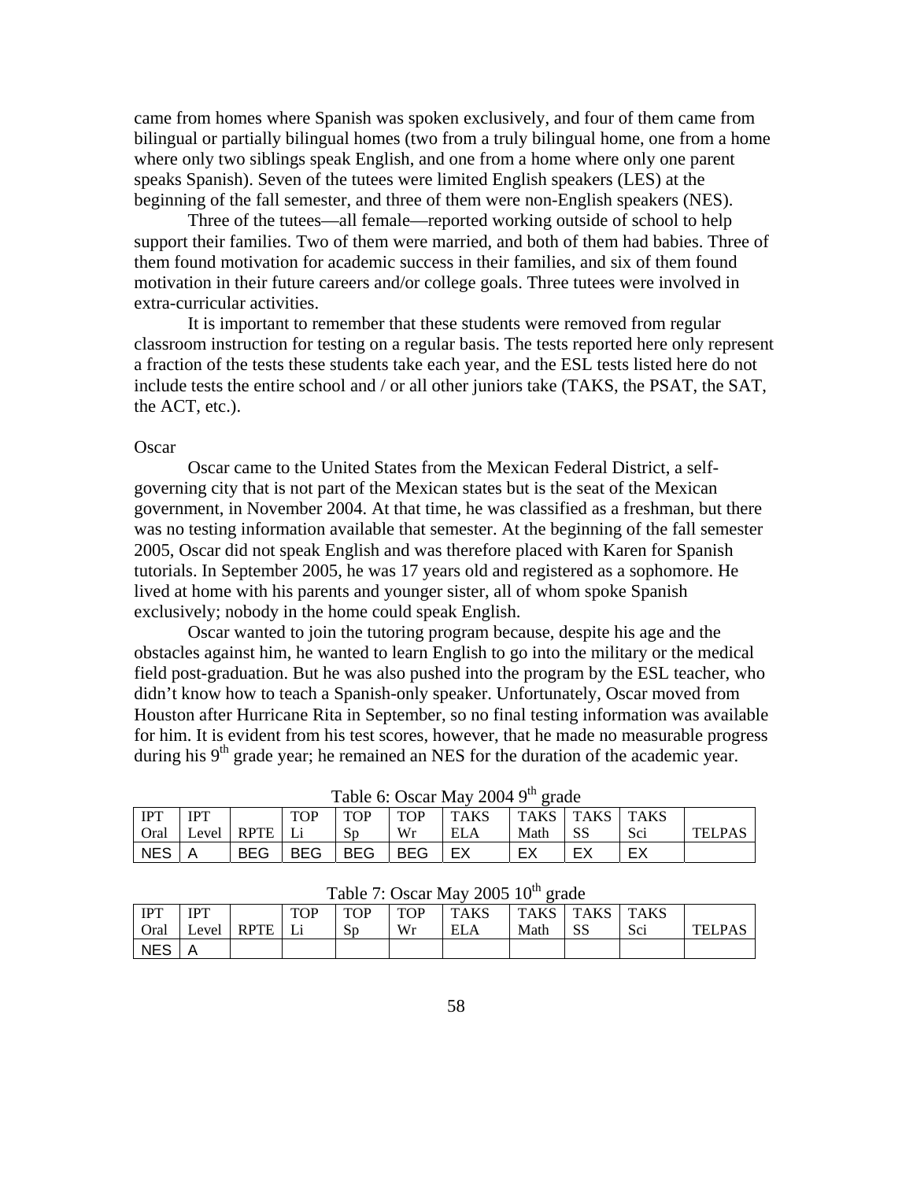came from homes where Spanish was spoken exclusively, and four of them came from bilingual or partially bilingual homes (two from a truly bilingual home, one from a home where only two siblings speak English, and one from a home where only one parent speaks Spanish). Seven of the tutees were limited English speakers (LES) at the beginning of the fall semester, and three of them were non-English speakers (NES).

Three of the tutees—all female—reported working outside of school to help support their families. Two of them were married, and both of them had babies. Three of them found motivation for academic success in their families, and six of them found motivation in their future careers and/or college goals. Three tutees were involved in extra-curricular activities.

It is important to remember that these students were removed from regular classroom instruction for testing on a regular basis. The tests reported here only represent a fraction of the tests these students take each year, and the ESL tests listed here do not include tests the entire school and / or all other juniors take (TAKS, the PSAT, the SAT, the ACT, etc.).

Oscar

Oscar came to the United States from the Mexican Federal District, a self-governing city that is not part of the Mexican states but is the seat of the Mexican government, in November 2004. At that time, he was classified as a freshman, but there was no testing information available that semester. At the beginning of the fall semester 2005, Oscar did not speak English and was therefore placed with Karen for Spanish tutorials. In September 2005, he was 17 years old and registered as a sophomore. He lived at home with his parents and younger sister, all of whom spoke Spanish exclusively; nobody in the home could speak English.

Oscar wanted to join the tutoring program because, despite his age and the obstacles against him, he wanted to learn English to go into the military or the medical field post-graduation. But he was also pushed into the program by the ESL teacher, who didn't know how to teach a Spanish-only speaker. Unfortunately, Oscar moved from Houston after Hurricane Rita in September, so no final testing information was available for him. It is evident from his test scores, however, that he made no measurable progress during his 9th grade year; he remained an NES for the duration of the academic year.

Table 6: Oscar May 2004 9th grade

| IPT Oral | IPT Level | RPTE | TOP Li | TOP Sp | TOP Wr | TAKS ELA | TAKS Math | TAKS SS | TAKS Sci | TELPAS |
|---|---|---|---|---|---|---|---|---|---|---|
| NES | A | BEG | BEG | BEG | BEG | EX | EX | EX | EX | |

Table 7: Oscar May 2005 10th grade

| IPT Oral | IPT Level | RPTE | TOP Li | TOP Sp | TOP Wr | TAKS ELA | TAKS Math | TAKS SS | TAKS Sci | TELPAS |
|---|---|---|---|---|---|---|---|---|---|---|
| NES | A | | | | | | | | | |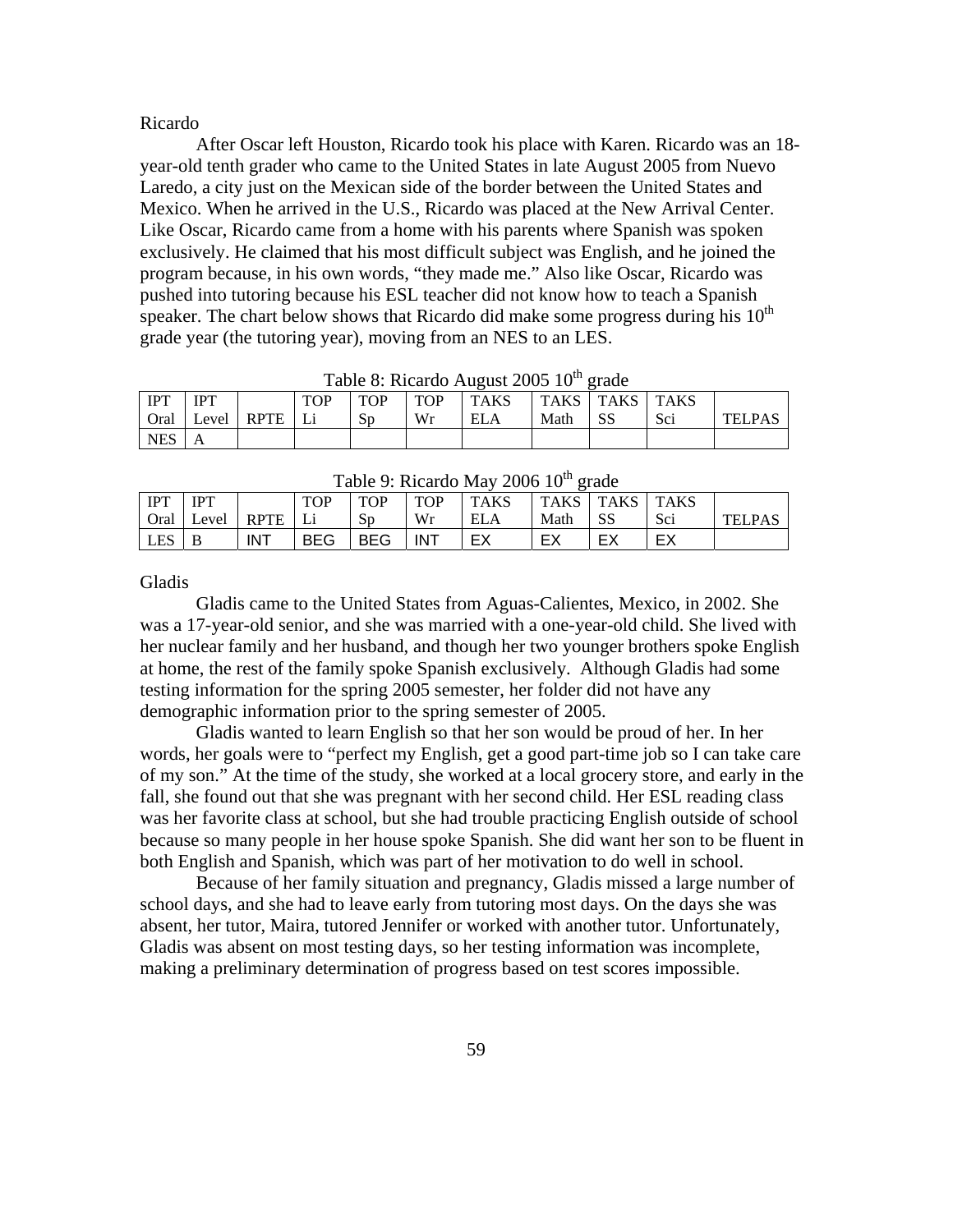Ricardo

After Oscar left Houston, Ricardo took his place with Karen. Ricardo was an 18-year-old tenth grader who came to the United States in late August 2005 from Nuevo Laredo, a city just on the Mexican side of the border between the United States and Mexico. When he arrived in the U.S., Ricardo was placed at the New Arrival Center. Like Oscar, Ricardo came from a home with his parents where Spanish was spoken exclusively. He claimed that his most difficult subject was English, and he joined the program because, in his own words, "they made me." Also like Oscar, Ricardo was pushed into tutoring because his ESL teacher did not know how to teach a Spanish speaker. The chart below shows that Ricardo did make some progress during his 10th grade year (the tutoring year), moving from an NES to an LES.

Table 8: Ricardo August 2005 10th grade

| IPT Oral | IPT Level | RPTE | TOP Li | TOP Sp | TOP Wr | TAKS ELA | TAKS Math | TAKS SS | TAKS Sci | TELPAS |
|---|---|---|---|---|---|---|---|---|---|---|
| NES | A | | | | | | | | | |

Table 9: Ricardo May 2006 10th grade

| IPT Oral | IPT Level | RPTE | TOP Li | TOP Sp | TOP Wr | TAKS ELA | TAKS Math | TAKS SS | TAKS Sci | TELPAS |
|---|---|---|---|---|---|---|---|---|---|---|
| LES | B | INT | BEG | BEG | INT | EX | EX | EX | EX | |

Gladis

Gladis came to the United States from Aguas-Calientes, Mexico, in 2002. She was a 17-year-old senior, and she was married with a one-year-old child. She lived with her nuclear family and her husband, and though her two younger brothers spoke English at home, the rest of the family spoke Spanish exclusively. Although Gladis had some testing information for the spring 2005 semester, her folder did not have any demographic information prior to the spring semester of 2005.

Gladis wanted to learn English so that her son would be proud of her. In her words, her goals were to "perfect my English, get a good part-time job so I can take care of my son." At the time of the study, she worked at a local grocery store, and early in the fall, she found out that she was pregnant with her second child. Her ESL reading class was her favorite class at school, but she had trouble practicing English outside of school because so many people in her house spoke Spanish. She did want her son to be fluent in both English and Spanish, which was part of her motivation to do well in school.

Because of her family situation and pregnancy, Gladis missed a large number of school days, and she had to leave early from tutoring most days. On the days she was absent, her tutor, Maira, tutored Jennifer or worked with another tutor. Unfortunately, Gladis was absent on most testing days, so her testing information was incomplete, making a preliminary determination of progress based on test scores impossible.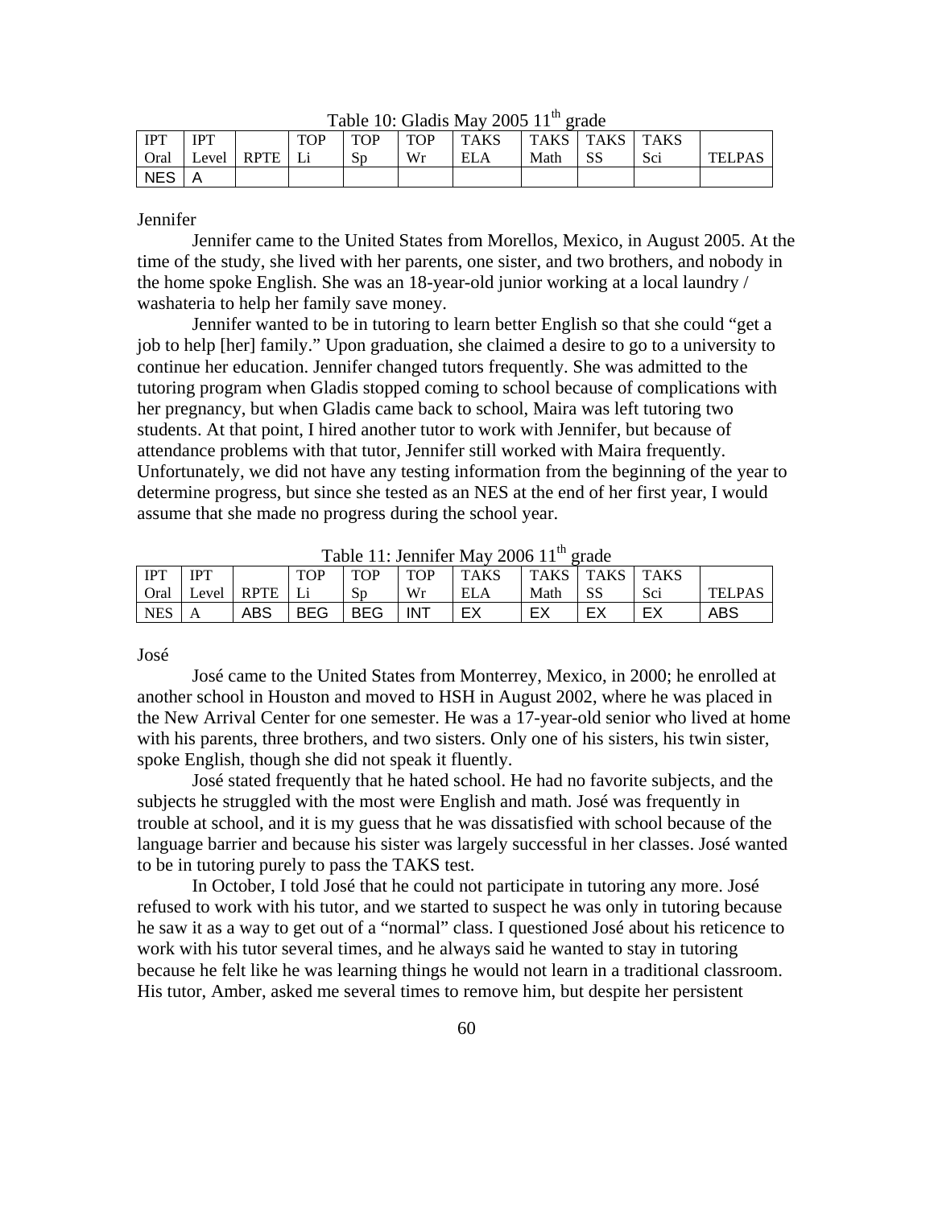Table 10: Gladis May 2005 $11^{th}$ grade

| IPT Oral | IPT Level | RPTE | TOP Li | TOP Sp | TOP Wr | TAKS ELA | TAKS Math | TAKS SS | TAKS Sci | TELPAS |
|---|---|---|---|---|---|---|---|---|---|---|
| NES | A | | | | | | | | | |

Jennifer

Jennifer came to the United States from Morellos, Mexico, in August 2005. At the time of the study, she lived with her parents, one sister, and two brothers, and nobody in the home spoke English. She was an 18-year-old junior working at a local laundry / washateria to help her family save money.

Jennifer wanted to be in tutoring to learn better English so that she could "get a job to help [her] family." Upon graduation, she claimed a desire to go to a university to continue her education. Jennifer changed tutors frequently. She was admitted to the tutoring program when Gladis stopped coming to school because of complications with her pregnancy, but when Gladis came back to school, Maira was left tutoring two students. At that point, I hired another tutor to work with Jennifer, but because of attendance problems with that tutor, Jennifer still worked with Maira frequently. Unfortunately, we did not have any testing information from the beginning of the year to determine progress, but since she tested as an NES at the end of her first year, I would assume that she made no progress during the school year.

Table 11: Jennifer May 2006 $11^{th}$ grade

| IPT Oral | IPT Level | RPTE | TOP Li | TOP Sp | TOP Wr | TAKS ELA | TAKS Math | TAKS SS | TAKS Sci | TELPAS |
|---|---|---|---|---|---|---|---|---|---|---|
| NES | A | ABS | BEG | BEG | INT | EX | EX | EX | EX | ABS |

José

José came to the United States from Monterrey, Mexico, in 2000; he enrolled at another school in Houston and moved to HSH in August 2002, where he was placed in the New Arrival Center for one semester. He was a 17-year-old senior who lived at home with his parents, three brothers, and two sisters. Only one of his sisters, his twin sister, spoke English, though she did not speak it fluently.

José stated frequently that he hated school. He had no favorite subjects, and the subjects he struggled with the most were English and math. José was frequently in trouble at school, and it is my guess that he was dissatisfied with school because of the language barrier and because his sister was largely successful in her classes. José wanted to be in tutoring purely to pass the TAKS test.

In October, I told José that he could not participate in tutoring any more. José refused to work with his tutor, and we started to suspect he was only in tutoring because he saw it as a way to get out of a "normal" class. I questioned José about his reticence to work with his tutor several times, and he always said he wanted to stay in tutoring because he felt like he was learning things he would not learn in a traditional classroom. His tutor, Amber, asked me several times to remove him, but despite her persistent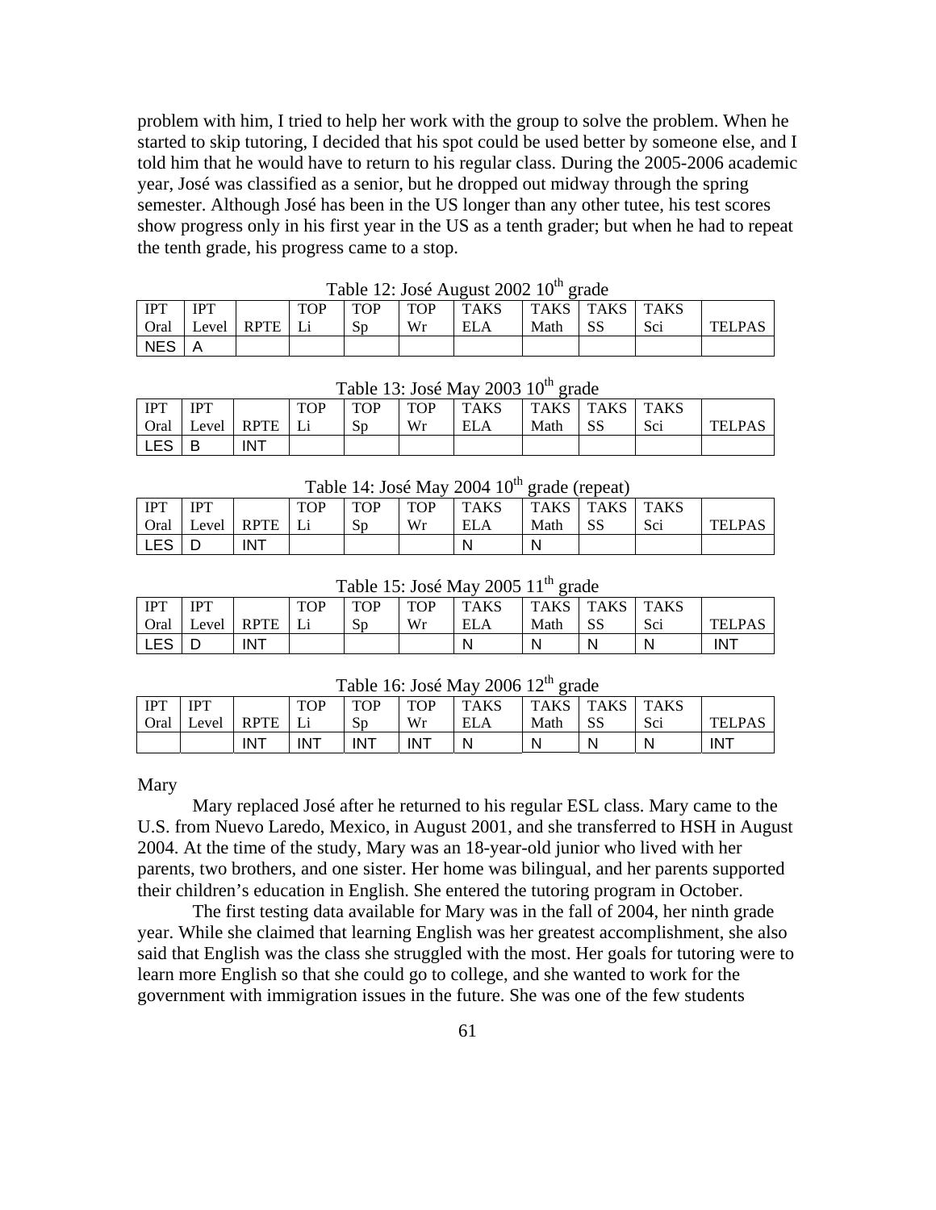problem with him, I tried to help her work with the group to solve the problem. When he started to skip tutoring, I decided that his spot could be used better by someone else, and I told him that he would have to return to his regular class. During the 2005-2006 academic year, José was classified as a senior, but he dropped out midway through the spring semester. Although José has been in the US longer than any other tutee, his test scores show progress only in his first year in the US as a tenth grader; but when he had to repeat the tenth grade, his progress came to a stop.

Table 12: José August 2002 10th grade

| IPT Oral | IPT Level | RPTE | TOP Li | TOP Sp | TOP Wr | TAKS ELA | TAKS Math | TAKS SS | TAKS Sci | TELPAS |
|---|---|---|---|---|---|---|---|---|---|---|
| NES | A | | | | | | | | | |

Table 13: José May 2003 10th grade

| IPT Oral | IPT Level | RPTE | TOP Li | TOP Sp | TOP Wr | TAKS ELA | TAKS Math | TAKS SS | TAKS Sci | TELPAS |
|---|---|---|---|---|---|---|---|---|---|---|
| LES | B | INT | | | | | | | | |

Table 14: José May 2004 10th grade (repeat)

| IPT Oral | IPT Level | RPTE | TOP Li | TOP Sp | TOP Wr | TAKS ELA | TAKS Math | TAKS SS | TAKS Sci | TELPAS |
|---|---|---|---|---|---|---|---|---|---|---|
| LES | D | INT | | | | N | N | | | |

Table 15: José May 2005 11th grade

| IPT Oral | IPT Level | RPTE | TOP Li | TOP Sp | TOP Wr | TAKS ELA | TAKS Math | TAKS SS | TAKS Sci | TELPAS |
|---|---|---|---|---|---|---|---|---|---|---|
| LES | D | INT | | | | N | N | N | N | INT |

Table 16: José May 2006 12th grade

| IPT Oral | IPT Level | RPTE | TOP Li | TOP Sp | TOP Wr | TAKS ELA | TAKS Math | TAKS SS | TAKS Sci | TELPAS |
|---|---|---|---|---|---|---|---|---|---|---|
| | | INT | INT | INT | INT | N | N | N | N | INT |

Mary

Mary replaced José after he returned to his regular ESL class. Mary came to the U.S. from Nuevo Laredo, Mexico, in August 2001, and she transferred to HSH in August 2004. At the time of the study, Mary was an 18-year-old junior who lived with her parents, two brothers, and one sister. Her home was bilingual, and her parents supported their children's education in English. She entered the tutoring program in October.

The first testing data available for Mary was in the fall of 2004, her ninth grade year. While she claimed that learning English was her greatest accomplishment, she also said that English was the class she struggled with the most. Her goals for tutoring were to learn more English so that she could go to college, and she wanted to work for the government with immigration issues in the future. She was one of the few students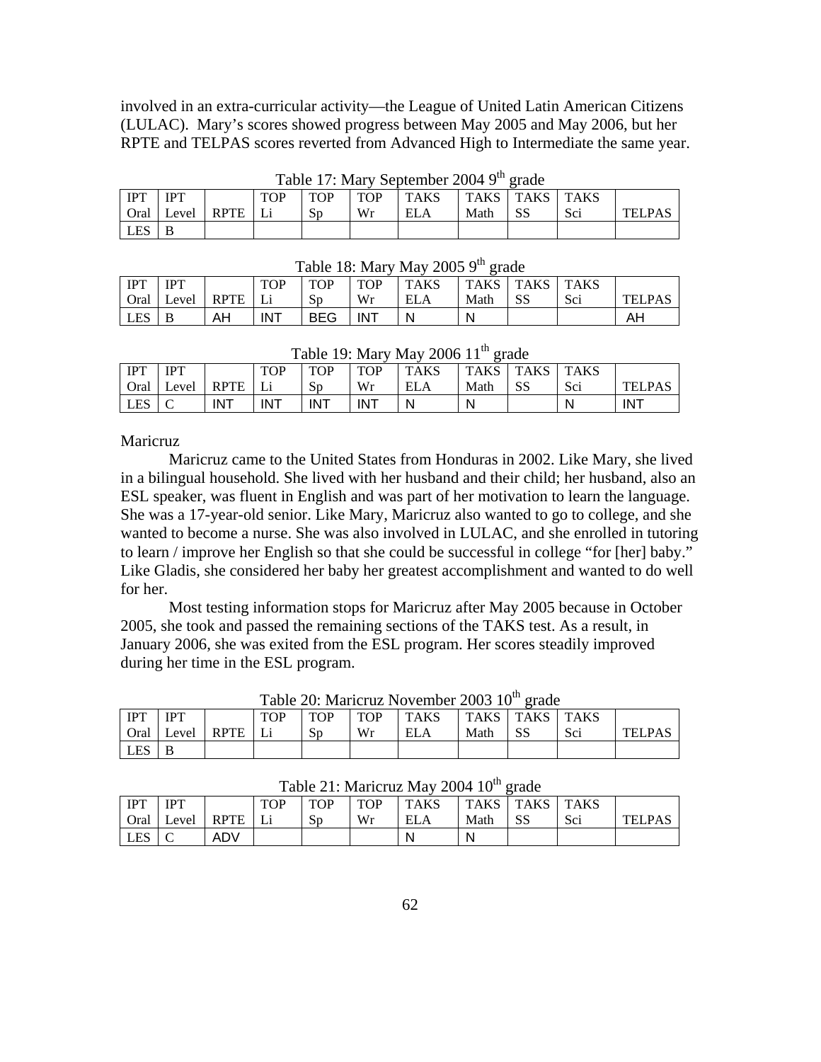involved in an extra-curricular activity—the League of United Latin American Citizens (LULAC). Mary's scores showed progress between May 2005 and May 2006, but her RPTE and TELPAS scores reverted from Advanced High to Intermediate the same year.

Table 17: Mary September 2004 9th grade

| IPT Oral | IPT Level | RPTE | TOP Li | TOP Sp | TOP Wr | TAKS ELA | TAKS Math | TAKS SS | TAKS Sci | TELPAS |
|---|---|---|---|---|---|---|---|---|---|---|
| LES | B | | | | | | | | | |

Table 18: Mary May 2005 9th grade

| IPT Oral | IPT Level | RPTE | TOP Li | TOP Sp | TOP Wr | TAKS ELA | TAKS Math | TAKS SS | TAKS Sci | TELPAS |
|---|---|---|---|---|---|---|---|---|---|---|
| LES | B | AH | INT | BEG | INT | N | N | | | AH |

Table 19: Mary May 2006 11th grade

| IPT Oral | IPT Level | RPTE | TOP Li | TOP Sp | TOP Wr | TAKS ELA | TAKS Math | TAKS SS | TAKS Sci | TELPAS |
|---|---|---|---|---|---|---|---|---|---|---|
| LES | C | INT | INT | INT | INT | N | N | | N | INT |

Maricruz

Maricruz came to the United States from Honduras in 2002. Like Mary, she lived in a bilingual household. She lived with her husband and their child; her husband, also an ESL speaker, was fluent in English and was part of her motivation to learn the language. She was a 17-year-old senior. Like Mary, Maricruz also wanted to go to college, and she wanted to become a nurse. She was also involved in LULAC, and she enrolled in tutoring to learn / improve her English so that she could be successful in college "for [her] baby." Like Gladis, she considered her baby her greatest accomplishment and wanted to do well for her.

Most testing information stops for Maricruz after May 2005 because in October 2005, she took and passed the remaining sections of the TAKS test. As a result, in January 2006, she was exited from the ESL program. Her scores steadily improved during her time in the ESL program.

Table 20: Maricruz November 2003 10th grade

| IPT Oral | IPT Level | RPTE | TOP Li | TOP Sp | TOP Wr | TAKS ELA | TAKS Math | TAKS SS | TAKS Sci | TELPAS |
|---|---|---|---|---|---|---|---|---|---|---|
| LES | B | | | | | | | | | |

Table 21: Maricruz May 2004 10th grade

| IPT Oral | IPT Level | RPTE | TOP Li | TOP Sp | TOP Wr | TAKS ELA | TAKS Math | TAKS SS | TAKS Sci | TELPAS |
|---|---|---|---|---|---|---|---|---|---|---|
| LES | C | ADV | | | | N | N | | | |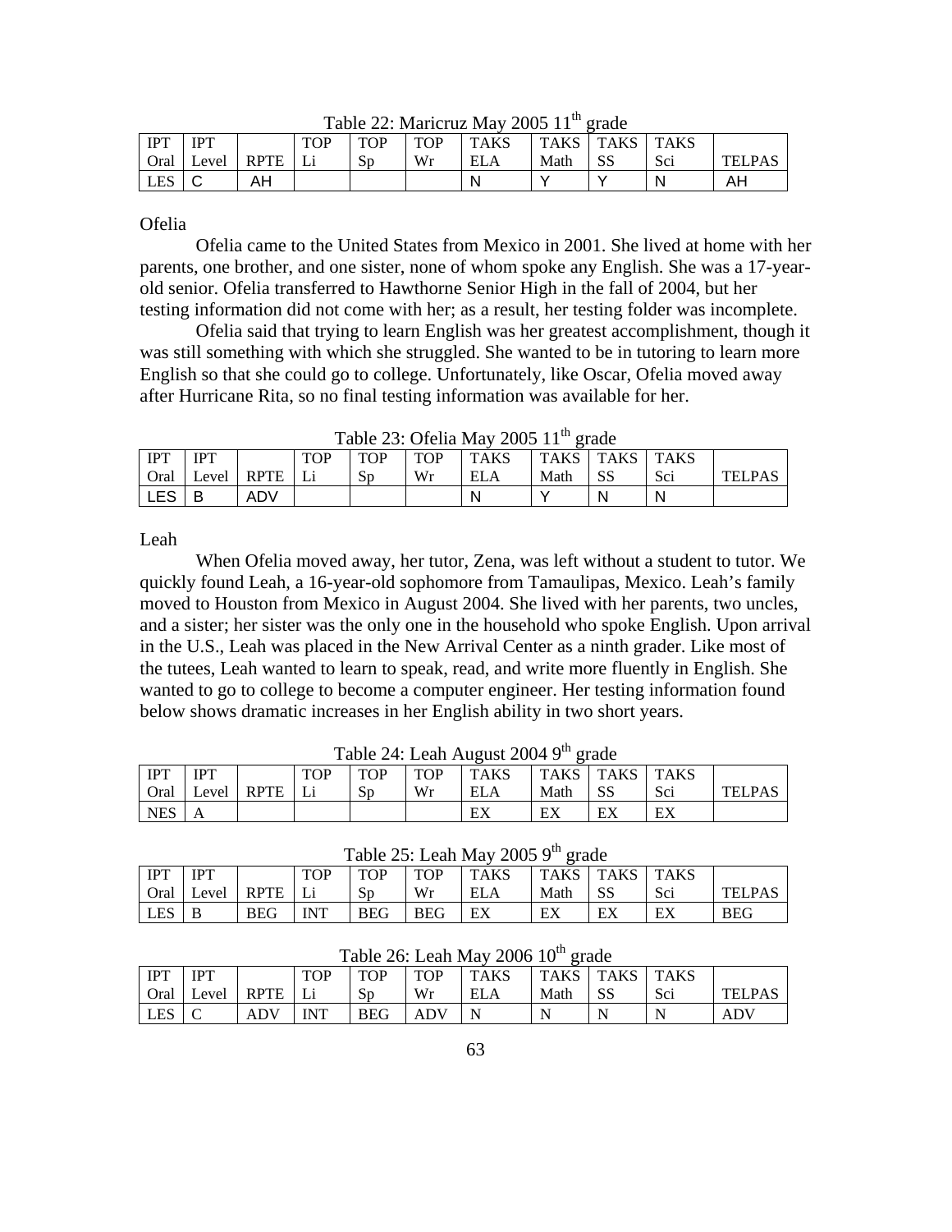Table 22: Maricruz May 2005 11th grade

| IPT Oral | IPT Level | RPTE | TOP Li | TOP Sp | TOP Wr | TAKS ELA | TAKS Math | TAKS SS | TAKS Sci | TELPAS |
|---|---|---|---|---|---|---|---|---|---|---|
| LES | C | AH | | | | N | Y | Y | N | AH |

Ofelia

Ofelia came to the United States from Mexico in 2001. She lived at home with her parents, one brother, and one sister, none of whom spoke any English. She was a 17-year-old senior. Ofelia transferred to Hawthorne Senior High in the fall of 2004, but her testing information did not come with her; as a result, her testing folder was incomplete.

Ofelia said that trying to learn English was her greatest accomplishment, though it was still something with which she struggled. She wanted to be in tutoring to learn more English so that she could go to college. Unfortunately, like Oscar, Ofelia moved away after Hurricane Rita, so no final testing information was available for her.

Table 23: Ofelia May 2005 11th grade

| IPT Oral | IPT Level | RPTE | TOP Li | TOP Sp | TOP Wr | TAKS ELA | TAKS Math | TAKS SS | TAKS Sci | TELPAS |
|---|---|---|---|---|---|---|---|---|---|---|
| LES | B | ADV | | | | N | Y | N | N | |

Leah

When Ofelia moved away, her tutor, Zena, was left without a student to tutor. We quickly found Leah, a 16-year-old sophomore from Tamaulipas, Mexico. Leah's family moved to Houston from Mexico in August 2004. She lived with her parents, two uncles, and a sister; her sister was the only one in the household who spoke English. Upon arrival in the U.S., Leah was placed in the New Arrival Center as a ninth grader. Like most of the tutees, Leah wanted to learn to speak, read, and write more fluently in English. She wanted to go to college to become a computer engineer. Her testing information found below shows dramatic increases in her English ability in two short years.

Table 24: Leah August 2004 9th grade

| IPT Oral | IPT Level | RPTE | TOP Li | TOP Sp | TOP Wr | TAKS ELA | TAKS Math | TAKS SS | TAKS Sci | TELPAS |
|---|---|---|---|---|---|---|---|---|---|---|
| NES | A | | | | | EX | EX | EX | EX | |

Table 25: Leah May 2005 9th grade

| IPT Oral | IPT Level | RPTE | TOP Li | TOP Sp | TOP Wr | TAKS ELA | TAKS Math | TAKS SS | TAKS Sci | TELPAS |
|---|---|---|---|---|---|---|---|---|---|---|
| LES | B | BEG | INT | BEG | BEG | EX | EX | EX | EX | BEG |

Table 26: Leah May 2006 10th grade

| IPT Oral | IPT Level | RPTE | TOP Li | TOP Sp | TOP Wr | TAKS ELA | TAKS Math | TAKS SS | TAKS Sci | TELPAS |
|---|---|---|---|---|---|---|---|---|---|---|
| LES | C | ADV | INT | BEG | ADV | N | N | N | N | ADV |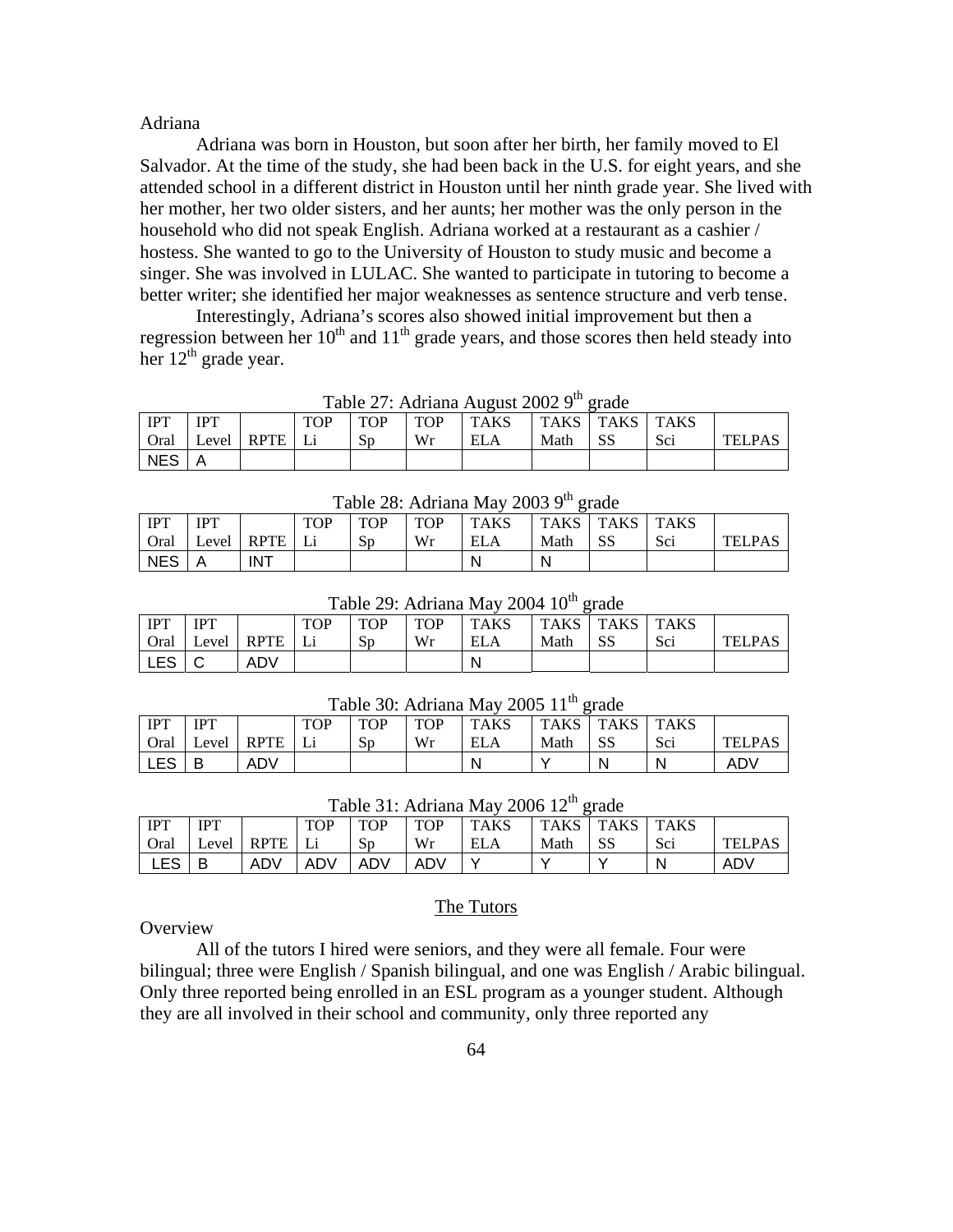Adriana

Adriana was born in Houston, but soon after her birth, her family moved to El Salvador. At the time of the study, she had been back in the U.S. for eight years, and she attended school in a different district in Houston until her ninth grade year. She lived with her mother, her two older sisters, and her aunts; her mother was the only person in the household who did not speak English. Adriana worked at a restaurant as a cashier / hostess. She wanted to go to the University of Houston to study music and become a singer. She was involved in LULAC. She wanted to participate in tutoring to become a better writer; she identified her major weaknesses as sentence structure and verb tense.

Interestingly, Adriana's scores also showed initial improvement but then a regression between her 10th and 11th grade years, and those scores then held steady into her 12th grade year.

Table 27: Adriana August 2002 9th grade

| IPT Oral | IPT Level | RPTE | TOP Li | TOP Sp | TOP Wr | TAKS ELA | TAKS Math | TAKS SS | TAKS Sci | TELPAS |
|---|---|---|---|---|---|---|---|---|---|---|
| NES | A | | | | | | | | | |

Table 28: Adriana May 2003 9th grade

| IPT Oral | IPT Level | RPTE | TOP Li | TOP Sp | TOP Wr | TAKS ELA | TAKS Math | TAKS SS | TAKS Sci | TELPAS |
|---|---|---|---|---|---|---|---|---|---|---|
| NES | A | INT | | | | N | N | | | |

Table 29: Adriana May 2004 10th grade

| IPT Oral | IPT Level | RPTE | TOP Li | TOP Sp | TOP Wr | TAKS ELA | TAKS Math | TAKS SS | TAKS Sci | TELPAS |
|---|---|---|---|---|---|---|---|---|---|---|
| LES | C | ADV | | | | N | | | | |

Table 30: Adriana May 2005 11th grade

| IPT Oral | IPT Level | RPTE | TOP Li | TOP Sp | TOP Wr | TAKS ELA | TAKS Math | TAKS SS | TAKS Sci | TELPAS |
|---|---|---|---|---|---|---|---|---|---|---|
| LES | B | ADV | | | | N | Y | N | N | ADV |

Table 31: Adriana May 2006 12th grade

| IPT Oral | IPT Level | RPTE | TOP Li | TOP Sp | TOP Wr | TAKS ELA | TAKS Math | TAKS SS | TAKS Sci | TELPAS |
|---|---|---|---|---|---|---|---|---|---|---|
| LES | B | ADV | ADV | ADV | ADV | Y | Y | Y | N | ADV |

## The Tutors

Overview

All of the tutors I hired were seniors, and they were all female. Four were bilingual; three were English / Spanish bilingual, and one was English / Arabic bilingual. Only three reported being enrolled in an ESL program as a younger student. Although they are all involved in their school and community, only three reported any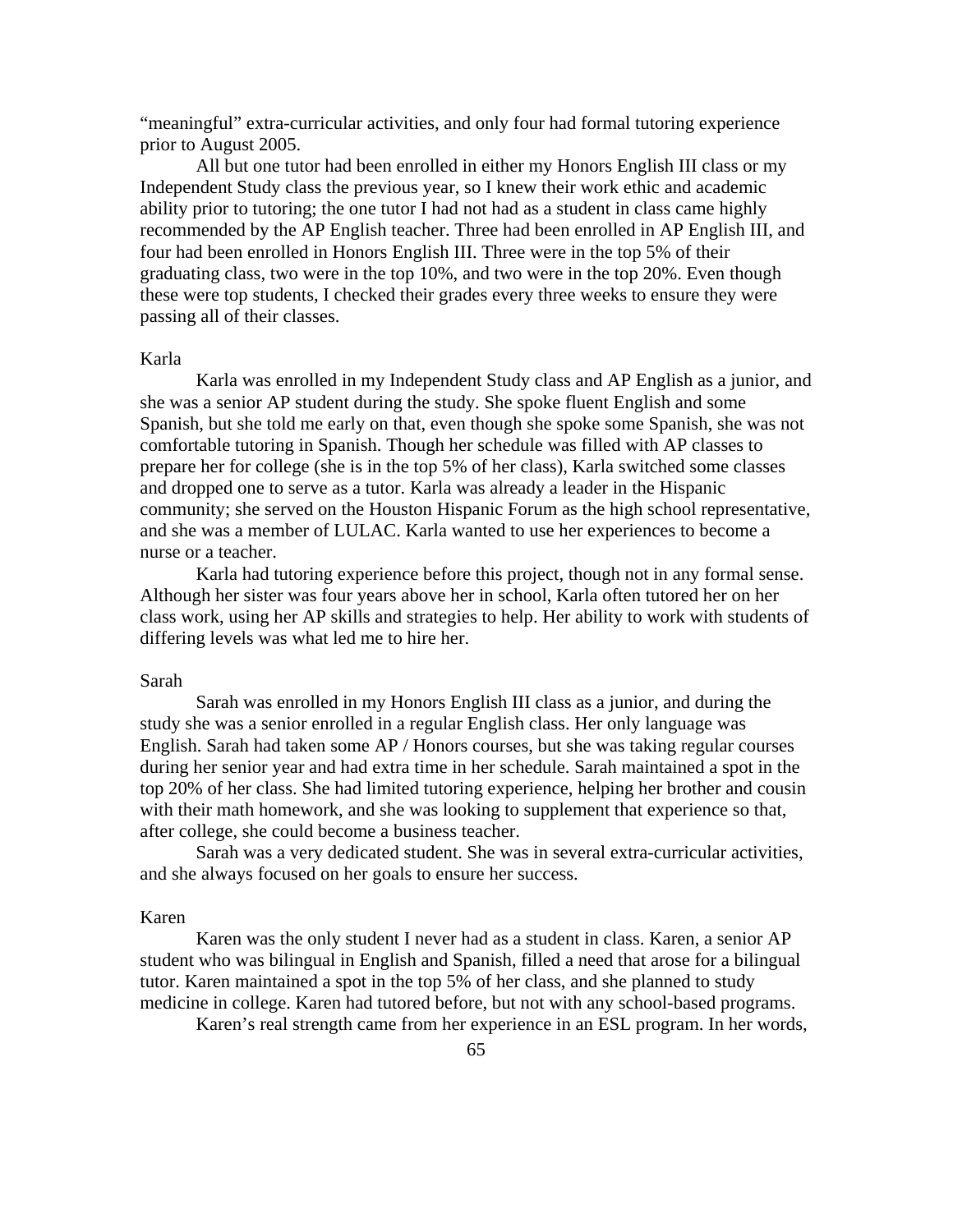"meaningful" extra-curricular activities, and only four had formal tutoring experience prior to August 2005.

All but one tutor had been enrolled in either my Honors English III class or my Independent Study class the previous year, so I knew their work ethic and academic ability prior to tutoring; the one tutor I had not had as a student in class came highly recommended by the AP English teacher. Three had been enrolled in AP English III, and four had been enrolled in Honors English III. Three were in the top 5% of their graduating class, two were in the top 10%, and two were in the top 20%. Even though these were top students, I checked their grades every three weeks to ensure they were passing all of their classes.

### Karla

Karla was enrolled in my Independent Study class and AP English as a junior, and she was a senior AP student during the study. She spoke fluent English and some Spanish, but she told me early on that, even though she spoke some Spanish, she was not comfortable tutoring in Spanish. Though her schedule was filled with AP classes to prepare her for college (she is in the top 5% of her class), Karla switched some classes and dropped one to serve as a tutor. Karla was already a leader in the Hispanic community; she served on the Houston Hispanic Forum as the high school representative, and she was a member of LULAC. Karla wanted to use her experiences to become a nurse or a teacher.

Karla had tutoring experience before this project, though not in any formal sense. Although her sister was four years above her in school, Karla often tutored her on her class work, using her AP skills and strategies to help. Her ability to work with students of differing levels was what led me to hire her.

### Sarah

Sarah was enrolled in my Honors English III class as a junior, and during the study she was a senior enrolled in a regular English class. Her only language was English. Sarah had taken some AP / Honors courses, but she was taking regular courses during her senior year and had extra time in her schedule. Sarah maintained a spot in the top 20% of her class. She had limited tutoring experience, helping her brother and cousin with their math homework, and she was looking to supplement that experience so that, after college, she could become a business teacher.

Sarah was a very dedicated student. She was in several extra-curricular activities, and she always focused on her goals to ensure her success.

### Karen

Karen was the only student I never had as a student in class. Karen, a senior AP student who was bilingual in English and Spanish, filled a need that arose for a bilingual tutor. Karen maintained a spot in the top 5% of her class, and she planned to study medicine in college. Karen had tutored before, but not with any school-based programs.

Karen's real strength came from her experience in an ESL program. In her words,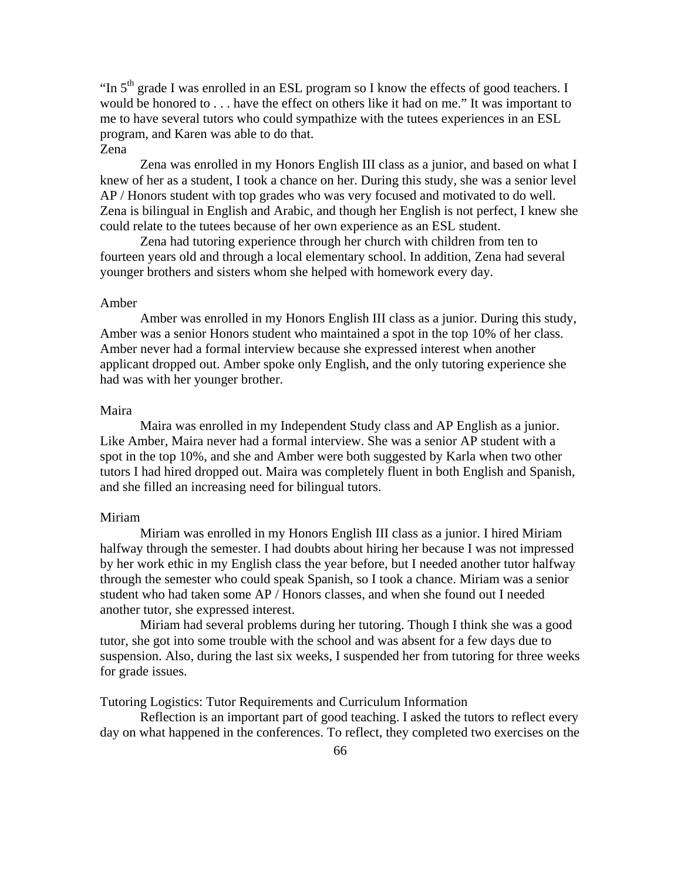"In 5th grade I was enrolled in an ESL program so I know the effects of good teachers. I would be honored to . . . have the effect on others like it had on me." It was important to me to have several tutors who could sympathize with the tutees experiences in an ESL program, and Karen was able to do that.

### Zena

Zena was enrolled in my Honors English III class as a junior, and based on what I knew of her as a student, I took a chance on her. During this study, she was a senior level AP / Honors student with top grades who was very focused and motivated to do well. Zena is bilingual in English and Arabic, and though her English is not perfect, I knew she could relate to the tutees because of her own experience as an ESL student.

Zena had tutoring experience through her church with children from ten to fourteen years old and through a local elementary school. In addition, Zena had several younger brothers and sisters whom she helped with homework every day.

### Amber

Amber was enrolled in my Honors English III class as a junior. During this study, Amber was a senior Honors student who maintained a spot in the top 10% of her class. Amber never had a formal interview because she expressed interest when another applicant dropped out. Amber spoke only English, and the only tutoring experience she had was with her younger brother.

### Maira

Maira was enrolled in my Independent Study class and AP English as a junior. Like Amber, Maira never had a formal interview. She was a senior AP student with a spot in the top 10%, and she and Amber were both suggested by Karla when two other tutors I had hired dropped out. Maira was completely fluent in both English and Spanish, and she filled an increasing need for bilingual tutors.

### Miriam

Miriam was enrolled in my Honors English III class as a junior. I hired Miriam halfway through the semester. I had doubts about hiring her because I was not impressed by her work ethic in my English class the year before, but I needed another tutor halfway through the semester who could speak Spanish, so I took a chance. Miriam was a senior student who had taken some AP / Honors classes, and when she found out I needed another tutor, she expressed interest.

Miriam had several problems during her tutoring. Though I think she was a good tutor, she got into some trouble with the school and was absent for a few days due to suspension. Also, during the last six weeks, I suspended her from tutoring for three weeks for grade issues.

## Tutoring Logistics: Tutor Requirements and Curriculum Information

Reflection is an important part of good teaching. I asked the tutors to reflect every day on what happened in the conferences. To reflect, they completed two exercises on the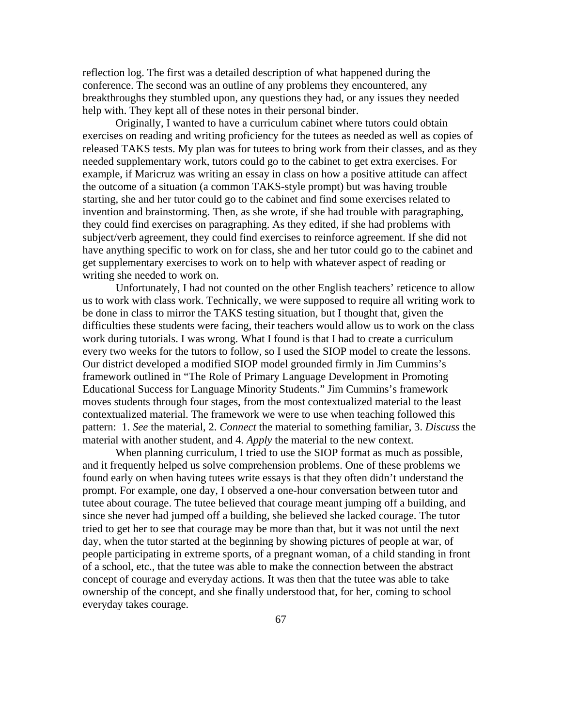reflection log. The first was a detailed description of what happened during the conference. The second was an outline of any problems they encountered, any breakthroughs they stumbled upon, any questions they had, or any issues they needed help with. They kept all of these notes in their personal binder.

Originally, I wanted to have a curriculum cabinet where tutors could obtain exercises on reading and writing proficiency for the tutees as needed as well as copies of released TAKS tests. My plan was for tutees to bring work from their classes, and as they needed supplementary work, tutors could go to the cabinet to get extra exercises. For example, if Maricruz was writing an essay in class on how a positive attitude can affect the outcome of a situation (a common TAKS-style prompt) but was having trouble starting, she and her tutor could go to the cabinet and find some exercises related to invention and brainstorming. Then, as she wrote, if she had trouble with paragraphing, they could find exercises on paragraphing. As they edited, if she had problems with subject/verb agreement, they could find exercises to reinforce agreement. If she did not have anything specific to work on for class, she and her tutor could go to the cabinet and get supplementary exercises to work on to help with whatever aspect of reading or writing she needed to work on.

Unfortunately, I had not counted on the other English teachers' reticence to allow us to work with class work. Technically, we were supposed to require all writing work to be done in class to mirror the TAKS testing situation, but I thought that, given the difficulties these students were facing, their teachers would allow us to work on the class work during tutorials. I was wrong. What I found is that I had to create a curriculum every two weeks for the tutors to follow, so I used the SIOP model to create the lessons. Our district developed a modified SIOP model grounded firmly in Jim Cummins's framework outlined in "The Role of Primary Language Development in Promoting Educational Success for Language Minority Students." Jim Cummins's framework moves students through four stages, from the most contextualized material to the least contextualized material. The framework we were to use when teaching followed this pattern: 1. *See* the material, 2. *Connect* the material to something familiar, 3. *Discuss* the material with another student, and 4. *Apply* the material to the new context.

When planning curriculum, I tried to use the SIOP format as much as possible, and it frequently helped us solve comprehension problems. One of these problems we found early on when having tutees write essays is that they often didn't understand the prompt. For example, one day, I observed a one-hour conversation between tutor and tutee about courage. The tutee believed that courage meant jumping off a building, and since she never had jumped off a building, she believed she lacked courage. The tutor tried to get her to see that courage may be more than that, but it was not until the next day, when the tutor started at the beginning by showing pictures of people at war, of people participating in extreme sports, of a pregnant woman, of a child standing in front of a school, etc., that the tutee was able to make the connection between the abstract concept of courage and everyday actions. It was then that the tutee was able to take ownership of the concept, and she finally understood that, for her, coming to school everyday takes courage.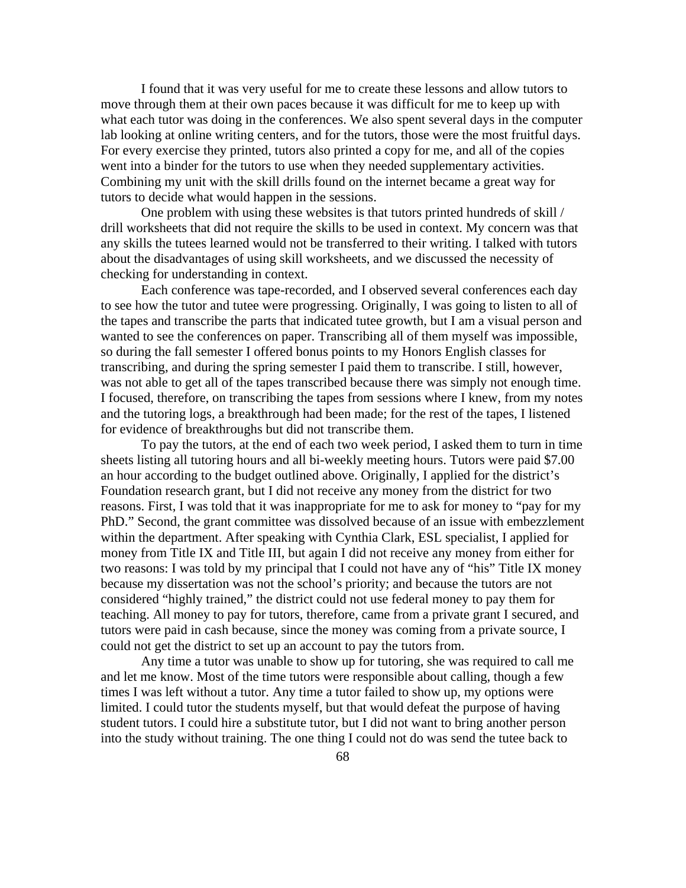I found that it was very useful for me to create these lessons and allow tutors to move through them at their own paces because it was difficult for me to keep up with what each tutor was doing in the conferences. We also spent several days in the computer lab looking at online writing centers, and for the tutors, those were the most fruitful days. For every exercise they printed, tutors also printed a copy for me, and all of the copies went into a binder for the tutors to use when they needed supplementary activities. Combining my unit with the skill drills found on the internet became a great way for tutors to decide what would happen in the sessions.

One problem with using these websites is that tutors printed hundreds of skill / drill worksheets that did not require the skills to be used in context. My concern was that any skills the tutees learned would not be transferred to their writing. I talked with tutors about the disadvantages of using skill worksheets, and we discussed the necessity of checking for understanding in context.

Each conference was tape-recorded, and I observed several conferences each day to see how the tutor and tutee were progressing. Originally, I was going to listen to all of the tapes and transcribe the parts that indicated tutee growth, but I am a visual person and wanted to see the conferences on paper. Transcribing all of them myself was impossible, so during the fall semester I offered bonus points to my Honors English classes for transcribing, and during the spring semester I paid them to transcribe. I still, however, was not able to get all of the tapes transcribed because there was simply not enough time. I focused, therefore, on transcribing the tapes from sessions where I knew, from my notes and the tutoring logs, a breakthrough had been made; for the rest of the tapes, I listened for evidence of breakthroughs but did not transcribe them.

To pay the tutors, at the end of each two week period, I asked them to turn in time sheets listing all tutoring hours and all bi-weekly meeting hours. Tutors were paid $7.00 an hour according to the budget outlined above. Originally, I applied for the district's Foundation research grant, but I did not receive any money from the district for two reasons. First, I was told that it was inappropriate for me to ask for money to "pay for my PhD." Second, the grant committee was dissolved because of an issue with embezzlement within the department. After speaking with Cynthia Clark, ESL specialist, I applied for money from Title IX and Title III, but again I did not receive any money from either for two reasons: I was told by my principal that I could not have any of "his" Title IX money because my dissertation was not the school's priority; and because the tutors are not considered "highly trained," the district could not use federal money to pay them for teaching. All money to pay for tutors, therefore, came from a private grant I secured, and tutors were paid in cash because, since the money was coming from a private source, I could not get the district to set up an account to pay the tutors from.

Any time a tutor was unable to show up for tutoring, she was required to call me and let me know. Most of the time tutors were responsible about calling, though a few times I was left without a tutor. Any time a tutor failed to show up, my options were limited. I could tutor the students myself, but that would defeat the purpose of having student tutors. I could hire a substitute tutor, but I did not want to bring another person into the study without training. The one thing I could not do was send the tutee back to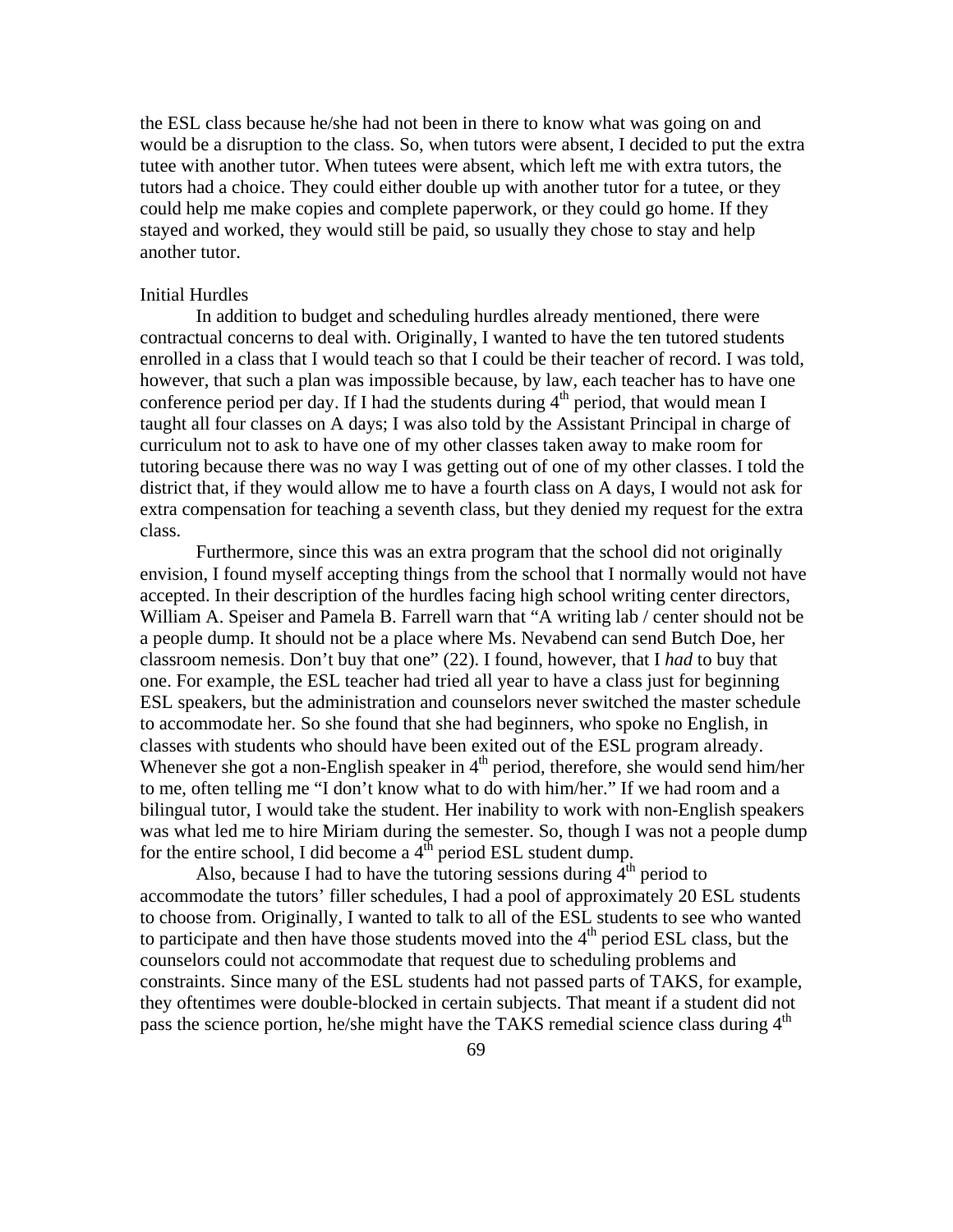the ESL class because he/she had not been in there to know what was going on and would be a disruption to the class. So, when tutors were absent, I decided to put the extra tutee with another tutor. When tutees were absent, which left me with extra tutors, the tutors had a choice. They could either double up with another tutor for a tutee, or they could help me make copies and complete paperwork, or they could go home. If they stayed and worked, they would still be paid, so usually they chose to stay and help another tutor.

### Initial Hurdles

In addition to budget and scheduling hurdles already mentioned, there were contractual concerns to deal with. Originally, I wanted to have the ten tutored students enrolled in a class that I would teach so that I could be their teacher of record. I was told, however, that such a plan was impossible because, by law, each teacher has to have one conference period per day. If I had the students during 4th period, that would mean I taught all four classes on A days; I was also told by the Assistant Principal in charge of curriculum not to ask to have one of my other classes taken away to make room for tutoring because there was no way I was getting out of one of my other classes. I told the district that, if they would allow me to have a fourth class on A days, I would not ask for extra compensation for teaching a seventh class, but they denied my request for the extra class.

Furthermore, since this was an extra program that the school did not originally envision, I found myself accepting things from the school that I normally would not have accepted. In their description of the hurdles facing high school writing center directors, William A. Speiser and Pamela B. Farrell warn that "A writing lab / center should not be a people dump. It should not be a place where Ms. Nevabend can send Butch Doe, her classroom nemesis. Don't buy that one" (22). I found, however, that I *had* to buy that one. For example, the ESL teacher had tried all year to have a class just for beginning ESL speakers, but the administration and counselors never switched the master schedule to accommodate her. So she found that she had beginners, who spoke no English, in classes with students who should have been exited out of the ESL program already. Whenever she got a non-English speaker in 4th period, therefore, she would send him/her to me, often telling me "I don't know what to do with him/her." If we had room and a bilingual tutor, I would take the student. Her inability to work with non-English speakers was what led me to hire Miriam during the semester. So, though I was not a people dump for the entire school, I did become a 4th period ESL student dump.

Also, because I had to have the tutoring sessions during 4th period to accommodate the tutors' filler schedules, I had a pool of approximately 20 ESL students to choose from. Originally, I wanted to talk to all of the ESL students to see who wanted to participate and then have those students moved into the 4th period ESL class, but the counselors could not accommodate that request due to scheduling problems and constraints. Since many of the ESL students had not passed parts of TAKS, for example, they oftentimes were double-blocked in certain subjects. That meant if a student did not pass the science portion, he/she might have the TAKS remedial science class during 4th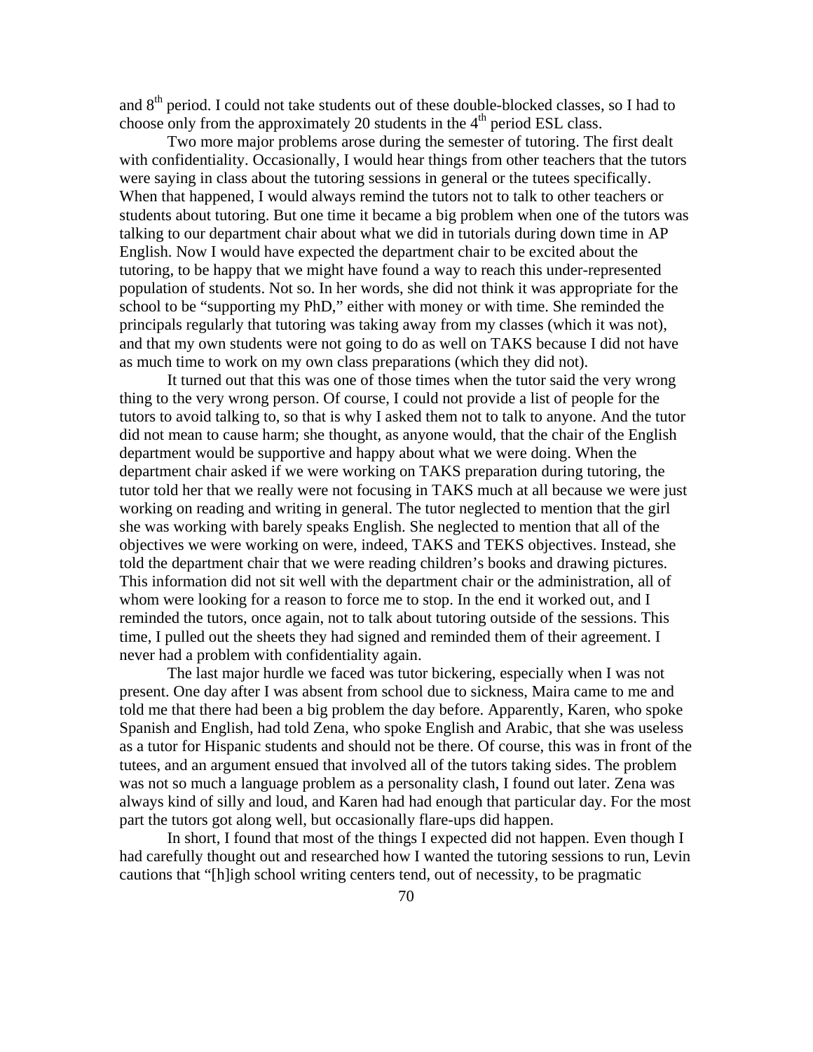and 8th period. I could not take students out of these double-blocked classes, so I had to choose only from the approximately 20 students in the 4th period ESL class.

Two more major problems arose during the semester of tutoring. The first dealt with confidentiality. Occasionally, I would hear things from other teachers that the tutors were saying in class about the tutoring sessions in general or the tutees specifically. When that happened, I would always remind the tutors not to talk to other teachers or students about tutoring. But one time it became a big problem when one of the tutors was talking to our department chair about what we did in tutorials during down time in AP English. Now I would have expected the department chair to be excited about the tutoring, to be happy that we might have found a way to reach this under-represented population of students. Not so. In her words, she did not think it was appropriate for the school to be "supporting my PhD," either with money or with time. She reminded the principals regularly that tutoring was taking away from my classes (which it was not), and that my own students were not going to do as well on TAKS because I did not have as much time to work on my own class preparations (which they did not).

It turned out that this was one of those times when the tutor said the very wrong thing to the very wrong person. Of course, I could not provide a list of people for the tutors to avoid talking to, so that is why I asked them not to talk to anyone. And the tutor did not mean to cause harm; she thought, as anyone would, that the chair of the English department would be supportive and happy about what we were doing. When the department chair asked if we were working on TAKS preparation during tutoring, the tutor told her that we really were not focusing in TAKS much at all because we were just working on reading and writing in general. The tutor neglected to mention that the girl she was working with barely speaks English. She neglected to mention that all of the objectives we were working on were, indeed, TAKS and TEKS objectives. Instead, she told the department chair that we were reading children's books and drawing pictures. This information did not sit well with the department chair or the administration, all of whom were looking for a reason to force me to stop. In the end it worked out, and I reminded the tutors, once again, not to talk about tutoring outside of the sessions. This time, I pulled out the sheets they had signed and reminded them of their agreement. I never had a problem with confidentiality again.

The last major hurdle we faced was tutor bickering, especially when I was not present. One day after I was absent from school due to sickness, Maira came to me and told me that there had been a big problem the day before. Apparently, Karen, who spoke Spanish and English, had told Zena, who spoke English and Arabic, that she was useless as a tutor for Hispanic students and should not be there. Of course, this was in front of the tutees, and an argument ensued that involved all of the tutors taking sides. The problem was not so much a language problem as a personality clash, I found out later. Zena was always kind of silly and loud, and Karen had had enough that particular day. For the most part the tutors got along well, but occasionally flare-ups did happen.

In short, I found that most of the things I expected did not happen. Even though I had carefully thought out and researched how I wanted the tutoring sessions to run, Levin cautions that "[h]igh school writing centers tend, out of necessity, to be pragmatic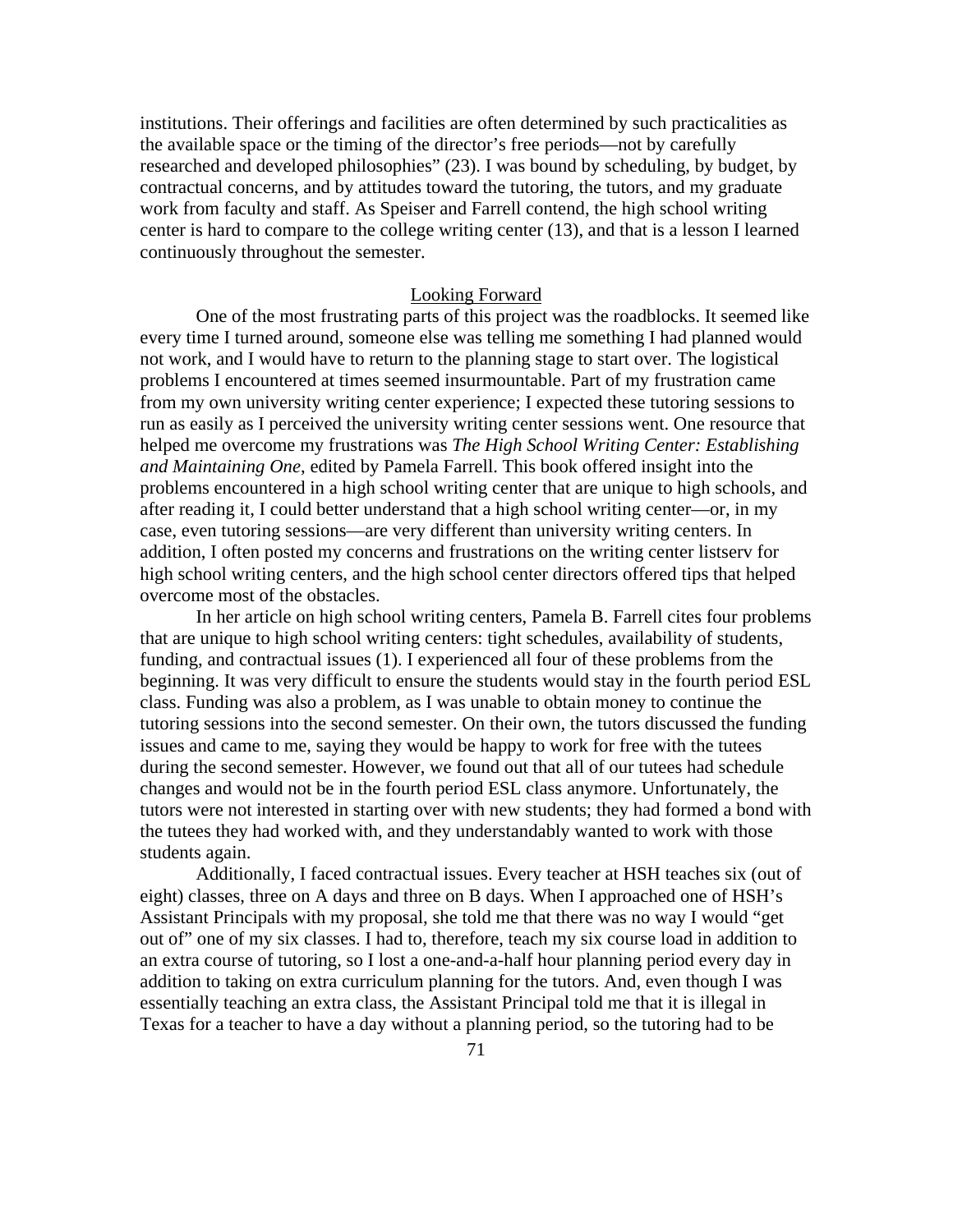institutions. Their offerings and facilities are often determined by such practicalities as the available space or the timing of the director's free periods—not by carefully researched and developed philosophies" (23). I was bound by scheduling, by budget, by contractual concerns, and by attitudes toward the tutoring, the tutors, and my graduate work from faculty and staff. As Speiser and Farrell contend, the high school writing center is hard to compare to the college writing center (13), and that is a lesson I learned continuously throughout the semester.

## Looking Forward

One of the most frustrating parts of this project was the roadblocks. It seemed like every time I turned around, someone else was telling me something I had planned would not work, and I would have to return to the planning stage to start over. The logistical problems I encountered at times seemed insurmountable. Part of my frustration came from my own university writing center experience; I expected these tutoring sessions to run as easily as I perceived the university writing center sessions went. One resource that helped me overcome my frustrations was *The High School Writing Center: Establishing and Maintaining One*, edited by Pamela Farrell. This book offered insight into the problems encountered in a high school writing center that are unique to high schools, and after reading it, I could better understand that a high school writing center—or, in my case, even tutoring sessions—are very different than university writing centers. In addition, I often posted my concerns and frustrations on the writing center listserv for high school writing centers, and the high school center directors offered tips that helped overcome most of the obstacles.

In her article on high school writing centers, Pamela B. Farrell cites four problems that are unique to high school writing centers: tight schedules, availability of students, funding, and contractual issues (1). I experienced all four of these problems from the beginning. It was very difficult to ensure the students would stay in the fourth period ESL class. Funding was also a problem, as I was unable to obtain money to continue the tutoring sessions into the second semester. On their own, the tutors discussed the funding issues and came to me, saying they would be happy to work for free with the tutees during the second semester. However, we found out that all of our tutees had schedule changes and would not be in the fourth period ESL class anymore. Unfortunately, the tutors were not interested in starting over with new students; they had formed a bond with the tutees they had worked with, and they understandably wanted to work with those students again.

Additionally, I faced contractual issues. Every teacher at HSH teaches six (out of eight) classes, three on A days and three on B days. When I approached one of HSH's Assistant Principals with my proposal, she told me that there was no way I would "get out of" one of my six classes. I had to, therefore, teach my six course load in addition to an extra course of tutoring, so I lost a one-and-a-half hour planning period every day in addition to taking on extra curriculum planning for the tutors. And, even though I was essentially teaching an extra class, the Assistant Principal told me that it is illegal in Texas for a teacher to have a day without a planning period, so the tutoring had to be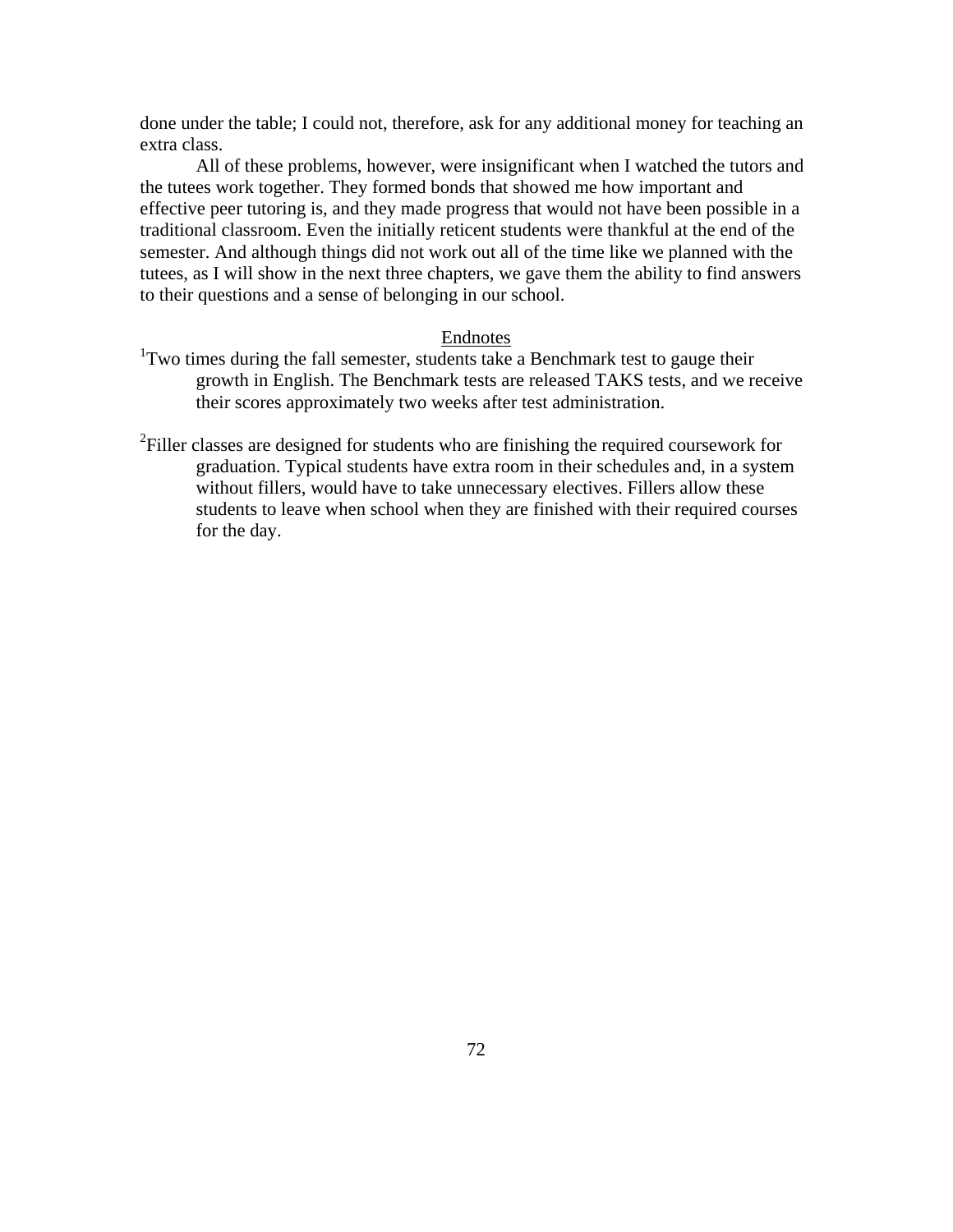done under the table; I could not, therefore, ask for any additional money for teaching an extra class.

All of these problems, however, were insignificant when I watched the tutors and the tutees work together. They formed bonds that showed me how important and effective peer tutoring is, and they made progress that would not have been possible in a traditional classroom. Even the initially reticent students were thankful at the end of the semester. And although things did not work out all of the time like we planned with the tutees, as I will show in the next three chapters, we gave them the ability to find answers to their questions and a sense of belonging in our school.

## Endnotes

[1]Two times during the fall semester, students take a Benchmark test to gauge their growth in English. The Benchmark tests are released TAKS tests, and we receive their scores approximately two weeks after test administration.

[2]Filler classes are designed for students who are finishing the required coursework for graduation. Typical students have extra room in their schedules and, in a system without fillers, would have to take unnecessary electives. Fillers allow these students to leave when school when they are finished with their required courses for the day.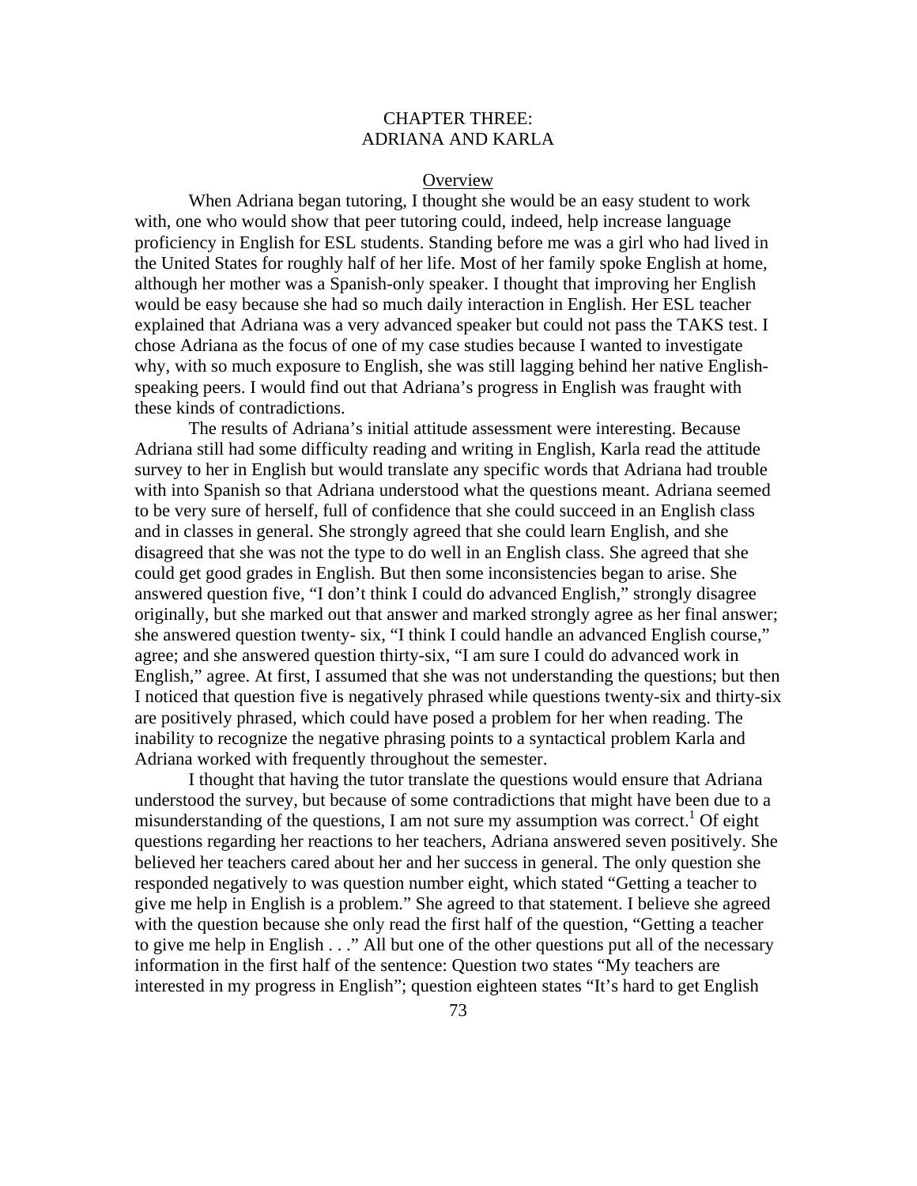# CHAPTER THREE: ADRIANA AND KARLA

## Overview

When Adriana began tutoring, I thought she would be an easy student to work with, one who would show that peer tutoring could, indeed, help increase language proficiency in English for ESL students. Standing before me was a girl who had lived in the United States for roughly half of her life. Most of her family spoke English at home, although her mother was a Spanish-only speaker. I thought that improving her English would be easy because she had so much daily interaction in English. Her ESL teacher explained that Adriana was a very advanced speaker but could not pass the TAKS test. I chose Adriana as the focus of one of my case studies because I wanted to investigate why, with so much exposure to English, she was still lagging behind her native English-speaking peers. I would find out that Adriana's progress in English was fraught with these kinds of contradictions.

The results of Adriana's initial attitude assessment were interesting. Because Adriana still had some difficulty reading and writing in English, Karla read the attitude survey to her in English but would translate any specific words that Adriana had trouble with into Spanish so that Adriana understood what the questions meant. Adriana seemed to be very sure of herself, full of confidence that she could succeed in an English class and in classes in general. She strongly agreed that she could learn English, and she disagreed that she was not the type to do well in an English class. She agreed that she could get good grades in English. But then some inconsistencies began to arise. She answered question five, "I don't think I could do advanced English," strongly disagree originally, but she marked out that answer and marked strongly agree as her final answer; she answered question twenty- six, "I think I could handle an advanced English course," agree; and she answered question thirty-six, "I am sure I could do advanced work in English," agree. At first, I assumed that she was not understanding the questions; but then I noticed that question five is negatively phrased while questions twenty-six and thirty-six are positively phrased, which could have posed a problem for her when reading. The inability to recognize the negative phrasing points to a syntactical problem Karla and Adriana worked with frequently throughout the semester.

I thought that having the tutor translate the questions would ensure that Adriana understood the survey, but because of some contradictions that might have been due to a misunderstanding of the questions, I am not sure my assumption was correct.[1] Of eight questions regarding her reactions to her teachers, Adriana answered seven positively. She believed her teachers cared about her and her success in general. The only question she responded negatively to was question number eight, which stated "Getting a teacher to give me help in English is a problem." She agreed to that statement. I believe she agreed with the question because she only read the first half of the question, "Getting a teacher to give me help in English . . ." All but one of the other questions put all of the necessary information in the first half of the sentence: Question two states "My teachers are interested in my progress in English"; question eighteen states "It's hard to get English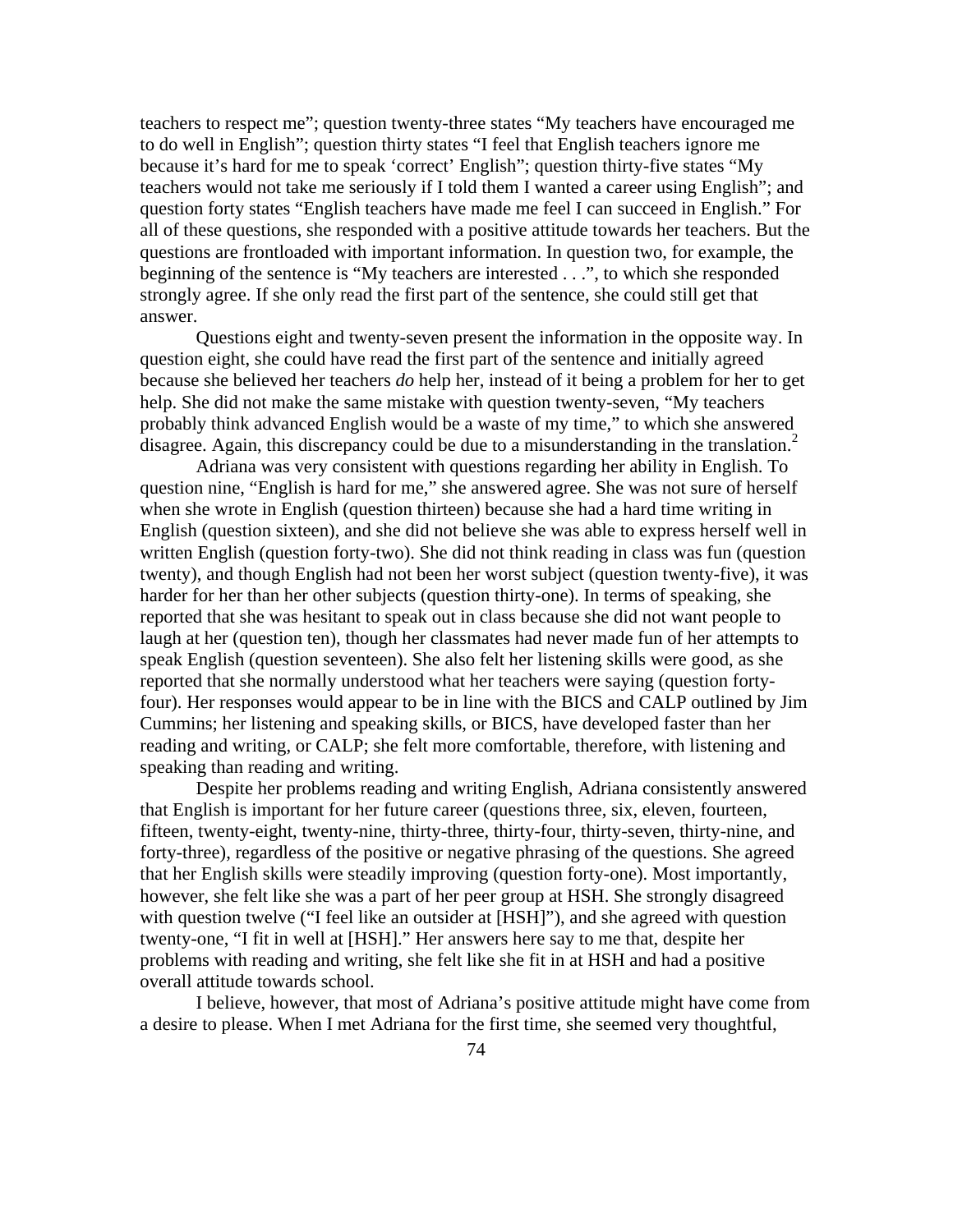teachers to respect me"; question twenty-three states "My teachers have encouraged me to do well in English"; question thirty states "I feel that English teachers ignore me because it's hard for me to speak 'correct' English"; question thirty-five states "My teachers would not take me seriously if I told them I wanted a career using English"; and question forty states "English teachers have made me feel I can succeed in English." For all of these questions, she responded with a positive attitude towards her teachers. But the questions are frontloaded with important information. In question two, for example, the beginning of the sentence is "My teachers are interested . . .", to which she responded strongly agree. If she only read the first part of the sentence, she could still get that answer.

Questions eight and twenty-seven present the information in the opposite way. In question eight, she could have read the first part of the sentence and initially agreed because she believed her teachers *do* help her, instead of it being a problem for her to get help. She did not make the same mistake with question twenty-seven, "My teachers probably think advanced English would be a waste of my time," to which she answered disagree. Again, this discrepancy could be due to a misunderstanding in the translation.[2]

Adriana was very consistent with questions regarding her ability in English. To question nine, "English is hard for me," she answered agree. She was not sure of herself when she wrote in English (question thirteen) because she had a hard time writing in English (question sixteen), and she did not believe she was able to express herself well in written English (question forty-two). She did not think reading in class was fun (question twenty), and though English had not been her worst subject (question twenty-five), it was harder for her than her other subjects (question thirty-one). In terms of speaking, she reported that she was hesitant to speak out in class because she did not want people to laugh at her (question ten), though her classmates had never made fun of her attempts to speak English (question seventeen). She also felt her listening skills were good, as she reported that she normally understood what her teachers were saying (question forty-four). Her responses would appear to be in line with the BICS and CALP outlined by Jim Cummins; her listening and speaking skills, or BICS, have developed faster than her reading and writing, or CALP; she felt more comfortable, therefore, with listening and speaking than reading and writing.

Despite her problems reading and writing English, Adriana consistently answered that English is important for her future career (questions three, six, eleven, fourteen, fifteen, twenty-eight, twenty-nine, thirty-three, thirty-four, thirty-seven, thirty-nine, and forty-three), regardless of the positive or negative phrasing of the questions. She agreed that her English skills were steadily improving (question forty-one). Most importantly, however, she felt like she was a part of her peer group at HSH. She strongly disagreed with question twelve ("I feel like an outsider at [HSH]"), and she agreed with question twenty-one, "I fit in well at [HSH]." Her answers here say to me that, despite her problems with reading and writing, she felt like she fit in at HSH and had a positive overall attitude towards school.

I believe, however, that most of Adriana's positive attitude might have come from a desire to please. When I met Adriana for the first time, she seemed very thoughtful,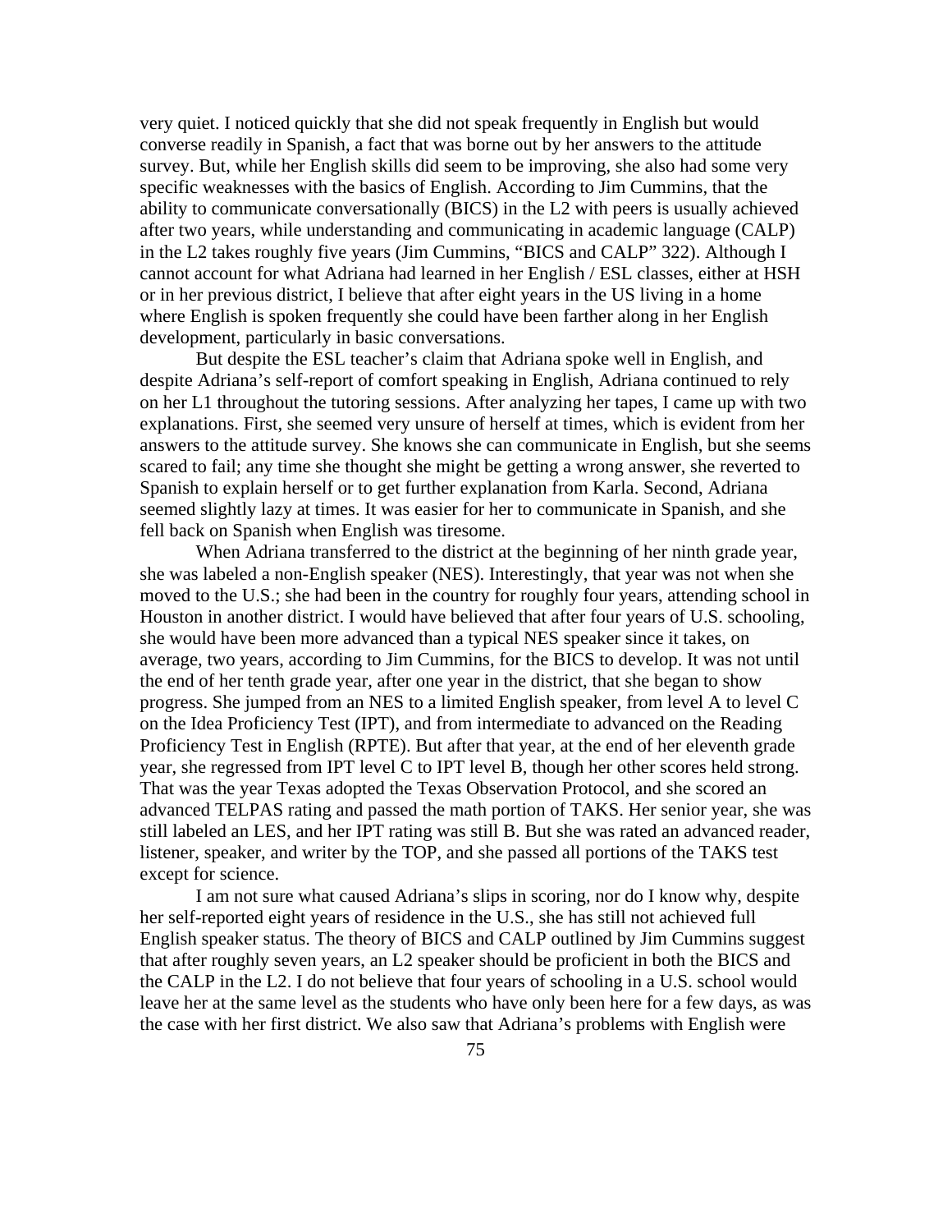very quiet. I noticed quickly that she did not speak frequently in English but would converse readily in Spanish, a fact that was borne out by her answers to the attitude survey. But, while her English skills did seem to be improving, she also had some very specific weaknesses with the basics of English. According to Jim Cummins, that the ability to communicate conversationally (BICS) in the L2 with peers is usually achieved after two years, while understanding and communicating in academic language (CALP) in the L2 takes roughly five years (Jim Cummins, "BICS and CALP" 322). Although I cannot account for what Adriana had learned in her English / ESL classes, either at HSH or in her previous district, I believe that after eight years in the US living in a home where English is spoken frequently she could have been farther along in her English development, particularly in basic conversations.

But despite the ESL teacher's claim that Adriana spoke well in English, and despite Adriana's self-report of comfort speaking in English, Adriana continued to rely on her L1 throughout the tutoring sessions. After analyzing her tapes, I came up with two explanations. First, she seemed very unsure of herself at times, which is evident from her answers to the attitude survey. She knows she can communicate in English, but she seems scared to fail; any time she thought she might be getting a wrong answer, she reverted to Spanish to explain herself or to get further explanation from Karla. Second, Adriana seemed slightly lazy at times. It was easier for her to communicate in Spanish, and she fell back on Spanish when English was tiresome.

When Adriana transferred to the district at the beginning of her ninth grade year, she was labeled a non-English speaker (NES). Interestingly, that year was not when she moved to the U.S.; she had been in the country for roughly four years, attending school in Houston in another district. I would have believed that after four years of U.S. schooling, she would have been more advanced than a typical NES speaker since it takes, on average, two years, according to Jim Cummins, for the BICS to develop. It was not until the end of her tenth grade year, after one year in the district, that she began to show progress. She jumped from an NES to a limited English speaker, from level A to level C on the Idea Proficiency Test (IPT), and from intermediate to advanced on the Reading Proficiency Test in English (RPTE). But after that year, at the end of her eleventh grade year, she regressed from IPT level C to IPT level B, though her other scores held strong. That was the year Texas adopted the Texas Observation Protocol, and she scored an advanced TELPAS rating and passed the math portion of TAKS. Her senior year, she was still labeled an LES, and her IPT rating was still B. But she was rated an advanced reader, listener, speaker, and writer by the TOP, and she passed all portions of the TAKS test except for science.

I am not sure what caused Adriana's slips in scoring, nor do I know why, despite her self-reported eight years of residence in the U.S., she has still not achieved full English speaker status. The theory of BICS and CALP outlined by Jim Cummins suggest that after roughly seven years, an L2 speaker should be proficient in both the BICS and the CALP in the L2. I do not believe that four years of schooling in a U.S. school would leave her at the same level as the students who have only been here for a few days, as was the case with her first district. We also saw that Adriana's problems with English were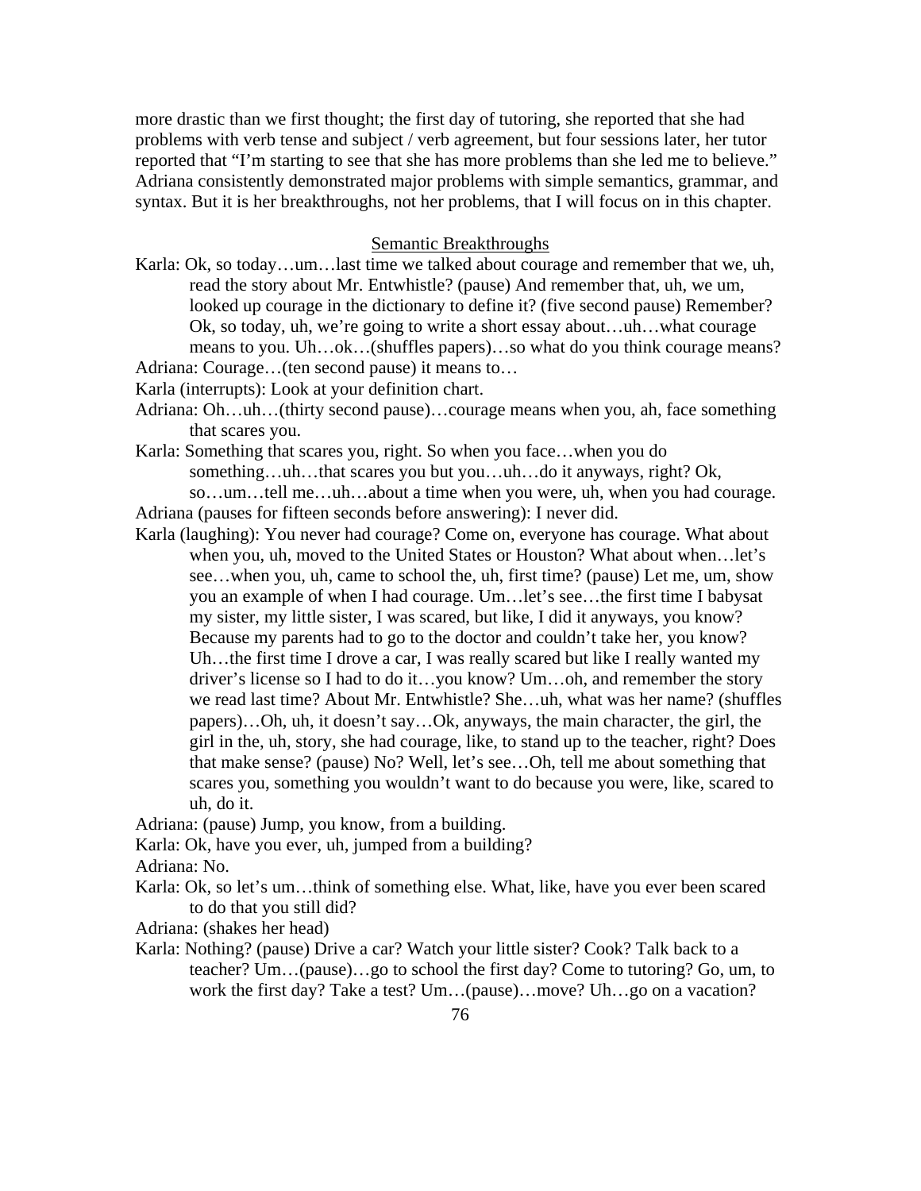more drastic than we first thought; the first day of tutoring, she reported that she had problems with verb tense and subject / verb agreement, but four sessions later, her tutor reported that "I'm starting to see that she has more problems than she led me to believe." Adriana consistently demonstrated major problems with simple semantics, grammar, and syntax. But it is her breakthroughs, not her problems, that I will focus on in this chapter.

## Semantic Breakthroughs

Karla: Ok, so today…um…last time we talked about courage and remember that we, uh, read the story about Mr. Entwhistle? (pause) And remember that, uh, we um, looked up courage in the dictionary to define it? (five second pause) Remember? Ok, so today, uh, we're going to write a short essay about…uh…what courage means to you. Uh…ok…(shuffles papers)…so what do you think courage means?

Adriana: Courage…(ten second pause) it means to…

Karla (interrupts): Look at your definition chart.

Adriana: Oh…uh…(thirty second pause)…courage means when you, ah, face something that scares you.

Karla: Something that scares you, right. So when you face…when you do something…uh…that scares you but you…uh…do it anyways, right? Ok, so…um…tell me…uh…about a time when you were, uh, when you had courage.

Adriana (pauses for fifteen seconds before answering): I never did.

Karla (laughing): You never had courage? Come on, everyone has courage. What about when you, uh, moved to the United States or Houston? What about when…let's see…when you, uh, came to school the, uh, first time? (pause) Let me, um, show you an example of when I had courage. Um…let's see…the first time I babysat my sister, my little sister, I was scared, but like, I did it anyways, you know? Because my parents had to go to the doctor and couldn't take her, you know? Uh…the first time I drove a car, I was really scared but like I really wanted my driver's license so I had to do it…you know? Um…oh, and remember the story we read last time? About Mr. Entwhistle? She…uh, what was her name? (shuffles papers)…Oh, uh, it doesn't say…Ok, anyways, the main character, the girl, the girl in the, uh, story, she had courage, like, to stand up to the teacher, right? Does that make sense? (pause) No? Well, let's see…Oh, tell me about something that scares you, something you wouldn't want to do because you were, like, scared to uh, do it.

Adriana: (pause) Jump, you know, from a building.

Karla: Ok, have you ever, uh, jumped from a building?

Adriana: No.

Karla: Ok, so let's um…think of something else. What, like, have you ever been scared to do that you still did?

Adriana: (shakes her head)

Karla: Nothing? (pause) Drive a car? Watch your little sister? Cook? Talk back to a teacher? Um…(pause)…go to school the first day? Come to tutoring? Go, um, to work the first day? Take a test? Um…(pause)…move? Uh…go on a vacation?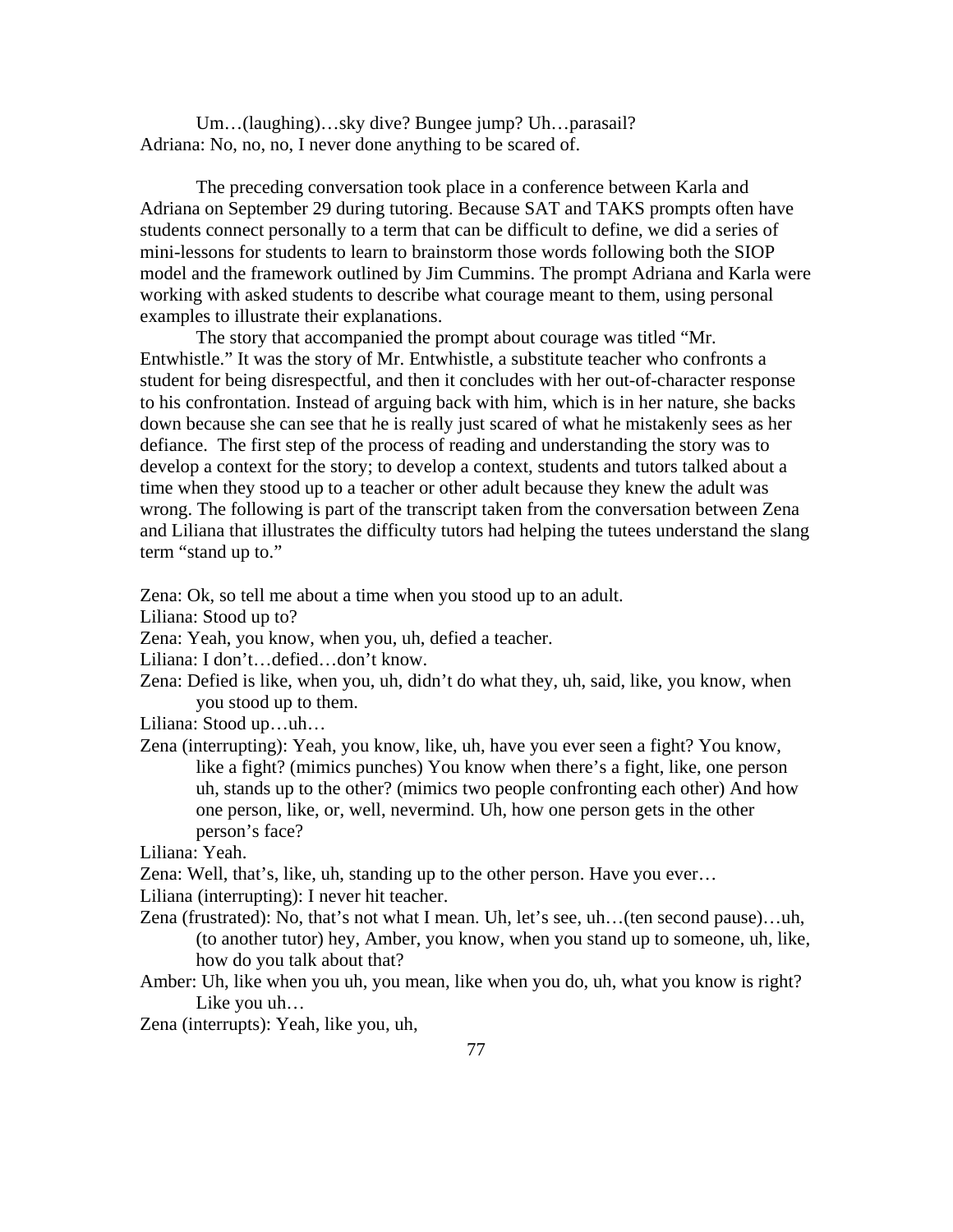Um…(laughing)…sky dive? Bungee jump? Uh…parasail?

Adriana: No, no, no, I never done anything to be scared of.

The preceding conversation took place in a conference between Karla and Adriana on September 29 during tutoring. Because SAT and TAKS prompts often have students connect personally to a term that can be difficult to define, we did a series of mini-lessons for students to learn to brainstorm those words following both the SIOP model and the framework outlined by Jim Cummins. The prompt Adriana and Karla were working with asked students to describe what courage meant to them, using personal examples to illustrate their explanations.

The story that accompanied the prompt about courage was titled "Mr. Entwhistle." It was the story of Mr. Entwhistle, a substitute teacher who confronts a student for being disrespectful, and then it concludes with her out-of-character response to his confrontation. Instead of arguing back with him, which is in her nature, she backs down because she can see that he is really just scared of what he mistakenly sees as her defiance. The first step of the process of reading and understanding the story was to develop a context for the story; to develop a context, students and tutors talked about a time when they stood up to a teacher or other adult because they knew the adult was wrong. The following is part of the transcript taken from the conversation between Zena and Liliana that illustrates the difficulty tutors had helping the tutees understand the slang term "stand up to."

Zena: Ok, so tell me about a time when you stood up to an adult.

Liliana: Stood up to?

Zena: Yeah, you know, when you, uh, defied a teacher.

Liliana: I don't…defied…don't know.

Zena: Defied is like, when you, uh, didn't do what they, uh, said, like, you know, when you stood up to them.

Liliana: Stood up…uh…

Zena (interrupting): Yeah, you know, like, uh, have you ever seen a fight? You know, like a fight? (mimics punches) You know when there's a fight, like, one person uh, stands up to the other? (mimics two people confronting each other) And how one person, like, or, well, nevermind. Uh, how one person gets in the other person's face?

Liliana: Yeah.

Zena: Well, that's, like, uh, standing up to the other person. Have you ever…

Liliana (interrupting): I never hit teacher.

Zena (frustrated): No, that's not what I mean. Uh, let's see, uh…(ten second pause)…uh, (to another tutor) hey, Amber, you know, when you stand up to someone, uh, like, how do you talk about that?

Amber: Uh, like when you uh, you mean, like when you do, uh, what you know is right? Like you uh…

Zena (interrupts): Yeah, like you, uh,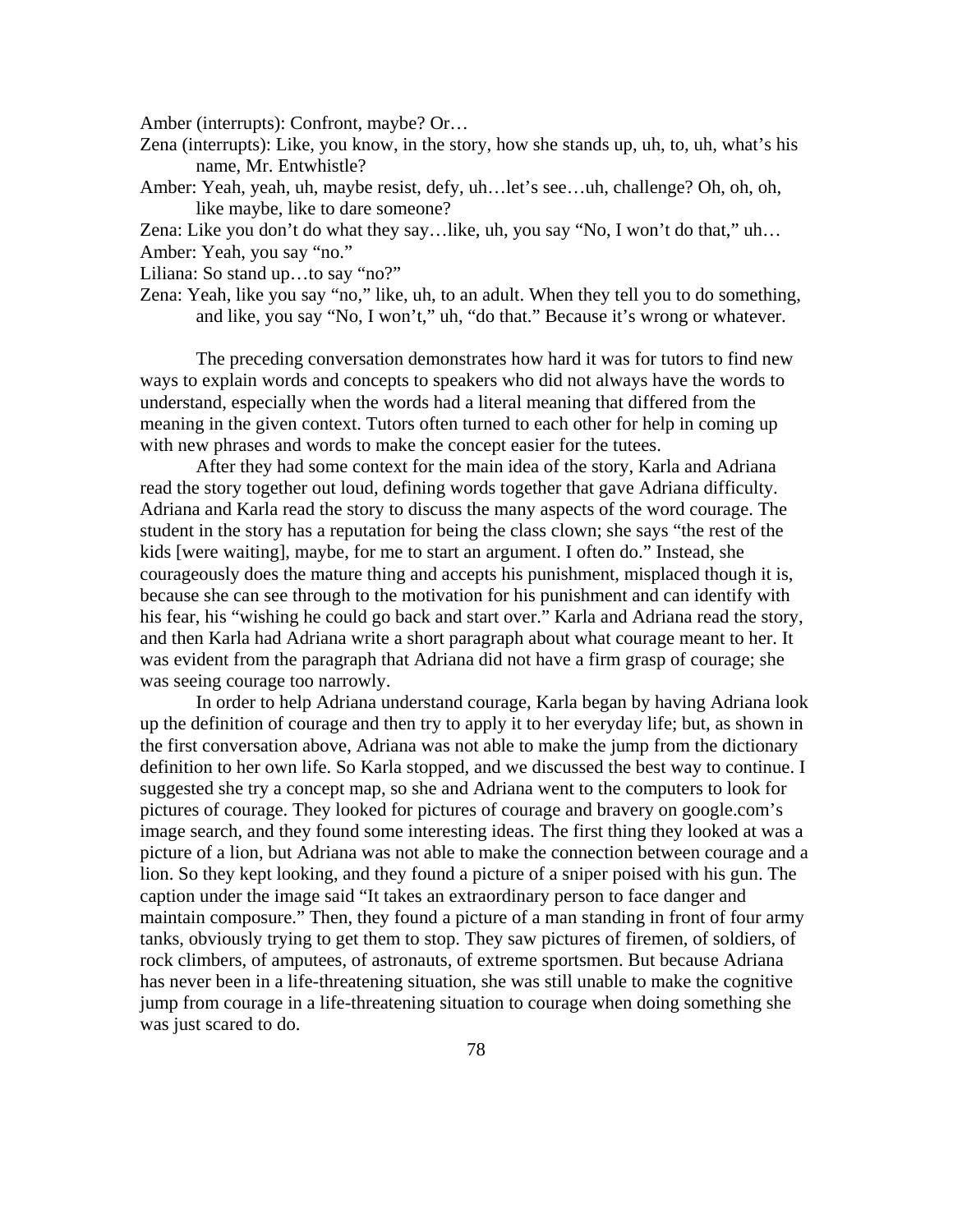Amber (interrupts): Confront, maybe? Or…

Zena (interrupts): Like, you know, in the story, how she stands up, uh, to, uh, what's his name, Mr. Entwhistle?

Amber: Yeah, yeah, uh, maybe resist, defy, uh…let's see…uh, challenge? Oh, oh, oh, like maybe, like to dare someone?

Zena: Like you don't do what they say…like, uh, you say "No, I won't do that," uh…

Amber: Yeah, you say "no."

Liliana: So stand up…to say "no?"

Zena: Yeah, like you say "no," like, uh, to an adult. When they tell you to do something, and like, you say "No, I won't," uh, "do that." Because it's wrong or whatever.

The preceding conversation demonstrates how hard it was for tutors to find new ways to explain words and concepts to speakers who did not always have the words to understand, especially when the words had a literal meaning that differed from the meaning in the given context. Tutors often turned to each other for help in coming up with new phrases and words to make the concept easier for the tutees.

After they had some context for the main idea of the story, Karla and Adriana read the story together out loud, defining words together that gave Adriana difficulty. Adriana and Karla read the story to discuss the many aspects of the word courage. The student in the story has a reputation for being the class clown; she says "the rest of the kids [were waiting], maybe, for me to start an argument. I often do." Instead, she courageously does the mature thing and accepts his punishment, misplaced though it is, because she can see through to the motivation for his punishment and can identify with his fear, his "wishing he could go back and start over." Karla and Adriana read the story, and then Karla had Adriana write a short paragraph about what courage meant to her. It was evident from the paragraph that Adriana did not have a firm grasp of courage; she was seeing courage too narrowly.

In order to help Adriana understand courage, Karla began by having Adriana look up the definition of courage and then try to apply it to her everyday life; but, as shown in the first conversation above, Adriana was not able to make the jump from the dictionary definition to her own life. So Karla stopped, and we discussed the best way to continue. I suggested she try a concept map, so she and Adriana went to the computers to look for pictures of courage. They looked for pictures of courage and bravery on google.com's image search, and they found some interesting ideas. The first thing they looked at was a picture of a lion, but Adriana was not able to make the connection between courage and a lion. So they kept looking, and they found a picture of a sniper poised with his gun. The caption under the image said "It takes an extraordinary person to face danger and maintain composure." Then, they found a picture of a man standing in front of four army tanks, obviously trying to get them to stop. They saw pictures of firemen, of soldiers, of rock climbers, of amputees, of astronauts, of extreme sportsmen. But because Adriana has never been in a life-threatening situation, she was still unable to make the cognitive jump from courage in a life-threatening situation to courage when doing something she was just scared to do.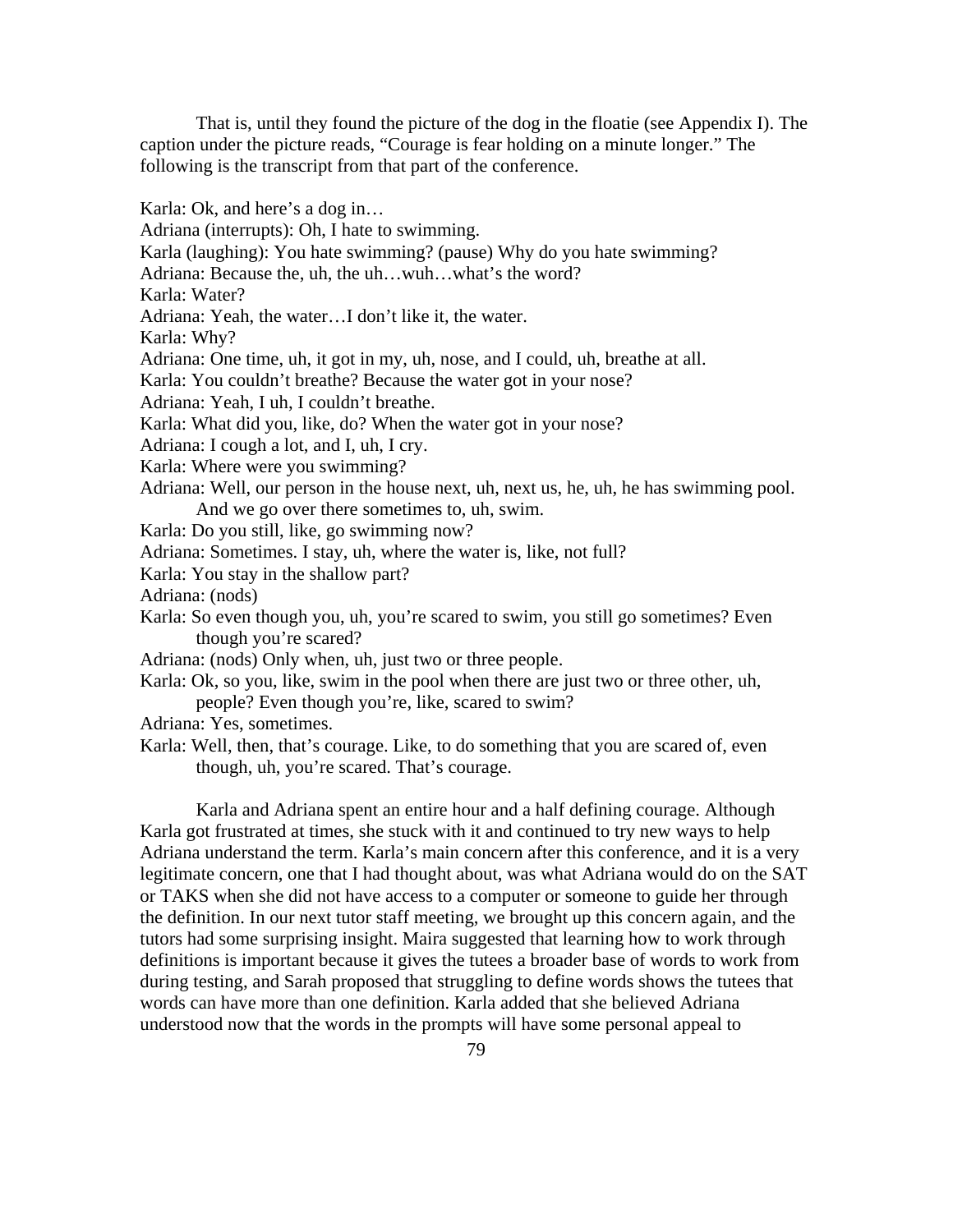That is, until they found the picture of the dog in the floatie (see Appendix I). The caption under the picture reads, “Courage is fear holding on a minute longer.” The following is the transcript from that part of the conference.

Karla: Ok, and here’s a dog in…

Adriana (interrupts): Oh, I hate to swimming.

Karla (laughing): You hate swimming? (pause) Why do you hate swimming?

Adriana: Because the, uh, the uh…wuh…what’s the word?

Karla: Water?

Adriana: Yeah, the water…I don’t like it, the water.

Karla: Why?

Adriana: One time, uh, it got in my, uh, nose, and I could, uh, breathe at all.

Karla: You couldn’t breathe? Because the water got in your nose?

Adriana: Yeah, I uh, I couldn’t breathe.

Karla: What did you, like, do? When the water got in your nose?

Adriana: I cough a lot, and I, uh, I cry.

Karla: Where were you swimming?

Adriana: Well, our person in the house next, uh, next us, he, uh, he has swimming pool. And we go over there sometimes to, uh, swim.

Karla: Do you still, like, go swimming now?

Adriana: Sometimes. I stay, uh, where the water is, like, not full?

Karla: You stay in the shallow part?

Adriana: (nods)

Karla: So even though you, uh, you’re scared to swim, you still go sometimes? Even though you’re scared?

Adriana: (nods) Only when, uh, just two or three people.

Karla: Ok, so you, like, swim in the pool when there are just two or three other, uh, people? Even though you’re, like, scared to swim?

Adriana: Yes, sometimes.

Karla: Well, then, that’s courage. Like, to do something that you are scared of, even though, uh, you’re scared. That’s courage.

Karla and Adriana spent an entire hour and a half defining courage. Although Karla got frustrated at times, she stuck with it and continued to try new ways to help Adriana understand the term. Karla’s main concern after this conference, and it is a very legitimate concern, one that I had thought about, was what Adriana would do on the SAT or TAKS when she did not have access to a computer or someone to guide her through the definition. In our next tutor staff meeting, we brought up this concern again, and the tutors had some surprising insight. Maira suggested that learning how to work through definitions is important because it gives the tutees a broader base of words to work from during testing, and Sarah proposed that struggling to define words shows the tutees that words can have more than one definition. Karla added that she believed Adriana understood now that the words in the prompts will have some personal appeal to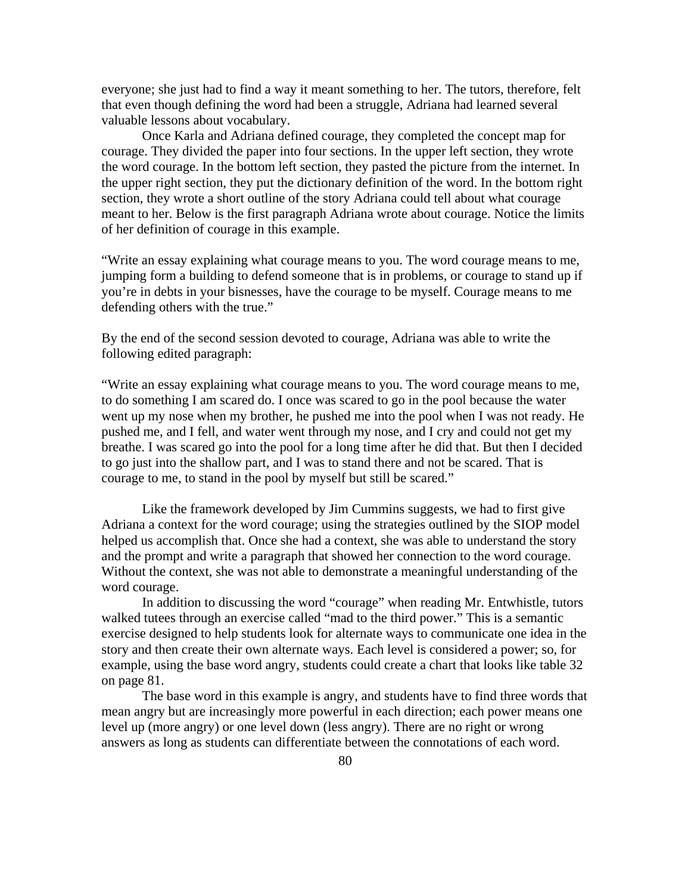everyone; she just had to find a way it meant something to her. The tutors, therefore, felt that even though defining the word had been a struggle, Adriana had learned several valuable lessons about vocabulary.

Once Karla and Adriana defined courage, they completed the concept map for courage. They divided the paper into four sections. In the upper left section, they wrote the word courage. In the bottom left section, they pasted the picture from the internet. In the upper right section, they put the dictionary definition of the word. In the bottom right section, they wrote a short outline of the story Adriana could tell about what courage meant to her. Below is the first paragraph Adriana wrote about courage. Notice the limits of her definition of courage in this example.

"Write an essay explaining what courage means to you. The word courage means to me, jumping form a building to defend someone that is in problems, or courage to stand up if you're in debts in your bisnesses, have the courage to be myself. Courage means to me defending others with the true."

By the end of the second session devoted to courage, Adriana was able to write the following edited paragraph:

"Write an essay explaining what courage means to you. The word courage means to me, to do something I am scared do. I once was scared to go in the pool because the water went up my nose when my brother, he pushed me into the pool when I was not ready. He pushed me, and I fell, and water went through my nose, and I cry and could not get my breathe. I was scared go into the pool for a long time after he did that. But then I decided to go just into the shallow part, and I was to stand there and not be scared. That is courage to me, to stand in the pool by myself but still be scared."

Like the framework developed by Jim Cummins suggests, we had to first give Adriana a context for the word courage; using the strategies outlined by the SIOP model helped us accomplish that. Once she had a context, she was able to understand the story and the prompt and write a paragraph that showed her connection to the word courage. Without the context, she was not able to demonstrate a meaningful understanding of the word courage.

In addition to discussing the word "courage" when reading Mr. Entwhistle, tutors walked tutees through an exercise called "mad to the third power." This is a semantic exercise designed to help students look for alternate ways to communicate one idea in the story and then create their own alternate ways. Each level is considered a power; so, for example, using the base word angry, students could create a chart that looks like table 32 on page 81.

The base word in this example is angry, and students have to find three words that mean angry but are increasingly more powerful in each direction; each power means one level up (more angry) or one level down (less angry). There are no right or wrong answers as long as students can differentiate between the connotations of each word.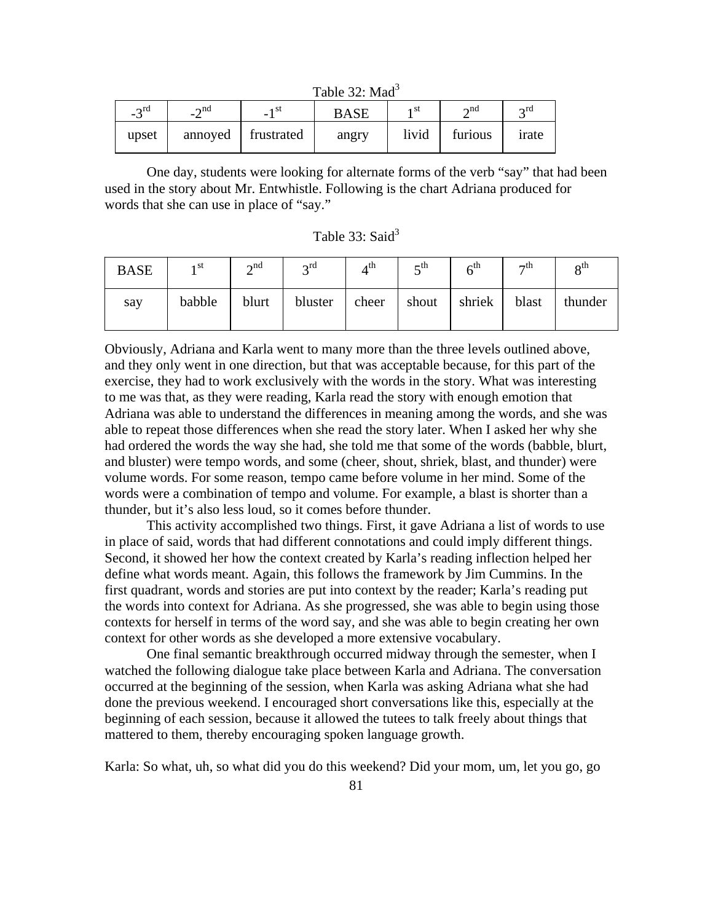Table 32: Mad[3]

| -3rd | -2nd | -1st | BASE | 1st | 2nd | 3rd |
|---|---|---|---|---|---|---|
| upset | annoyed | frustrated | angry | livid | furious | irate |

One day, students were looking for alternate forms of the verb “say” that had been used in the story about Mr. Entwhistle. Following is the chart Adriana produced for words that she can use in place of “say.”

Table 33: Said[3]

| BASE | 1st | 2nd | 3rd | 4th | 5th | 6th | 7th | 8th |
|---|---|---|---|---|---|---|---|---|
| say | babble | blurt | bluster | cheer | shout | shriek | blast | thunder |

Obviously, Adriana and Karla went to many more than the three levels outlined above, and they only went in one direction, but that was acceptable because, for this part of the exercise, they had to work exclusively with the words in the story. What was interesting to me was that, as they were reading, Karla read the story with enough emotion that Adriana was able to understand the differences in meaning among the words, and she was able to repeat those differences when she read the story later. When I asked her why she had ordered the words the way she had, she told me that some of the words (babble, blurt, and bluster) were tempo words, and some (cheer, shout, shriek, blast, and thunder) were volume words. For some reason, tempo came before volume in her mind. Some of the words were a combination of tempo and volume. For example, a blast is shorter than a thunder, but it’s also less loud, so it comes before thunder.

This activity accomplished two things. First, it gave Adriana a list of words to use in place of said, words that had different connotations and could imply different things. Second, it showed her how the context created by Karla’s reading inflection helped her define what words meant. Again, this follows the framework by Jim Cummins. In the first quadrant, words and stories are put into context by the reader; Karla’s reading put the words into context for Adriana. As she progressed, she was able to begin using those contexts for herself in terms of the word say, and she was able to begin creating her own context for other words as she developed a more extensive vocabulary.

One final semantic breakthrough occurred midway through the semester, when I watched the following dialogue take place between Karla and Adriana. The conversation occurred at the beginning of the session, when Karla was asking Adriana what she had done the previous weekend. I encouraged short conversations like this, especially at the beginning of each session, because it allowed the tutees to talk freely about things that mattered to them, thereby encouraging spoken language growth.

Karla: So what, uh, so what did you do this weekend? Did your mom, um, let you go, go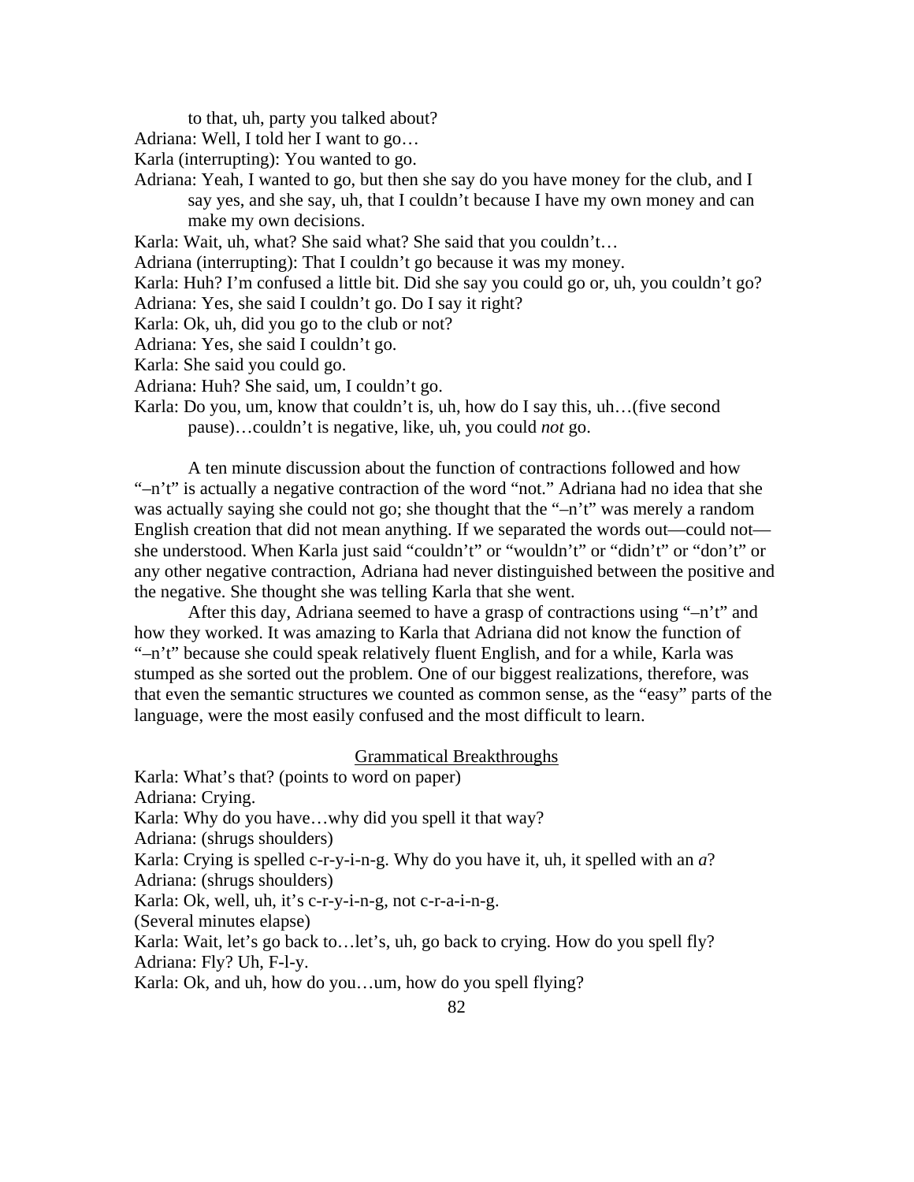to that, uh, party you talked about?

Adriana: Well, I told her I want to go…

Karla (interrupting): You wanted to go.

Adriana: Yeah, I wanted to go, but then she say do you have money for the club, and I say yes, and she say, uh, that I couldn't because I have my own money and can make my own decisions.

Karla: Wait, uh, what? She said what? She said that you couldn't…

Adriana (interrupting): That I couldn't go because it was my money.

Karla: Huh? I'm confused a little bit. Did she say you could go or, uh, you couldn't go?

Adriana: Yes, she said I couldn't go. Do I say it right?

Karla: Ok, uh, did you go to the club or not?

Adriana: Yes, she said I couldn't go.

Karla: She said you could go.

Adriana: Huh? She said, um, I couldn't go.

Karla: Do you, um, know that couldn't is, uh, how do I say this, uh…(five second pause)…couldn't is negative, like, uh, you could *not* go.

A ten minute discussion about the function of contractions followed and how "–n't" is actually a negative contraction of the word "not." Adriana had no idea that she was actually saying she could not go; she thought that the "–n't" was merely a random English creation that did not mean anything. If we separated the words out—could not—she understood. When Karla just said "couldn't" or "wouldn't" or "didn't" or "don't" or any other negative contraction, Adriana had never distinguished between the positive and the negative. She thought she was telling Karla that she went.

After this day, Adriana seemed to have a grasp of contractions using "–n't" and how they worked. It was amazing to Karla that Adriana did not know the function of "–n't" because she could speak relatively fluent English, and for a while, Karla was stumped as she sorted out the problem. One of our biggest realizations, therefore, was that even the semantic structures we counted as common sense, as the "easy" parts of the language, were the most easily confused and the most difficult to learn.

## Grammatical Breakthroughs

Karla: What's that? (points to word on paper)

Adriana: Crying.

Karla: Why do you have…why did you spell it that way?

Adriana: (shrugs shoulders)

Karla: Crying is spelled c-r-y-i-n-g. Why do you have it, uh, it spelled with an *a*?

Adriana: (shrugs shoulders)

Karla: Ok, well, uh, it's c-r-y-i-n-g, not c-r-a-i-n-g.

(Several minutes elapse)

Karla: Wait, let's go back to…let's, uh, go back to crying. How do you spell fly?

Adriana: Fly? Uh, F-l-y.

Karla: Ok, and uh, how do you…um, how do you spell flying?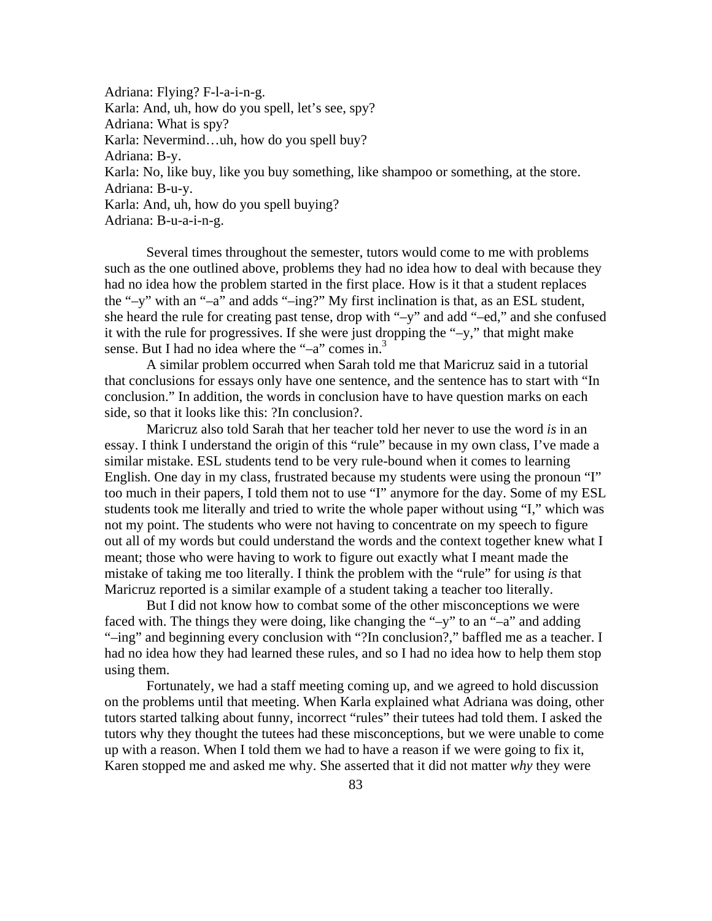Adriana: Flying? F-l-a-i-n-g.  
Karla: And, uh, how do you spell, let's see, spy?  
Adriana: What is spy?  
Karla: Nevermind…uh, how do you spell buy?  
Adriana: B-y.  
Karla: No, like buy, like you buy something, like shampoo or something, at the store.  
Adriana: B-u-y.  
Karla: And, uh, how do you spell buying?  
Adriana: B-u-a-i-n-g.

Several times throughout the semester, tutors would come to me with problems such as the one outlined above, problems they had no idea how to deal with because they had no idea how the problem started in the first place. How is it that a student replaces the "–y" with an "–a" and adds "–ing?" My first inclination is that, as an ESL student, she heard the rule for creating past tense, drop with "–y" and add "–ed," and she confused it with the rule for progressives. If she were just dropping the "–y," that might make sense. But I had no idea where the "–a" comes in.[3]

A similar problem occurred when Sarah told me that Maricruz said in a tutorial that conclusions for essays only have one sentence, and the sentence has to start with "In conclusion." In addition, the words in conclusion have to have question marks on each side, so that it looks like this: ?In conclusion?.

Maricruz also told Sarah that her teacher told her never to use the word *is* in an essay. I think I understand the origin of this "rule" because in my own class, I've made a similar mistake. ESL students tend to be very rule-bound when it comes to learning English. One day in my class, frustrated because my students were using the pronoun "I" too much in their papers, I told them not to use "I" anymore for the day. Some of my ESL students took me literally and tried to write the whole paper without using "I," which was not my point. The students who were not having to concentrate on my speech to figure out all of my words but could understand the words and the context together knew what I meant; those who were having to work to figure out exactly what I meant made the mistake of taking me too literally. I think the problem with the "rule" for using *is* that Maricruz reported is a similar example of a student taking a teacher too literally.

But I did not know how to combat some of the other misconceptions we were faced with. The things they were doing, like changing the "–y" to an "–a" and adding "–ing" and beginning every conclusion with "?In conclusion?," baffled me as a teacher. I had no idea how they had learned these rules, and so I had no idea how to help them stop using them.

Fortunately, we had a staff meeting coming up, and we agreed to hold discussion on the problems until that meeting. When Karla explained what Adriana was doing, other tutors started talking about funny, incorrect "rules" their tutees had told them. I asked the tutors why they thought the tutees had these misconceptions, but we were unable to come up with a reason. When I told them we had to have a reason if we were going to fix it, Karen stopped me and asked me why. She asserted that it did not matter *why* they were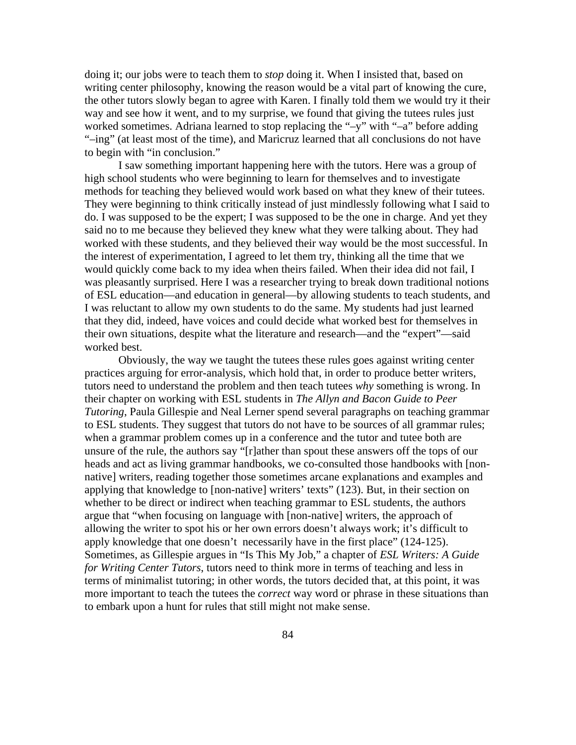doing it; our jobs were to teach them to *stop* doing it. When I insisted that, based on writing center philosophy, knowing the reason would be a vital part of knowing the cure, the other tutors slowly began to agree with Karen. I finally told them we would try it their way and see how it went, and to my surprise, we found that giving the tutees rules just worked sometimes. Adriana learned to stop replacing the "–y" with "–a" before adding "–ing" (at least most of the time), and Maricruz learned that all conclusions do not have to begin with "in conclusion."

I saw something important happening here with the tutors. Here was a group of high school students who were beginning to learn for themselves and to investigate methods for teaching they believed would work based on what they knew of their tutees. They were beginning to think critically instead of just mindlessly following what I said to do. I was supposed to be the expert; I was supposed to be the one in charge. And yet they said no to me because they believed they knew what they were talking about. They had worked with these students, and they believed their way would be the most successful. In the interest of experimentation, I agreed to let them try, thinking all the time that we would quickly come back to my idea when theirs failed. When their idea did not fail, I was pleasantly surprised. Here I was a researcher trying to break down traditional notions of ESL education—and education in general—by allowing students to teach students, and I was reluctant to allow my own students to do the same. My students had just learned that they did, indeed, have voices and could decide what worked best for themselves in their own situations, despite what the literature and research—and the "expert"—said worked best.

Obviously, the way we taught the tutees these rules goes against writing center practices arguing for error-analysis, which hold that, in order to produce better writers, tutors need to understand the problem and then teach tutees *why* something is wrong. In their chapter on working with ESL students in *The Allyn and Bacon Guide to Peer Tutoring*, Paula Gillespie and Neal Lerner spend several paragraphs on teaching grammar to ESL students. They suggest that tutors do not have to be sources of all grammar rules; when a grammar problem comes up in a conference and the tutor and tutee both are unsure of the rule, the authors say "[r]ather than spout these answers off the tops of our heads and act as living grammar handbooks, we co-consulted those handbooks with [non-native] writers, reading together those sometimes arcane explanations and examples and applying that knowledge to [non-native] writers' texts" (123). But, in their section on whether to be direct or indirect when teaching grammar to ESL students, the authors argue that "when focusing on language with [non-native] writers, the approach of allowing the writer to spot his or her own errors doesn't always work; it's difficult to apply knowledge that one doesn't necessarily have in the first place" (124-125). Sometimes, as Gillespie argues in "Is This My Job," a chapter of *ESL Writers: A Guide for Writing Center Tutors*, tutors need to think more in terms of teaching and less in terms of minimalist tutoring; in other words, the tutors decided that, at this point, it was more important to teach the tutees the *correct* way word or phrase in these situations than to embark upon a hunt for rules that still might not make sense.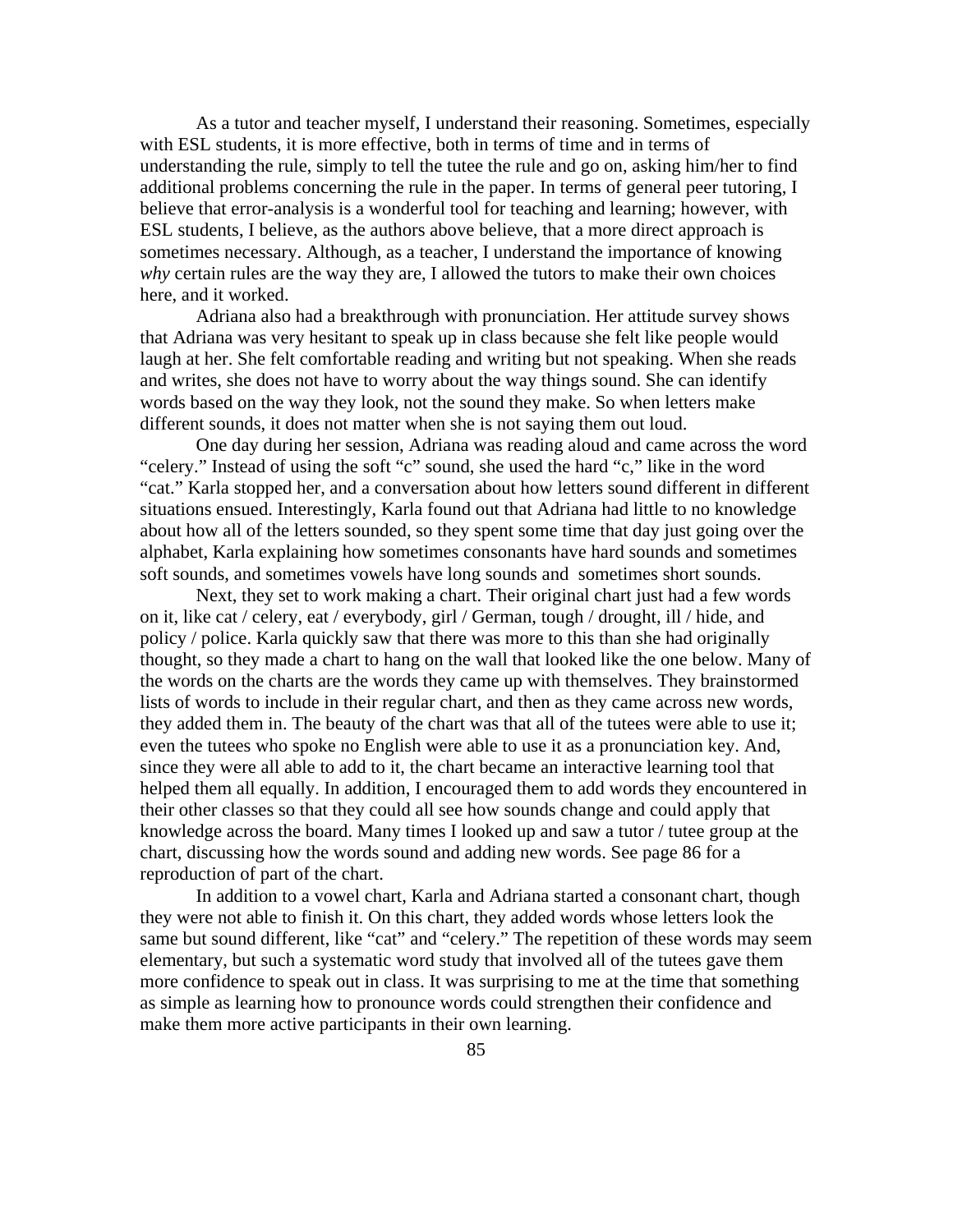As a tutor and teacher myself, I understand their reasoning. Sometimes, especially with ESL students, it is more effective, both in terms of time and in terms of understanding the rule, simply to tell the tutee the rule and go on, asking him/her to find additional problems concerning the rule in the paper. In terms of general peer tutoring, I believe that error-analysis is a wonderful tool for teaching and learning; however, with ESL students, I believe, as the authors above believe, that a more direct approach is sometimes necessary. Although, as a teacher, I understand the importance of knowing *why* certain rules are the way they are, I allowed the tutors to make their own choices here, and it worked.

Adriana also had a breakthrough with pronunciation. Her attitude survey shows that Adriana was very hesitant to speak up in class because she felt like people would laugh at her. She felt comfortable reading and writing but not speaking. When she reads and writes, she does not have to worry about the way things sound. She can identify words based on the way they look, not the sound they make. So when letters make different sounds, it does not matter when she is not saying them out loud.

One day during her session, Adriana was reading aloud and came across the word "celery." Instead of using the soft "c" sound, she used the hard "c," like in the word "cat." Karla stopped her, and a conversation about how letters sound different in different situations ensued. Interestingly, Karla found out that Adriana had little to no knowledge about how all of the letters sounded, so they spent some time that day just going over the alphabet, Karla explaining how sometimes consonants have hard sounds and sometimes soft sounds, and sometimes vowels have long sounds and sometimes short sounds.

Next, they set to work making a chart. Their original chart just had a few words on it, like cat / celery, eat / everybody, girl / German, tough / drought, ill / hide, and policy / police. Karla quickly saw that there was more to this than she had originally thought, so they made a chart to hang on the wall that looked like the one below. Many of the words on the charts are the words they came up with themselves. They brainstormed lists of words to include in their regular chart, and then as they came across new words, they added them in. The beauty of the chart was that all of the tutees were able to use it; even the tutees who spoke no English were able to use it as a pronunciation key. And, since they were all able to add to it, the chart became an interactive learning tool that helped them all equally. In addition, I encouraged them to add words they encountered in their other classes so that they could all see how sounds change and could apply that knowledge across the board. Many times I looked up and saw a tutor / tutee group at the chart, discussing how the words sound and adding new words. See page 86 for a reproduction of part of the chart.

In addition to a vowel chart, Karla and Adriana started a consonant chart, though they were not able to finish it. On this chart, they added words whose letters look the same but sound different, like "cat" and "celery." The repetition of these words may seem elementary, but such a systematic word study that involved all of the tutees gave them more confidence to speak out in class. It was surprising to me at the time that something as simple as learning how to pronounce words could strengthen their confidence and make them more active participants in their own learning.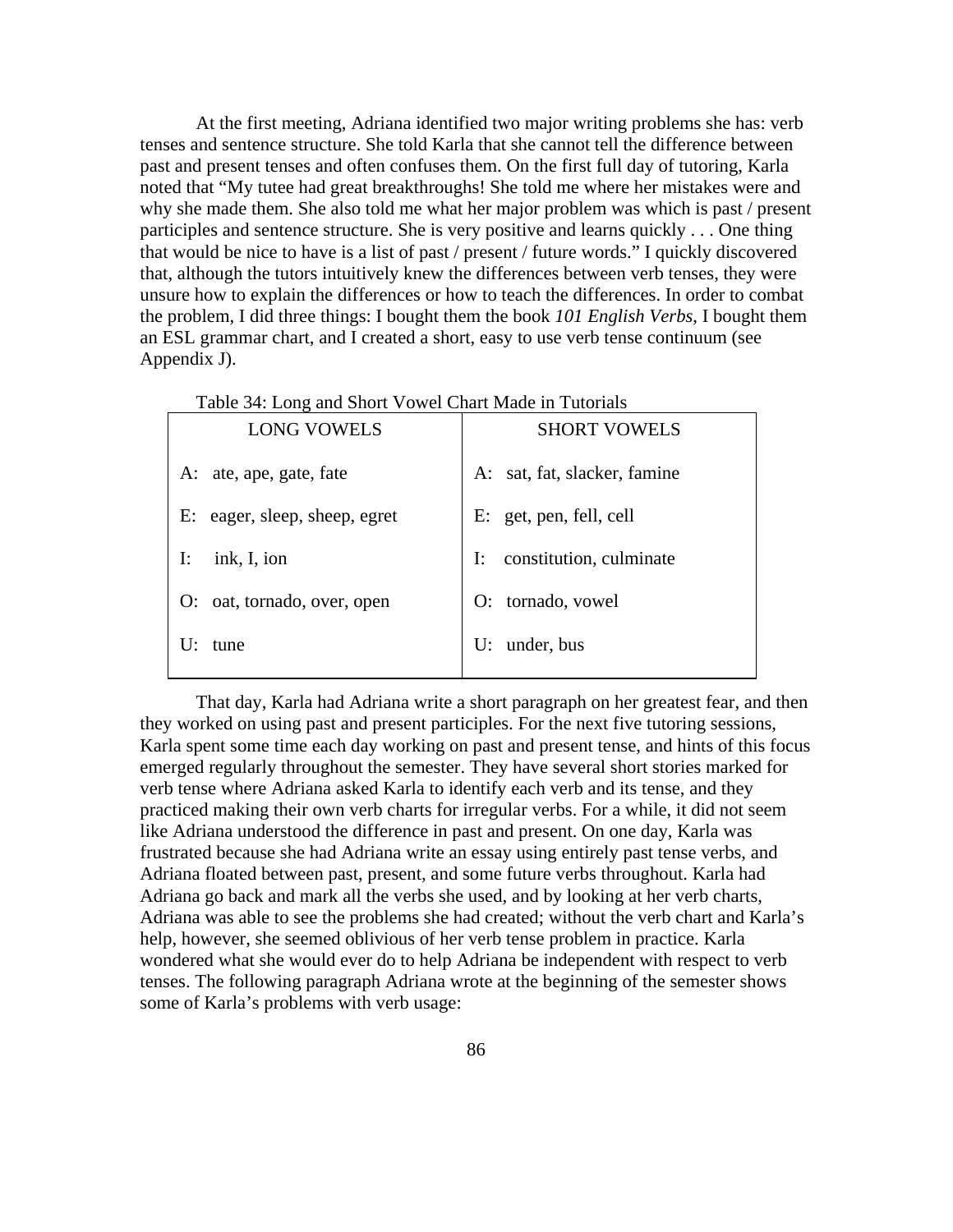At the first meeting, Adriana identified two major writing problems she has: verb tenses and sentence structure. She told Karla that she cannot tell the difference between past and present tenses and often confuses them. On the first full day of tutoring, Karla noted that "My tutee had great breakthroughs! She told me where her mistakes were and why she made them. She also told me what her major problem was which is past / present participles and sentence structure. She is very positive and learns quickly . . . One thing that would be nice to have is a list of past / present / future words." I quickly discovered that, although the tutors intuitively knew the differences between verb tenses, they were unsure how to explain the differences or how to teach the differences. In order to combat the problem, I did three things: I bought them the book *101 English Verbs*, I bought them an ESL grammar chart, and I created a short, easy to use verb tense continuum (see Appendix J).

Table 34: Long and Short Vowel Chart Made in Tutorials

| LONG VOWELS | SHORT VOWELS |
|---|---|
| A: ate, ape, gate, fate | A: sat, fat, slacker, famine |
| E: eager, sleep, sheep, egret | E: get, pen, fell, cell |
| I: ink, I, ion | I: constitution, culminate |
| O: oat, tornado, over, open | O: tornado, vowel |
| U: tune | U: under, bus |

That day, Karla had Adriana write a short paragraph on her greatest fear, and then they worked on using past and present participles. For the next five tutoring sessions, Karla spent some time each day working on past and present tense, and hints of this focus emerged regularly throughout the semester. They have several short stories marked for verb tense where Adriana asked Karla to identify each verb and its tense, and they practiced making their own verb charts for irregular verbs. For a while, it did not seem like Adriana understood the difference in past and present. On one day, Karla was frustrated because she had Adriana write an essay using entirely past tense verbs, and Adriana floated between past, present, and some future verbs throughout. Karla had Adriana go back and mark all the verbs she used, and by looking at her verb charts, Adriana was able to see the problems she had created; without the verb chart and Karla's help, however, she seemed oblivious of her verb tense problem in practice. Karla wondered what she would ever do to help Adriana be independent with respect to verb tenses. The following paragraph Adriana wrote at the beginning of the semester shows some of Karla's problems with verb usage: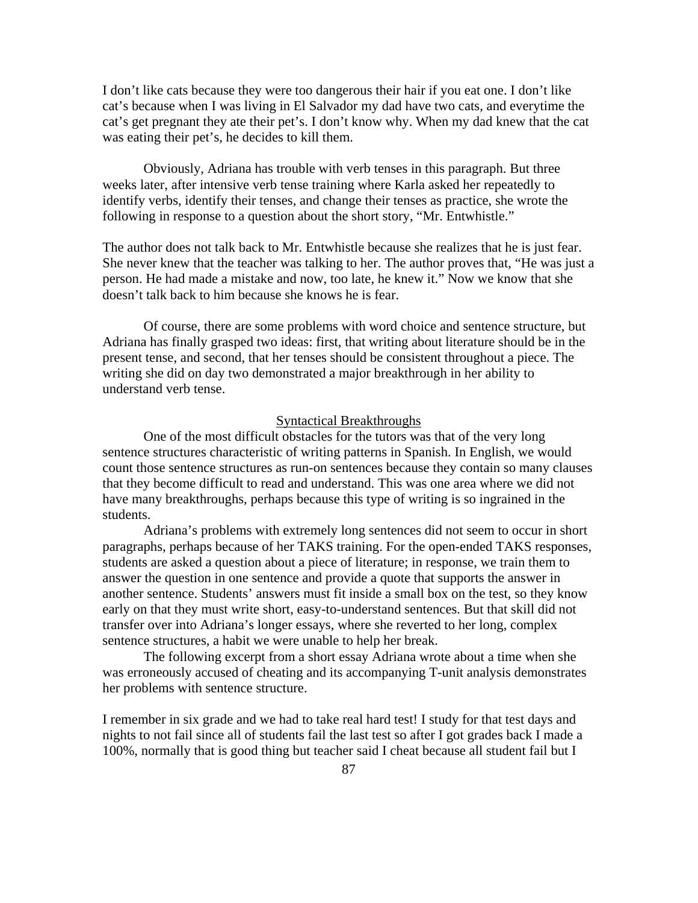I don't like cats because they were too dangerous their hair if you eat one. I don't like cat's because when I was living in El Salvador my dad have two cats, and everytime the cat's get pregnant they ate their pet's. I don't know why. When my dad knew that the cat was eating their pet's, he decides to kill them.

Obviously, Adriana has trouble with verb tenses in this paragraph. But three weeks later, after intensive verb tense training where Karla asked her repeatedly to identify verbs, identify their tenses, and change their tenses as practice, she wrote the following in response to a question about the short story, "Mr. Entwhistle."

The author does not talk back to Mr. Entwhistle because she realizes that he is just fear. She never knew that the teacher was talking to her. The author proves that, "He was just a person. He had made a mistake and now, too late, he knew it." Now we know that she doesn't talk back to him because she knows he is fear.

Of course, there are some problems with word choice and sentence structure, but Adriana has finally grasped two ideas: first, that writing about literature should be in the present tense, and second, that her tenses should be consistent throughout a piece. The writing she did on day two demonstrated a major breakthrough in her ability to understand verb tense.

## Syntactical Breakthroughs

One of the most difficult obstacles for the tutors was that of the very long sentence structures characteristic of writing patterns in Spanish. In English, we would count those sentence structures as run-on sentences because they contain so many clauses that they become difficult to read and understand. This was one area where we did not have many breakthroughs, perhaps because this type of writing is so ingrained in the students.

Adriana's problems with extremely long sentences did not seem to occur in short paragraphs, perhaps because of her TAKS training. For the open-ended TAKS responses, students are asked a question about a piece of literature; in response, we train them to answer the question in one sentence and provide a quote that supports the answer in another sentence. Students' answers must fit inside a small box on the test, so they know early on that they must write short, easy-to-understand sentences. But that skill did not transfer over into Adriana's longer essays, where she reverted to her long, complex sentence structures, a habit we were unable to help her break.

The following excerpt from a short essay Adriana wrote about a time when she was erroneously accused of cheating and its accompanying T-unit analysis demonstrates her problems with sentence structure.

I remember in six grade and we had to take real hard test! I study for that test days and nights to not fail since all of students fail the last test so after I got grades back I made a 100%, normally that is good thing but teacher said I cheat because all student fail but I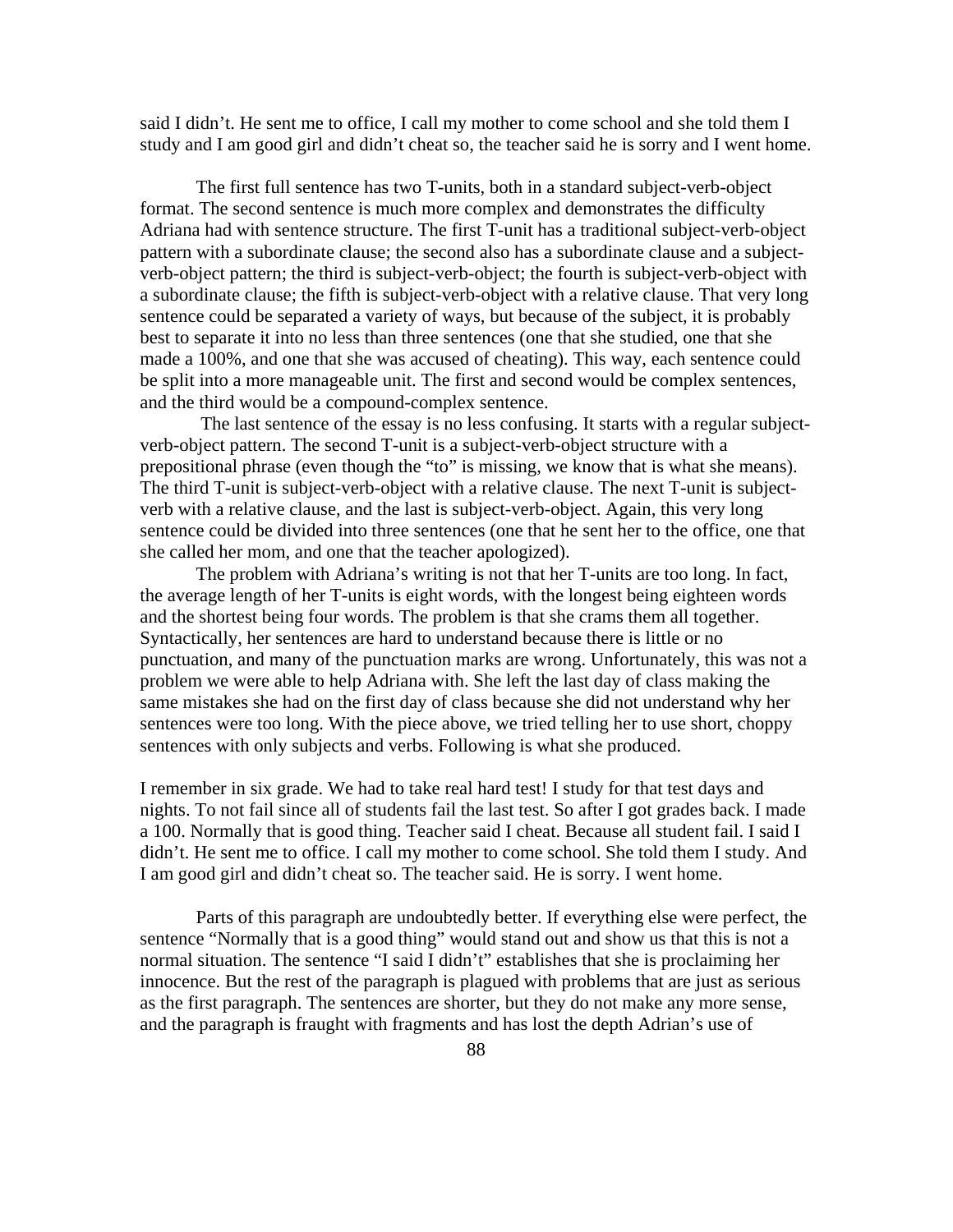said I didn't. He sent me to office, I call my mother to come school and she told them I study and I am good girl and didn't cheat so, the teacher said he is sorry and I went home.

The first full sentence has two T-units, both in a standard subject-verb-object format. The second sentence is much more complex and demonstrates the difficulty Adriana had with sentence structure. The first T-unit has a traditional subject-verb-object pattern with a subordinate clause; the second also has a subordinate clause and a subject-verb-object pattern; the third is subject-verb-object; the fourth is subject-verb-object with a subordinate clause; the fifth is subject-verb-object with a relative clause. That very long sentence could be separated a variety of ways, but because of the subject, it is probably best to separate it into no less than three sentences (one that she studied, one that she made a 100%, and one that she was accused of cheating). This way, each sentence could be split into a more manageable unit. The first and second would be complex sentences, and the third would be a compound-complex sentence.

The last sentence of the essay is no less confusing. It starts with a regular subject-verb-object pattern. The second T-unit is a subject-verb-object structure with a prepositional phrase (even though the "to" is missing, we know that is what she means). The third T-unit is subject-verb-object with a relative clause. The next T-unit is subject-verb with a relative clause, and the last is subject-verb-object. Again, this very long sentence could be divided into three sentences (one that he sent her to the office, one that she called her mom, and one that the teacher apologized).

The problem with Adriana's writing is not that her T-units are too long. In fact, the average length of her T-units is eight words, with the longest being eighteen words and the shortest being four words. The problem is that she crams them all together. Syntactically, her sentences are hard to understand because there is little or no punctuation, and many of the punctuation marks are wrong. Unfortunately, this was not a problem we were able to help Adriana with. She left the last day of class making the same mistakes she had on the first day of class because she did not understand why her sentences were too long. With the piece above, we tried telling her to use short, choppy sentences with only subjects and verbs. Following is what she produced.

I remember in six grade. We had to take real hard test! I study for that test days and nights. To not fail since all of students fail the last test. So after I got grades back. I made a 100. Normally that is good thing. Teacher said I cheat. Because all student fail. I said I didn't. He sent me to office. I call my mother to come school. She told them I study. And I am good girl and didn't cheat so. The teacher said. He is sorry. I went home.

Parts of this paragraph are undoubtedly better. If everything else were perfect, the sentence "Normally that is a good thing" would stand out and show us that this is not a normal situation. The sentence "I said I didn't" establishes that she is proclaiming her innocence. But the rest of the paragraph is plagued with problems that are just as serious as the first paragraph. The sentences are shorter, but they do not make any more sense, and the paragraph is fraught with fragments and has lost the depth Adrian's use of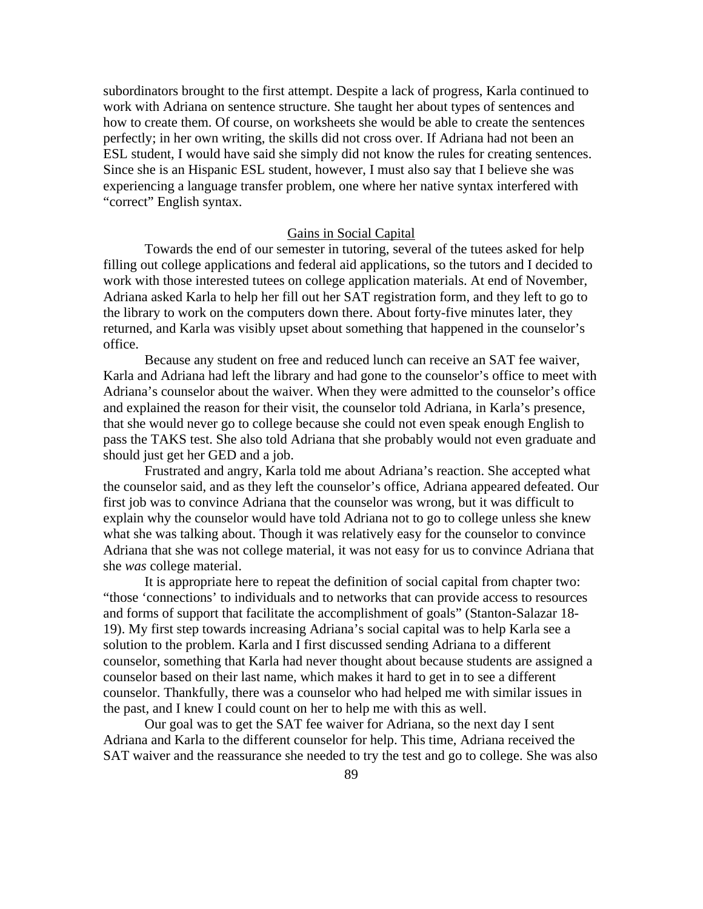subordinators brought to the first attempt. Despite a lack of progress, Karla continued to work with Adriana on sentence structure. She taught her about types of sentences and how to create them. Of course, on worksheets she would be able to create the sentences perfectly; in her own writing, the skills did not cross over. If Adriana had not been an ESL student, I would have said she simply did not know the rules for creating sentences. Since she is an Hispanic ESL student, however, I must also say that I believe she was experiencing a language transfer problem, one where her native syntax interfered with "correct" English syntax.

## Gains in Social Capital

Towards the end of our semester in tutoring, several of the tutees asked for help filling out college applications and federal aid applications, so the tutors and I decided to work with those interested tutees on college application materials. At end of November, Adriana asked Karla to help her fill out her SAT registration form, and they left to go to the library to work on the computers down there. About forty-five minutes later, they returned, and Karla was visibly upset about something that happened in the counselor's office.

Because any student on free and reduced lunch can receive an SAT fee waiver, Karla and Adriana had left the library and had gone to the counselor's office to meet with Adriana's counselor about the waiver. When they were admitted to the counselor's office and explained the reason for their visit, the counselor told Adriana, in Karla's presence, that she would never go to college because she could not even speak enough English to pass the TAKS test. She also told Adriana that she probably would not even graduate and should just get her GED and a job.

Frustrated and angry, Karla told me about Adriana's reaction. She accepted what the counselor said, and as they left the counselor's office, Adriana appeared defeated. Our first job was to convince Adriana that the counselor was wrong, but it was difficult to explain why the counselor would have told Adriana not to go to college unless she knew what she was talking about. Though it was relatively easy for the counselor to convince Adriana that she was not college material, it was not easy for us to convince Adriana that she *was* college material.

It is appropriate here to repeat the definition of social capital from chapter two: "those 'connections' to individuals and to networks that can provide access to resources and forms of support that facilitate the accomplishment of goals" (Stanton-Salazar 18-19). My first step towards increasing Adriana's social capital was to help Karla see a solution to the problem. Karla and I first discussed sending Adriana to a different counselor, something that Karla had never thought about because students are assigned a counselor based on their last name, which makes it hard to get in to see a different counselor. Thankfully, there was a counselor who had helped me with similar issues in the past, and I knew I could count on her to help me with this as well.

Our goal was to get the SAT fee waiver for Adriana, so the next day I sent Adriana and Karla to the different counselor for help. This time, Adriana received the SAT waiver and the reassurance she needed to try the test and go to college. She was also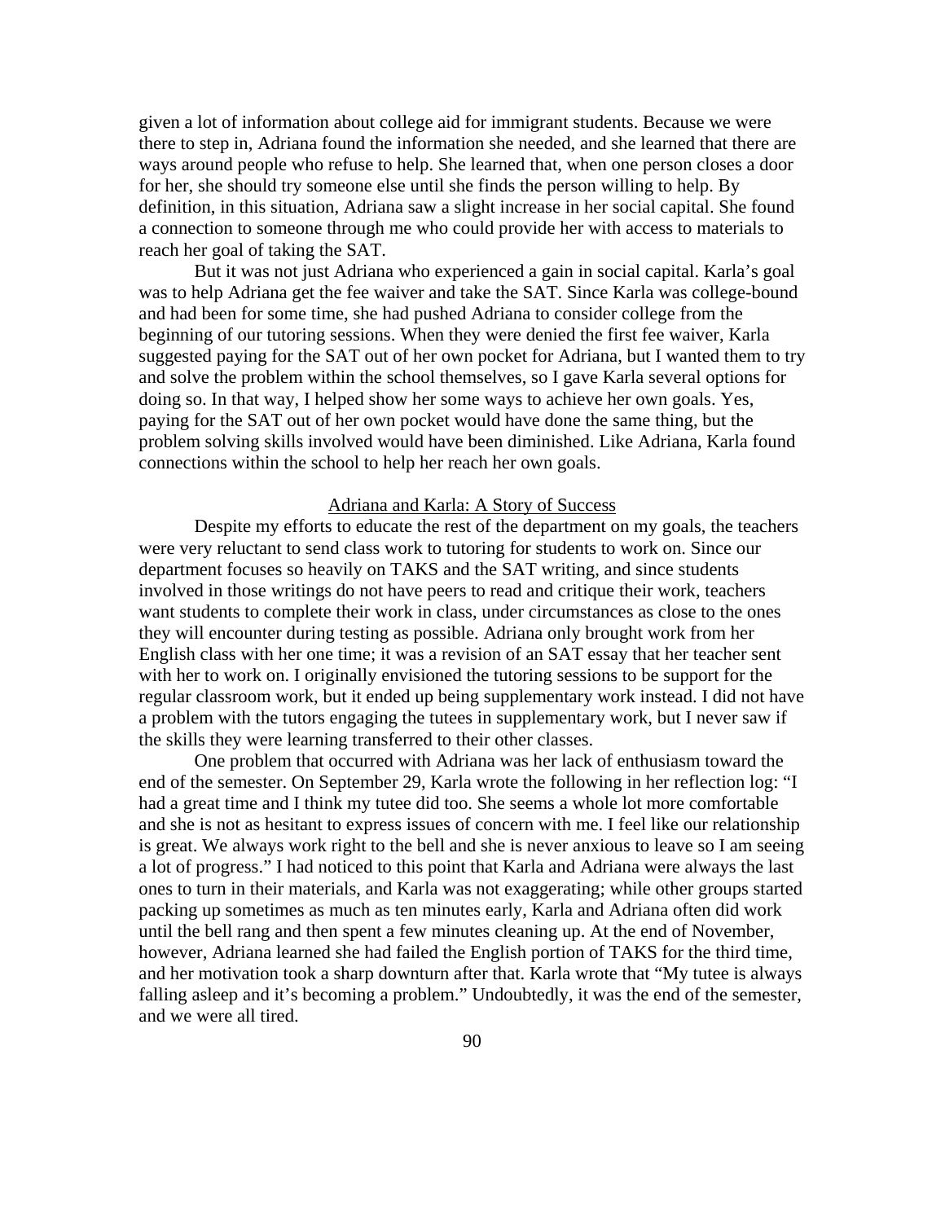given a lot of information about college aid for immigrant students. Because we were there to step in, Adriana found the information she needed, and she learned that there are ways around people who refuse to help. She learned that, when one person closes a door for her, she should try someone else until she finds the person willing to help. By definition, in this situation, Adriana saw a slight increase in her social capital. She found a connection to someone through me who could provide her with access to materials to reach her goal of taking the SAT.

But it was not just Adriana who experienced a gain in social capital. Karla's goal was to help Adriana get the fee waiver and take the SAT. Since Karla was college-bound and had been for some time, she had pushed Adriana to consider college from the beginning of our tutoring sessions. When they were denied the first fee waiver, Karla suggested paying for the SAT out of her own pocket for Adriana, but I wanted them to try and solve the problem within the school themselves, so I gave Karla several options for doing so. In that way, I helped show her some ways to achieve her own goals. Yes, paying for the SAT out of her own pocket would have done the same thing, but the problem solving skills involved would have been diminished. Like Adriana, Karla found connections within the school to help her reach her own goals.

## Adriana and Karla: A Story of Success

Despite my efforts to educate the rest of the department on my goals, the teachers were very reluctant to send class work to tutoring for students to work on. Since our department focuses so heavily on TAKS and the SAT writing, and since students involved in those writings do not have peers to read and critique their work, teachers want students to complete their work in class, under circumstances as close to the ones they will encounter during testing as possible. Adriana only brought work from her English class with her one time; it was a revision of an SAT essay that her teacher sent with her to work on. I originally envisioned the tutoring sessions to be support for the regular classroom work, but it ended up being supplementary work instead. I did not have a problem with the tutors engaging the tutees in supplementary work, but I never saw if the skills they were learning transferred to their other classes.

One problem that occurred with Adriana was her lack of enthusiasm toward the end of the semester. On September 29, Karla wrote the following in her reflection log: "I had a great time and I think my tutee did too. She seems a whole lot more comfortable and she is not as hesitant to express issues of concern with me. I feel like our relationship is great. We always work right to the bell and she is never anxious to leave so I am seeing a lot of progress." I had noticed to this point that Karla and Adriana were always the last ones to turn in their materials, and Karla was not exaggerating; while other groups started packing up sometimes as much as ten minutes early, Karla and Adriana often did work until the bell rang and then spent a few minutes cleaning up. At the end of November, however, Adriana learned she had failed the English portion of TAKS for the third time, and her motivation took a sharp downturn after that. Karla wrote that "My tutee is always falling asleep and it's becoming a problem." Undoubtedly, it was the end of the semester, and we were all tired.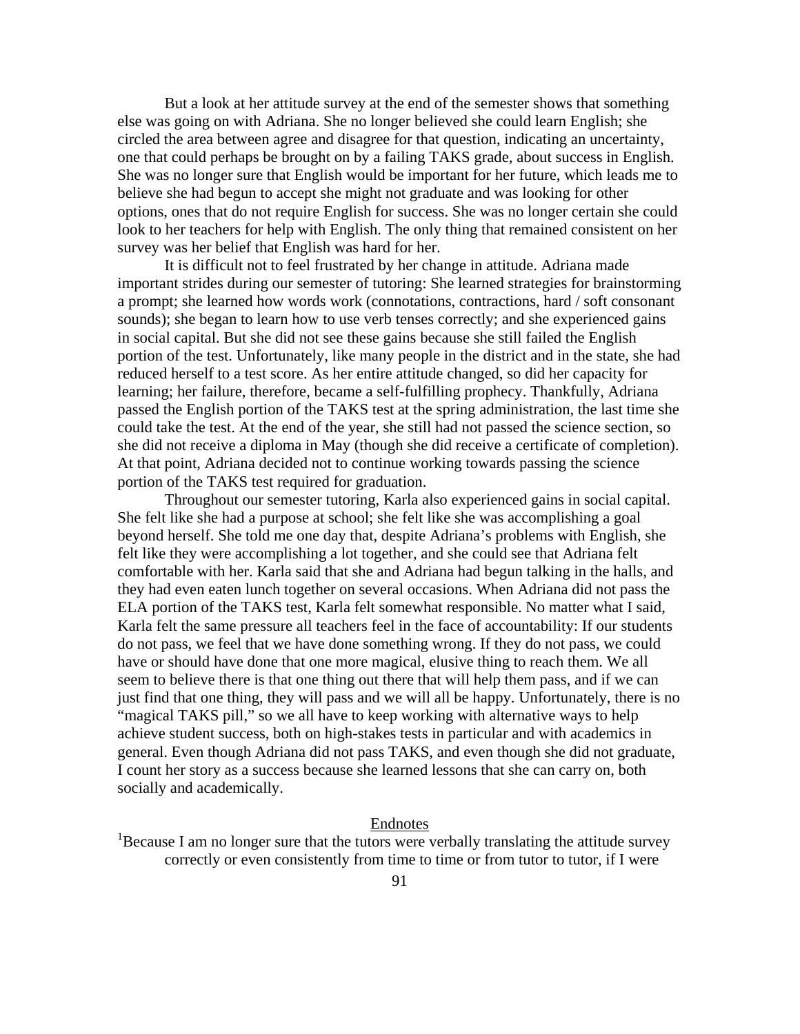But a look at her attitude survey at the end of the semester shows that something else was going on with Adriana. She no longer believed she could learn English; she circled the area between agree and disagree for that question, indicating an uncertainty, one that could perhaps be brought on by a failing TAKS grade, about success in English. She was no longer sure that English would be important for her future, which leads me to believe she had begun to accept she might not graduate and was looking for other options, ones that do not require English for success. She was no longer certain she could look to her teachers for help with English. The only thing that remained consistent on her survey was her belief that English was hard for her.

It is difficult not to feel frustrated by her change in attitude. Adriana made important strides during our semester of tutoring: She learned strategies for brainstorming a prompt; she learned how words work (connotations, contractions, hard / soft consonant sounds); she began to learn how to use verb tenses correctly; and she experienced gains in social capital. But she did not see these gains because she still failed the English portion of the test. Unfortunately, like many people in the district and in the state, she had reduced herself to a test score. As her entire attitude changed, so did her capacity for learning; her failure, therefore, became a self-fulfilling prophecy. Thankfully, Adriana passed the English portion of the TAKS test at the spring administration, the last time she could take the test. At the end of the year, she still had not passed the science section, so she did not receive a diploma in May (though she did receive a certificate of completion). At that point, Adriana decided not to continue working towards passing the science portion of the TAKS test required for graduation.

Throughout our semester tutoring, Karla also experienced gains in social capital. She felt like she had a purpose at school; she felt like she was accomplishing a goal beyond herself. She told me one day that, despite Adriana's problems with English, she felt like they were accomplishing a lot together, and she could see that Adriana felt comfortable with her. Karla said that she and Adriana had begun talking in the halls, and they had even eaten lunch together on several occasions. When Adriana did not pass the ELA portion of the TAKS test, Karla felt somewhat responsible. No matter what I said, Karla felt the same pressure all teachers feel in the face of accountability: If our students do not pass, we feel that we have done something wrong. If they do not pass, we could have or should have done that one more magical, elusive thing to reach them. We all seem to believe there is that one thing out there that will help them pass, and if we can just find that one thing, they will pass and we will all be happy. Unfortunately, there is no "magical TAKS pill," so we all have to keep working with alternative ways to help achieve student success, both on high-stakes tests in particular and with academics in general. Even though Adriana did not pass TAKS, and even though she did not graduate, I count her story as a success because she learned lessons that she can carry on, both socially and academically.

<u>Endnotes</u>

[1]Because I am no longer sure that the tutors were verbally translating the attitude survey correctly or even consistently from time to time or from tutor to tutor, if I were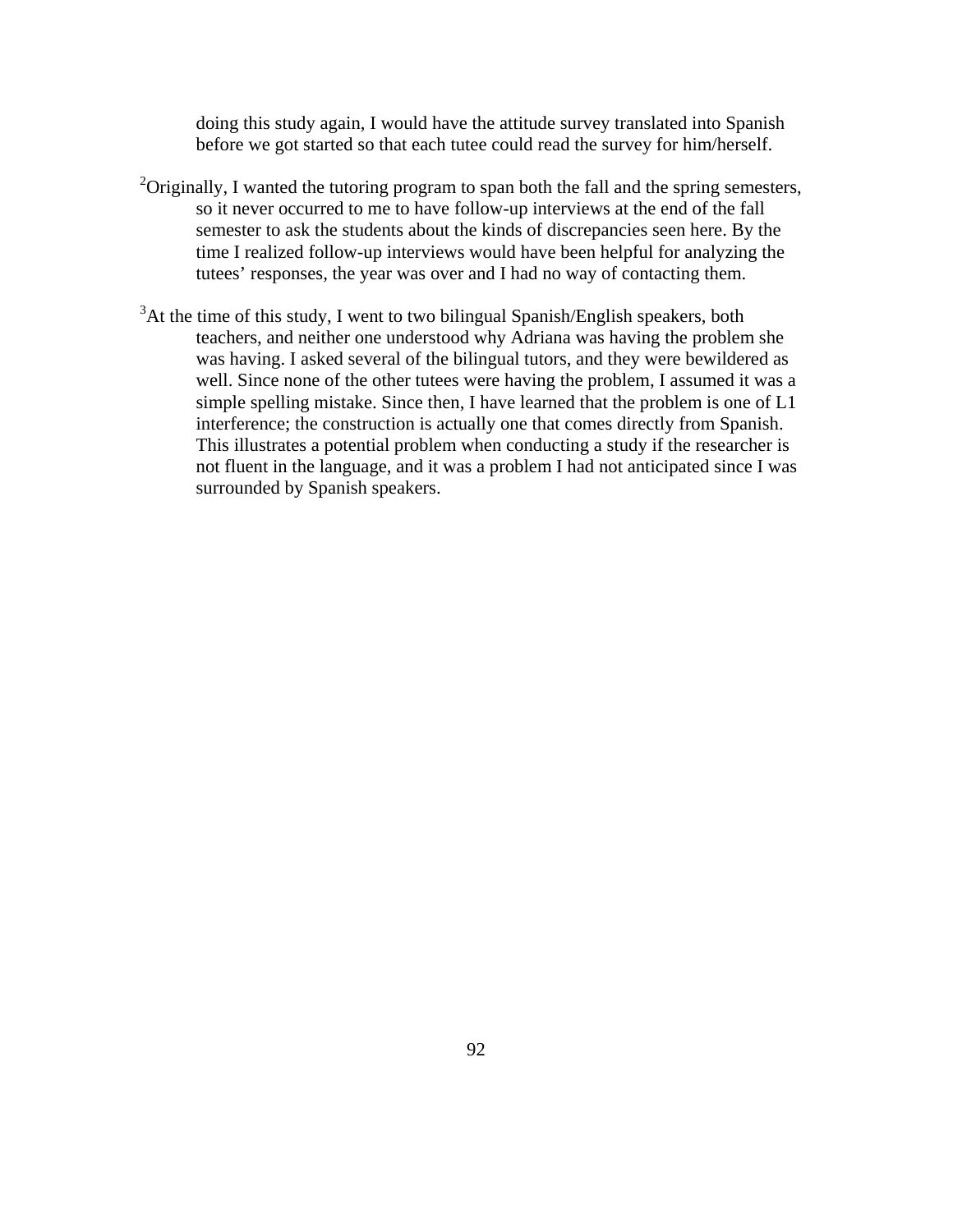doing this study again, I would have the attitude survey translated into Spanish before we got started so that each tutee could read the survey for him/herself.

[2]Originally, I wanted the tutoring program to span both the fall and the spring semesters, so it never occurred to me to have follow-up interviews at the end of the fall semester to ask the students about the kinds of discrepancies seen here. By the time I realized follow-up interviews would have been helpful for analyzing the tutees' responses, the year was over and I had no way of contacting them.

[3]At the time of this study, I went to two bilingual Spanish/English speakers, both teachers, and neither one understood why Adriana was having the problem she was having. I asked several of the bilingual tutors, and they were bewildered as well. Since none of the other tutees were having the problem, I assumed it was a simple spelling mistake. Since then, I have learned that the problem is one of L1 interference; the construction is actually one that comes directly from Spanish. This illustrates a potential problem when conducting a study if the researcher is not fluent in the language, and it was a problem I had not anticipated since I was surrounded by Spanish speakers.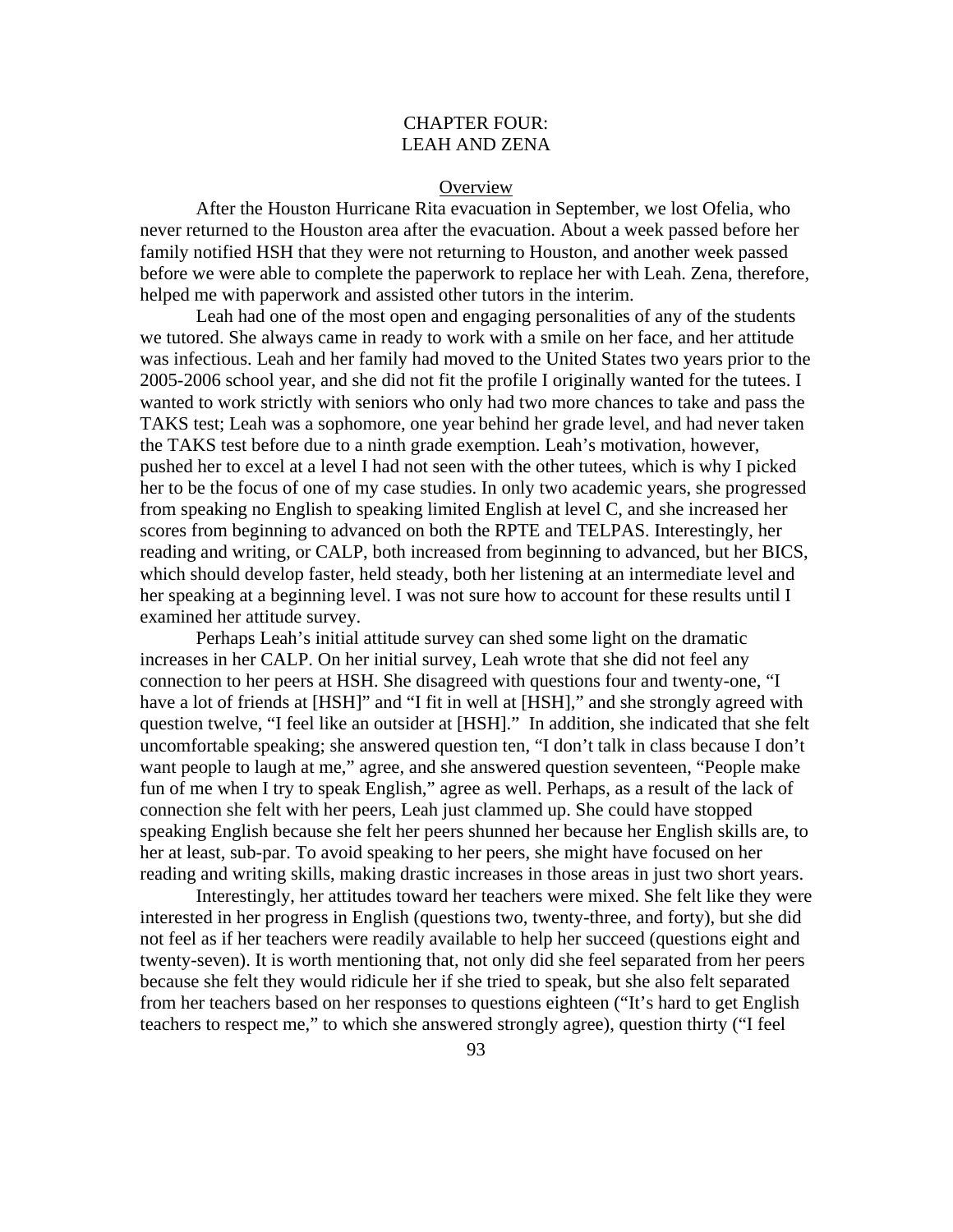# CHAPTER FOUR: LEAH AND ZENA

## Overview

After the Houston Hurricane Rita evacuation in September, we lost Ofelia, who never returned to the Houston area after the evacuation. About a week passed before her family notified HSH that they were not returning to Houston, and another week passed before we were able to complete the paperwork to replace her with Leah. Zena, therefore, helped me with paperwork and assisted other tutors in the interim.

Leah had one of the most open and engaging personalities of any of the students we tutored. She always came in ready to work with a smile on her face, and her attitude was infectious. Leah and her family had moved to the United States two years prior to the 2005-2006 school year, and she did not fit the profile I originally wanted for the tutees. I wanted to work strictly with seniors who only had two more chances to take and pass the TAKS test; Leah was a sophomore, one year behind her grade level, and had never taken the TAKS test before due to a ninth grade exemption. Leah's motivation, however, pushed her to excel at a level I had not seen with the other tutees, which is why I picked her to be the focus of one of my case studies. In only two academic years, she progressed from speaking no English to speaking limited English at level C, and she increased her scores from beginning to advanced on both the RPTE and TELPAS. Interestingly, her reading and writing, or CALP, both increased from beginning to advanced, but her BICS, which should develop faster, held steady, both her listening at an intermediate level and her speaking at a beginning level. I was not sure how to account for these results until I examined her attitude survey.

Perhaps Leah's initial attitude survey can shed some light on the dramatic increases in her CALP. On her initial survey, Leah wrote that she did not feel any connection to her peers at HSH. She disagreed with questions four and twenty-one, "I have a lot of friends at [HSH]" and "I fit in well at [HSH]," and she strongly agreed with question twelve, "I feel like an outsider at [HSH]." In addition, she indicated that she felt uncomfortable speaking; she answered question ten, "I don't talk in class because I don't want people to laugh at me," agree, and she answered question seventeen, "People make fun of me when I try to speak English," agree as well. Perhaps, as a result of the lack of connection she felt with her peers, Leah just clammed up. She could have stopped speaking English because she felt her peers shunned her because her English skills are, to her at least, sub-par. To avoid speaking to her peers, she might have focused on her reading and writing skills, making drastic increases in those areas in just two short years.

Interestingly, her attitudes toward her teachers were mixed. She felt like they were interested in her progress in English (questions two, twenty-three, and forty), but she did not feel as if her teachers were readily available to help her succeed (questions eight and twenty-seven). It is worth mentioning that, not only did she feel separated from her peers because she felt they would ridicule her if she tried to speak, but she also felt separated from her teachers based on her responses to questions eighteen ("It's hard to get English teachers to respect me," to which she answered strongly agree), question thirty ("I feel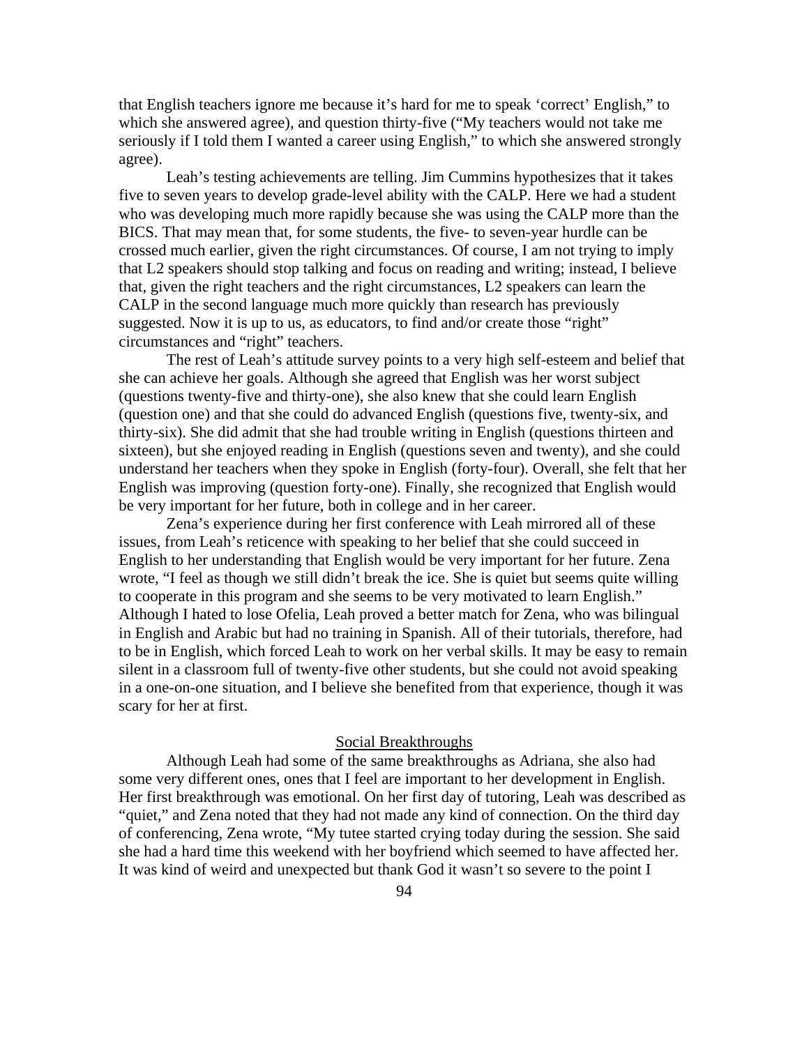that English teachers ignore me because it's hard for me to speak 'correct' English," to which she answered agree), and question thirty-five ("My teachers would not take me seriously if I told them I wanted a career using English," to which she answered strongly agree).

Leah's testing achievements are telling. Jim Cummins hypothesizes that it takes five to seven years to develop grade-level ability with the CALP. Here we had a student who was developing much more rapidly because she was using the CALP more than the BICS. That may mean that, for some students, the five- to seven-year hurdle can be crossed much earlier, given the right circumstances. Of course, I am not trying to imply that L2 speakers should stop talking and focus on reading and writing; instead, I believe that, given the right teachers and the right circumstances, L2 speakers can learn the CALP in the second language much more quickly than research has previously suggested. Now it is up to us, as educators, to find and/or create those "right" circumstances and "right" teachers.

The rest of Leah's attitude survey points to a very high self-esteem and belief that she can achieve her goals. Although she agreed that English was her worst subject (questions twenty-five and thirty-one), she also knew that she could learn English (question one) and that she could do advanced English (questions five, twenty-six, and thirty-six). She did admit that she had trouble writing in English (questions thirteen and sixteen), but she enjoyed reading in English (questions seven and twenty), and she could understand her teachers when they spoke in English (forty-four). Overall, she felt that her English was improving (question forty-one). Finally, she recognized that English would be very important for her future, both in college and in her career.

Zena's experience during her first conference with Leah mirrored all of these issues, from Leah's reticence with speaking to her belief that she could succeed in English to her understanding that English would be very important for her future. Zena wrote, "I feel as though we still didn't break the ice. She is quiet but seems quite willing to cooperate in this program and she seems to be very motivated to learn English." Although I hated to lose Ofelia, Leah proved a better match for Zena, who was bilingual in English and Arabic but had no training in Spanish. All of their tutorials, therefore, had to be in English, which forced Leah to work on her verbal skills. It may be easy to remain silent in a classroom full of twenty-five other students, but she could not avoid speaking in a one-on-one situation, and I believe she benefited from that experience, though it was scary for her at first.

## Social Breakthroughs

Although Leah had some of the same breakthroughs as Adriana, she also had some very different ones, ones that I feel are important to her development in English. Her first breakthrough was emotional. On her first day of tutoring, Leah was described as "quiet," and Zena noted that they had not made any kind of connection. On the third day of conferencing, Zena wrote, "My tutee started crying today during the session. She said she had a hard time this weekend with her boyfriend which seemed to have affected her. It was kind of weird and unexpected but thank God it wasn't so severe to the point I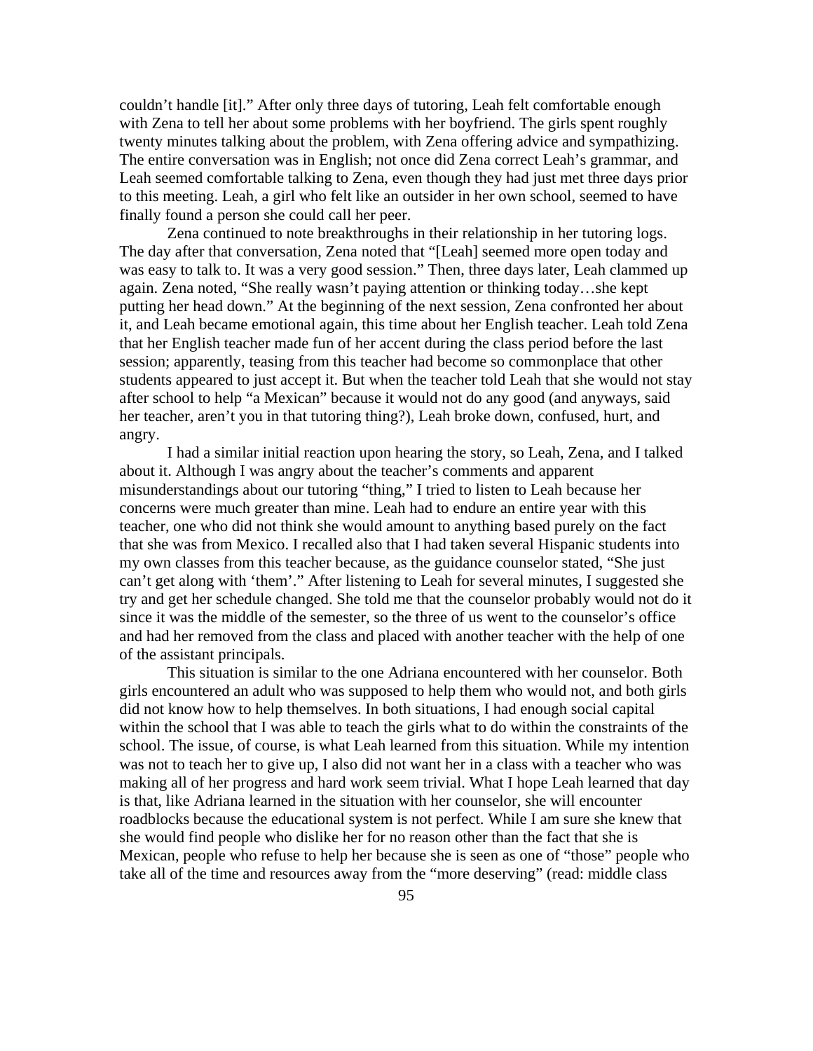couldn't handle [it]." After only three days of tutoring, Leah felt comfortable enough with Zena to tell her about some problems with her boyfriend. The girls spent roughly twenty minutes talking about the problem, with Zena offering advice and sympathizing. The entire conversation was in English; not once did Zena correct Leah's grammar, and Leah seemed comfortable talking to Zena, even though they had just met three days prior to this meeting. Leah, a girl who felt like an outsider in her own school, seemed to have finally found a person she could call her peer.

Zena continued to note breakthroughs in their relationship in her tutoring logs. The day after that conversation, Zena noted that "[Leah] seemed more open today and was easy to talk to. It was a very good session." Then, three days later, Leah clammed up again. Zena noted, "She really wasn't paying attention or thinking today…she kept putting her head down." At the beginning of the next session, Zena confronted her about it, and Leah became emotional again, this time about her English teacher. Leah told Zena that her English teacher made fun of her accent during the class period before the last session; apparently, teasing from this teacher had become so commonplace that other students appeared to just accept it. But when the teacher told Leah that she would not stay after school to help "a Mexican" because it would not do any good (and anyways, said her teacher, aren't you in that tutoring thing?), Leah broke down, confused, hurt, and angry.

I had a similar initial reaction upon hearing the story, so Leah, Zena, and I talked about it. Although I was angry about the teacher's comments and apparent misunderstandings about our tutoring "thing," I tried to listen to Leah because her concerns were much greater than mine. Leah had to endure an entire year with this teacher, one who did not think she would amount to anything based purely on the fact that she was from Mexico. I recalled also that I had taken several Hispanic students into my own classes from this teacher because, as the guidance counselor stated, "She just can't get along with 'them'." After listening to Leah for several minutes, I suggested she try and get her schedule changed. She told me that the counselor probably would not do it since it was the middle of the semester, so the three of us went to the counselor's office and had her removed from the class and placed with another teacher with the help of one of the assistant principals.

This situation is similar to the one Adriana encountered with her counselor. Both girls encountered an adult who was supposed to help them who would not, and both girls did not know how to help themselves. In both situations, I had enough social capital within the school that I was able to teach the girls what to do within the constraints of the school. The issue, of course, is what Leah learned from this situation. While my intention was not to teach her to give up, I also did not want her in a class with a teacher who was making all of her progress and hard work seem trivial. What I hope Leah learned that day is that, like Adriana learned in the situation with her counselor, she will encounter roadblocks because the educational system is not perfect. While I am sure she knew that she would find people who dislike her for no reason other than the fact that she is Mexican, people who refuse to help her because she is seen as one of "those" people who take all of the time and resources away from the "more deserving" (read: middle class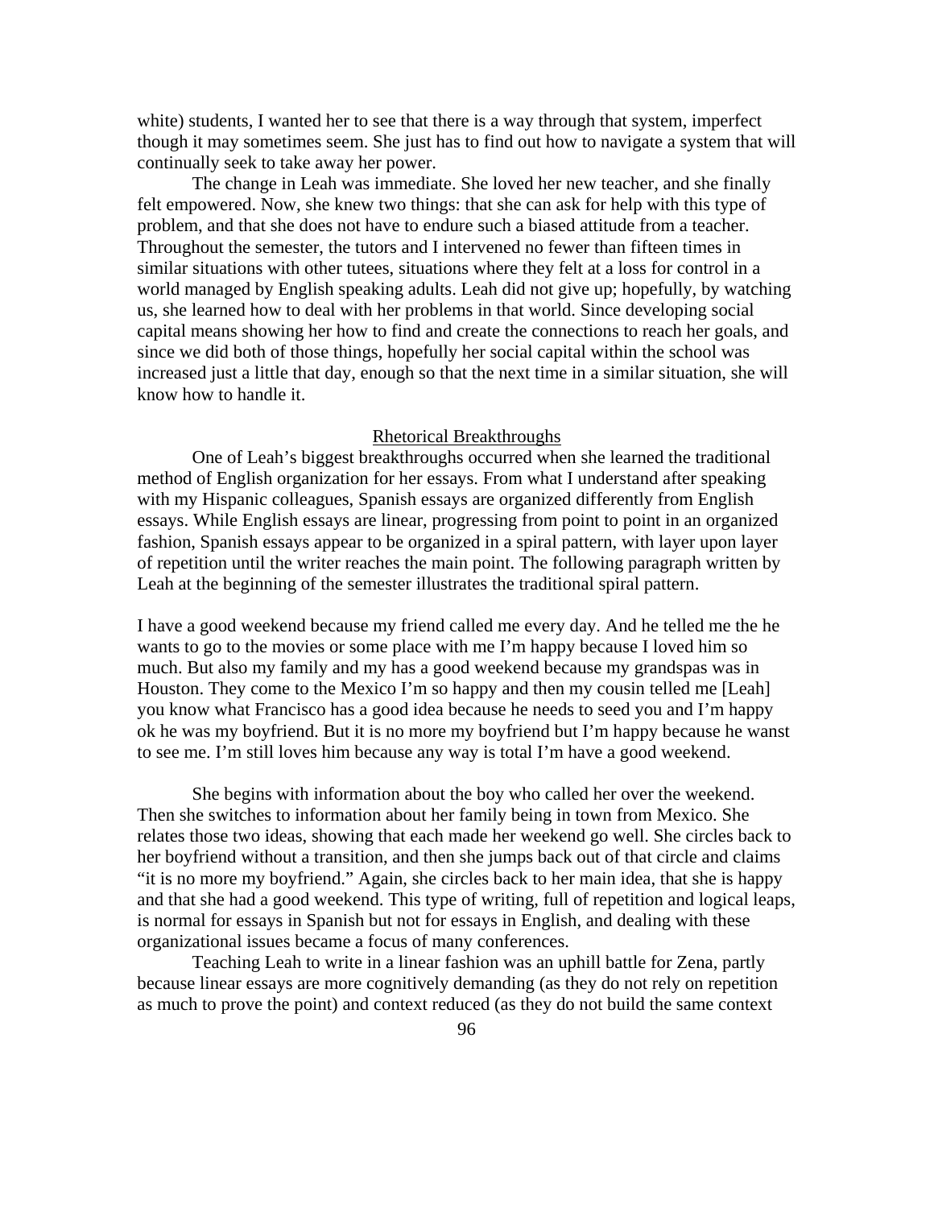white) students, I wanted her to see that there is a way through that system, imperfect though it may sometimes seem. She just has to find out how to navigate a system that will continually seek to take away her power.

The change in Leah was immediate. She loved her new teacher, and she finally felt empowered. Now, she knew two things: that she can ask for help with this type of problem, and that she does not have to endure such a biased attitude from a teacher. Throughout the semester, the tutors and I intervened no fewer than fifteen times in similar situations with other tutees, situations where they felt at a loss for control in a world managed by English speaking adults. Leah did not give up; hopefully, by watching us, she learned how to deal with her problems in that world. Since developing social capital means showing her how to find and create the connections to reach her goals, and since we did both of those things, hopefully her social capital within the school was increased just a little that day, enough so that the next time in a similar situation, she will know how to handle it.

## Rhetorical Breakthroughs

One of Leah's biggest breakthroughs occurred when she learned the traditional method of English organization for her essays. From what I understand after speaking with my Hispanic colleagues, Spanish essays are organized differently from English essays. While English essays are linear, progressing from point to point in an organized fashion, Spanish essays appear to be organized in a spiral pattern, with layer upon layer of repetition until the writer reaches the main point. The following paragraph written by Leah at the beginning of the semester illustrates the traditional spiral pattern.

I have a good weekend because my friend called me every day. And he telled me the he wants to go to the movies or some place with me I'm happy because I loved him so much. But also my family and my has a good weekend because my grandspas was in Houston. They come to the Mexico I'm so happy and then my cousin telled me [Leah] you know what Francisco has a good idea because he needs to seed you and I'm happy ok he was my boyfriend. But it is no more my boyfriend but I'm happy because he wanst to see me. I'm still loves him because any way is total I'm have a good weekend.

She begins with information about the boy who called her over the weekend. Then she switches to information about her family being in town from Mexico. She relates those two ideas, showing that each made her weekend go well. She circles back to her boyfriend without a transition, and then she jumps back out of that circle and claims "it is no more my boyfriend." Again, she circles back to her main idea, that she is happy and that she had a good weekend. This type of writing, full of repetition and logical leaps, is normal for essays in Spanish but not for essays in English, and dealing with these organizational issues became a focus of many conferences.

Teaching Leah to write in a linear fashion was an uphill battle for Zena, partly because linear essays are more cognitively demanding (as they do not rely on repetition as much to prove the point) and context reduced (as they do not build the same context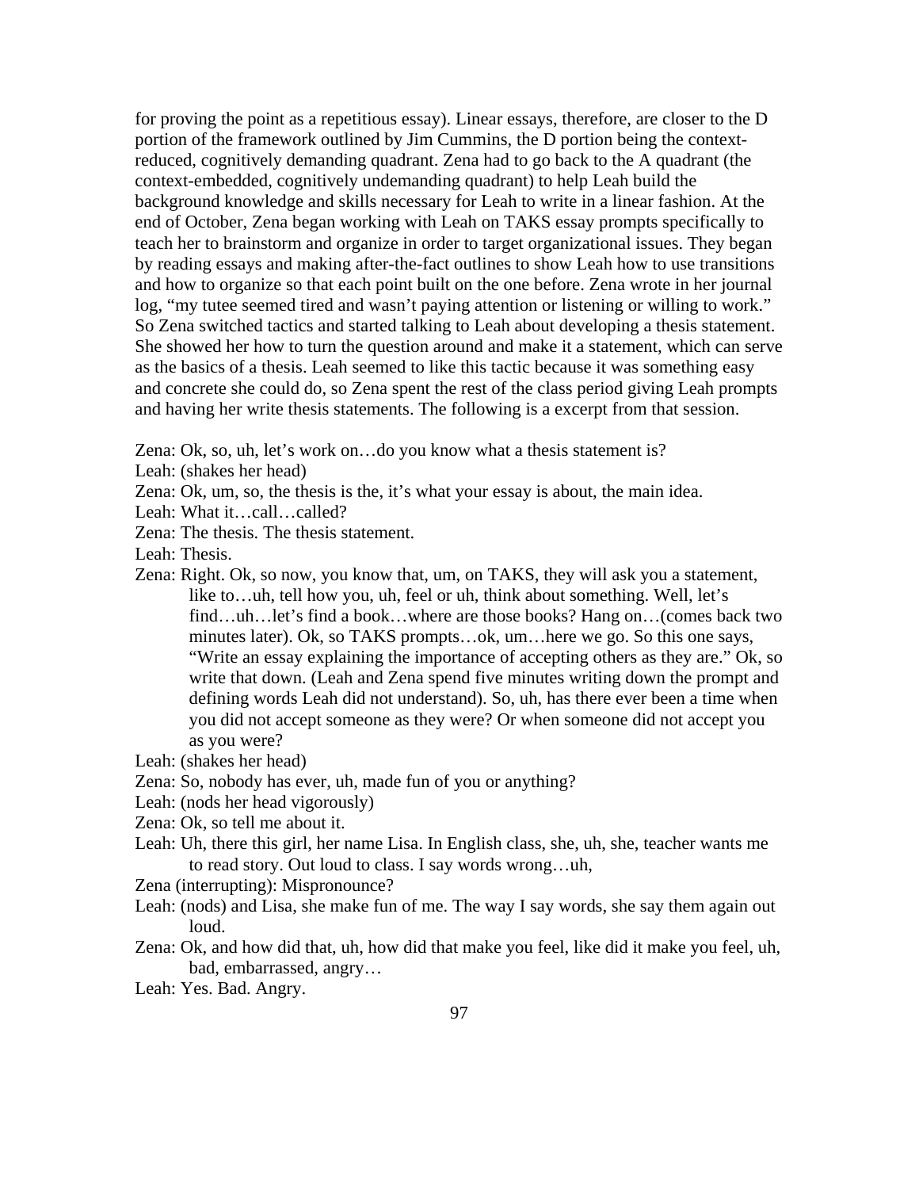for proving the point as a repetitious essay). Linear essays, therefore, are closer to the D portion of the framework outlined by Jim Cummins, the D portion being the context-reduced, cognitively demanding quadrant. Zena had to go back to the A quadrant (the context-embedded, cognitively undemanding quadrant) to help Leah build the background knowledge and skills necessary for Leah to write in a linear fashion. At the end of October, Zena began working with Leah on TAKS essay prompts specifically to teach her to brainstorm and organize in order to target organizational issues. They began by reading essays and making after-the-fact outlines to show Leah how to use transitions and how to organize so that each point built on the one before. Zena wrote in her journal log, "my tutee seemed tired and wasn't paying attention or listening or willing to work." So Zena switched tactics and started talking to Leah about developing a thesis statement. She showed her how to turn the question around and make it a statement, which can serve as the basics of a thesis. Leah seemed to like this tactic because it was something easy and concrete she could do, so Zena spent the rest of the class period giving Leah prompts and having her write thesis statements. The following is a excerpt from that session.

Zena: Ok, so, uh, let's work on…do you know what a thesis statement is?

Leah: (shakes her head)

Zena: Ok, um, so, the thesis is the, it's what your essay is about, the main idea.

Leah: What it…call…called?

Zena: The thesis. The thesis statement.

Leah: Thesis.

Zena: Right. Ok, so now, you know that, um, on TAKS, they will ask you a statement, like to…uh, tell how you, uh, feel or uh, think about something. Well, let's find…uh…let's find a book…where are those books? Hang on…(comes back two minutes later). Ok, so TAKS prompts…ok, um…here we go. So this one says, "Write an essay explaining the importance of accepting others as they are." Ok, so write that down. (Leah and Zena spend five minutes writing down the prompt and defining words Leah did not understand). So, uh, has there ever been a time when you did not accept someone as they were? Or when someone did not accept you as you were?

Leah: (shakes her head)

Zena: So, nobody has ever, uh, made fun of you or anything?

Leah: (nods her head vigorously)

Zena: Ok, so tell me about it.

Leah: Uh, there this girl, her name Lisa. In English class, she, uh, she, teacher wants me to read story. Out loud to class. I say words wrong…uh,

Zena (interrupting): Mispronounce?

Leah: (nods) and Lisa, she make fun of me. The way I say words, she say them again out loud.

Zena: Ok, and how did that, uh, how did that make you feel, like did it make you feel, uh, bad, embarrassed, angry…

Leah: Yes. Bad. Angry.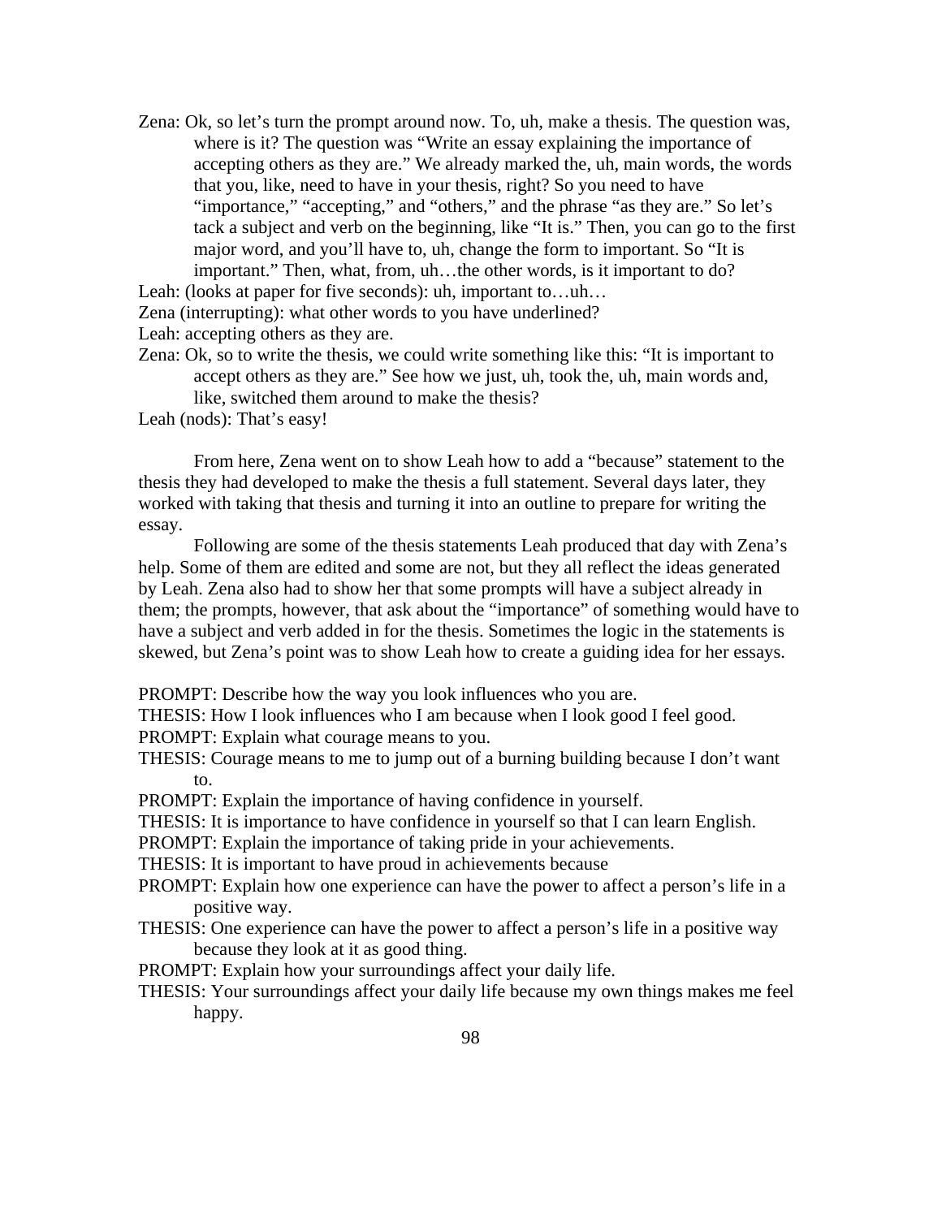Zena: Ok, so let's turn the prompt around now. To, uh, make a thesis. The question was, where is it? The question was "Write an essay explaining the importance of accepting others as they are." We already marked the, uh, main words, the words that you, like, need to have in your thesis, right? So you need to have "importance," "accepting," and "others," and the phrase "as they are." So let's tack a subject and verb on the beginning, like "It is." Then, you can go to the first major word, and you'll have to, uh, change the form to important. So "It is important." Then, what, from, uh…the other words, is it important to do?

Leah: (looks at paper for five seconds): uh, important to…uh…

Zena (interrupting): what other words to you have underlined?

Leah: accepting others as they are.

Zena: Ok, so to write the thesis, we could write something like this: "It is important to accept others as they are." See how we just, uh, took the, uh, main words and, like, switched them around to make the thesis?

Leah (nods): That's easy!

From here, Zena went on to show Leah how to add a "because" statement to the thesis they had developed to make the thesis a full statement. Several days later, they worked with taking that thesis and turning it into an outline to prepare for writing the essay.

Following are some of the thesis statements Leah produced that day with Zena's help. Some of them are edited and some are not, but they all reflect the ideas generated by Leah. Zena also had to show her that some prompts will have a subject already in them; the prompts, however, that ask about the "importance" of something would have to have a subject and verb added in for the thesis. Sometimes the logic in the statements is skewed, but Zena's point was to show Leah how to create a guiding idea for her essays.

PROMPT: Describe how the way you look influences who you are.
THESIS: How I look influences who I am because when I look good I feel good.
PROMPT: Explain what courage means to you.
THESIS: Courage means to me to jump out of a burning building because I don't want to.
PROMPT: Explain the importance of having confidence in yourself.
THESIS: It is importance to have confidence in yourself so that I can learn English.
PROMPT: Explain the importance of taking pride in your achievements.
THESIS: It is important to have proud in achievements because
PROMPT: Explain how one experience can have the power to affect a person's life in a positive way.
THESIS: One experience can have the power to affect a person's life in a positive way because they look at it as good thing.
PROMPT: Explain how your surroundings affect your daily life.
THESIS: Your surroundings affect your daily life because my own things makes me feel happy.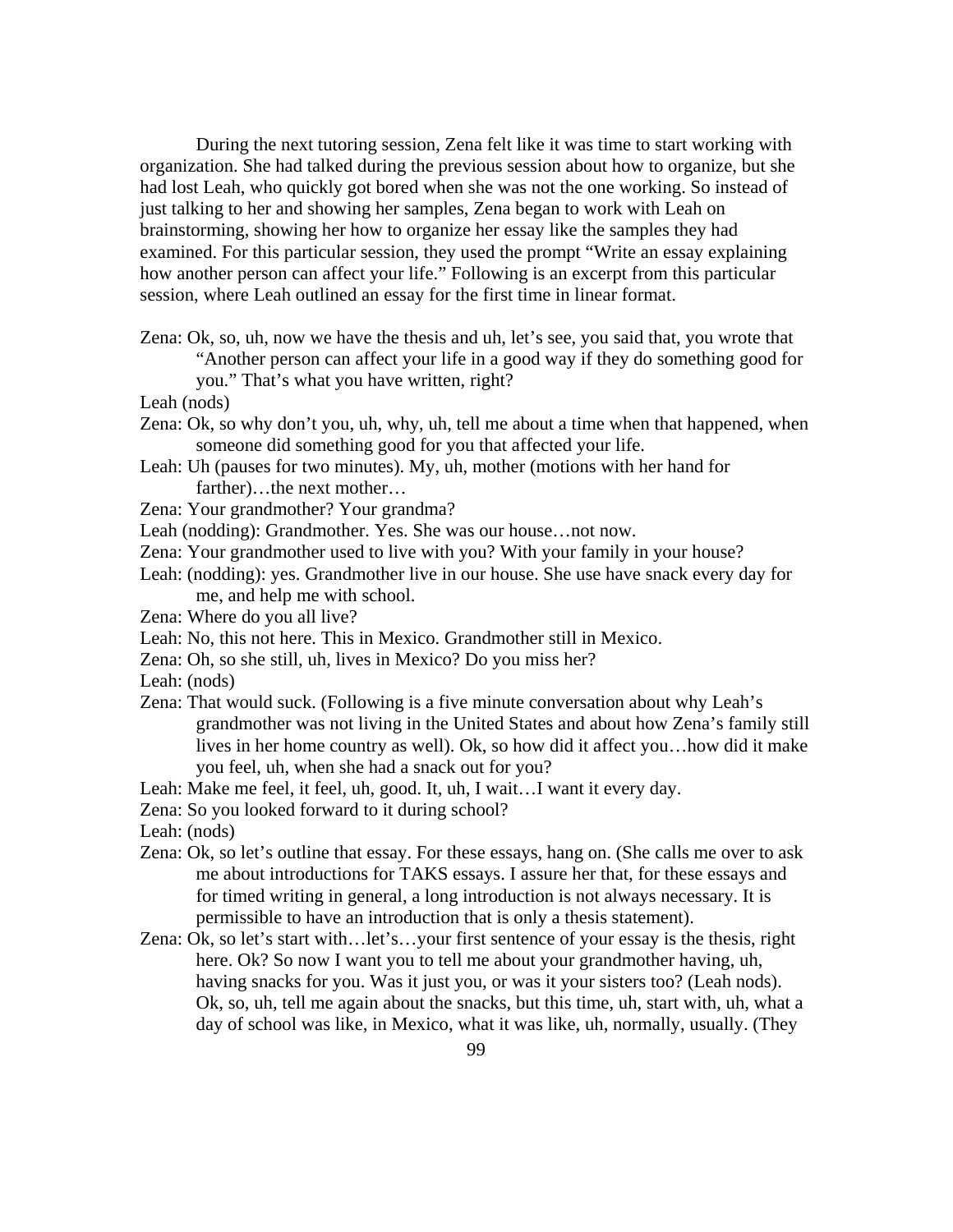During the next tutoring session, Zena felt like it was time to start working with organization. She had talked during the previous session about how to organize, but she had lost Leah, who quickly got bored when she was not the one working. So instead of just talking to her and showing her samples, Zena began to work with Leah on brainstorming, showing her how to organize her essay like the samples they had examined. For this particular session, they used the prompt "Write an essay explaining how another person can affect your life." Following is an excerpt from this particular session, where Leah outlined an essay for the first time in linear format.

Zena: Ok, so, uh, now we have the thesis and uh, let's see, you said that, you wrote that "Another person can affect your life in a good way if they do something good for you." That's what you have written, right?

Leah (nods)

Zena: Ok, so why don't you, uh, why, uh, tell me about a time when that happened, when someone did something good for you that affected your life.

Leah: Uh (pauses for two minutes). My, uh, mother (motions with her hand for farther)…the next mother…

Zena: Your grandmother? Your grandma?

Leah (nodding): Grandmother. Yes. She was our house…not now.

Zena: Your grandmother used to live with you? With your family in your house?

Leah: (nodding): yes. Grandmother live in our house. She use have snack every day for me, and help me with school.

Zena: Where do you all live?

Leah: No, this not here. This in Mexico. Grandmother still in Mexico.

Zena: Oh, so she still, uh, lives in Mexico? Do you miss her?

Leah: (nods)

Zena: That would suck. (Following is a five minute conversation about why Leah's grandmother was not living in the United States and about how Zena's family still lives in her home country as well). Ok, so how did it affect you…how did it make you feel, uh, when she had a snack out for you?

Leah: Make me feel, it feel, uh, good. It, uh, I wait…I want it every day.

Zena: So you looked forward to it during school?

Leah: (nods)

Zena: Ok, so let's outline that essay. For these essays, hang on. (She calls me over to ask me about introductions for TAKS essays. I assure her that, for these essays and for timed writing in general, a long introduction is not always necessary. It is permissible to have an introduction that is only a thesis statement).

Zena: Ok, so let's start with…let's…your first sentence of your essay is the thesis, right here. Ok? So now I want you to tell me about your grandmother having, uh, having snacks for you. Was it just you, or was it your sisters too? (Leah nods). Ok, so, uh, tell me again about the snacks, but this time, uh, start with, uh, what a day of school was like, in Mexico, what it was like, uh, normally, usually. (They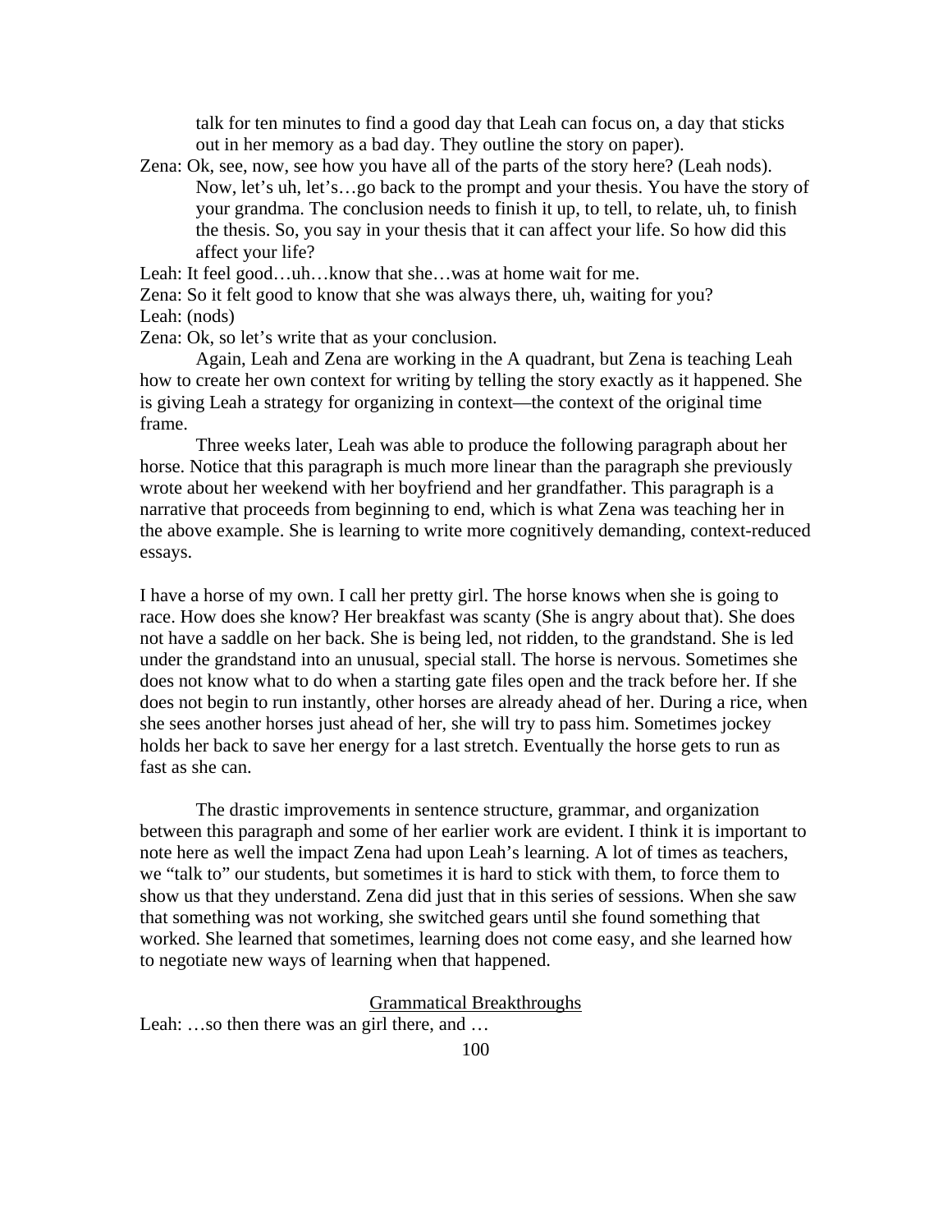talk for ten minutes to find a good day that Leah can focus on, a day that sticks out in her memory as a bad day. They outline the story on paper).

Zena: Ok, see, now, see how you have all of the parts of the story here? (Leah nods). Now, let's uh, let's…go back to the prompt and your thesis. You have the story of your grandma. The conclusion needs to finish it up, to tell, to relate, uh, to finish the thesis. So, you say in your thesis that it can affect your life. So how did this affect your life?

Leah: It feel good…uh…know that she…was at home wait for me.

Zena: So it felt good to know that she was always there, uh, waiting for you?

Leah: (nods)

Zena: Ok, so let's write that as your conclusion.

Again, Leah and Zena are working in the A quadrant, but Zena is teaching Leah how to create her own context for writing by telling the story exactly as it happened. She is giving Leah a strategy for organizing in context—the context of the original time frame.

Three weeks later, Leah was able to produce the following paragraph about her horse. Notice that this paragraph is much more linear than the paragraph she previously wrote about her weekend with her boyfriend and her grandfather. This paragraph is a narrative that proceeds from beginning to end, which is what Zena was teaching her in the above example. She is learning to write more cognitively demanding, context-reduced essays.

I have a horse of my own. I call her pretty girl. The horse knows when she is going to race. How does she know? Her breakfast was scanty (She is angry about that). She does not have a saddle on her back. She is being led, not ridden, to the grandstand. She is led under the grandstand into an unusual, special stall. The horse is nervous. Sometimes she does not know what to do when a starting gate files open and the track before her. If she does not begin to run instantly, other horses are already ahead of her. During a rice, when she sees another horses just ahead of her, she will try to pass him. Sometimes jockey holds her back to save her energy for a last stretch. Eventually the horse gets to run as fast as she can.

The drastic improvements in sentence structure, grammar, and organization between this paragraph and some of her earlier work are evident. I think it is important to note here as well the impact Zena had upon Leah's learning. A lot of times as teachers, we "talk to" our students, but sometimes it is hard to stick with them, to force them to show us that they understand. Zena did just that in this series of sessions. When she saw that something was not working, she switched gears until she found something that worked. She learned that sometimes, learning does not come easy, and she learned how to negotiate new ways of learning when that happened.

## Grammatical Breakthroughs

Leah: …so then there was an girl there, and …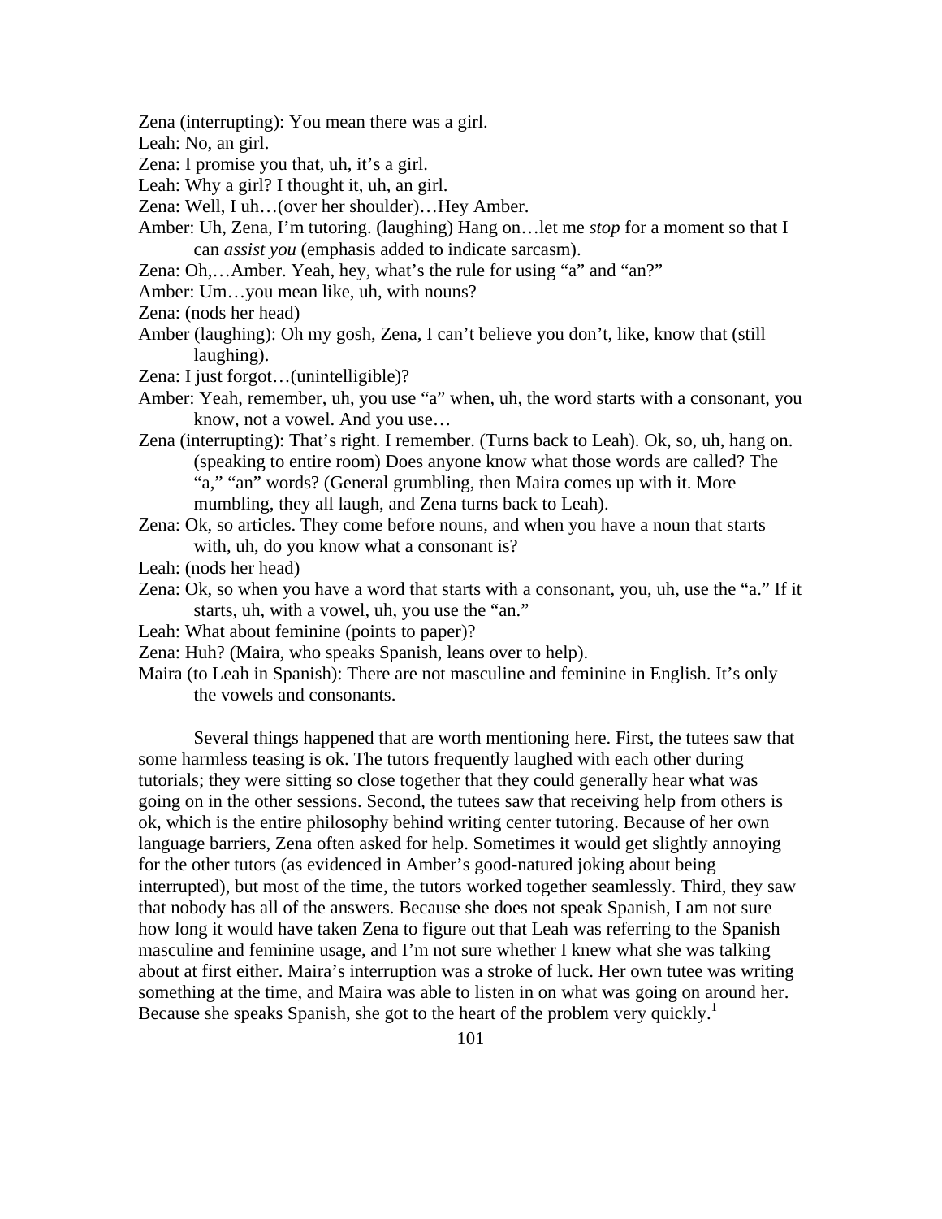Zena (interrupting): You mean there was a girl.

Leah: No, an girl.

Zena: I promise you that, uh, it's a girl.

Leah: Why a girl? I thought it, uh, an girl.

Zena: Well, I uh…(over her shoulder)…Hey Amber.

Amber: Uh, Zena, I'm tutoring. (laughing) Hang on…let me *stop* for a moment so that I can *assist you* (emphasis added to indicate sarcasm).

Zena: Oh,…Amber. Yeah, hey, what's the rule for using "a" and "an?"

Amber: Um…you mean like, uh, with nouns?

Zena: (nods her head)

Amber (laughing): Oh my gosh, Zena, I can't believe you don't, like, know that (still laughing).

Zena: I just forgot…(unintelligible)?

Amber: Yeah, remember, uh, you use "a" when, uh, the word starts with a consonant, you know, not a vowel. And you use…

Zena (interrupting): That's right. I remember. (Turns back to Leah). Ok, so, uh, hang on. (speaking to entire room) Does anyone know what those words are called? The "a," "an" words? (General grumbling, then Maira comes up with it. More mumbling, they all laugh, and Zena turns back to Leah).

Zena: Ok, so articles. They come before nouns, and when you have a noun that starts with, uh, do you know what a consonant is?

Leah: (nods her head)

Zena: Ok, so when you have a word that starts with a consonant, you, uh, use the "a." If it starts, uh, with a vowel, uh, you use the "an."

Leah: What about feminine (points to paper)?

Zena: Huh? (Maira, who speaks Spanish, leans over to help).

Maira (to Leah in Spanish): There are not masculine and feminine in English. It's only the vowels and consonants.

Several things happened that are worth mentioning here. First, the tutees saw that some harmless teasing is ok. The tutors frequently laughed with each other during tutorials; they were sitting so close together that they could generally hear what was going on in the other sessions. Second, the tutees saw that receiving help from others is ok, which is the entire philosophy behind writing center tutoring. Because of her own language barriers, Zena often asked for help. Sometimes it would get slightly annoying for the other tutors (as evidenced in Amber's good-natured joking about being interrupted), but most of the time, the tutors worked together seamlessly. Third, they saw that nobody has all of the answers. Because she does not speak Spanish, I am not sure how long it would have taken Zena to figure out that Leah was referring to the Spanish masculine and feminine usage, and I'm not sure whether I knew what she was talking about at first either. Maira's interruption was a stroke of luck. Her own tutee was writing something at the time, and Maira was able to listen in on what was going on around her. Because she speaks Spanish, she got to the heart of the problem very quickly.[1]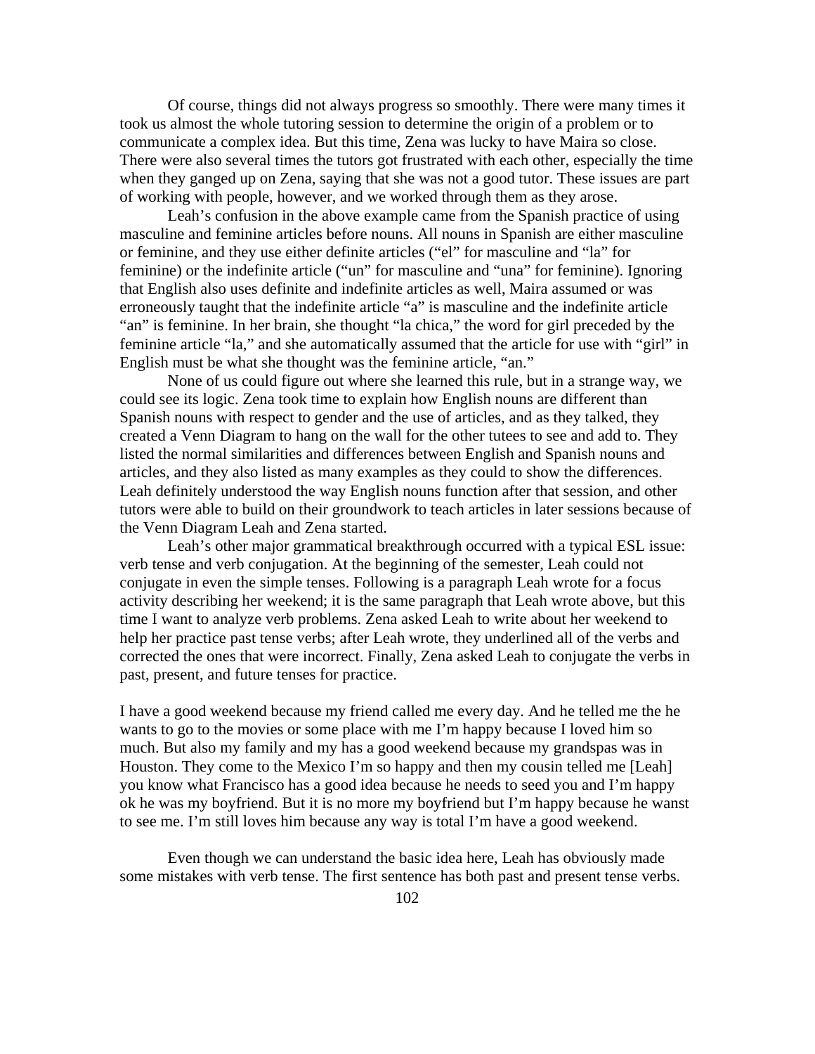Of course, things did not always progress so smoothly. There were many times it took us almost the whole tutoring session to determine the origin of a problem or to communicate a complex idea. But this time, Zena was lucky to have Maira so close. There were also several times the tutors got frustrated with each other, especially the time when they ganged up on Zena, saying that she was not a good tutor. These issues are part of working with people, however, and we worked through them as they arose.

Leah's confusion in the above example came from the Spanish practice of using masculine and feminine articles before nouns. All nouns in Spanish are either masculine or feminine, and they use either definite articles ("el" for masculine and "la" for feminine) or the indefinite article ("un" for masculine and "una" for feminine). Ignoring that English also uses definite and indefinite articles as well, Maira assumed or was erroneously taught that the indefinite article "a" is masculine and the indefinite article "an" is feminine. In her brain, she thought "la chica," the word for girl preceded by the feminine article "la," and she automatically assumed that the article for use with "girl" in English must be what she thought was the feminine article, "an."

None of us could figure out where she learned this rule, but in a strange way, we could see its logic. Zena took time to explain how English nouns are different than Spanish nouns with respect to gender and the use of articles, and as they talked, they created a Venn Diagram to hang on the wall for the other tutees to see and add to. They listed the normal similarities and differences between English and Spanish nouns and articles, and they also listed as many examples as they could to show the differences. Leah definitely understood the way English nouns function after that session, and other tutors were able to build on their groundwork to teach articles in later sessions because of the Venn Diagram Leah and Zena started.

Leah's other major grammatical breakthrough occurred with a typical ESL issue: verb tense and verb conjugation. At the beginning of the semester, Leah could not conjugate in even the simple tenses. Following is a paragraph Leah wrote for a focus activity describing her weekend; it is the same paragraph that Leah wrote above, but this time I want to analyze verb problems. Zena asked Leah to write about her weekend to help her practice past tense verbs; after Leah wrote, they underlined all of the verbs and corrected the ones that were incorrect. Finally, Zena asked Leah to conjugate the verbs in past, present, and future tenses for practice.

I have a good weekend because my friend called me every day. And he telled me the he wants to go to the movies or some place with me I'm happy because I loved him so much. But also my family and my has a good weekend because my grandspas was in Houston. They come to the Mexico I'm so happy and then my cousin telled me [Leah] you know what Francisco has a good idea because he needs to seed you and I'm happy ok he was my boyfriend. But it is no more my boyfriend but I'm happy because he wanst to see me. I'm still loves him because any way is total I'm have a good weekend.

Even though we can understand the basic idea here, Leah has obviously made some mistakes with verb tense. The first sentence has both past and present tense verbs.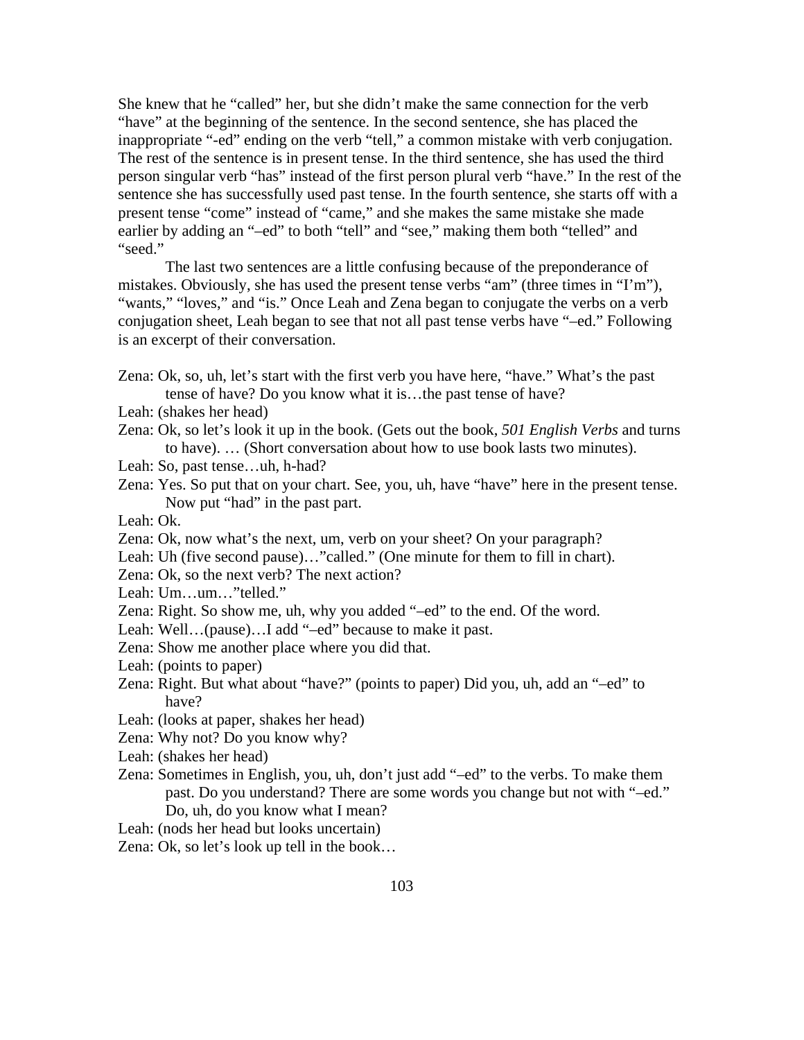She knew that he “called” her, but she didn’t make the same connection for the verb “have” at the beginning of the sentence. In the second sentence, she has placed the inappropriate “-ed” ending on the verb “tell,” a common mistake with verb conjugation. The rest of the sentence is in present tense. In the third sentence, she has used the third person singular verb “has” instead of the first person plural verb “have.” In the rest of the sentence she has successfully used past tense. In the fourth sentence, she starts off with a present tense “come” instead of “came,” and she makes the same mistake she made earlier by adding an “–ed” to both “tell” and “see,” making them both “telled” and “seed.”

The last two sentences are a little confusing because of the preponderance of mistakes. Obviously, she has used the present tense verbs “am” (three times in “I’m”), “wants,” “loves,” and “is.” Once Leah and Zena began to conjugate the verbs on a verb conjugation sheet, Leah began to see that not all past tense verbs have “–ed.” Following is an excerpt of their conversation.

Zena: Ok, so, uh, let’s start with the first verb you have here, “have.” What’s the past tense of have? Do you know what it is…the past tense of have?

Leah: (shakes her head)

Zena: Ok, so let’s look it up in the book. (Gets out the book, *501 English Verbs* and turns to have). … (Short conversation about how to use book lasts two minutes).

Leah: So, past tense…uh, h-had?

Zena: Yes. So put that on your chart. See, you, uh, have “have” here in the present tense. Now put “had” in the past part.

Leah: Ok.

Zena: Ok, now what’s the next, um, verb on your sheet? On your paragraph?

Leah: Uh (five second pause)…”called.” (One minute for them to fill in chart).

Zena: Ok, so the next verb? The next action?

Leah: Um…um…”telled.”

Zena: Right. So show me, uh, why you added “–ed” to the end. Of the word.

Leah: Well…(pause)…I add “–ed” because to make it past.

Zena: Show me another place where you did that.

Leah: (points to paper)

Zena: Right. But what about “have?” (points to paper) Did you, uh, add an “–ed” to have?

Leah: (looks at paper, shakes her head)

Zena: Why not? Do you know why?

Leah: (shakes her head)

Zena: Sometimes in English, you, uh, don’t just add “–ed” to the verbs. To make them past. Do you understand? There are some words you change but not with “–ed.” Do, uh, do you know what I mean?

Leah: (nods her head but looks uncertain)

Zena: Ok, so let’s look up tell in the book…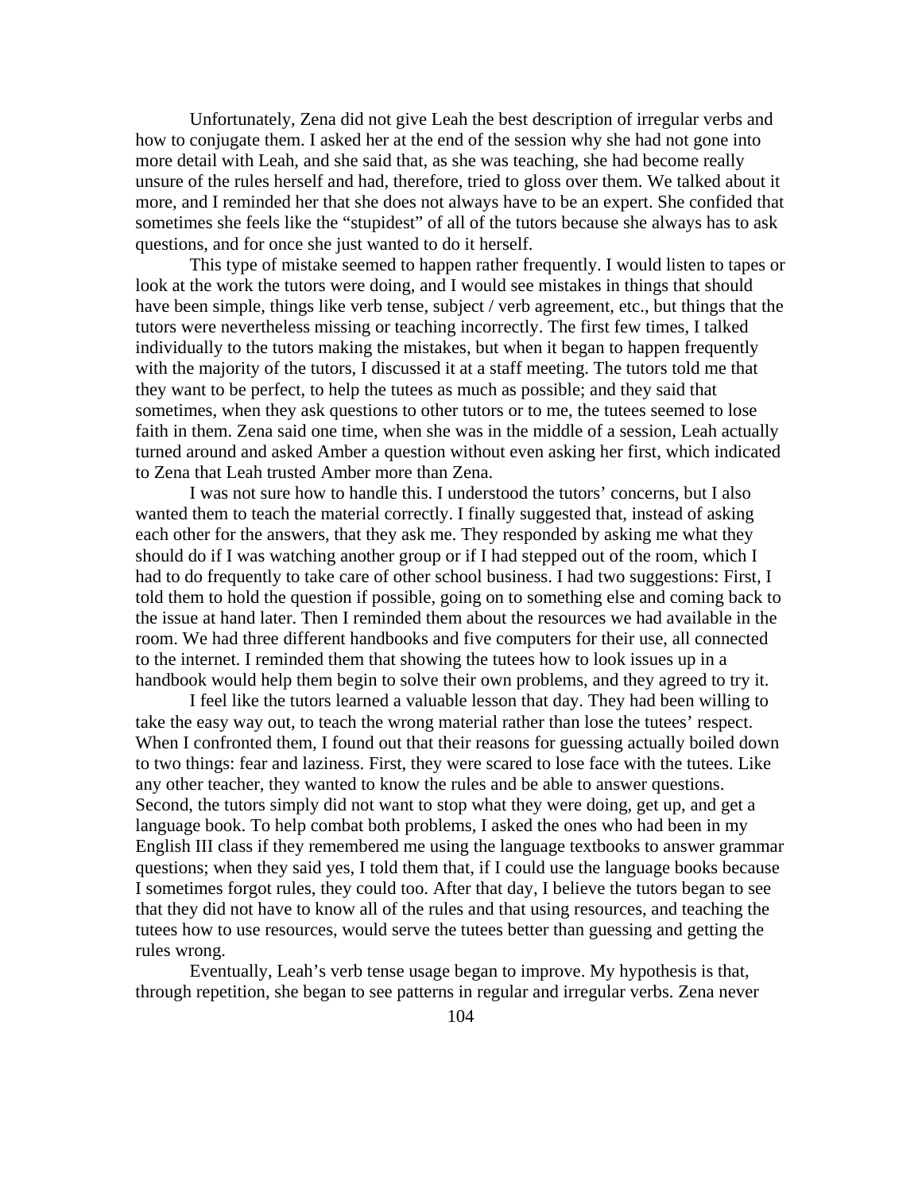Unfortunately, Zena did not give Leah the best description of irregular verbs and how to conjugate them. I asked her at the end of the session why she had not gone into more detail with Leah, and she said that, as she was teaching, she had become really unsure of the rules herself and had, therefore, tried to gloss over them. We talked about it more, and I reminded her that she does not always have to be an expert. She confided that sometimes she feels like the "stupidest" of all of the tutors because she always has to ask questions, and for once she just wanted to do it herself.

This type of mistake seemed to happen rather frequently. I would listen to tapes or look at the work the tutors were doing, and I would see mistakes in things that should have been simple, things like verb tense, subject / verb agreement, etc., but things that the tutors were nevertheless missing or teaching incorrectly. The first few times, I talked individually to the tutors making the mistakes, but when it began to happen frequently with the majority of the tutors, I discussed it at a staff meeting. The tutors told me that they want to be perfect, to help the tutees as much as possible; and they said that sometimes, when they ask questions to other tutors or to me, the tutees seemed to lose faith in them. Zena said one time, when she was in the middle of a session, Leah actually turned around and asked Amber a question without even asking her first, which indicated to Zena that Leah trusted Amber more than Zena.

I was not sure how to handle this. I understood the tutors' concerns, but I also wanted them to teach the material correctly. I finally suggested that, instead of asking each other for the answers, that they ask me. They responded by asking me what they should do if I was watching another group or if I had stepped out of the room, which I had to do frequently to take care of other school business. I had two suggestions: First, I told them to hold the question if possible, going on to something else and coming back to the issue at hand later. Then I reminded them about the resources we had available in the room. We had three different handbooks and five computers for their use, all connected to the internet. I reminded them that showing the tutees how to look issues up in a handbook would help them begin to solve their own problems, and they agreed to try it.

I feel like the tutors learned a valuable lesson that day. They had been willing to take the easy way out, to teach the wrong material rather than lose the tutees' respect. When I confronted them, I found out that their reasons for guessing actually boiled down to two things: fear and laziness. First, they were scared to lose face with the tutees. Like any other teacher, they wanted to know the rules and be able to answer questions. Second, the tutors simply did not want to stop what they were doing, get up, and get a language book. To help combat both problems, I asked the ones who had been in my English III class if they remembered me using the language textbooks to answer grammar questions; when they said yes, I told them that, if I could use the language books because I sometimes forgot rules, they could too. After that day, I believe the tutors began to see that they did not have to know all of the rules and that using resources, and teaching the tutees how to use resources, would serve the tutees better than guessing and getting the rules wrong.

Eventually, Leah's verb tense usage began to improve. My hypothesis is that, through repetition, she began to see patterns in regular and irregular verbs. Zena never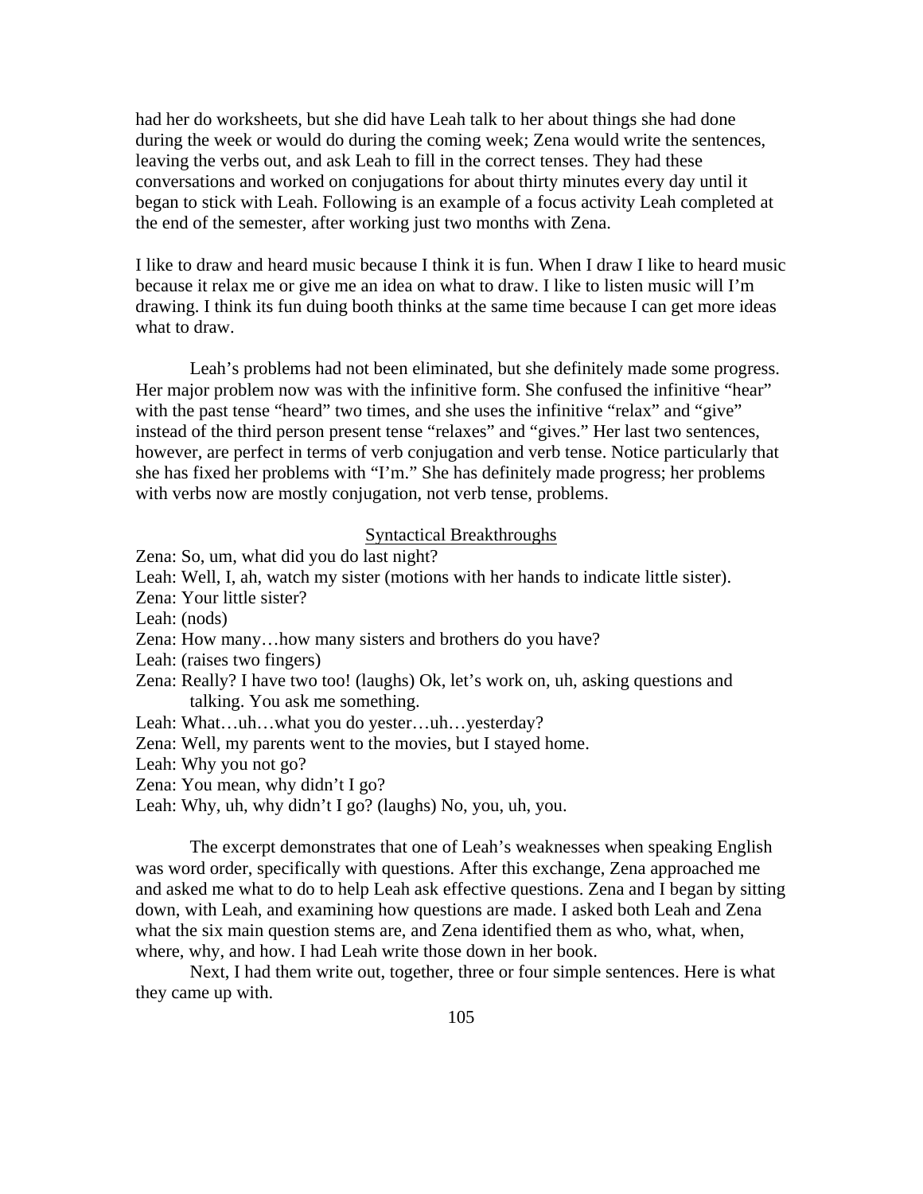had her do worksheets, but she did have Leah talk to her about things she had done during the week or would do during the coming week; Zena would write the sentences, leaving the verbs out, and ask Leah to fill in the correct tenses. They had these conversations and worked on conjugations for about thirty minutes every day until it began to stick with Leah. Following is an example of a focus activity Leah completed at the end of the semester, after working just two months with Zena.

I like to draw and heard music because I think it is fun. When I draw I like to heard music because it relax me or give me an idea on what to draw. I like to listen music will I'm drawing. I think its fun duing booth thinks at the same time because I can get more ideas what to draw.

Leah's problems had not been eliminated, but she definitely made some progress. Her major problem now was with the infinitive form. She confused the infinitive "hear" with the past tense "heard" two times, and she uses the infinitive "relax" and "give" instead of the third person present tense "relaxes" and "gives." Her last two sentences, however, are perfect in terms of verb conjugation and verb tense. Notice particularly that she has fixed her problems with "I'm." She has definitely made progress; her problems with verbs now are mostly conjugation, not verb tense, problems.

## Syntactical Breakthroughs

Zena: So, um, what did you do last night?
Leah: Well, I, ah, watch my sister (motions with her hands to indicate little sister).
Zena: Your little sister?
Leah: (nods)
Zena: How many…how many sisters and brothers do you have?
Leah: (raises two fingers)
Zena: Really? I have two too! (laughs) Ok, let's work on, uh, asking questions and talking. You ask me something.
Leah: What…uh…what you do yester…uh…yesterday?
Zena: Well, my parents went to the movies, but I stayed home.
Leah: Why you not go?
Zena: You mean, why didn't I go?
Leah: Why, uh, why didn't I go? (laughs) No, you, uh, you.

The excerpt demonstrates that one of Leah's weaknesses when speaking English was word order, specifically with questions. After this exchange, Zena approached me and asked me what to do to help Leah ask effective questions. Zena and I began by sitting down, with Leah, and examining how questions are made. I asked both Leah and Zena what the six main question stems are, and Zena identified them as who, what, when, where, why, and how. I had Leah write those down in her book.

Next, I had them write out, together, three or four simple sentences. Here is what they came up with.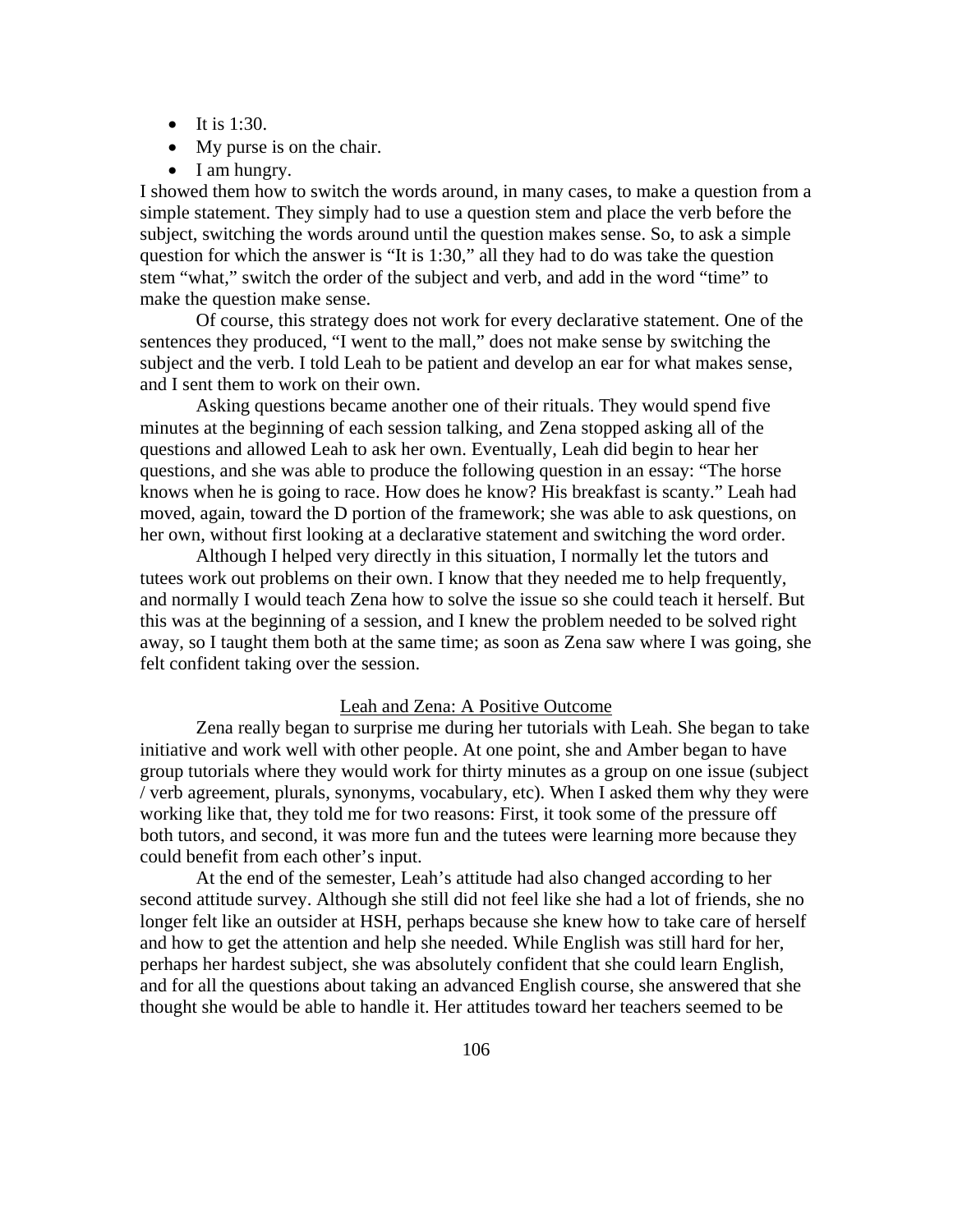- It is 1:30.
- My purse is on the chair.
- I am hungry.

I showed them how to switch the words around, in many cases, to make a question from a simple statement. They simply had to use a question stem and place the verb before the subject, switching the words around until the question makes sense. So, to ask a simple question for which the answer is "It is 1:30," all they had to do was take the question stem "what," switch the order of the subject and verb, and add in the word "time" to make the question make sense.

Of course, this strategy does not work for every declarative statement. One of the sentences they produced, "I went to the mall," does not make sense by switching the subject and the verb. I told Leah to be patient and develop an ear for what makes sense, and I sent them to work on their own.

Asking questions became another one of their rituals. They would spend five minutes at the beginning of each session talking, and Zena stopped asking all of the questions and allowed Leah to ask her own. Eventually, Leah did begin to hear her questions, and she was able to produce the following question in an essay: "The horse knows when he is going to race. How does he know? His breakfast is scanty." Leah had moved, again, toward the D portion of the framework; she was able to ask questions, on her own, without first looking at a declarative statement and switching the word order.

Although I helped very directly in this situation, I normally let the tutors and tutees work out problems on their own. I know that they needed me to help frequently, and normally I would teach Zena how to solve the issue so she could teach it herself. But this was at the beginning of a session, and I knew the problem needed to be solved right away, so I taught them both at the same time; as soon as Zena saw where I was going, she felt confident taking over the session.

## Leah and Zena: A Positive Outcome

Zena really began to surprise me during her tutorials with Leah. She began to take initiative and work well with other people. At one point, she and Amber began to have group tutorials where they would work for thirty minutes as a group on one issue (subject / verb agreement, plurals, synonyms, vocabulary, etc). When I asked them why they were working like that, they told me for two reasons: First, it took some of the pressure off both tutors, and second, it was more fun and the tutees were learning more because they could benefit from each other's input.

At the end of the semester, Leah's attitude had also changed according to her second attitude survey. Although she still did not feel like she had a lot of friends, she no longer felt like an outsider at HSH, perhaps because she knew how to take care of herself and how to get the attention and help she needed. While English was still hard for her, perhaps her hardest subject, she was absolutely confident that she could learn English, and for all the questions about taking an advanced English course, she answered that she thought she would be able to handle it. Her attitudes toward her teachers seemed to be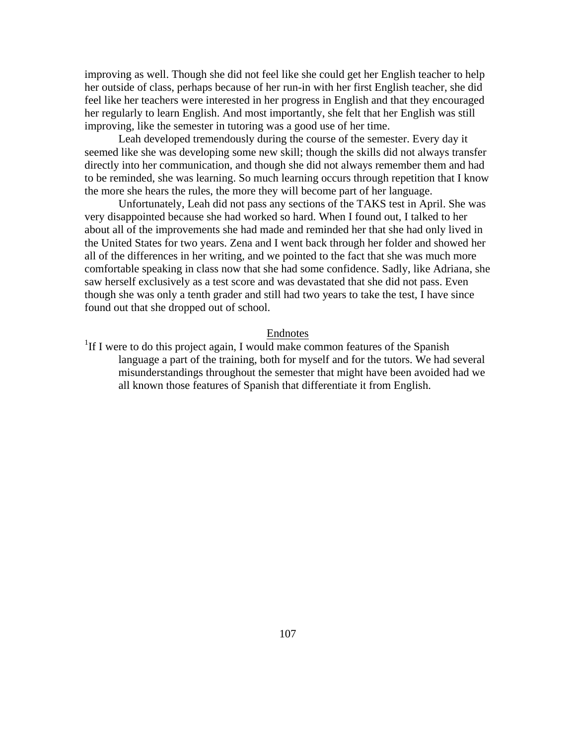improving as well. Though she did not feel like she could get her English teacher to help her outside of class, perhaps because of her run-in with her first English teacher, she did feel like her teachers were interested in her progress in English and that they encouraged her regularly to learn English. And most importantly, she felt that her English was still improving, like the semester in tutoring was a good use of her time.

Leah developed tremendously during the course of the semester. Every day it seemed like she was developing some new skill; though the skills did not always transfer directly into her communication, and though she did not always remember them and had to be reminded, she was learning. So much learning occurs through repetition that I know the more she hears the rules, the more they will become part of her language.

Unfortunately, Leah did not pass any sections of the TAKS test in April. She was very disappointed because she had worked so hard. When I found out, I talked to her about all of the improvements she had made and reminded her that she had only lived in the United States for two years. Zena and I went back through her folder and showed her all of the differences in her writing, and we pointed to the fact that she was much more comfortable speaking in class now that she had some confidence. Sadly, like Adriana, she saw herself exclusively as a test score and was devastated that she did not pass. Even though she was only a tenth grader and still had two years to take the test, I have since found out that she dropped out of school.

## Endnotes

[1]If I were to do this project again, I would make common features of the Spanish language a part of the training, both for myself and for the tutors. We had several misunderstandings throughout the semester that might have been avoided had we all known those features of Spanish that differentiate it from English.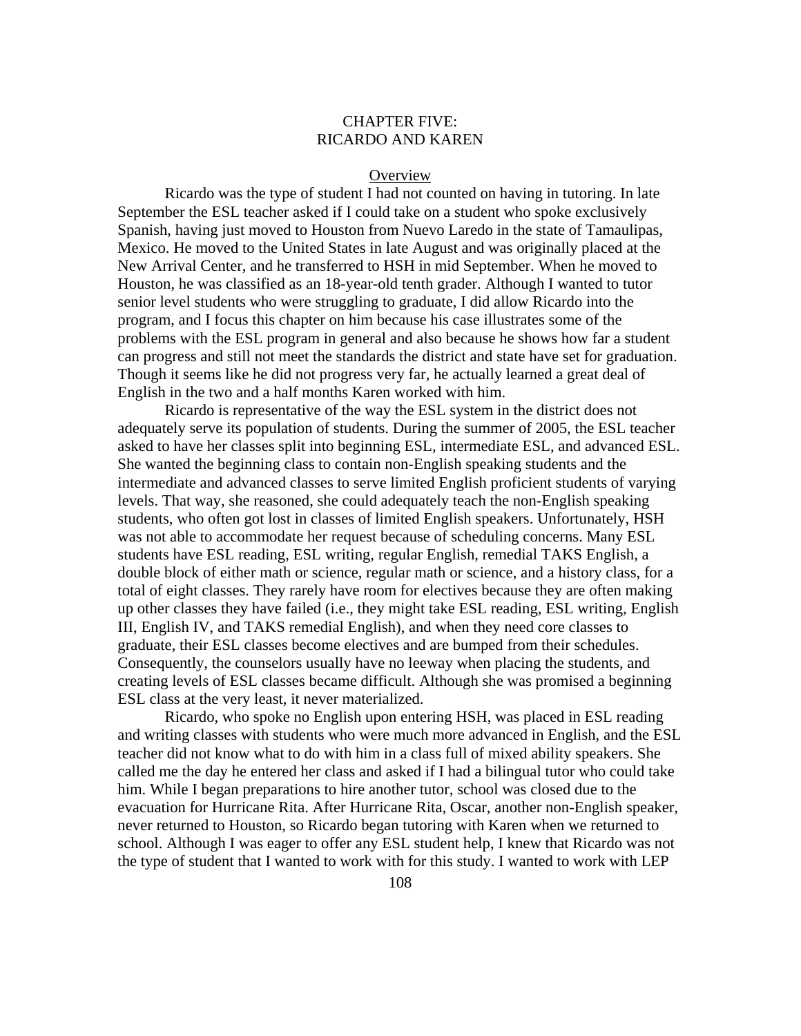# CHAPTER FIVE:
# RICARDO AND KAREN

## Overview

Ricardo was the type of student I had not counted on having in tutoring. In late September the ESL teacher asked if I could take on a student who spoke exclusively Spanish, having just moved to Houston from Nuevo Laredo in the state of Tamaulipas, Mexico. He moved to the United States in late August and was originally placed at the New Arrival Center, and he transferred to HSH in mid September. When he moved to Houston, he was classified as an 18-year-old tenth grader. Although I wanted to tutor senior level students who were struggling to graduate, I did allow Ricardo into the program, and I focus this chapter on him because his case illustrates some of the problems with the ESL program in general and also because he shows how far a student can progress and still not meet the standards the district and state have set for graduation. Though it seems like he did not progress very far, he actually learned a great deal of English in the two and a half months Karen worked with him.

Ricardo is representative of the way the ESL system in the district does not adequately serve its population of students. During the summer of 2005, the ESL teacher asked to have her classes split into beginning ESL, intermediate ESL, and advanced ESL. She wanted the beginning class to contain non-English speaking students and the intermediate and advanced classes to serve limited English proficient students of varying levels. That way, she reasoned, she could adequately teach the non-English speaking students, who often got lost in classes of limited English speakers. Unfortunately, HSH was not able to accommodate her request because of scheduling concerns. Many ESL students have ESL reading, ESL writing, regular English, remedial TAKS English, a double block of either math or science, regular math or science, and a history class, for a total of eight classes. They rarely have room for electives because they are often making up other classes they have failed (i.e., they might take ESL reading, ESL writing, English III, English IV, and TAKS remedial English), and when they need core classes to graduate, their ESL classes become electives and are bumped from their schedules. Consequently, the counselors usually have no leeway when placing the students, and creating levels of ESL classes became difficult. Although she was promised a beginning ESL class at the very least, it never materialized.

Ricardo, who spoke no English upon entering HSH, was placed in ESL reading and writing classes with students who were much more advanced in English, and the ESL teacher did not know what to do with him in a class full of mixed ability speakers. She called me the day he entered her class and asked if I had a bilingual tutor who could take him. While I began preparations to hire another tutor, school was closed due to the evacuation for Hurricane Rita. After Hurricane Rita, Oscar, another non-English speaker, never returned to Houston, so Ricardo began tutoring with Karen when we returned to school. Although I was eager to offer any ESL student help, I knew that Ricardo was not the type of student that I wanted to work with for this study. I wanted to work with LEP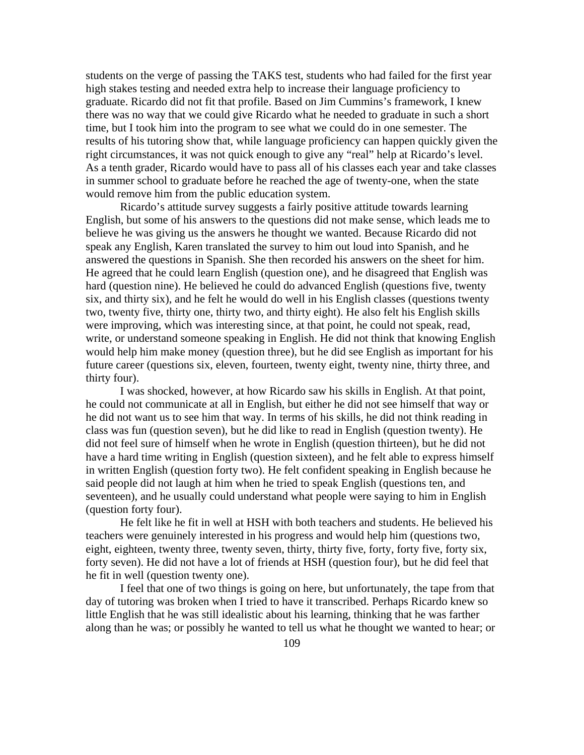students on the verge of passing the TAKS test, students who had failed for the first year high stakes testing and needed extra help to increase their language proficiency to graduate. Ricardo did not fit that profile. Based on Jim Cummins's framework, I knew there was no way that we could give Ricardo what he needed to graduate in such a short time, but I took him into the program to see what we could do in one semester. The results of his tutoring show that, while language proficiency can happen quickly given the right circumstances, it was not quick enough to give any "real" help at Ricardo's level. As a tenth grader, Ricardo would have to pass all of his classes each year and take classes in summer school to graduate before he reached the age of twenty-one, when the state would remove him from the public education system.

Ricardo's attitude survey suggests a fairly positive attitude towards learning English, but some of his answers to the questions did not make sense, which leads me to believe he was giving us the answers he thought we wanted. Because Ricardo did not speak any English, Karen translated the survey to him out loud into Spanish, and he answered the questions in Spanish. She then recorded his answers on the sheet for him. He agreed that he could learn English (question one), and he disagreed that English was hard (question nine). He believed he could do advanced English (questions five, twenty six, and thirty six), and he felt he would do well in his English classes (questions twenty two, twenty five, thirty one, thirty two, and thirty eight). He also felt his English skills were improving, which was interesting since, at that point, he could not speak, read, write, or understand someone speaking in English. He did not think that knowing English would help him make money (question three), but he did see English as important for his future career (questions six, eleven, fourteen, twenty eight, twenty nine, thirty three, and thirty four).

I was shocked, however, at how Ricardo saw his skills in English. At that point, he could not communicate at all in English, but either he did not see himself that way or he did not want us to see him that way. In terms of his skills, he did not think reading in class was fun (question seven), but he did like to read in English (question twenty). He did not feel sure of himself when he wrote in English (question thirteen), but he did not have a hard time writing in English (question sixteen), and he felt able to express himself in written English (question forty two). He felt confident speaking in English because he said people did not laugh at him when he tried to speak English (questions ten, and seventeen), and he usually could understand what people were saying to him in English (question forty four).

He felt like he fit in well at HSH with both teachers and students. He believed his teachers were genuinely interested in his progress and would help him (questions two, eight, eighteen, twenty three, twenty seven, thirty, thirty five, forty, forty five, forty six, forty seven). He did not have a lot of friends at HSH (question four), but he did feel that he fit in well (question twenty one).

I feel that one of two things is going on here, but unfortunately, the tape from that day of tutoring was broken when I tried to have it transcribed. Perhaps Ricardo knew so little English that he was still idealistic about his learning, thinking that he was farther along than he was; or possibly he wanted to tell us what he thought we wanted to hear; or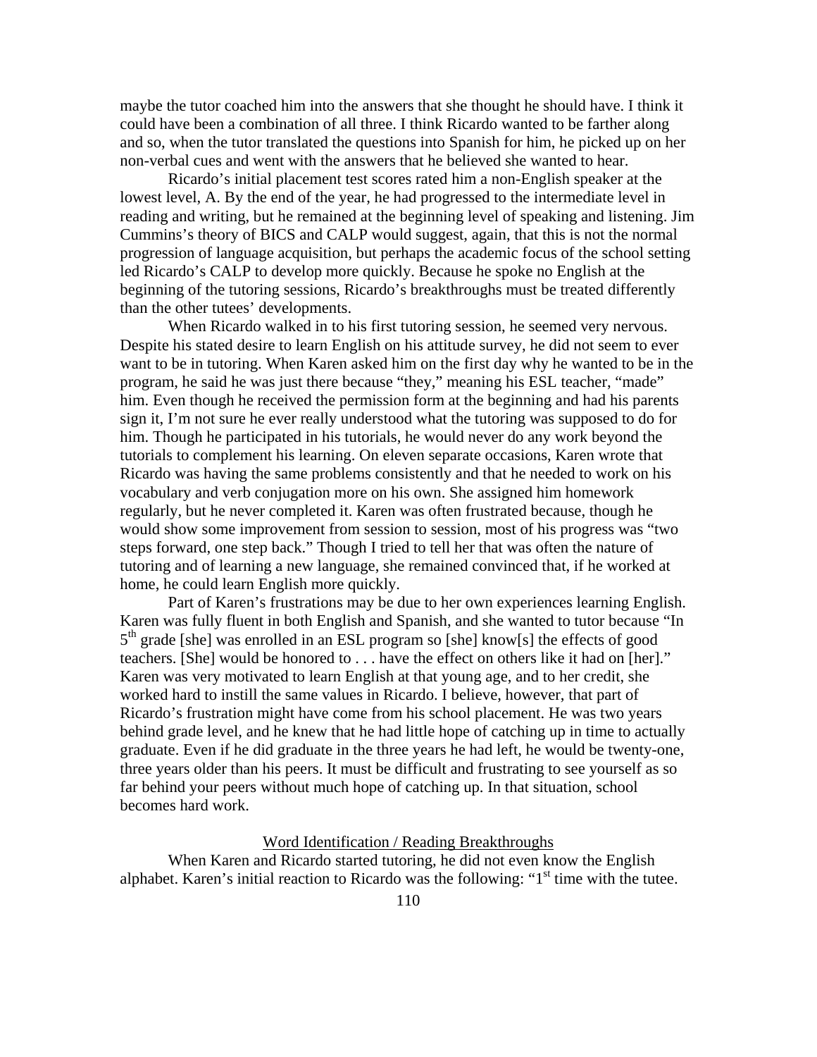maybe the tutor coached him into the answers that she thought he should have. I think it could have been a combination of all three. I think Ricardo wanted to be farther along and so, when the tutor translated the questions into Spanish for him, he picked up on her non-verbal cues and went with the answers that he believed she wanted to hear.

Ricardo's initial placement test scores rated him a non-English speaker at the lowest level, A. By the end of the year, he had progressed to the intermediate level in reading and writing, but he remained at the beginning level of speaking and listening. Jim Cummins's theory of BICS and CALP would suggest, again, that this is not the normal progression of language acquisition, but perhaps the academic focus of the school setting led Ricardo's CALP to develop more quickly. Because he spoke no English at the beginning of the tutoring sessions, Ricardo's breakthroughs must be treated differently than the other tutees' developments.

When Ricardo walked in to his first tutoring session, he seemed very nervous. Despite his stated desire to learn English on his attitude survey, he did not seem to ever want to be in tutoring. When Karen asked him on the first day why he wanted to be in the program, he said he was just there because "they," meaning his ESL teacher, "made" him. Even though he received the permission form at the beginning and had his parents sign it, I'm not sure he ever really understood what the tutoring was supposed to do for him. Though he participated in his tutorials, he would never do any work beyond the tutorials to complement his learning. On eleven separate occasions, Karen wrote that Ricardo was having the same problems consistently and that he needed to work on his vocabulary and verb conjugation more on his own. She assigned him homework regularly, but he never completed it. Karen was often frustrated because, though he would show some improvement from session to session, most of his progress was "two steps forward, one step back." Though I tried to tell her that was often the nature of tutoring and of learning a new language, she remained convinced that, if he worked at home, he could learn English more quickly.

Part of Karen's frustrations may be due to her own experiences learning English. Karen was fully fluent in both English and Spanish, and she wanted to tutor because "In 5th grade [she] was enrolled in an ESL program so [she] know[s] the effects of good teachers. [She] would be honored to . . . have the effect on others like it had on [her]." Karen was very motivated to learn English at that young age, and to her credit, she worked hard to instill the same values in Ricardo. I believe, however, that part of Ricardo's frustration might have come from his school placement. He was two years behind grade level, and he knew that he had little hope of catching up in time to actually graduate. Even if he did graduate in the three years he had left, he would be twenty-one, three years older than his peers. It must be difficult and frustrating to see yourself as so far behind your peers without much hope of catching up. In that situation, school becomes hard work.

## Word Identification / Reading Breakthroughs

When Karen and Ricardo started tutoring, he did not even know the English alphabet. Karen's initial reaction to Ricardo was the following: "1st time with the tutee.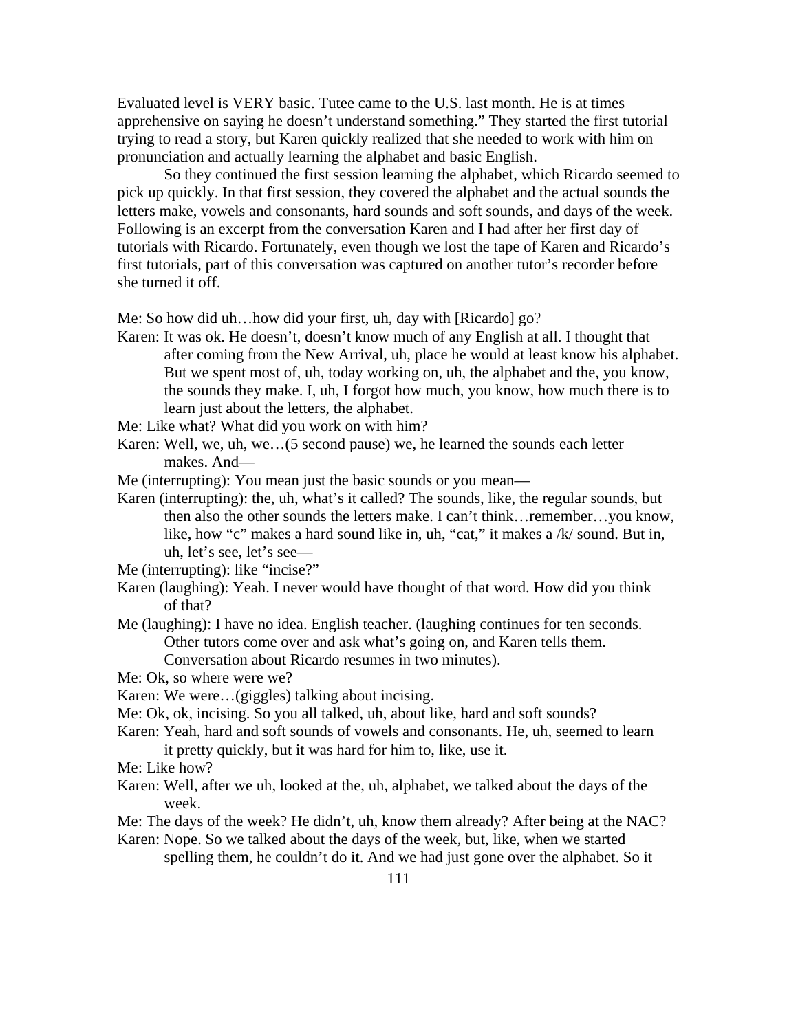Evaluated level is VERY basic. Tutee came to the U.S. last month. He is at times apprehensive on saying he doesn't understand something." They started the first tutorial trying to read a story, but Karen quickly realized that she needed to work with him on pronunciation and actually learning the alphabet and basic English.

So they continued the first session learning the alphabet, which Ricardo seemed to pick up quickly. In that first session, they covered the alphabet and the actual sounds the letters make, vowels and consonants, hard sounds and soft sounds, and days of the week. Following is an excerpt from the conversation Karen and I had after her first day of tutorials with Ricardo. Fortunately, even though we lost the tape of Karen and Ricardo's first tutorials, part of this conversation was captured on another tutor's recorder before she turned it off.

Me: So how did uh…how did your first, uh, day with [Ricardo] go?

Karen: It was ok. He doesn't, doesn't know much of any English at all. I thought that after coming from the New Arrival, uh, place he would at least know his alphabet. But we spent most of, uh, today working on, uh, the alphabet and the, you know, the sounds they make. I, uh, I forgot how much, you know, how much there is to learn just about the letters, the alphabet.

Me: Like what? What did you work on with him?

Karen: Well, we, uh, we…(5 second pause) we, he learned the sounds each letter makes. And—

Me (interrupting): You mean just the basic sounds or you mean—

Karen (interrupting): the, uh, what's it called? The sounds, like, the regular sounds, but then also the other sounds the letters make. I can't think…remember…you know, like, how "c" makes a hard sound like in, uh, "cat," it makes a /k/ sound. But in, uh, let's see, let's see—

Me (interrupting): like "incise?"

Karen (laughing): Yeah. I never would have thought of that word. How did you think of that?

Me (laughing): I have no idea. English teacher. (laughing continues for ten seconds. Other tutors come over and ask what's going on, and Karen tells them. Conversation about Ricardo resumes in two minutes).

Me: Ok, so where were we?

Karen: We were…(giggles) talking about incising.

Me: Ok, ok, incising. So you all talked, uh, about like, hard and soft sounds?

Karen: Yeah, hard and soft sounds of vowels and consonants. He, uh, seemed to learn it pretty quickly, but it was hard for him to, like, use it.

Me: Like how?

Karen: Well, after we uh, looked at the, uh, alphabet, we talked about the days of the week.

Me: The days of the week? He didn't, uh, know them already? After being at the NAC?

Karen: Nope. So we talked about the days of the week, but, like, when we started spelling them, he couldn't do it. And we had just gone over the alphabet. So it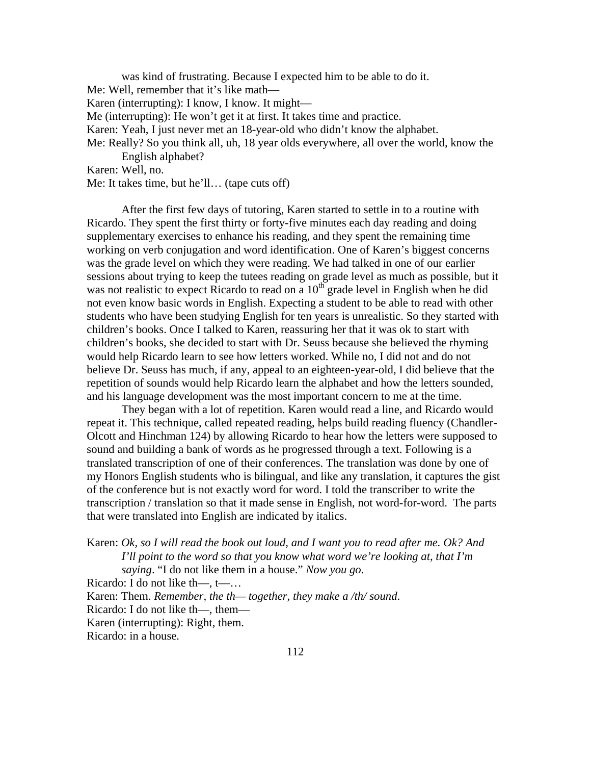was kind of frustrating. Because I expected him to be able to do it.

Me: Well, remember that it's like math—

Karen (interrupting): I know, I know. It might—

Me (interrupting): He won't get it at first. It takes time and practice.

Karen: Yeah, I just never met an 18-year-old who didn't know the alphabet.

Me: Really? So you think all, uh, 18 year olds everywhere, all over the world, know the English alphabet?

Karen: Well, no.

Me: It takes time, but he'll… (tape cuts off)

After the first few days of tutoring, Karen started to settle in to a routine with Ricardo. They spent the first thirty or forty-five minutes each day reading and doing supplementary exercises to enhance his reading, and they spent the remaining time working on verb conjugation and word identification. One of Karen's biggest concerns was the grade level on which they were reading. We had talked in one of our earlier sessions about trying to keep the tutees reading on grade level as much as possible, but it was not realistic to expect Ricardo to read on a 10th grade level in English when he did not even know basic words in English. Expecting a student to be able to read with other students who have been studying English for ten years is unrealistic. So they started with children's books. Once I talked to Karen, reassuring her that it was ok to start with children's books, she decided to start with Dr. Seuss because she believed the rhyming would help Ricardo learn to see how letters worked. While no, I did not and do not believe Dr. Seuss has much, if any, appeal to an eighteen-year-old, I did believe that the repetition of sounds would help Ricardo learn the alphabet and how the letters sounded, and his language development was the most important concern to me at the time.

They began with a lot of repetition. Karen would read a line, and Ricardo would repeat it. This technique, called repeated reading, helps build reading fluency (Chandler-Olcott and Hinchman 124) by allowing Ricardo to hear how the letters were supposed to sound and building a bank of words as he progressed through a text. Following is a translated transcription of one of their conferences. The translation was done by one of my Honors English students who is bilingual, and like any translation, it captures the gist of the conference but is not exactly word for word. I told the transcriber to write the transcription / translation so that it made sense in English, not word-for-word. The parts that were translated into English are indicated by italics.

Karen: *Ok, so I will read the book out loud, and I want you to read after me. Ok? And I'll point to the word so that you know what word we're looking at, that I'm saying*. "I do not like them in a house." *Now you go*.

Ricardo: I do not like th—, t—…

Karen: Them. *Remember, the th— together, they make a /th/ sound*.

Ricardo: I do not like th—, them—

Karen (interrupting): Right, them.

Ricardo: in a house.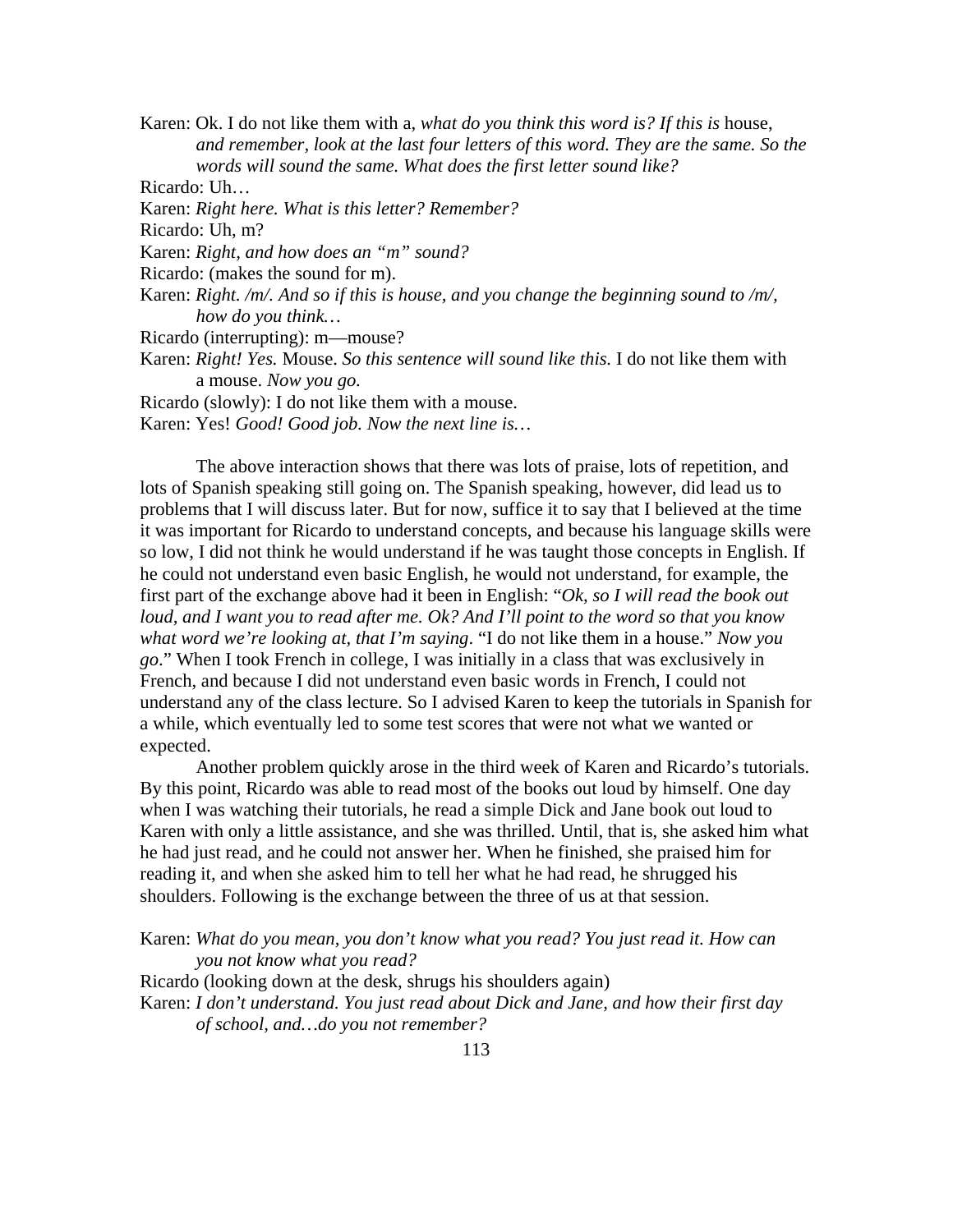Karen: Ok. I do not like them with a, *what do you think this word is? If this is* house, *and remember, look at the last four letters of this word. They are the same. So the words will sound the same. What does the first letter sound like?*

Ricardo: Uh…

Karen: *Right here. What is this letter? Remember?*

Ricardo: Uh, m?

Karen: *Right, and how does an "m" sound?*

Ricardo: (makes the sound for m).

Karen: *Right. /m/. And so if this is house, and you change the beginning sound to /m/, how do you think…*

Ricardo (interrupting): m—mouse?

Karen: *Right! Yes.* Mouse. *So this sentence will sound like this.* I do not like them with a mouse. *Now you go.*

Ricardo (slowly): I do not like them with a mouse.

Karen: Yes! *Good! Good job. Now the next line is…*

The above interaction shows that there was lots of praise, lots of repetition, and lots of Spanish speaking still going on. The Spanish speaking, however, did lead us to problems that I will discuss later. But for now, suffice it to say that I believed at the time it was important for Ricardo to understand concepts, and because his language skills were so low, I did not think he would understand if he was taught those concepts in English. If he could not understand even basic English, he would not understand, for example, the first part of the exchange above had it been in English: "*Ok, so I will read the book out loud, and I want you to read after me. Ok? And I'll point to the word so that you know what word we're looking at, that I'm saying*. "I do not like them in a house." *Now you go*." When I took French in college, I was initially in a class that was exclusively in French, and because I did not understand even basic words in French, I could not understand any of the class lecture. So I advised Karen to keep the tutorials in Spanish for a while, which eventually led to some test scores that were not what we wanted or expected.

Another problem quickly arose in the third week of Karen and Ricardo's tutorials. By this point, Ricardo was able to read most of the books out loud by himself. One day when I was watching their tutorials, he read a simple Dick and Jane book out loud to Karen with only a little assistance, and she was thrilled. Until, that is, she asked him what he had just read, and he could not answer her. When he finished, she praised him for reading it, and when she asked him to tell her what he had read, he shrugged his shoulders. Following is the exchange between the three of us at that session.

Karen: *What do you mean, you don't know what you read? You just read it. How can you not know what you read?*

Ricardo (looking down at the desk, shrugs his shoulders again)

Karen: *I don't understand. You just read about Dick and Jane, and how their first day of school, and…do you not remember?*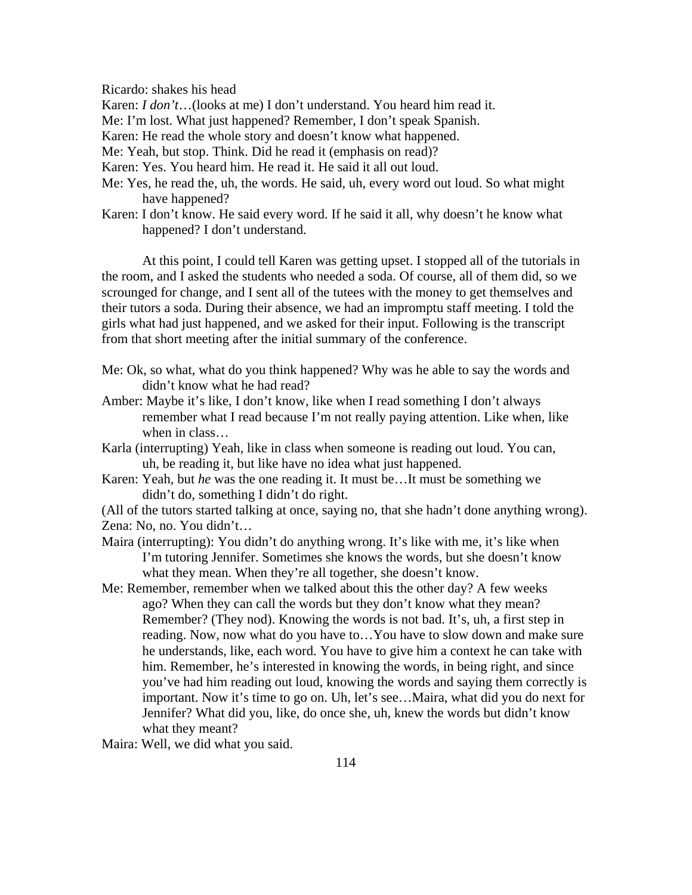Ricardo: shakes his head

Karen: *I don't*…(looks at me) I don't understand. You heard him read it.

Me: I'm lost. What just happened? Remember, I don't speak Spanish.

Karen: He read the whole story and doesn't know what happened.

Me: Yeah, but stop. Think. Did he read it (emphasis on read)?

Karen: Yes. You heard him. He read it. He said it all out loud.

Me: Yes, he read the, uh, the words. He said, uh, every word out loud. So what might have happened?

Karen: I don't know. He said every word. If he said it all, why doesn't he know what happened? I don't understand.

At this point, I could tell Karen was getting upset. I stopped all of the tutorials in the room, and I asked the students who needed a soda. Of course, all of them did, so we scrounged for change, and I sent all of the tutees with the money to get themselves and their tutors a soda. During their absence, we had an impromptu staff meeting. I told the girls what had just happened, and we asked for their input. Following is the transcript from that short meeting after the initial summary of the conference.

Me: Ok, so what, what do you think happened? Why was he able to say the words and didn't know what he had read?

Amber: Maybe it's like, I don't know, like when I read something I don't always remember what I read because I'm not really paying attention. Like when, like when in class…

Karla (interrupting) Yeah, like in class when someone is reading out loud. You can, uh, be reading it, but like have no idea what just happened.

Karen: Yeah, but *he* was the one reading it. It must be…It must be something we didn't do, something I didn't do right.

(All of the tutors started talking at once, saying no, that she hadn't done anything wrong).

Zena: No, no. You didn't…

Maira (interrupting): You didn't do anything wrong. It's like with me, it's like when I'm tutoring Jennifer. Sometimes she knows the words, but she doesn't know what they mean. When they're all together, she doesn't know.

Me: Remember, remember when we talked about this the other day? A few weeks ago? When they can call the words but they don't know what they mean? Remember? (They nod). Knowing the words is not bad. It's, uh, a first step in reading. Now, now what do you have to…You have to slow down and make sure he understands, like, each word. You have to give him a context he can take with him. Remember, he's interested in knowing the words, in being right, and since you've had him reading out loud, knowing the words and saying them correctly is important. Now it's time to go on. Uh, let's see…Maira, what did you do next for Jennifer? What did you, like, do once she, uh, knew the words but didn't know what they meant?

Maira: Well, we did what you said.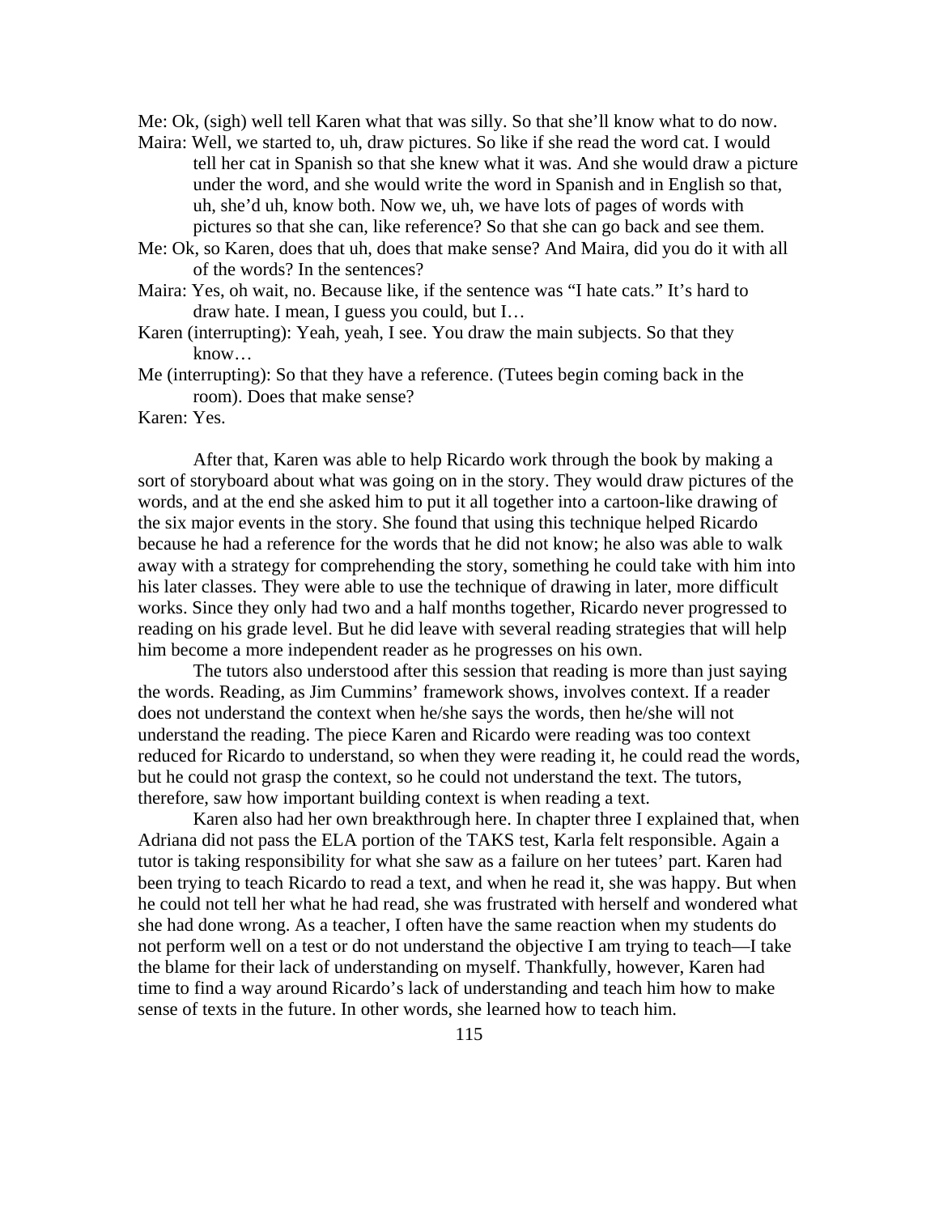Me: Ok, (sigh) well tell Karen what that was silly. So that she'll know what to do now.

Maira: Well, we started to, uh, draw pictures. So like if she read the word cat. I would tell her cat in Spanish so that she knew what it was. And she would draw a picture under the word, and she would write the word in Spanish and in English so that, uh, she'd uh, know both. Now we, uh, we have lots of pages of words with pictures so that she can, like reference? So that she can go back and see them.

Me: Ok, so Karen, does that uh, does that make sense? And Maira, did you do it with all of the words? In the sentences?

Maira: Yes, oh wait, no. Because like, if the sentence was "I hate cats." It's hard to draw hate. I mean, I guess you could, but I…

Karen (interrupting): Yeah, yeah, I see. You draw the main subjects. So that they know…

Me (interrupting): So that they have a reference. (Tutees begin coming back in the room). Does that make sense?

Karen: Yes.

After that, Karen was able to help Ricardo work through the book by making a sort of storyboard about what was going on in the story. They would draw pictures of the words, and at the end she asked him to put it all together into a cartoon-like drawing of the six major events in the story. She found that using this technique helped Ricardo because he had a reference for the words that he did not know; he also was able to walk away with a strategy for comprehending the story, something he could take with him into his later classes. They were able to use the technique of drawing in later, more difficult works. Since they only had two and a half months together, Ricardo never progressed to reading on his grade level. But he did leave with several reading strategies that will help him become a more independent reader as he progresses on his own.

The tutors also understood after this session that reading is more than just saying the words. Reading, as Jim Cummins' framework shows, involves context. If a reader does not understand the context when he/she says the words, then he/she will not understand the reading. The piece Karen and Ricardo were reading was too context reduced for Ricardo to understand, so when they were reading it, he could read the words, but he could not grasp the context, so he could not understand the text. The tutors, therefore, saw how important building context is when reading a text.

Karen also had her own breakthrough here. In chapter three I explained that, when Adriana did not pass the ELA portion of the TAKS test, Karla felt responsible. Again a tutor is taking responsibility for what she saw as a failure on her tutees' part. Karen had been trying to teach Ricardo to read a text, and when he read it, she was happy. But when he could not tell her what he had read, she was frustrated with herself and wondered what she had done wrong. As a teacher, I often have the same reaction when my students do not perform well on a test or do not understand the objective I am trying to teach—I take the blame for their lack of understanding on myself. Thankfully, however, Karen had time to find a way around Ricardo's lack of understanding and teach him how to make sense of texts in the future. In other words, she learned how to teach him.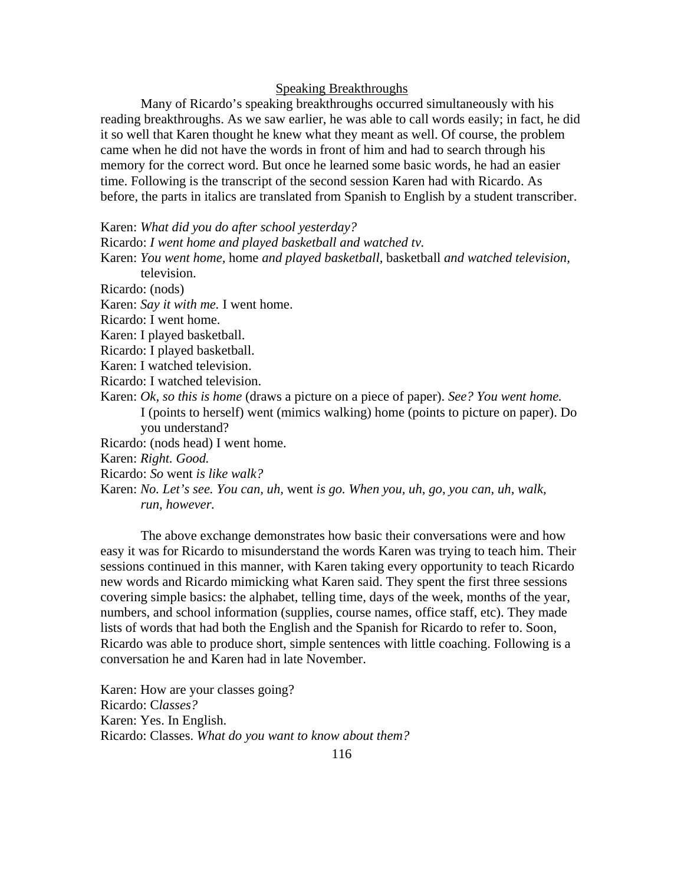<u>Speaking Breakthroughs</u>

Many of Ricardo's speaking breakthroughs occurred simultaneously with his reading breakthroughs. As we saw earlier, he was able to call words easily; in fact, he did it so well that Karen thought he knew what they meant as well. Of course, the problem came when he did not have the words in front of him and had to search through his memory for the correct word. But once he learned some basic words, he had an easier time. Following is the transcript of the second session Karen had with Ricardo. As before, the parts in italics are translated from Spanish to English by a student transcriber.

Karen: *What did you do after school yesterday?*
Ricardo: *I went home and played basketball and watched tv.*
Karen: *You went home,* home *and played basketball,* basketball *and watched television,* television.
Ricardo: (nods)
Karen: *Say it with me.* I went home.
Ricardo: I went home.
Karen: I played basketball.
Ricardo: I played basketball.
Karen: I watched television.
Ricardo: I watched television.
Karen: *Ok, so this is home* (draws a picture on a piece of paper). *See? You went home.* I (points to herself) went (mimics walking) home (points to picture on paper). Do you understand?
Ricardo: (nods head) I went home.
Karen: *Right. Good.*
Ricardo: *So* went *is like walk?*
Karen: *No. Let's see. You can, uh,* went *is go. When you, uh, go, you can, uh, walk, run, however.*

The above exchange demonstrates how basic their conversations were and how easy it was for Ricardo to misunderstand the words Karen was trying to teach him. Their sessions continued in this manner, with Karen taking every opportunity to teach Ricardo new words and Ricardo mimicking what Karen said. They spent the first three sessions covering simple basics: the alphabet, telling time, days of the week, months of the year, numbers, and school information (supplies, course names, office staff, etc). They made lists of words that had both the English and the Spanish for Ricardo to refer to. Soon, Ricardo was able to produce short, simple sentences with little coaching. Following is a conversation he and Karen had in late November.

Karen: How are your classes going?
Ricardo: C*lasses?*
Karen: Yes. In English.
Ricardo: Classes. *What do you want to know about them?*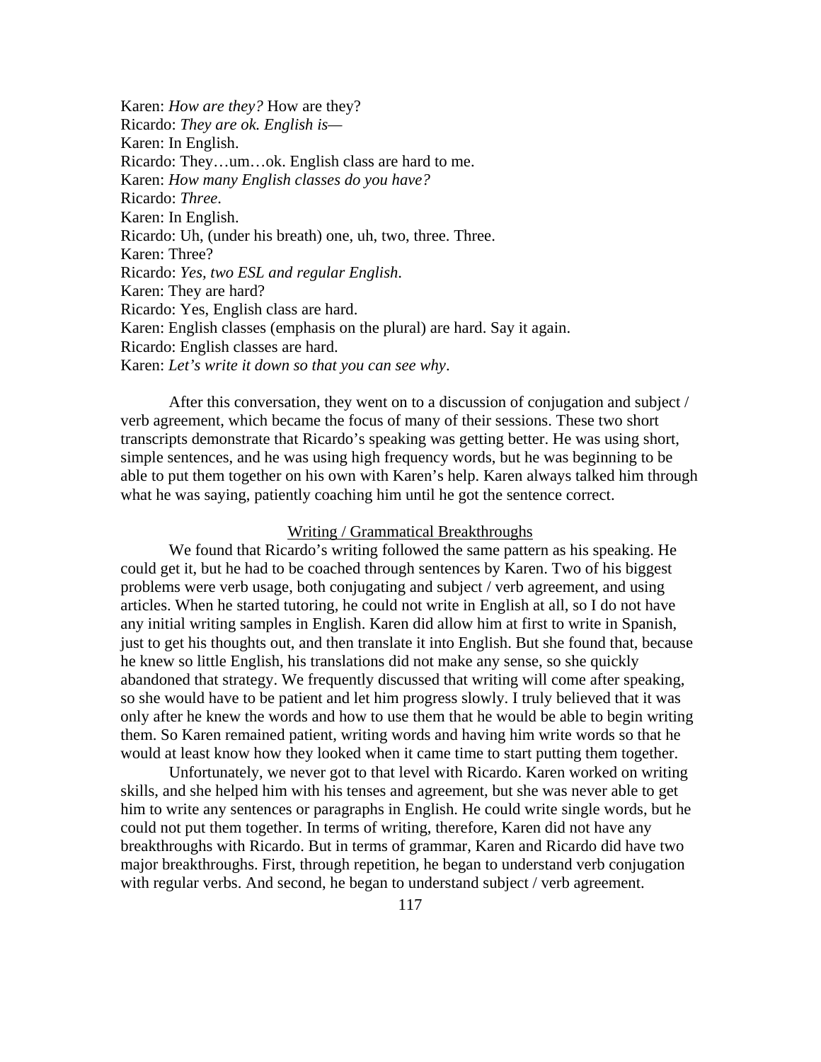Karen: *How are they?* How are they?
Ricardo: *They are ok. English is—*
Karen: In English.
Ricardo: They…um…ok. English class are hard to me.
Karen: *How many English classes do you have?*
Ricardo: *Three.*
Karen: In English.
Ricardo: Uh, (under his breath) one, uh, two, three. Three.
Karen: Three?
Ricardo: *Yes, two ESL and regular English.*
Karen: They are hard?
Ricardo: Yes, English class are hard.
Karen: English classes (emphasis on the plural) are hard. Say it again.
Ricardo: English classes are hard.
Karen: *Let's write it down so that you can see why.*

After this conversation, they went on to a discussion of conjugation and subject / verb agreement, which became the focus of many of their sessions. These two short transcripts demonstrate that Ricardo's speaking was getting better. He was using short, simple sentences, and he was using high frequency words, but he was beginning to be able to put them together on his own with Karen's help. Karen always talked him through what he was saying, patiently coaching him until he got the sentence correct.

## Writing / Grammatical Breakthroughs

We found that Ricardo's writing followed the same pattern as his speaking. He could get it, but he had to be coached through sentences by Karen. Two of his biggest problems were verb usage, both conjugating and subject / verb agreement, and using articles. When he started tutoring, he could not write in English at all, so I do not have any initial writing samples in English. Karen did allow him at first to write in Spanish, just to get his thoughts out, and then translate it into English. But she found that, because he knew so little English, his translations did not make any sense, so she quickly abandoned that strategy. We frequently discussed that writing will come after speaking, so she would have to be patient and let him progress slowly. I truly believed that it was only after he knew the words and how to use them that he would be able to begin writing them. So Karen remained patient, writing words and having him write words so that he would at least know how they looked when it came time to start putting them together.

Unfortunately, we never got to that level with Ricardo. Karen worked on writing skills, and she helped him with his tenses and agreement, but she was never able to get him to write any sentences or paragraphs in English. He could write single words, but he could not put them together. In terms of writing, therefore, Karen did not have any breakthroughs with Ricardo. But in terms of grammar, Karen and Ricardo did have two major breakthroughs. First, through repetition, he began to understand verb conjugation with regular verbs. And second, he began to understand subject / verb agreement.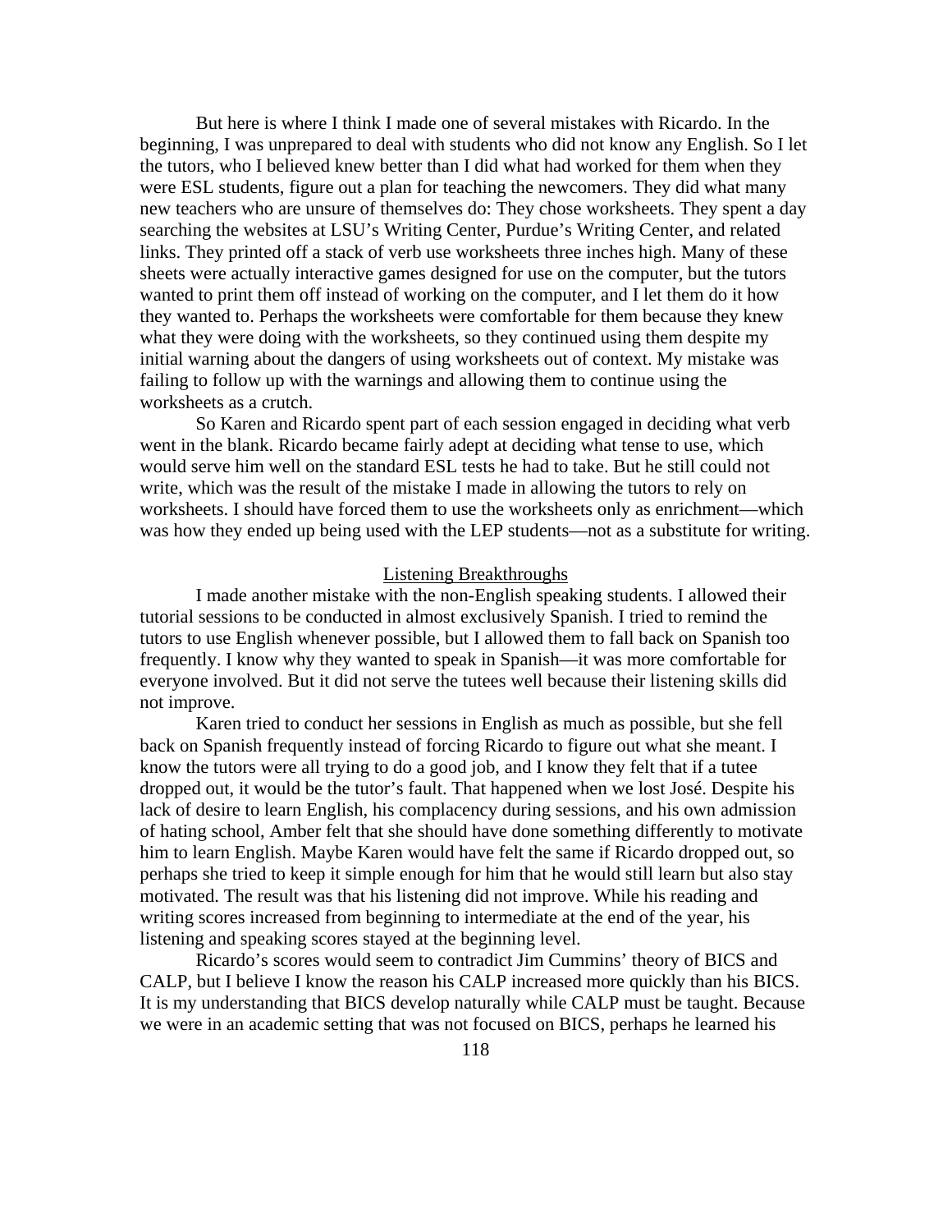But here is where I think I made one of several mistakes with Ricardo. In the beginning, I was unprepared to deal with students who did not know any English. So I let the tutors, who I believed knew better than I did what had worked for them when they were ESL students, figure out a plan for teaching the newcomers. They did what many new teachers who are unsure of themselves do: They chose worksheets. They spent a day searching the websites at LSU's Writing Center, Purdue's Writing Center, and related links. They printed off a stack of verb use worksheets three inches high. Many of these sheets were actually interactive games designed for use on the computer, but the tutors wanted to print them off instead of working on the computer, and I let them do it how they wanted to. Perhaps the worksheets were comfortable for them because they knew what they were doing with the worksheets, so they continued using them despite my initial warning about the dangers of using worksheets out of context. My mistake was failing to follow up with the warnings and allowing them to continue using the worksheets as a crutch.

So Karen and Ricardo spent part of each session engaged in deciding what verb went in the blank. Ricardo became fairly adept at deciding what tense to use, which would serve him well on the standard ESL tests he had to take. But he still could not write, which was the result of the mistake I made in allowing the tutors to rely on worksheets. I should have forced them to use the worksheets only as enrichment—which was how they ended up being used with the LEP students—not as a substitute for writing.

## Listening Breakthroughs

I made another mistake with the non-English speaking students. I allowed their tutorial sessions to be conducted in almost exclusively Spanish. I tried to remind the tutors to use English whenever possible, but I allowed them to fall back on Spanish too frequently. I know why they wanted to speak in Spanish—it was more comfortable for everyone involved. But it did not serve the tutees well because their listening skills did not improve.

Karen tried to conduct her sessions in English as much as possible, but she fell back on Spanish frequently instead of forcing Ricardo to figure out what she meant. I know the tutors were all trying to do a good job, and I know they felt that if a tutee dropped out, it would be the tutor's fault. That happened when we lost José. Despite his lack of desire to learn English, his complacency during sessions, and his own admission of hating school, Amber felt that she should have done something differently to motivate him to learn English. Maybe Karen would have felt the same if Ricardo dropped out, so perhaps she tried to keep it simple enough for him that he would still learn but also stay motivated. The result was that his listening did not improve. While his reading and writing scores increased from beginning to intermediate at the end of the year, his listening and speaking scores stayed at the beginning level.

Ricardo's scores would seem to contradict Jim Cummins' theory of BICS and CALP, but I believe I know the reason his CALP increased more quickly than his BICS. It is my understanding that BICS develop naturally while CALP must be taught. Because we were in an academic setting that was not focused on BICS, perhaps he learned his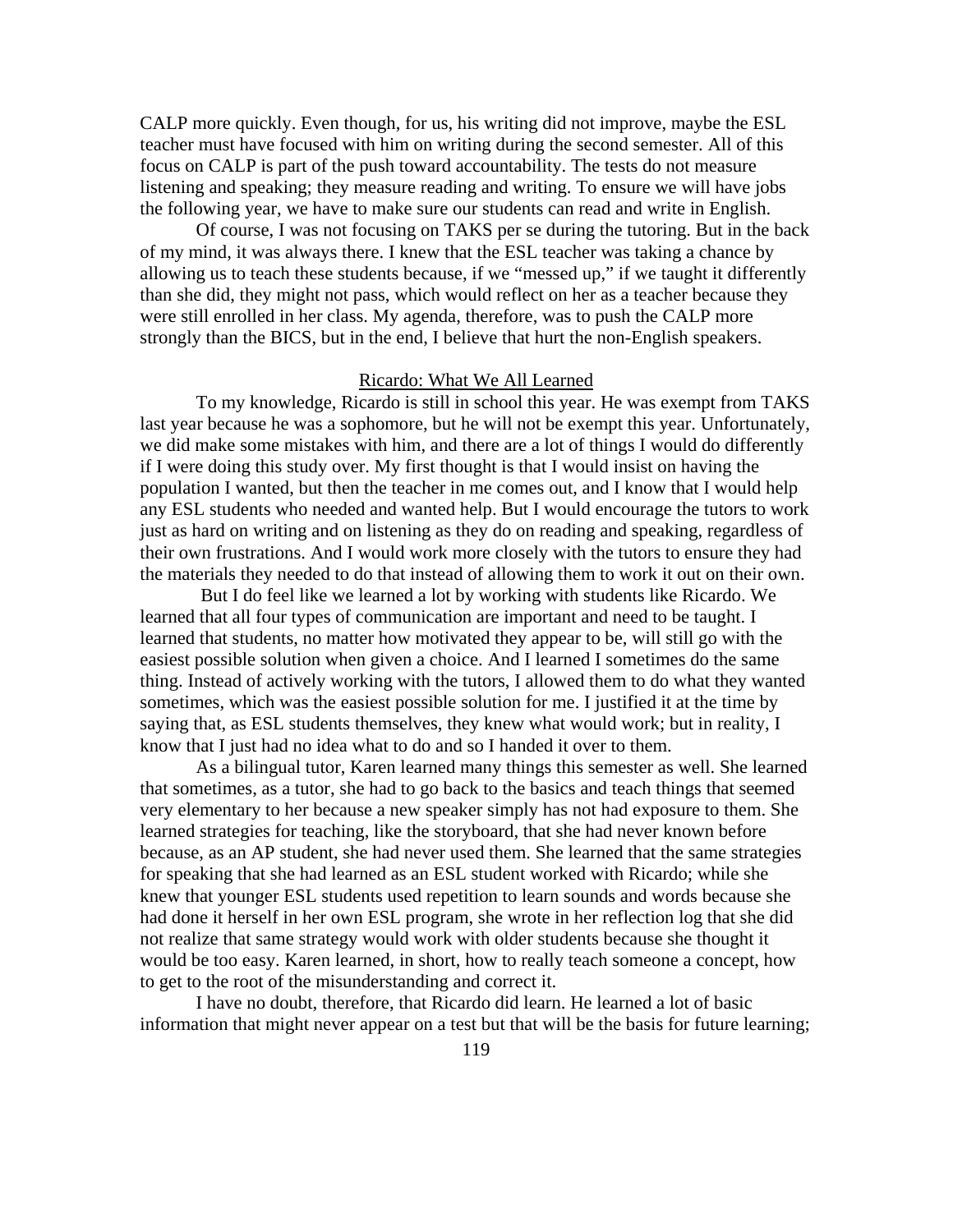CALP more quickly. Even though, for us, his writing did not improve, maybe the ESL teacher must have focused with him on writing during the second semester. All of this focus on CALP is part of the push toward accountability. The tests do not measure listening and speaking; they measure reading and writing. To ensure we will have jobs the following year, we have to make sure our students can read and write in English.

Of course, I was not focusing on TAKS per se during the tutoring. But in the back of my mind, it was always there. I knew that the ESL teacher was taking a chance by allowing us to teach these students because, if we "messed up," if we taught it differently than she did, they might not pass, which would reflect on her as a teacher because they were still enrolled in her class. My agenda, therefore, was to push the CALP more strongly than the BICS, but in the end, I believe that hurt the non-English speakers.

### Ricardo: What We All Learned

To my knowledge, Ricardo is still in school this year. He was exempt from TAKS last year because he was a sophomore, but he will not be exempt this year. Unfortunately, we did make some mistakes with him, and there are a lot of things I would do differently if I were doing this study over. My first thought is that I would insist on having the population I wanted, but then the teacher in me comes out, and I know that I would help any ESL students who needed and wanted help. But I would encourage the tutors to work just as hard on writing and on listening as they do on reading and speaking, regardless of their own frustrations. And I would work more closely with the tutors to ensure they had the materials they needed to do that instead of allowing them to work it out on their own.

But I do feel like we learned a lot by working with students like Ricardo. We learned that all four types of communication are important and need to be taught. I learned that students, no matter how motivated they appear to be, will still go with the easiest possible solution when given a choice. And I learned I sometimes do the same thing. Instead of actively working with the tutors, I allowed them to do what they wanted sometimes, which was the easiest possible solution for me. I justified it at the time by saying that, as ESL students themselves, they knew what would work; but in reality, I know that I just had no idea what to do and so I handed it over to them.

As a bilingual tutor, Karen learned many things this semester as well. She learned that sometimes, as a tutor, she had to go back to the basics and teach things that seemed very elementary to her because a new speaker simply has not had exposure to them. She learned strategies for teaching, like the storyboard, that she had never known before because, as an AP student, she had never used them. She learned that the same strategies for speaking that she had learned as an ESL student worked with Ricardo; while she knew that younger ESL students used repetition to learn sounds and words because she had done it herself in her own ESL program, she wrote in her reflection log that she did not realize that same strategy would work with older students because she thought it would be too easy. Karen learned, in short, how to really teach someone a concept, how to get to the root of the misunderstanding and correct it.

I have no doubt, therefore, that Ricardo did learn. He learned a lot of basic information that might never appear on a test but that will be the basis for future learning;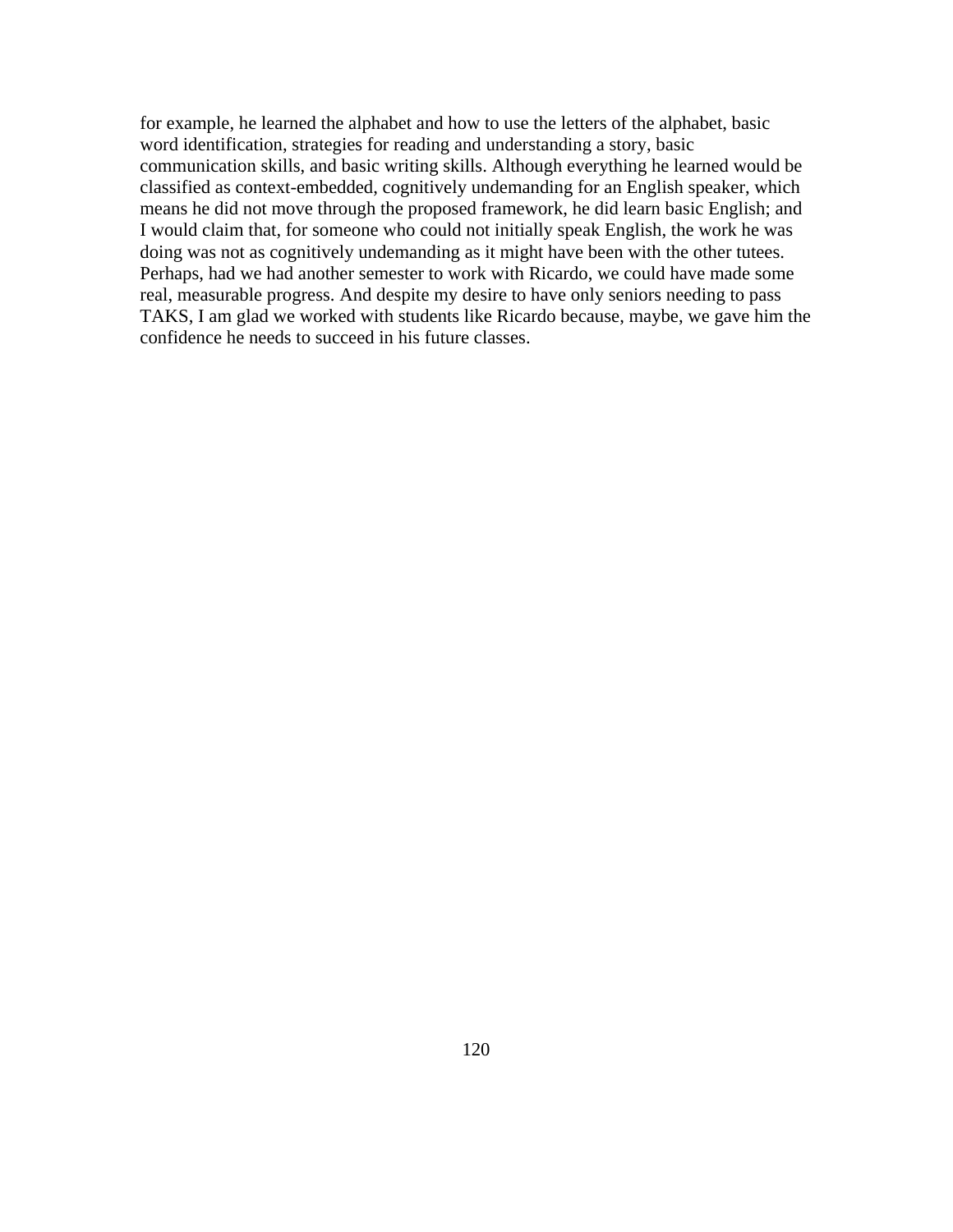for example, he learned the alphabet and how to use the letters of the alphabet, basic word identification, strategies for reading and understanding a story, basic communication skills, and basic writing skills. Although everything he learned would be classified as context-embedded, cognitively undemanding for an English speaker, which means he did not move through the proposed framework, he did learn basic English; and I would claim that, for someone who could not initially speak English, the work he was doing was not as cognitively undemanding as it might have been with the other tutees. Perhaps, had we had another semester to work with Ricardo, we could have made some real, measurable progress. And despite my desire to have only seniors needing to pass TAKS, I am glad we worked with students like Ricardo because, maybe, we gave him the confidence he needs to succeed in his future classes.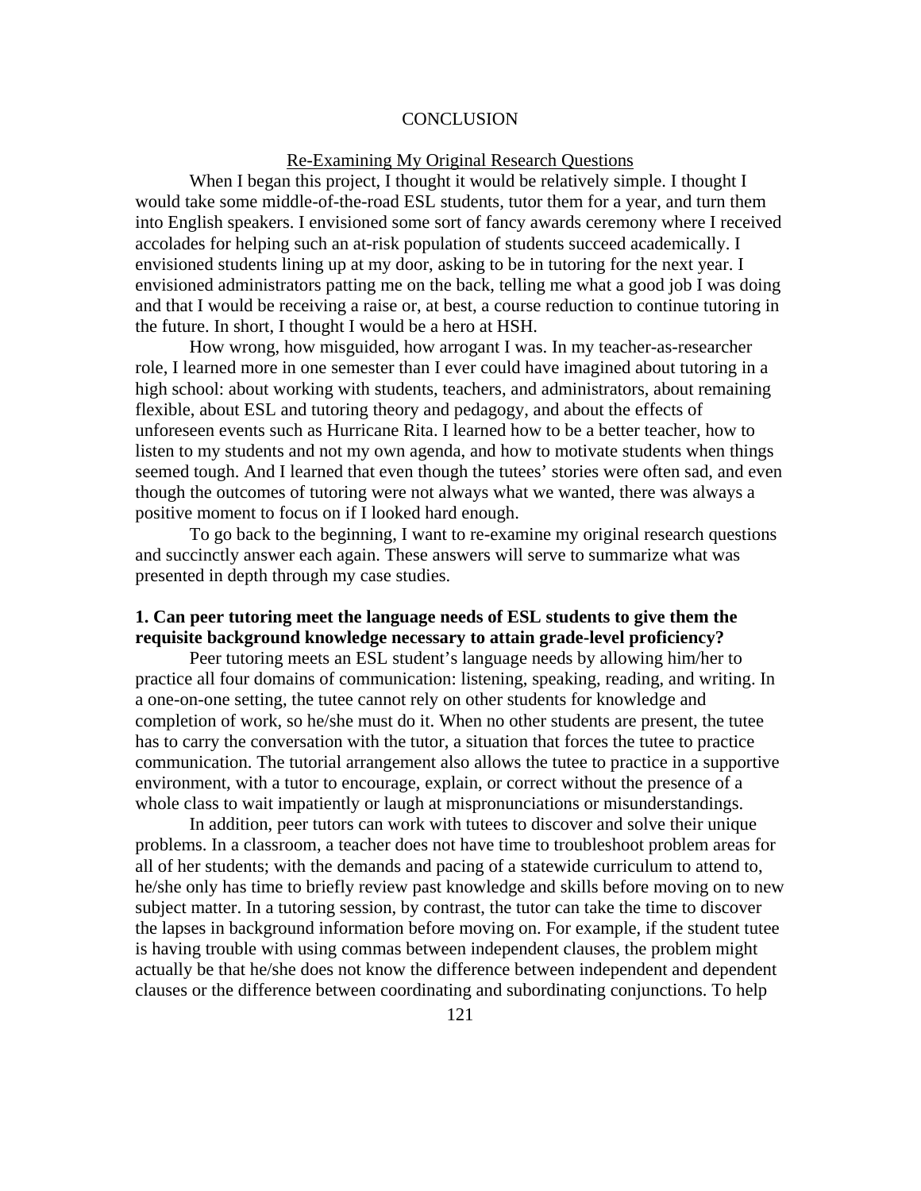# CONCLUSION

## Re-Examining My Original Research Questions

When I began this project, I thought it would be relatively simple. I thought I would take some middle-of-the-road ESL students, tutor them for a year, and turn them into English speakers. I envisioned some sort of fancy awards ceremony where I received accolades for helping such an at-risk population of students succeed academically. I envisioned students lining up at my door, asking to be in tutoring for the next year. I envisioned administrators patting me on the back, telling me what a good job I was doing and that I would be receiving a raise or, at best, a course reduction to continue tutoring in the future. In short, I thought I would be a hero at HSH.

How wrong, how misguided, how arrogant I was. In my teacher-as-researcher role, I learned more in one semester than I ever could have imagined about tutoring in a high school: about working with students, teachers, and administrators, about remaining flexible, about ESL and tutoring theory and pedagogy, and about the effects of unforeseen events such as Hurricane Rita. I learned how to be a better teacher, how to listen to my students and not my own agenda, and how to motivate students when things seemed tough. And I learned that even though the tutees' stories were often sad, and even though the outcomes of tutoring were not always what we wanted, there was always a positive moment to focus on if I looked hard enough.

To go back to the beginning, I want to re-examine my original research questions and succinctly answer each again. These answers will serve to summarize what was presented in depth through my case studies.

**1. Can peer tutoring meet the language needs of ESL students to give them the requisite background knowledge necessary to attain grade-level proficiency?**

Peer tutoring meets an ESL student's language needs by allowing him/her to practice all four domains of communication: listening, speaking, reading, and writing. In a one-on-one setting, the tutee cannot rely on other students for knowledge and completion of work, so he/she must do it. When no other students are present, the tutee has to carry the conversation with the tutor, a situation that forces the tutee to practice communication. The tutorial arrangement also allows the tutee to practice in a supportive environment, with a tutor to encourage, explain, or correct without the presence of a whole class to wait impatiently or laugh at mispronunciations or misunderstandings.

In addition, peer tutors can work with tutees to discover and solve their unique problems. In a classroom, a teacher does not have time to troubleshoot problem areas for all of her students; with the demands and pacing of a statewide curriculum to attend to, he/she only has time to briefly review past knowledge and skills before moving on to new subject matter. In a tutoring session, by contrast, the tutor can take the time to discover the lapses in background information before moving on. For example, if the student tutee is having trouble with using commas between independent clauses, the problem might actually be that he/she does not know the difference between independent and dependent clauses or the difference between coordinating and subordinating conjunctions. To help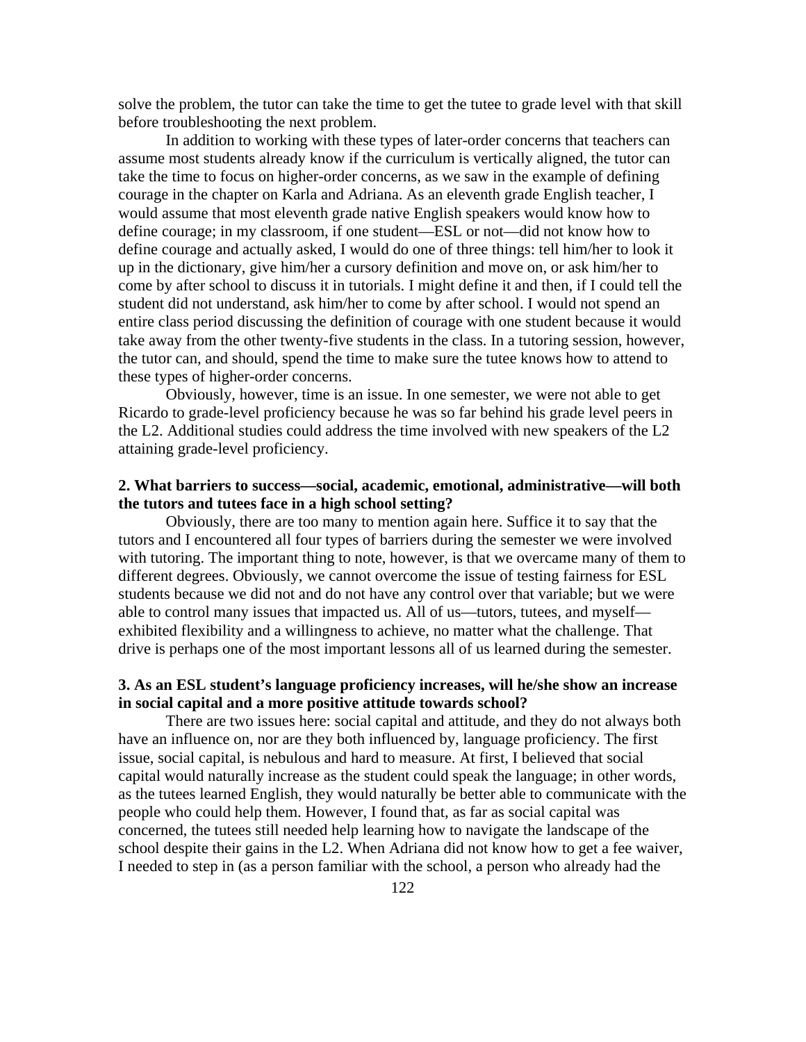solve the problem, the tutor can take the time to get the tutee to grade level with that skill before troubleshooting the next problem.

In addition to working with these types of later-order concerns that teachers can assume most students already know if the curriculum is vertically aligned, the tutor can take the time to focus on higher-order concerns, as we saw in the example of defining courage in the chapter on Karla and Adriana. As an eleventh grade English teacher, I would assume that most eleventh grade native English speakers would know how to define courage; in my classroom, if one student—ESL or not—did not know how to define courage and actually asked, I would do one of three things: tell him/her to look it up in the dictionary, give him/her a cursory definition and move on, or ask him/her to come by after school to discuss it in tutorials. I might define it and then, if I could tell the student did not understand, ask him/her to come by after school. I would not spend an entire class period discussing the definition of courage with one student because it would take away from the other twenty-five students in the class. In a tutoring session, however, the tutor can, and should, spend the time to make sure the tutee knows how to attend to these types of higher-order concerns.

Obviously, however, time is an issue. In one semester, we were not able to get Ricardo to grade-level proficiency because he was so far behind his grade level peers in the L2. Additional studies could address the time involved with new speakers of the L2 attaining grade-level proficiency.

**2. What barriers to success—social, academic, emotional, administrative—will both the tutors and tutees face in a high school setting?**

Obviously, there are too many to mention again here. Suffice it to say that the tutors and I encountered all four types of barriers during the semester we were involved with tutoring. The important thing to note, however, is that we overcame many of them to different degrees. Obviously, we cannot overcome the issue of testing fairness for ESL students because we did not and do not have any control over that variable; but we were able to control many issues that impacted us. All of us—tutors, tutees, and myself—exhibited flexibility and a willingness to achieve, no matter what the challenge. That drive is perhaps one of the most important lessons all of us learned during the semester.

**3. As an ESL student's language proficiency increases, will he/she show an increase in social capital and a more positive attitude towards school?**

There are two issues here: social capital and attitude, and they do not always both have an influence on, nor are they both influenced by, language proficiency. The first issue, social capital, is nebulous and hard to measure. At first, I believed that social capital would naturally increase as the student could speak the language; in other words, as the tutees learned English, they would naturally be better able to communicate with the people who could help them. However, I found that, as far as social capital was concerned, the tutees still needed help learning how to navigate the landscape of the school despite their gains in the L2. When Adriana did not know how to get a fee waiver, I needed to step in (as a person familiar with the school, a person who already had the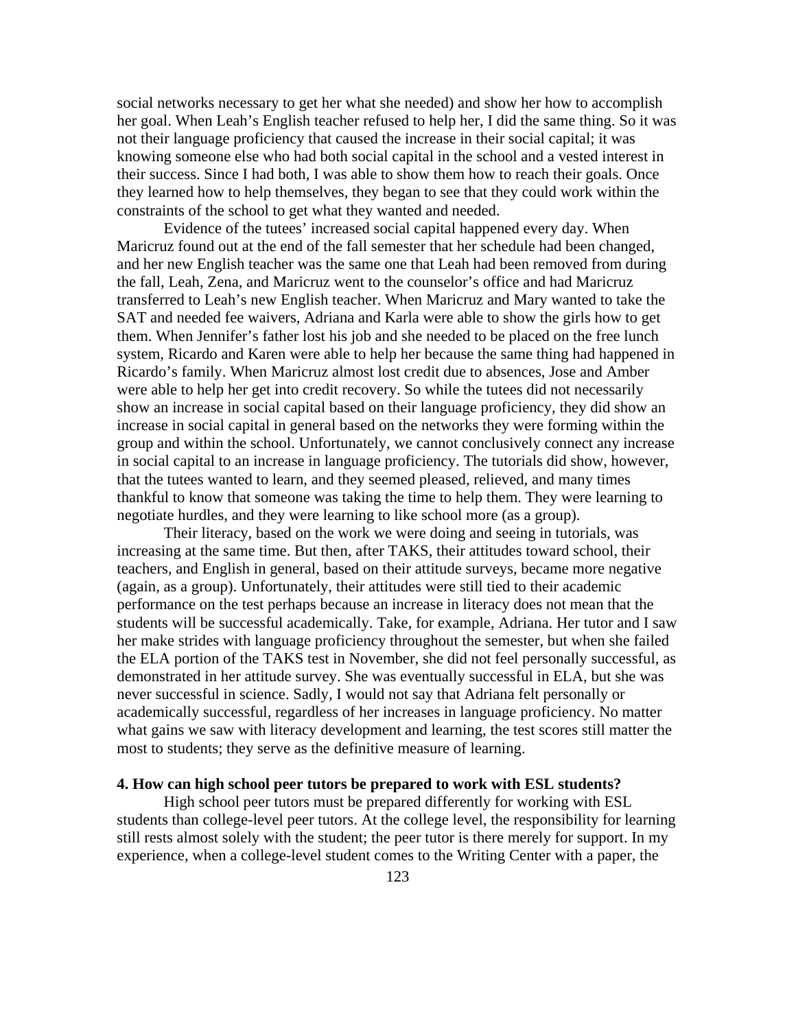social networks necessary to get her what she needed) and show her how to accomplish her goal. When Leah's English teacher refused to help her, I did the same thing. So it was not their language proficiency that caused the increase in their social capital; it was knowing someone else who had both social capital in the school and a vested interest in their success. Since I had both, I was able to show them how to reach their goals. Once they learned how to help themselves, they began to see that they could work within the constraints of the school to get what they wanted and needed.

Evidence of the tutees' increased social capital happened every day. When Maricruz found out at the end of the fall semester that her schedule had been changed, and her new English teacher was the same one that Leah had been removed from during the fall, Leah, Zena, and Maricruz went to the counselor's office and had Maricruz transferred to Leah's new English teacher. When Maricruz and Mary wanted to take the SAT and needed fee waivers, Adriana and Karla were able to show the girls how to get them. When Jennifer's father lost his job and she needed to be placed on the free lunch system, Ricardo and Karen were able to help her because the same thing had happened in Ricardo's family. When Maricruz almost lost credit due to absences, Jose and Amber were able to help her get into credit recovery. So while the tutees did not necessarily show an increase in social capital based on their language proficiency, they did show an increase in social capital in general based on the networks they were forming within the group and within the school. Unfortunately, we cannot conclusively connect any increase in social capital to an increase in language proficiency. The tutorials did show, however, that the tutees wanted to learn, and they seemed pleased, relieved, and many times thankful to know that someone was taking the time to help them. They were learning to negotiate hurdles, and they were learning to like school more (as a group).

Their literacy, based on the work we were doing and seeing in tutorials, was increasing at the same time. But then, after TAKS, their attitudes toward school, their teachers, and English in general, based on their attitude surveys, became more negative (again, as a group). Unfortunately, their attitudes were still tied to their academic performance on the test perhaps because an increase in literacy does not mean that the students will be successful academically. Take, for example, Adriana. Her tutor and I saw her make strides with language proficiency throughout the semester, but when she failed the ELA portion of the TAKS test in November, she did not feel personally successful, as demonstrated in her attitude survey. She was eventually successful in ELA, but she was never successful in science. Sadly, I would not say that Adriana felt personally or academically successful, regardless of her increases in language proficiency. No matter what gains we saw with literacy development and learning, the test scores still matter the most to students; they serve as the definitive measure of learning.

**4. How can high school peer tutors be prepared to work with ESL students?**

High school peer tutors must be prepared differently for working with ESL students than college-level peer tutors. At the college level, the responsibility for learning still rests almost solely with the student; the peer tutor is there merely for support. In my experience, when a college-level student comes to the Writing Center with a paper, the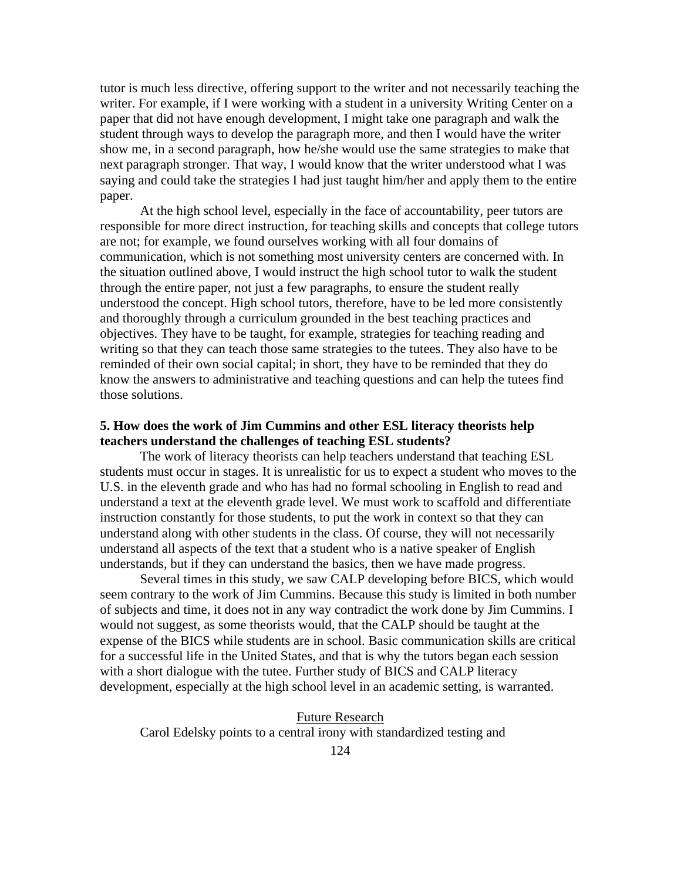tutor is much less directive, offering support to the writer and not necessarily teaching the writer. For example, if I were working with a student in a university Writing Center on a paper that did not have enough development, I might take one paragraph and walk the student through ways to develop the paragraph more, and then I would have the writer show me, in a second paragraph, how he/she would use the same strategies to make that next paragraph stronger. That way, I would know that the writer understood what I was saying and could take the strategies I had just taught him/her and apply them to the entire paper.

At the high school level, especially in the face of accountability, peer tutors are responsible for more direct instruction, for teaching skills and concepts that college tutors are not; for example, we found ourselves working with all four domains of communication, which is not something most university centers are concerned with. In the situation outlined above, I would instruct the high school tutor to walk the student through the entire paper, not just a few paragraphs, to ensure the student really understood the concept. High school tutors, therefore, have to be led more consistently and thoroughly through a curriculum grounded in the best teaching practices and objectives. They have to be taught, for example, strategies for teaching reading and writing so that they can teach those same strategies to the tutees. They also have to be reminded of their own social capital; in short, they have to be reminded that they do know the answers to administrative and teaching questions and can help the tutees find those solutions.

**5. How does the work of Jim Cummins and other ESL literacy theorists help teachers understand the challenges of teaching ESL students?**

The work of literacy theorists can help teachers understand that teaching ESL students must occur in stages. It is unrealistic for us to expect a student who moves to the U.S. in the eleventh grade and who has had no formal schooling in English to read and understand a text at the eleventh grade level. We must work to scaffold and differentiate instruction constantly for those students, to put the work in context so that they can understand along with other students in the class. Of course, they will not necessarily understand all aspects of the text that a student who is a native speaker of English understands, but if they can understand the basics, then we have made progress.

Several times in this study, we saw CALP developing before BICS, which would seem contrary to the work of Jim Cummins. Because this study is limited in both number of subjects and time, it does not in any way contradict the work done by Jim Cummins. I would not suggest, as some theorists would, that the CALP should be taught at the expense of the BICS while students are in school. Basic communication skills are critical for a successful life in the United States, and that is why the tutors began each session with a short dialogue with the tutee. Further study of BICS and CALP literacy development, especially at the high school level in an academic setting, is warranted.

## Future Research

Carol Edelsky points to a central irony with standardized testing and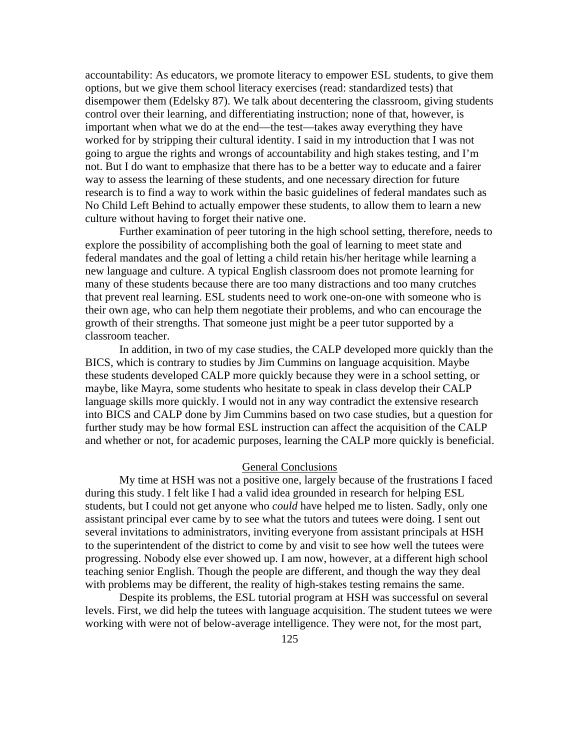accountability: As educators, we promote literacy to empower ESL students, to give them options, but we give them school literacy exercises (read: standardized tests) that disempower them (Edelsky 87). We talk about decentering the classroom, giving students control over their learning, and differentiating instruction; none of that, however, is important when what we do at the end—the test—takes away everything they have worked for by stripping their cultural identity. I said in my introduction that I was not going to argue the rights and wrongs of accountability and high stakes testing, and I'm not. But I do want to emphasize that there has to be a better way to educate and a fairer way to assess the learning of these students, and one necessary direction for future research is to find a way to work within the basic guidelines of federal mandates such as No Child Left Behind to actually empower these students, to allow them to learn a new culture without having to forget their native one.

Further examination of peer tutoring in the high school setting, therefore, needs to explore the possibility of accomplishing both the goal of learning to meet state and federal mandates and the goal of letting a child retain his/her heritage while learning a new language and culture. A typical English classroom does not promote learning for many of these students because there are too many distractions and too many crutches that prevent real learning. ESL students need to work one-on-one with someone who is their own age, who can help them negotiate their problems, and who can encourage the growth of their strengths. That someone just might be a peer tutor supported by a classroom teacher.

In addition, in two of my case studies, the CALP developed more quickly than the BICS, which is contrary to studies by Jim Cummins on language acquisition. Maybe these students developed CALP more quickly because they were in a school setting, or maybe, like Mayra, some students who hesitate to speak in class develop their CALP language skills more quickly. I would not in any way contradict the extensive research into BICS and CALP done by Jim Cummins based on two case studies, but a question for further study may be how formal ESL instruction can affect the acquisition of the CALP and whether or not, for academic purposes, learning the CALP more quickly is beneficial.

## General Conclusions

My time at HSH was not a positive one, largely because of the frustrations I faced during this study. I felt like I had a valid idea grounded in research for helping ESL students, but I could not get anyone who *could* have helped me to listen. Sadly, only one assistant principal ever came by to see what the tutors and tutees were doing. I sent out several invitations to administrators, inviting everyone from assistant principals at HSH to the superintendent of the district to come by and visit to see how well the tutees were progressing. Nobody else ever showed up. I am now, however, at a different high school teaching senior English. Though the people are different, and though the way they deal with problems may be different, the reality of high-stakes testing remains the same.

Despite its problems, the ESL tutorial program at HSH was successful on several levels. First, we did help the tutees with language acquisition. The student tutees we were working with were not of below-average intelligence. They were not, for the most part,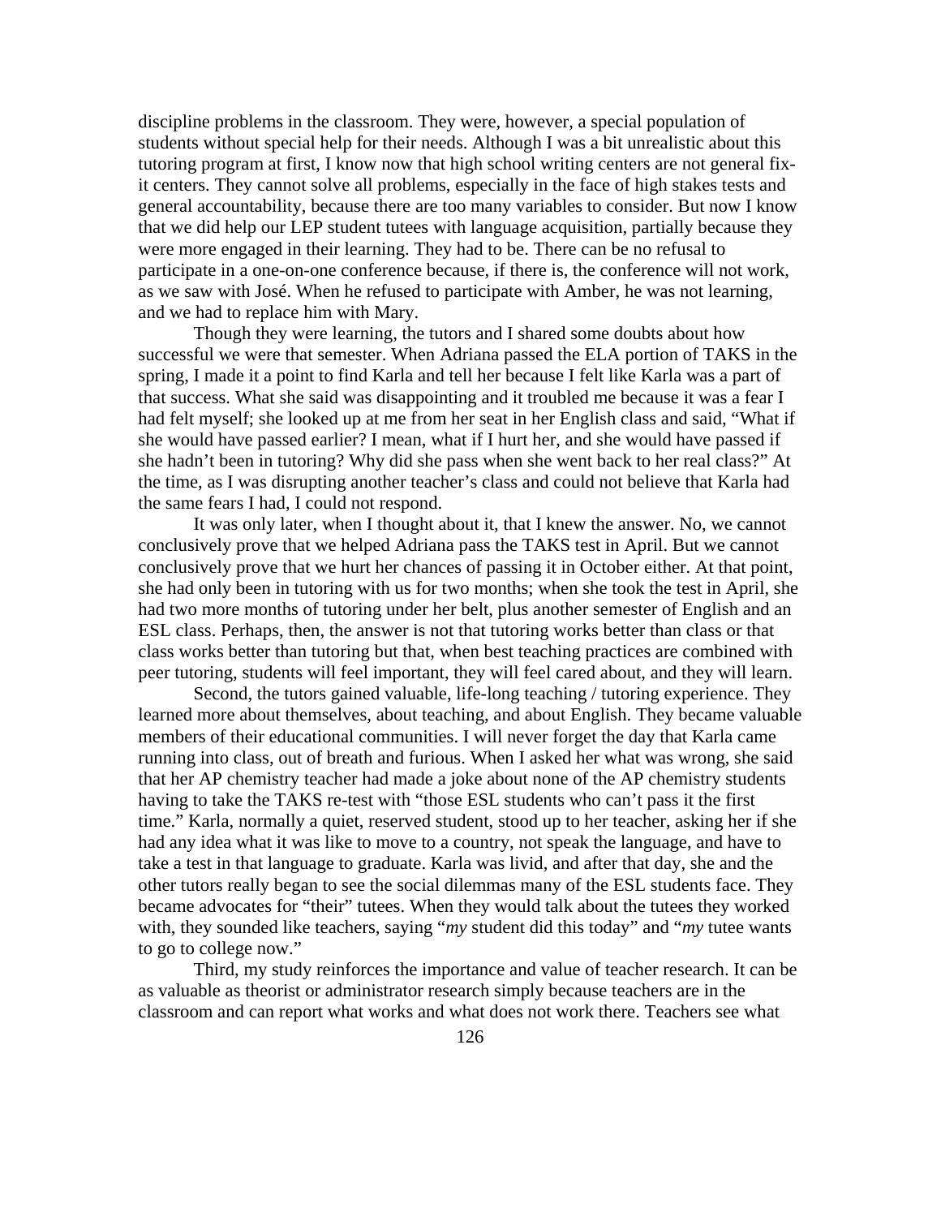discipline problems in the classroom. They were, however, a special population of students without special help for their needs. Although I was a bit unrealistic about this tutoring program at first, I know now that high school writing centers are not general fix-it centers. They cannot solve all problems, especially in the face of high stakes tests and general accountability, because there are too many variables to consider. But now I know that we did help our LEP student tutees with language acquisition, partially because they were more engaged in their learning. They had to be. There can be no refusal to participate in a one-on-one conference because, if there is, the conference will not work, as we saw with José. When he refused to participate with Amber, he was not learning, and we had to replace him with Mary.

Though they were learning, the tutors and I shared some doubts about how successful we were that semester. When Adriana passed the ELA portion of TAKS in the spring, I made it a point to find Karla and tell her because I felt like Karla was a part of that success. What she said was disappointing and it troubled me because it was a fear I had felt myself; she looked up at me from her seat in her English class and said, "What if she would have passed earlier? I mean, what if I hurt her, and she would have passed if she hadn't been in tutoring? Why did she pass when she went back to her real class?" At the time, as I was disrupting another teacher's class and could not believe that Karla had the same fears I had, I could not respond.

It was only later, when I thought about it, that I knew the answer. No, we cannot conclusively prove that we helped Adriana pass the TAKS test in April. But we cannot conclusively prove that we hurt her chances of passing it in October either. At that point, she had only been in tutoring with us for two months; when she took the test in April, she had two more months of tutoring under her belt, plus another semester of English and an ESL class. Perhaps, then, the answer is not that tutoring works better than class or that class works better than tutoring but that, when best teaching practices are combined with peer tutoring, students will feel important, they will feel cared about, and they will learn.

Second, the tutors gained valuable, life-long teaching / tutoring experience. They learned more about themselves, about teaching, and about English. They became valuable members of their educational communities. I will never forget the day that Karla came running into class, out of breath and furious. When I asked her what was wrong, she said that her AP chemistry teacher had made a joke about none of the AP chemistry students having to take the TAKS re-test with "those ESL students who can't pass it the first time." Karla, normally a quiet, reserved student, stood up to her teacher, asking her if she had any idea what it was like to move to a country, not speak the language, and have to take a test in that language to graduate. Karla was livid, and after that day, she and the other tutors really began to see the social dilemmas many of the ESL students face. They became advocates for "their" tutees. When they would talk about the tutees they worked with, they sounded like teachers, saying "*my* student did this today" and "*my* tutee wants to go to college now."

Third, my study reinforces the importance and value of teacher research. It can be as valuable as theorist or administrator research simply because teachers are in the classroom and can report what works and what does not work there. Teachers see what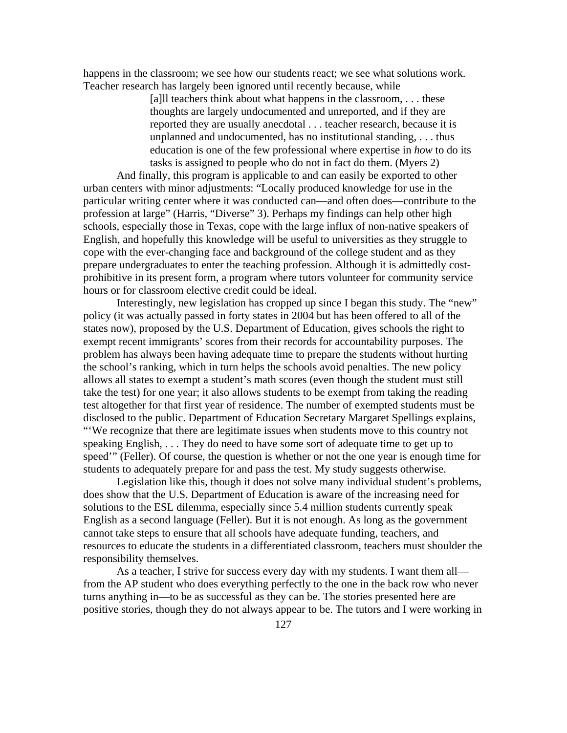happens in the classroom; we see how our students react; we see what solutions work. Teacher research has largely been ignored until recently because, while

> [a]ll teachers think about what happens in the classroom, . . . these thoughts are largely undocumented and unreported, and if they are reported they are usually anecdotal . . . teacher research, because it is unplanned and undocumented, has no institutional standing, . . . thus education is one of the few professional where expertise in *how* to do its tasks is assigned to people who do not in fact do them. (Myers 2)

And finally, this program is applicable to and can easily be exported to other urban centers with minor adjustments: "Locally produced knowledge for use in the particular writing center where it was conducted can—and often does—contribute to the profession at large" (Harris, "Diverse" 3). Perhaps my findings can help other high schools, especially those in Texas, cope with the large influx of non-native speakers of English, and hopefully this knowledge will be useful to universities as they struggle to cope with the ever-changing face and background of the college student and as they prepare undergraduates to enter the teaching profession. Although it is admittedly cost-prohibitive in its present form, a program where tutors volunteer for community service hours or for classroom elective credit could be ideal.

Interestingly, new legislation has cropped up since I began this study. The "new" policy (it was actually passed in forty states in 2004 but has been offered to all of the states now), proposed by the U.S. Department of Education, gives schools the right to exempt recent immigrants' scores from their records for accountability purposes. The problem has always been having adequate time to prepare the students without hurting the school's ranking, which in turn helps the schools avoid penalties. The new policy allows all states to exempt a student's math scores (even though the student must still take the test) for one year; it also allows students to be exempt from taking the reading test altogether for that first year of residence. The number of exempted students must be disclosed to the public. Department of Education Secretary Margaret Spellings explains, "'We recognize that there are legitimate issues when students move to this country not speaking English, . . . They do need to have some sort of adequate time to get up to speed'" (Feller). Of course, the question is whether or not the one year is enough time for students to adequately prepare for and pass the test. My study suggests otherwise.

Legislation like this, though it does not solve many individual student's problems, does show that the U.S. Department of Education is aware of the increasing need for solutions to the ESL dilemma, especially since 5.4 million students currently speak English as a second language (Feller). But it is not enough. As long as the government cannot take steps to ensure that all schools have adequate funding, teachers, and resources to educate the students in a differentiated classroom, teachers must shoulder the responsibility themselves.

As a teacher, I strive for success every day with my students. I want them all—from the AP student who does everything perfectly to the one in the back row who never turns anything in—to be as successful as they can be. The stories presented here are positive stories, though they do not always appear to be. The tutors and I were working in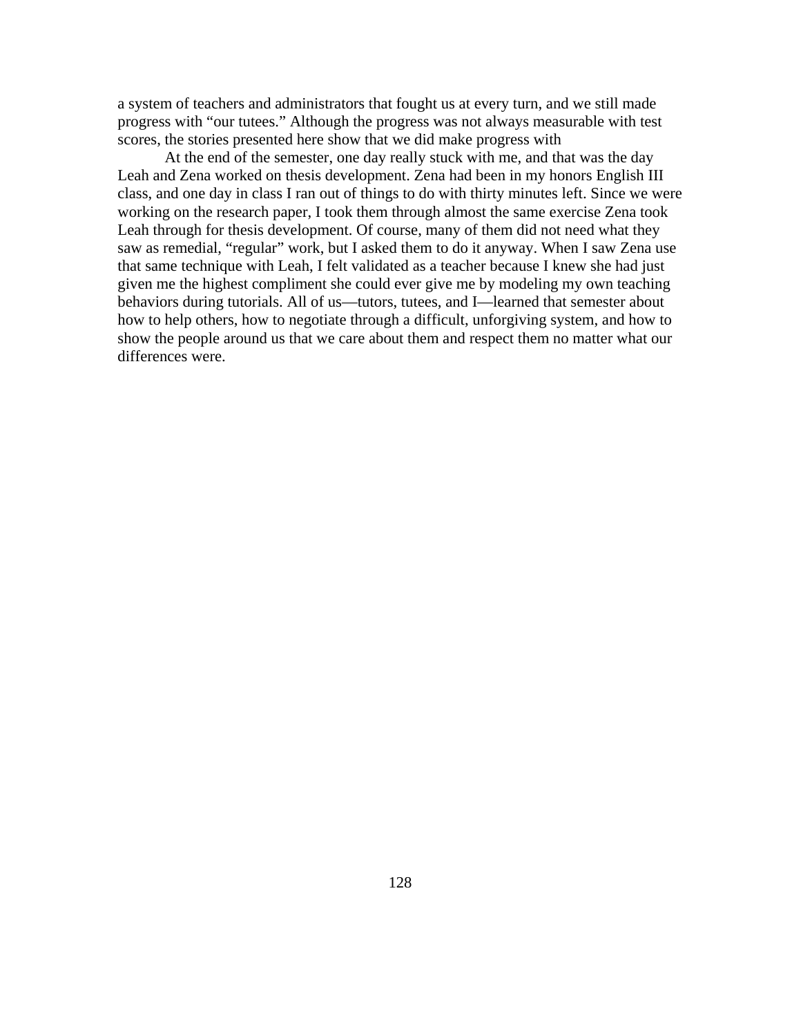a system of teachers and administrators that fought us at every turn, and we still made progress with "our tutees." Although the progress was not always measurable with test scores, the stories presented here show that we did make progress with

At the end of the semester, one day really stuck with me, and that was the day Leah and Zena worked on thesis development. Zena had been in my honors English III class, and one day in class I ran out of things to do with thirty minutes left. Since we were working on the research paper, I took them through almost the same exercise Zena took Leah through for thesis development. Of course, many of them did not need what they saw as remedial, "regular" work, but I asked them to do it anyway. When I saw Zena use that same technique with Leah, I felt validated as a teacher because I knew she had just given me the highest compliment she could ever give me by modeling my own teaching behaviors during tutorials. All of us—tutors, tutees, and I—learned that semester about how to help others, how to negotiate through a difficult, unforgiving system, and how to show the people around us that we care about them and respect them no matter what our differences were.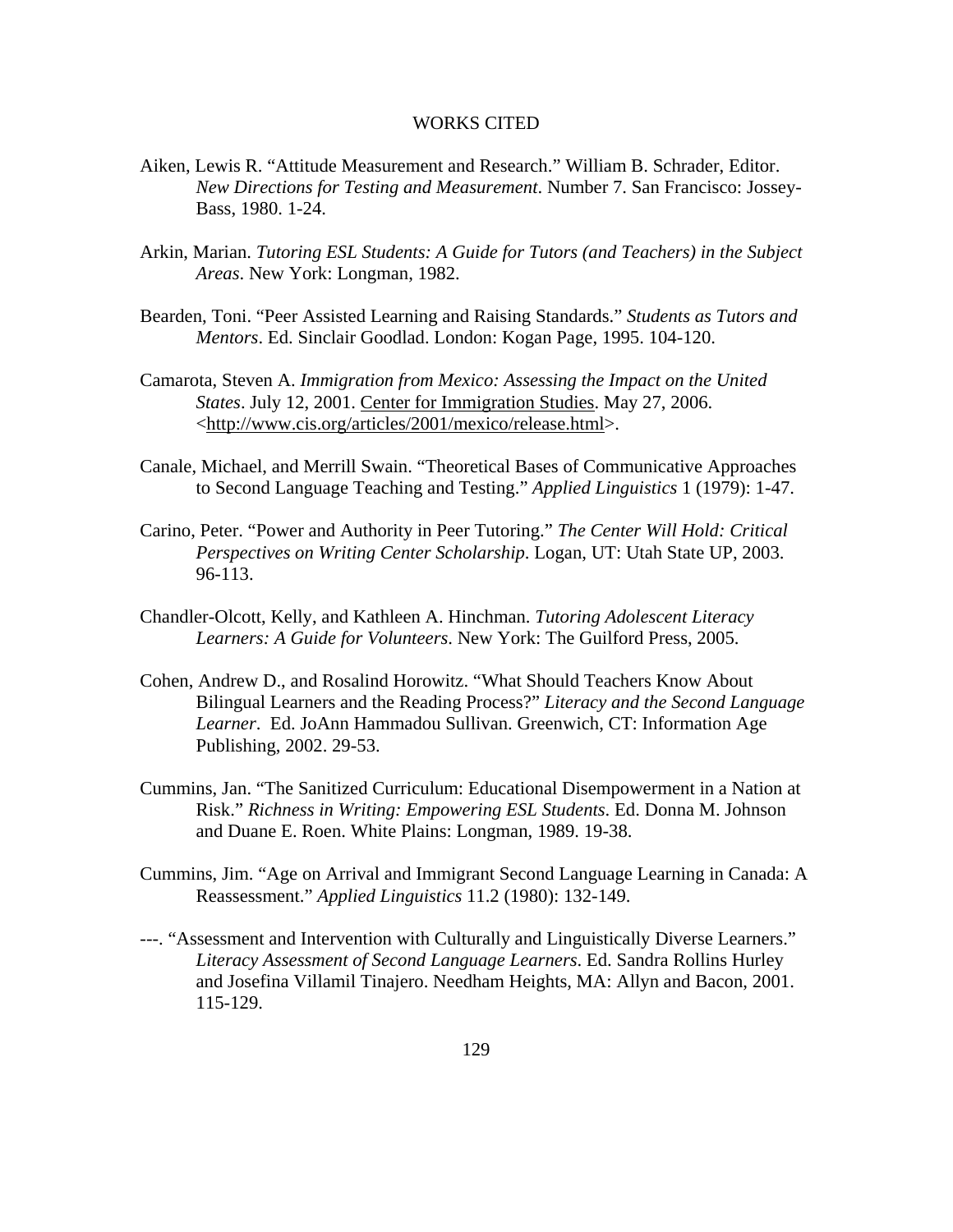# WORKS CITED

Aiken, Lewis R. "Attitude Measurement and Research." William B. Schrader, Editor. *New Directions for Testing and Measurement*. Number 7. San Francisco: Jossey-Bass, 1980. 1-24.

Arkin, Marian. *Tutoring ESL Students: A Guide for Tutors (and Teachers) in the Subject Areas*. New York: Longman, 1982.

Bearden, Toni. "Peer Assisted Learning and Raising Standards." *Students as Tutors and Mentors*. Ed. Sinclair Goodlad. London: Kogan Page, 1995. 104-120.

Camarota, Steven A. *Immigration from Mexico: Assessing the Impact on the United States*. July 12, 2001. Center for Immigration Studies. May 27, 2006. <http://www.cis.org/articles/2001/mexico/release.html>.

Canale, Michael, and Merrill Swain. "Theoretical Bases of Communicative Approaches to Second Language Teaching and Testing." *Applied Linguistics* 1 (1979): 1-47.

Carino, Peter. "Power and Authority in Peer Tutoring." *The Center Will Hold: Critical Perspectives on Writing Center Scholarship*. Logan, UT: Utah State UP, 2003. 96-113.

Chandler-Olcott, Kelly, and Kathleen A. Hinchman. *Tutoring Adolescent Literacy Learners: A Guide for Volunteers*. New York: The Guilford Press, 2005.

Cohen, Andrew D., and Rosalind Horowitz. "What Should Teachers Know About Bilingual Learners and the Reading Process?" *Literacy and the Second Language Learner*. Ed. JoAnn Hammadou Sullivan. Greenwich, CT: Information Age Publishing, 2002. 29-53.

Cummins, Jan. "The Sanitized Curriculum: Educational Disempowerment in a Nation at Risk." *Richness in Writing: Empowering ESL Students*. Ed. Donna M. Johnson and Duane E. Roen. White Plains: Longman, 1989. 19-38.

Cummins, Jim. "Age on Arrival and Immigrant Second Language Learning in Canada: A Reassessment." *Applied Linguistics* 11.2 (1980): 132-149.

---. "Assessment and Intervention with Culturally and Linguistically Diverse Learners." *Literacy Assessment of Second Language Learners*. Ed. Sandra Rollins Hurley and Josefina Villamil Tinajero. Needham Heights, MA: Allyn and Bacon, 2001. 115-129.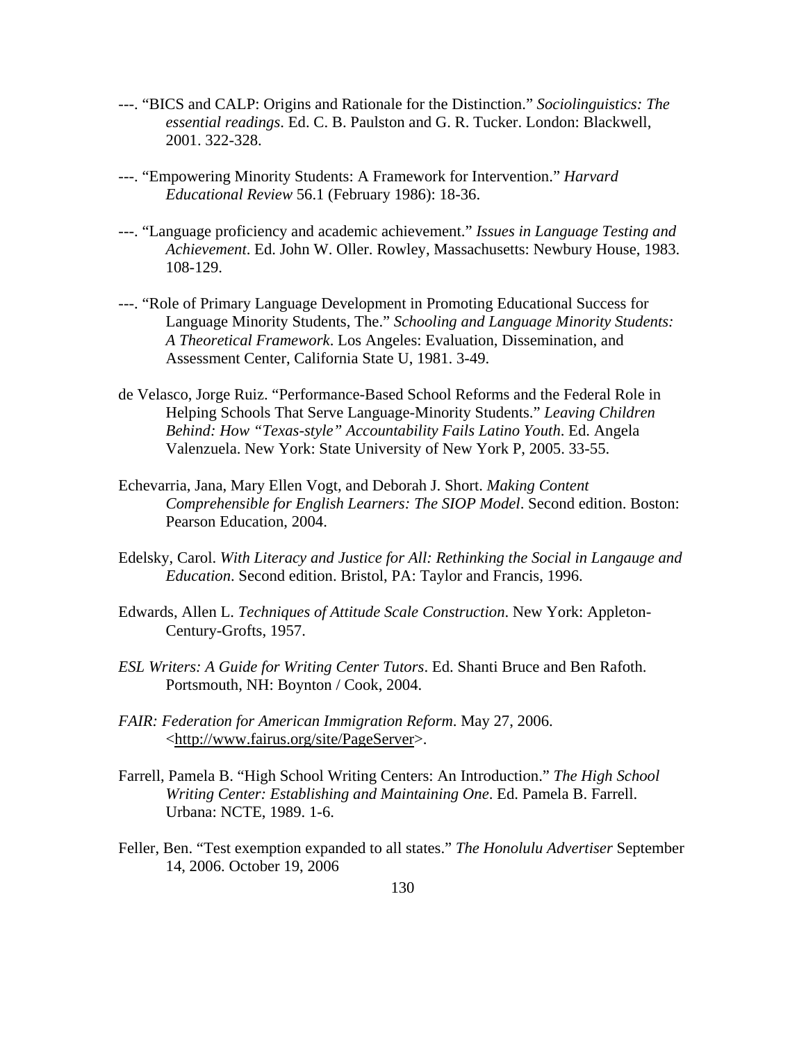---. "BICS and CALP: Origins and Rationale for the Distinction." *Sociolinguistics: The essential readings*. Ed. C. B. Paulston and G. R. Tucker. London: Blackwell, 2001. 322-328.

---. "Empowering Minority Students: A Framework for Intervention." *Harvard Educational Review* 56.1 (February 1986): 18-36.

---. "Language proficiency and academic achievement." *Issues in Language Testing and Achievement*. Ed. John W. Oller. Rowley, Massachusetts: Newbury House, 1983. 108-129.

---. "Role of Primary Language Development in Promoting Educational Success for Language Minority Students, The." *Schooling and Language Minority Students: A Theoretical Framework*. Los Angeles: Evaluation, Dissemination, and Assessment Center, California State U, 1981. 3-49.

de Velasco, Jorge Ruiz. "Performance-Based School Reforms and the Federal Role in Helping Schools That Serve Language-Minority Students." *Leaving Children Behind: How "Texas-style" Accountability Fails Latino Youth*. Ed. Angela Valenzuela. New York: State University of New York P, 2005. 33-55.

Echevarria, Jana, Mary Ellen Vogt, and Deborah J. Short. *Making Content Comprehensible for English Learners: The SIOP Model*. Second edition. Boston: Pearson Education, 2004.

Edelsky, Carol. *With Literacy and Justice for All: Rethinking the Social in Langauge and Education*. Second edition. Bristol, PA: Taylor and Francis, 1996.

Edwards, Allen L. *Techniques of Attitude Scale Construction*. New York: Appleton-Century-Grofts, 1957.

*ESL Writers: A Guide for Writing Center Tutors*. Ed. Shanti Bruce and Ben Rafoth. Portsmouth, NH: Boynton / Cook, 2004.

*FAIR: Federation for American Immigration Reform*. May 27, 2006. <http://www.fairus.org/site/PageServer>.

Farrell, Pamela B. "High School Writing Centers: An Introduction." *The High School Writing Center: Establishing and Maintaining One*. Ed. Pamela B. Farrell. Urbana: NCTE, 1989. 1-6.

Feller, Ben. "Test exemption expanded to all states." *The Honolulu Advertiser* September 14, 2006. October 19, 2006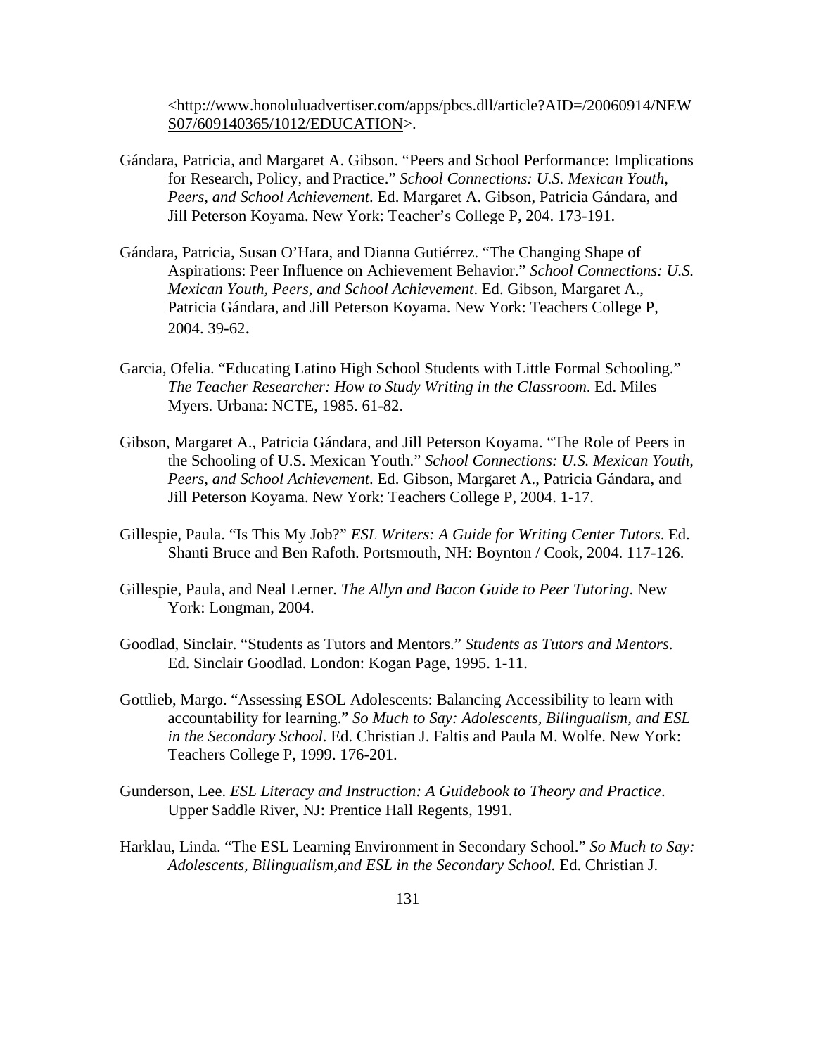<http://www.honoluluadvertiser.com/apps/pbcs.dll/article?AID=/20060914/NEWS07/609140365/1012/EDUCATION>.

Gándara, Patricia, and Margaret A. Gibson. "Peers and School Performance: Implications for Research, Policy, and Practice." *School Connections: U.S. Mexican Youth, Peers, and School Achievement*. Ed. Margaret A. Gibson, Patricia Gándara, and Jill Peterson Koyama. New York: Teacher's College P, 204. 173-191.

Gándara, Patricia, Susan O'Hara, and Dianna Gutiérrez. "The Changing Shape of Aspirations: Peer Influence on Achievement Behavior." *School Connections: U.S. Mexican Youth, Peers, and School Achievement*. Ed. Gibson, Margaret A., Patricia Gándara, and Jill Peterson Koyama. New York: Teachers College P, 2004. 39-62.

Garcia, Ofelia. "Educating Latino High School Students with Little Formal Schooling." *The Teacher Researcher: How to Study Writing in the Classroom*. Ed. Miles Myers. Urbana: NCTE, 1985. 61-82.

Gibson, Margaret A., Patricia Gándara, and Jill Peterson Koyama. "The Role of Peers in the Schooling of U.S. Mexican Youth." *School Connections: U.S. Mexican Youth, Peers, and School Achievement*. Ed. Gibson, Margaret A., Patricia Gándara, and Jill Peterson Koyama. New York: Teachers College P, 2004. 1-17.

Gillespie, Paula. "Is This My Job?" *ESL Writers: A Guide for Writing Center Tutors*. Ed. Shanti Bruce and Ben Rafoth. Portsmouth, NH: Boynton / Cook, 2004. 117-126.

Gillespie, Paula, and Neal Lerner. *The Allyn and Bacon Guide to Peer Tutoring*. New York: Longman, 2004.

Goodlad, Sinclair. "Students as Tutors and Mentors." *Students as Tutors and Mentors*. Ed. Sinclair Goodlad. London: Kogan Page, 1995. 1-11.

Gottlieb, Margo. "Assessing ESOL Adolescents: Balancing Accessibility to learn with accountability for learning." *So Much to Say: Adolescents, Bilingualism, and ESL in the Secondary School*. Ed. Christian J. Faltis and Paula M. Wolfe. New York: Teachers College P, 1999. 176-201.

Gunderson, Lee. *ESL Literacy and Instruction: A Guidebook to Theory and Practice*. Upper Saddle River, NJ: Prentice Hall Regents, 1991.

Harklau, Linda. "The ESL Learning Environment in Secondary School." *So Much to Say: Adolescents, Bilingualism,and ESL in the Secondary School.* Ed. Christian J.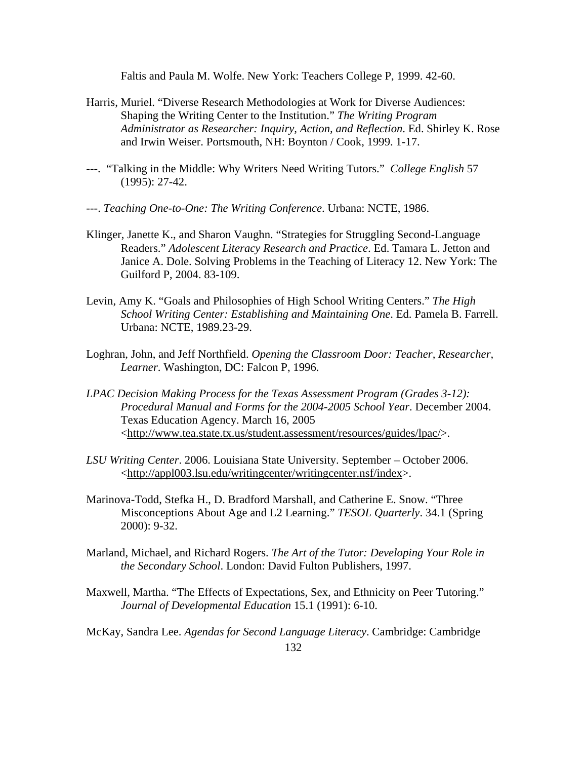Faltis and Paula M. Wolfe. New York: Teachers College P, 1999. 42-60.

Harris, Muriel. "Diverse Research Methodologies at Work for Diverse Audiences: Shaping the Writing Center to the Institution." *The Writing Program Administrator as Researcher: Inquiry, Action, and Reflection*. Ed. Shirley K. Rose and Irwin Weiser. Portsmouth, NH: Boynton / Cook, 1999. 1-17.

---. "Talking in the Middle: Why Writers Need Writing Tutors." *College English* 57 (1995): 27-42.

---. *Teaching One-to-One: The Writing Conference*. Urbana: NCTE, 1986.

Klinger, Janette K., and Sharon Vaughn. "Strategies for Struggling Second-Language Readers." *Adolescent Literacy Research and Practice*. Ed. Tamara L. Jetton and Janice A. Dole. Solving Problems in the Teaching of Literacy 12. New York: The Guilford P, 2004. 83-109.

Levin, Amy K. "Goals and Philosophies of High School Writing Centers." *The High School Writing Center: Establishing and Maintaining One*. Ed. Pamela B. Farrell. Urbana: NCTE, 1989.23-29.

Loghran, John, and Jeff Northfield. *Opening the Classroom Door: Teacher, Researcher, Learner*. Washington, DC: Falcon P, 1996.

*LPAC Decision Making Process for the Texas Assessment Program (Grades 3-12): Procedural Manual and Forms for the 2004-2005 School Year*. December 2004. Texas Education Agency. March 16, 2005 <http://www.tea.state.tx.us/student.assessment/resources/guides/lpac/>.

*LSU Writing Center*. 2006. Louisiana State University. September – October 2006. <http://appl003.lsu.edu/writingcenter/writingcenter.nsf/index>.

Marinova-Todd, Stefka H., D. Bradford Marshall, and Catherine E. Snow. "Three Misconceptions About Age and L2 Learning." *TESOL Quarterly*. 34.1 (Spring 2000): 9-32.

Marland, Michael, and Richard Rogers. *The Art of the Tutor: Developing Your Role in the Secondary School*. London: David Fulton Publishers, 1997.

Maxwell, Martha. "The Effects of Expectations, Sex, and Ethnicity on Peer Tutoring." *Journal of Developmental Education* 15.1 (1991): 6-10.

McKay, Sandra Lee. *Agendas for Second Language Literacy*. Cambridge: Cambridge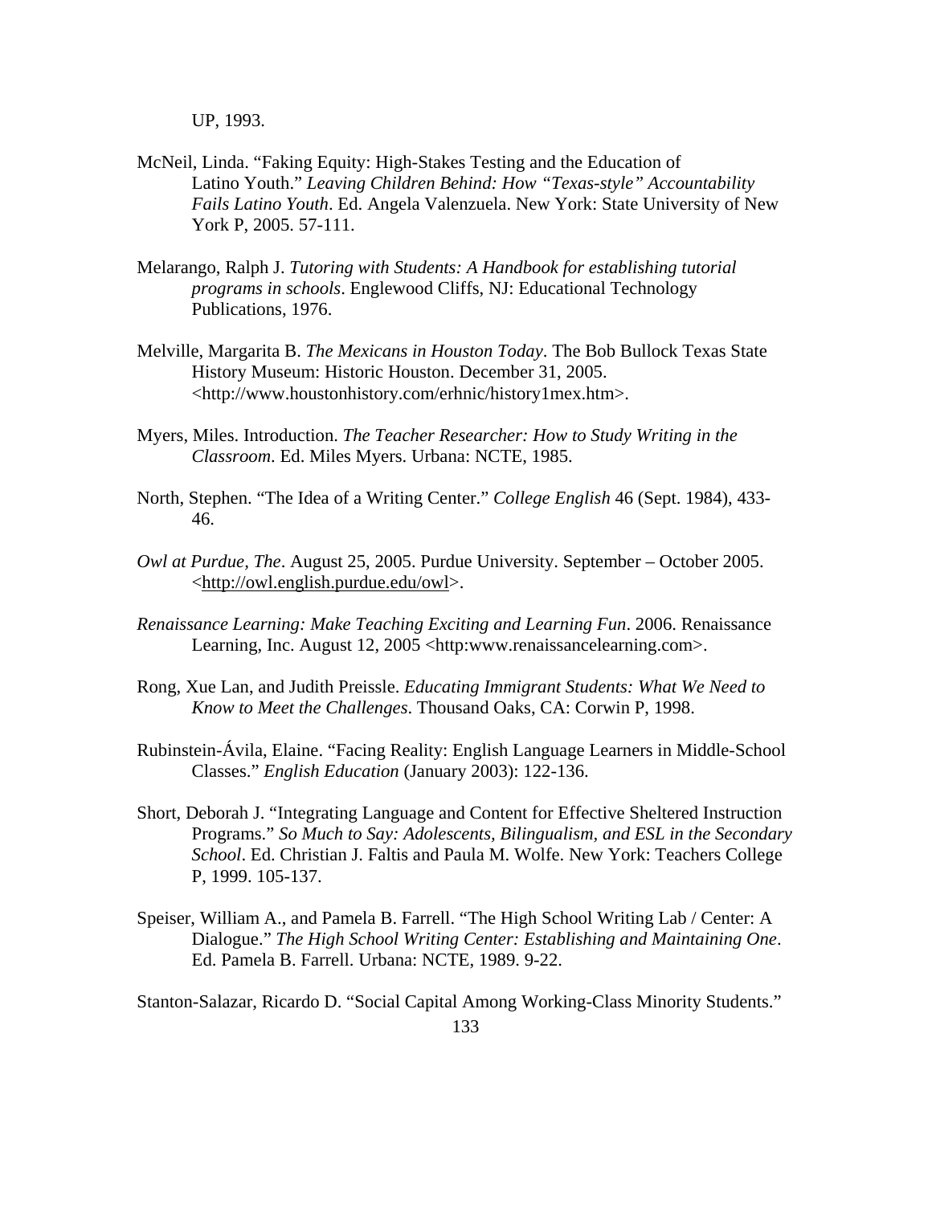UP, 1993.

McNeil, Linda. “Faking Equity: High-Stakes Testing and the Education of Latino Youth.” *Leaving Children Behind: How “Texas-style” Accountability Fails Latino Youth*. Ed. Angela Valenzuela. New York: State University of New York P, 2005. 57-111.

Melarango, Ralph J. *Tutoring with Students: A Handbook for establishing tutorial programs in schools*. Englewood Cliffs, NJ: Educational Technology Publications, 1976.

Melville, Margarita B. *The Mexicans in Houston Today*. The Bob Bullock Texas State History Museum: Historic Houston. December 31, 2005. <http://www.houstonhistory.com/erhnic/history1mex.htm>.

Myers, Miles. Introduction. *The Teacher Researcher: How to Study Writing in the Classroom*. Ed. Miles Myers. Urbana: NCTE, 1985.

North, Stephen. “The Idea of a Writing Center.” *College English* 46 (Sept. 1984), 433-46.

*Owl at Purdue, The*. August 25, 2005. Purdue University. September – October 2005. <http://owl.english.purdue.edu/owl>.

*Renaissance Learning: Make Teaching Exciting and Learning Fun*. 2006. Renaissance Learning, Inc. August 12, 2005 <http:www.renaissancelearning.com>.

Rong, Xue Lan, and Judith Preissle. *Educating Immigrant Students: What We Need to Know to Meet the Challenges*. Thousand Oaks, CA: Corwin P, 1998.

Rubinstein-Ávila, Elaine. “Facing Reality: English Language Learners in Middle-School Classes.” *English Education* (January 2003): 122-136.

Short, Deborah J. “Integrating Language and Content for Effective Sheltered Instruction Programs.” *So Much to Say: Adolescents, Bilingualism, and ESL in the Secondary School*. Ed. Christian J. Faltis and Paula M. Wolfe. New York: Teachers College P, 1999. 105-137.

Speiser, William A., and Pamela B. Farrell. “The High School Writing Lab / Center: A Dialogue.” *The High School Writing Center: Establishing and Maintaining One*. Ed. Pamela B. Farrell. Urbana: NCTE, 1989. 9-22.

Stanton-Salazar, Ricardo D. “Social Capital Among Working-Class Minority Students.”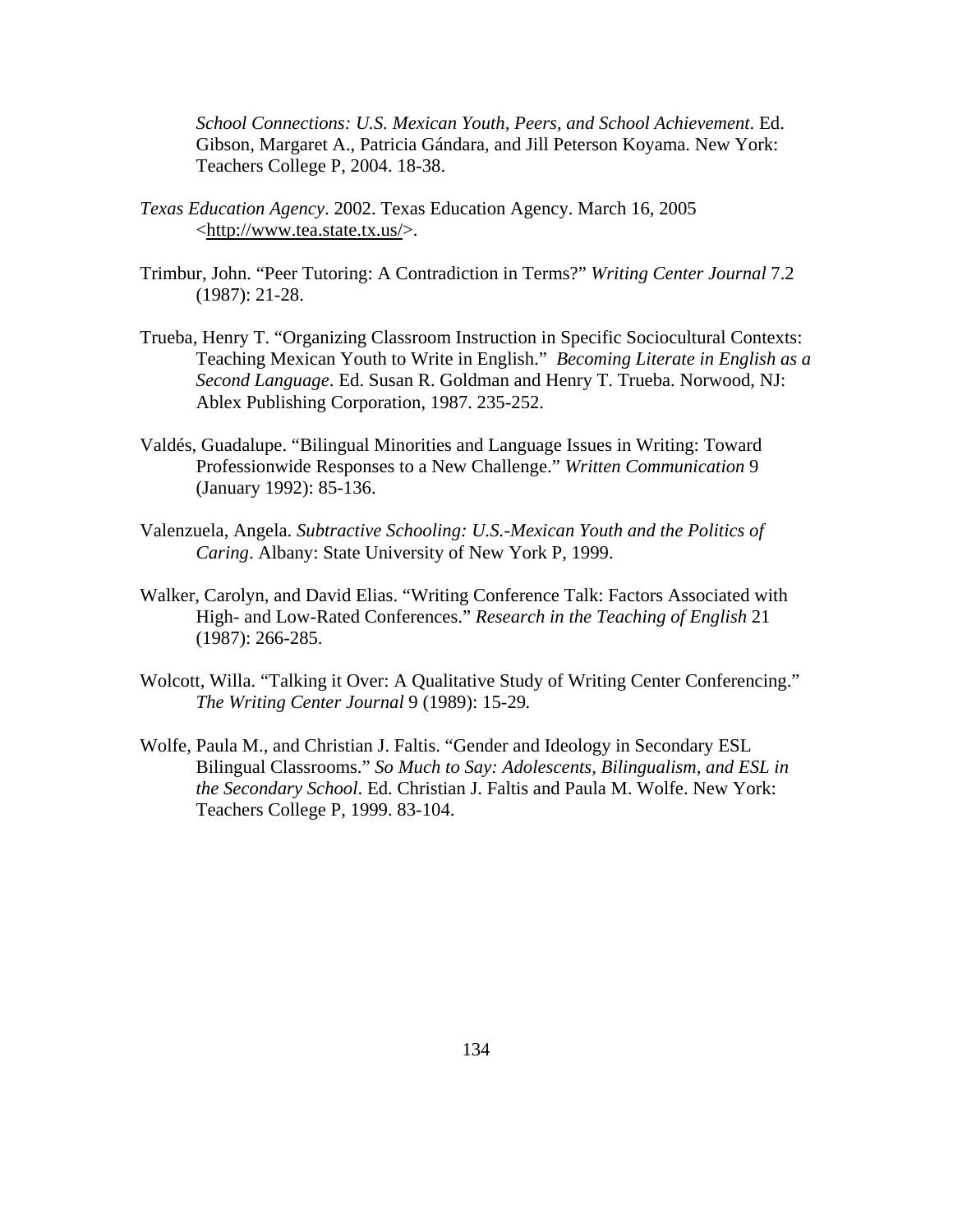*School Connections: U.S. Mexican Youth, Peers, and School Achievement*. Ed. Gibson, Margaret A., Patricia Gándara, and Jill Peterson Koyama. New York: Teachers College P, 2004. 18-38.

*Texas Education Agency*. 2002. Texas Education Agency. March 16, 2005 <http://www.tea.state.tx.us/>.

Trimbur, John. "Peer Tutoring: A Contradiction in Terms?" *Writing Center Journal* 7.2 (1987): 21-28.

Trueba, Henry T. "Organizing Classroom Instruction in Specific Sociocultural Contexts: Teaching Mexican Youth to Write in English." *Becoming Literate in English as a Second Language*. Ed. Susan R. Goldman and Henry T. Trueba. Norwood, NJ: Ablex Publishing Corporation, 1987. 235-252.

Valdés, Guadalupe. "Bilingual Minorities and Language Issues in Writing: Toward Professionwide Responses to a New Challenge." *Written Communication* 9 (January 1992): 85-136.

Valenzuela, Angela. *Subtractive Schooling: U.S.-Mexican Youth and the Politics of Caring*. Albany: State University of New York P, 1999.

Walker, Carolyn, and David Elias. "Writing Conference Talk: Factors Associated with High- and Low-Rated Conferences." *Research in the Teaching of English* 21 (1987): 266-285.

Wolcott, Willa. "Talking it Over: A Qualitative Study of Writing Center Conferencing." *The Writing Center Journal* 9 (1989): 15-29*.*

Wolfe, Paula M., and Christian J. Faltis. "Gender and Ideology in Secondary ESL Bilingual Classrooms." *So Much to Say: Adolescents, Bilingualism, and ESL in the Secondary School*. Ed. Christian J. Faltis and Paula M. Wolfe. New York: Teachers College P, 1999. 83-104.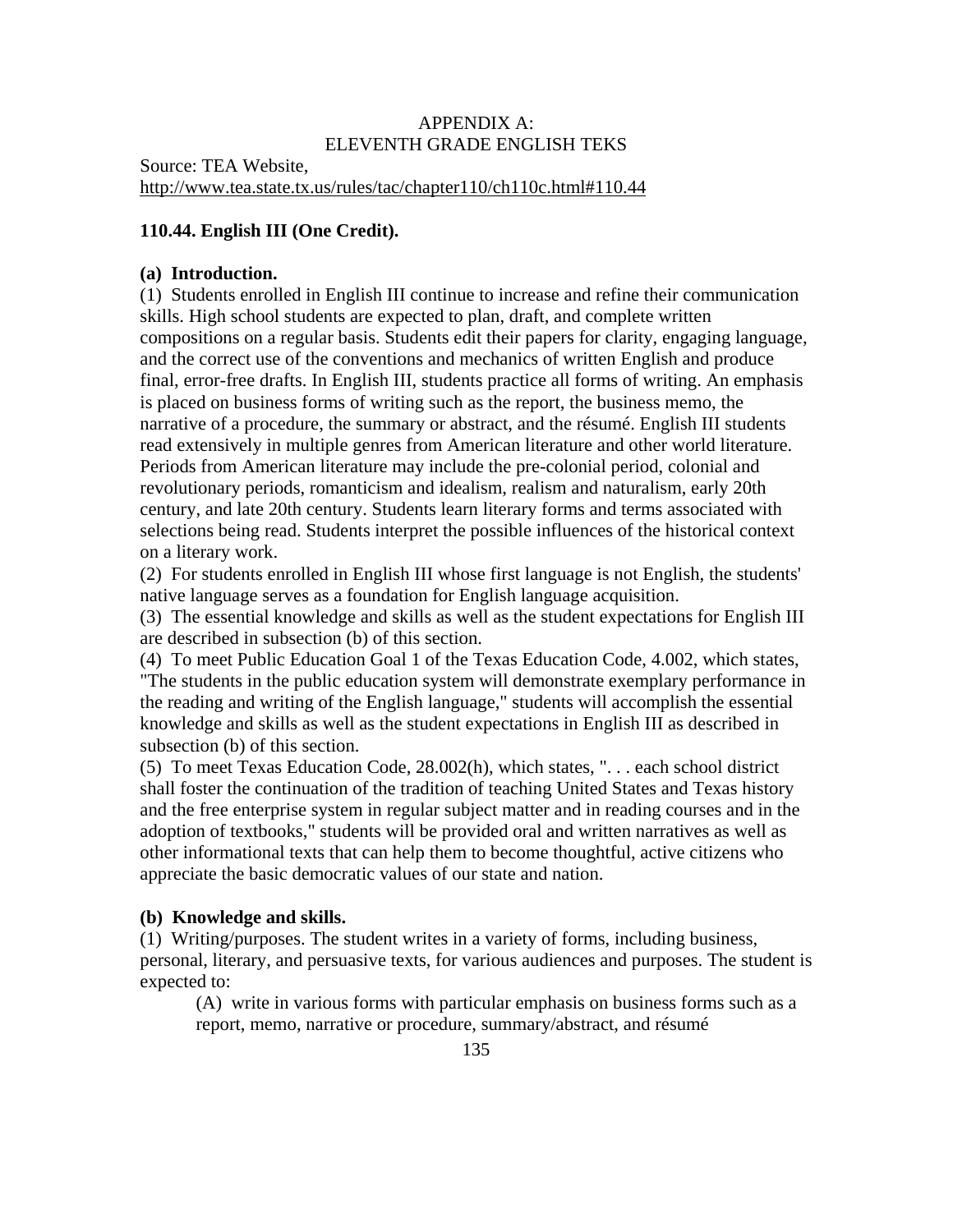# APPENDIX A:
# ELEVENTH GRADE ENGLISH TEKS

Source: TEA Website,
http://www.tea.state.tx.us/rules/tac/chapter110/ch110c.html#110.44

**110.44. English III (One Credit).**

**(a) Introduction.**

(1) Students enrolled in English III continue to increase and refine their communication skills. High school students are expected to plan, draft, and complete written compositions on a regular basis. Students edit their papers for clarity, engaging language, and the correct use of the conventions and mechanics of written English and produce final, error-free drafts. In English III, students practice all forms of writing. An emphasis is placed on business forms of writing such as the report, the business memo, the narrative of a procedure, the summary or abstract, and the résumé. English III students read extensively in multiple genres from American literature and other world literature. Periods from American literature may include the pre-colonial period, colonial and revolutionary periods, romanticism and idealism, realism and naturalism, early 20th century, and late 20th century. Students learn literary forms and terms associated with selections being read. Students interpret the possible influences of the historical context on a literary work.

(2) For students enrolled in English III whose first language is not English, the students' native language serves as a foundation for English language acquisition.

(3) The essential knowledge and skills as well as the student expectations for English III are described in subsection (b) of this section.

(4) To meet Public Education Goal 1 of the Texas Education Code, 4.002, which states, "The students in the public education system will demonstrate exemplary performance in the reading and writing of the English language," students will accomplish the essential knowledge and skills as well as the student expectations in English III as described in subsection (b) of this section.

(5) To meet Texas Education Code, 28.002(h), which states, ". . . each school district shall foster the continuation of the tradition of teaching United States and Texas history and the free enterprise system in regular subject matter and in reading courses and in the adoption of textbooks," students will be provided oral and written narratives as well as other informational texts that can help them to become thoughtful, active citizens who appreciate the basic democratic values of our state and nation.

**(b) Knowledge and skills.**

(1) Writing/purposes. The student writes in a variety of forms, including business, personal, literary, and persuasive texts, for various audiences and purposes. The student is expected to:

(A) write in various forms with particular emphasis on business forms such as a report, memo, narrative or procedure, summary/abstract, and résumé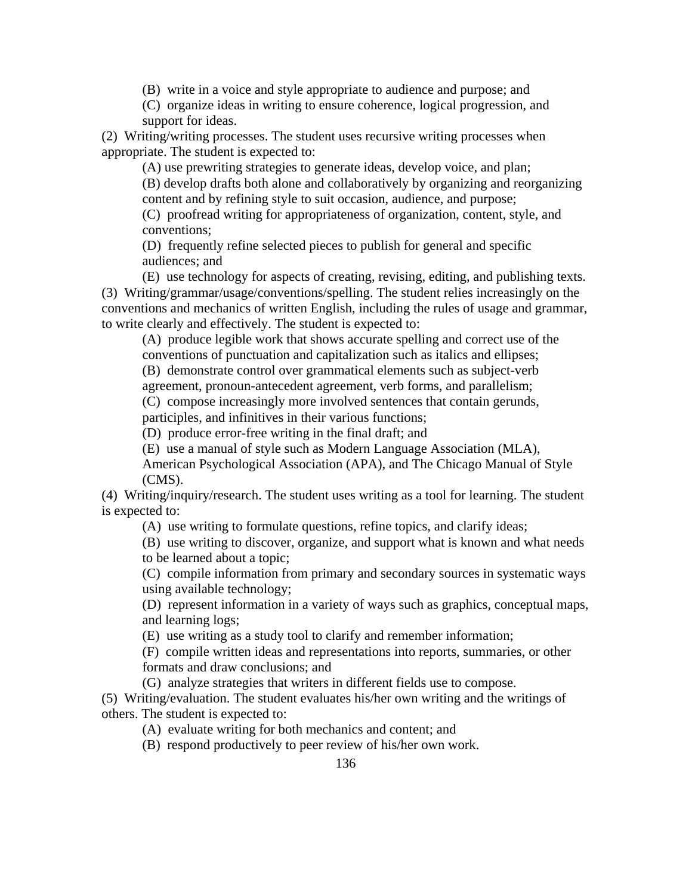(B) write in a voice and style appropriate to audience and purpose; and

(C) organize ideas in writing to ensure coherence, logical progression, and support for ideas.

(2) Writing/writing processes. The student uses recursive writing processes when appropriate. The student is expected to:

(A) use prewriting strategies to generate ideas, develop voice, and plan;

(B) develop drafts both alone and collaboratively by organizing and reorganizing content and by refining style to suit occasion, audience, and purpose;

(C) proofread writing for appropriateness of organization, content, style, and conventions;

(D) frequently refine selected pieces to publish for general and specific audiences; and

(E) use technology for aspects of creating, revising, editing, and publishing texts.

(3) Writing/grammar/usage/conventions/spelling. The student relies increasingly on the conventions and mechanics of written English, including the rules of usage and grammar, to write clearly and effectively. The student is expected to:

(A) produce legible work that shows accurate spelling and correct use of the conventions of punctuation and capitalization such as italics and ellipses;

(B) demonstrate control over grammatical elements such as subject-verb agreement, pronoun-antecedent agreement, verb forms, and parallelism;

(C) compose increasingly more involved sentences that contain gerunds, participles, and infinitives in their various functions;

(D) produce error-free writing in the final draft; and

(E) use a manual of style such as Modern Language Association (MLA), American Psychological Association (APA), and The Chicago Manual of Style (CMS).

(4) Writing/inquiry/research. The student uses writing as a tool for learning. The student is expected to:

(A) use writing to formulate questions, refine topics, and clarify ideas;

(B) use writing to discover, organize, and support what is known and what needs to be learned about a topic;

(C) compile information from primary and secondary sources in systematic ways using available technology;

(D) represent information in a variety of ways such as graphics, conceptual maps, and learning logs;

(E) use writing as a study tool to clarify and remember information;

(F) compile written ideas and representations into reports, summaries, or other formats and draw conclusions; and

(G) analyze strategies that writers in different fields use to compose.

(5) Writing/evaluation. The student evaluates his/her own writing and the writings of others. The student is expected to:

(A) evaluate writing for both mechanics and content; and

(B) respond productively to peer review of his/her own work.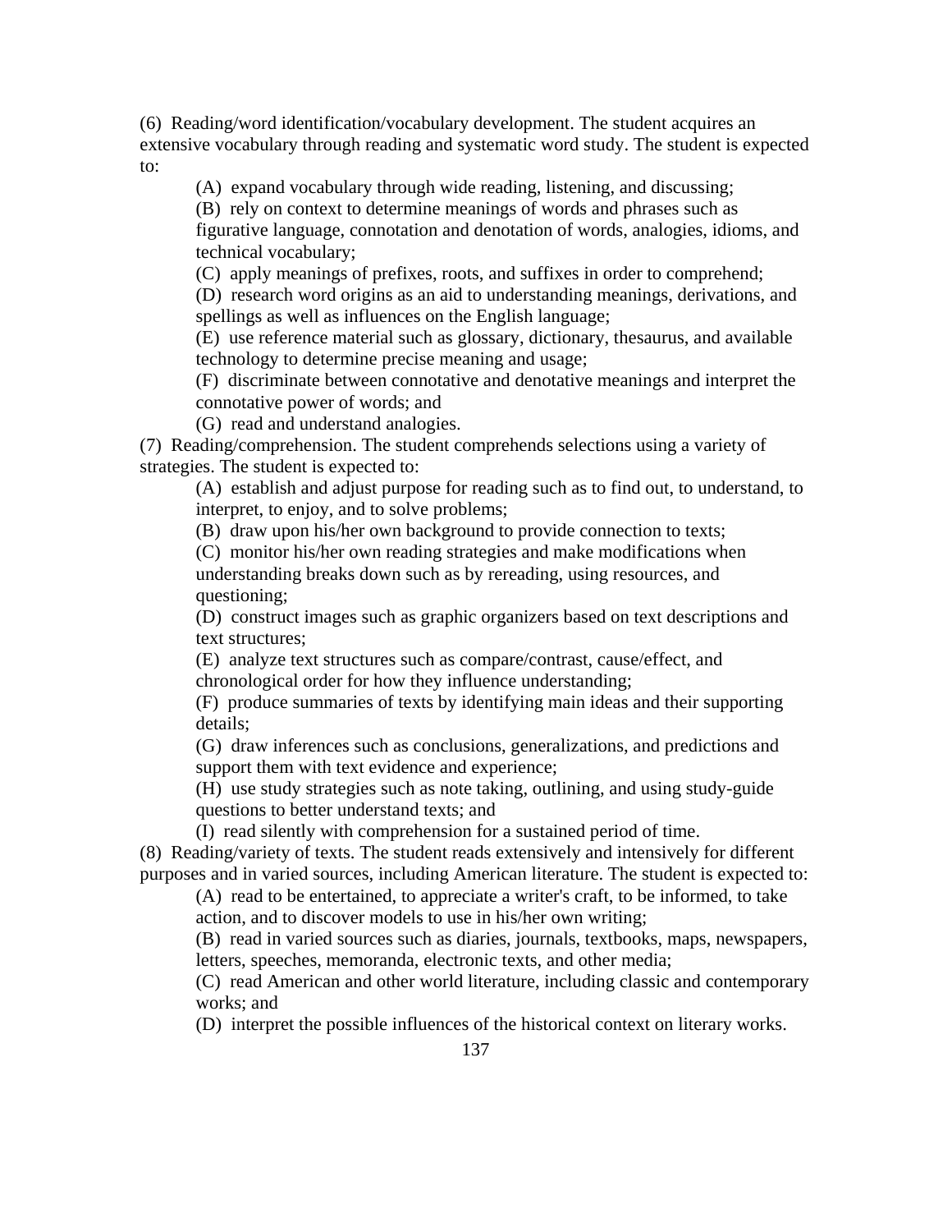(6) Reading/word identification/vocabulary development. The student acquires an extensive vocabulary through reading and systematic word study. The student is expected to:

- (A) expand vocabulary through wide reading, listening, and discussing;
- (B) rely on context to determine meanings of words and phrases such as figurative language, connotation and denotation of words, analogies, idioms, and technical vocabulary;
- (C) apply meanings of prefixes, roots, and suffixes in order to comprehend;
- (D) research word origins as an aid to understanding meanings, derivations, and spellings as well as influences on the English language;
- (E) use reference material such as glossary, dictionary, thesaurus, and available technology to determine precise meaning and usage;
- (F) discriminate between connotative and denotative meanings and interpret the connotative power of words; and
- (G) read and understand analogies.

(7) Reading/comprehension. The student comprehends selections using a variety of strategies. The student is expected to:

- (A) establish and adjust purpose for reading such as to find out, to understand, to interpret, to enjoy, and to solve problems;
- (B) draw upon his/her own background to provide connection to texts;
- (C) monitor his/her own reading strategies and make modifications when understanding breaks down such as by rereading, using resources, and questioning;
- (D) construct images such as graphic organizers based on text descriptions and text structures;
- (E) analyze text structures such as compare/contrast, cause/effect, and chronological order for how they influence understanding;
- (F) produce summaries of texts by identifying main ideas and their supporting details;
- (G) draw inferences such as conclusions, generalizations, and predictions and support them with text evidence and experience;
- (H) use study strategies such as note taking, outlining, and using study-guide questions to better understand texts; and
- (I) read silently with comprehension for a sustained period of time.

(8) Reading/variety of texts. The student reads extensively and intensively for different purposes and in varied sources, including American literature. The student is expected to:

- (A) read to be entertained, to appreciate a writer's craft, to be informed, to take action, and to discover models to use in his/her own writing;
- (B) read in varied sources such as diaries, journals, textbooks, maps, newspapers, letters, speeches, memoranda, electronic texts, and other media;
- (C) read American and other world literature, including classic and contemporary works; and
- (D) interpret the possible influences of the historical context on literary works.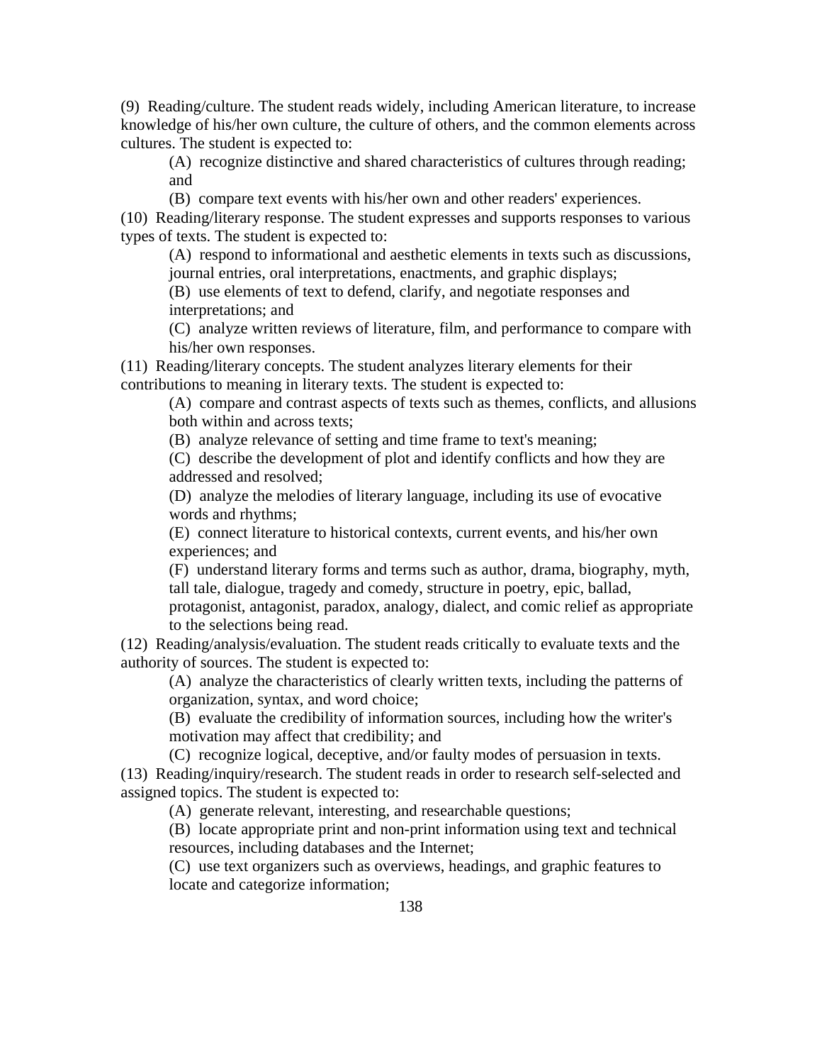(9) Reading/culture. The student reads widely, including American literature, to increase knowledge of his/her own culture, the culture of others, and the common elements across cultures. The student is expected to:

- (A) recognize distinctive and shared characteristics of cultures through reading; and
- (B) compare text events with his/her own and other readers' experiences.

(10) Reading/literary response. The student expresses and supports responses to various types of texts. The student is expected to:

- (A) respond to informational and aesthetic elements in texts such as discussions, journal entries, oral interpretations, enactments, and graphic displays;
- (B) use elements of text to defend, clarify, and negotiate responses and interpretations; and
- (C) analyze written reviews of literature, film, and performance to compare with his/her own responses.

(11) Reading/literary concepts. The student analyzes literary elements for their contributions to meaning in literary texts. The student is expected to:

- (A) compare and contrast aspects of texts such as themes, conflicts, and allusions both within and across texts;
- (B) analyze relevance of setting and time frame to text's meaning;
- (C) describe the development of plot and identify conflicts and how they are addressed and resolved;
- (D) analyze the melodies of literary language, including its use of evocative words and rhythms;
- (E) connect literature to historical contexts, current events, and his/her own experiences; and
- (F) understand literary forms and terms such as author, drama, biography, myth, tall tale, dialogue, tragedy and comedy, structure in poetry, epic, ballad, protagonist, antagonist, paradox, analogy, dialect, and comic relief as appropriate to the selections being read.

(12) Reading/analysis/evaluation. The student reads critically to evaluate texts and the authority of sources. The student is expected to:

- (A) analyze the characteristics of clearly written texts, including the patterns of organization, syntax, and word choice;
- (B) evaluate the credibility of information sources, including how the writer's motivation may affect that credibility; and
- (C) recognize logical, deceptive, and/or faulty modes of persuasion in texts.

(13) Reading/inquiry/research. The student reads in order to research self-selected and assigned topics. The student is expected to:

- (A) generate relevant, interesting, and researchable questions;
- (B) locate appropriate print and non-print information using text and technical resources, including databases and the Internet;
- (C) use text organizers such as overviews, headings, and graphic features to locate and categorize information;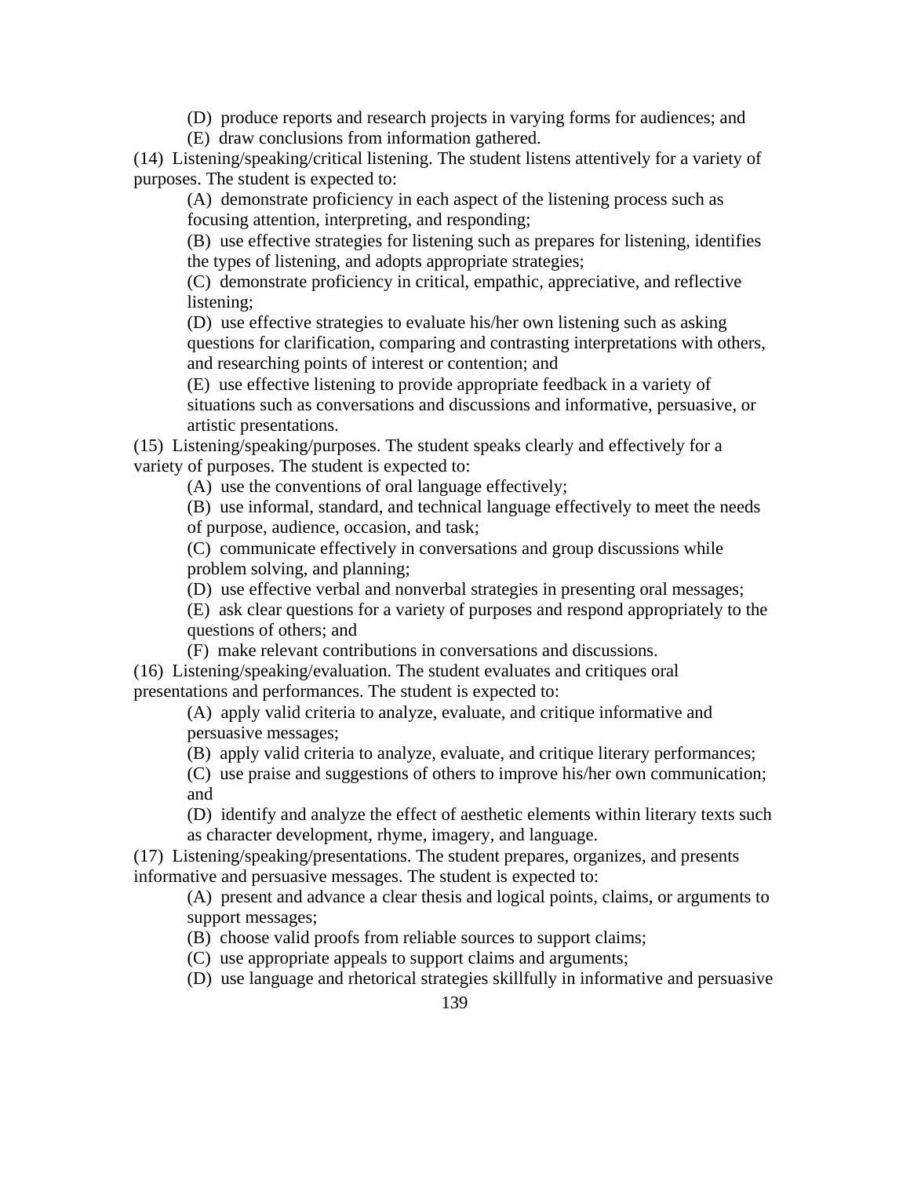(D) produce reports and research projects in varying forms for audiences; and

(E) draw conclusions from information gathered.

(14) Listening/speaking/critical listening. The student listens attentively for a variety of purposes. The student is expected to:

(A) demonstrate proficiency in each aspect of the listening process such as focusing attention, interpreting, and responding;

(B) use effective strategies for listening such as prepares for listening, identifies the types of listening, and adopts appropriate strategies;

(C) demonstrate proficiency in critical, empathic, appreciative, and reflective listening;

(D) use effective strategies to evaluate his/her own listening such as asking questions for clarification, comparing and contrasting interpretations with others, and researching points of interest or contention; and

(E) use effective listening to provide appropriate feedback in a variety of situations such as conversations and discussions and informative, persuasive, or artistic presentations.

(15) Listening/speaking/purposes. The student speaks clearly and effectively for a variety of purposes. The student is expected to:

(A) use the conventions of oral language effectively;

(B) use informal, standard, and technical language effectively to meet the needs of purpose, audience, occasion, and task;

(C) communicate effectively in conversations and group discussions while problem solving, and planning;

(D) use effective verbal and nonverbal strategies in presenting oral messages;

(E) ask clear questions for a variety of purposes and respond appropriately to the questions of others; and

(F) make relevant contributions in conversations and discussions.

(16) Listening/speaking/evaluation. The student evaluates and critiques oral presentations and performances. The student is expected to:

(A) apply valid criteria to analyze, evaluate, and critique informative and persuasive messages;

(B) apply valid criteria to analyze, evaluate, and critique literary performances;

(C) use praise and suggestions of others to improve his/her own communication; and

(D) identify and analyze the effect of aesthetic elements within literary texts such as character development, rhyme, imagery, and language.

(17) Listening/speaking/presentations. The student prepares, organizes, and presents informative and persuasive messages. The student is expected to:

(A) present and advance a clear thesis and logical points, claims, or arguments to support messages;

(B) choose valid proofs from reliable sources to support claims;

(C) use appropriate appeals to support claims and arguments;

(D) use language and rhetorical strategies skillfully in informative and persuasive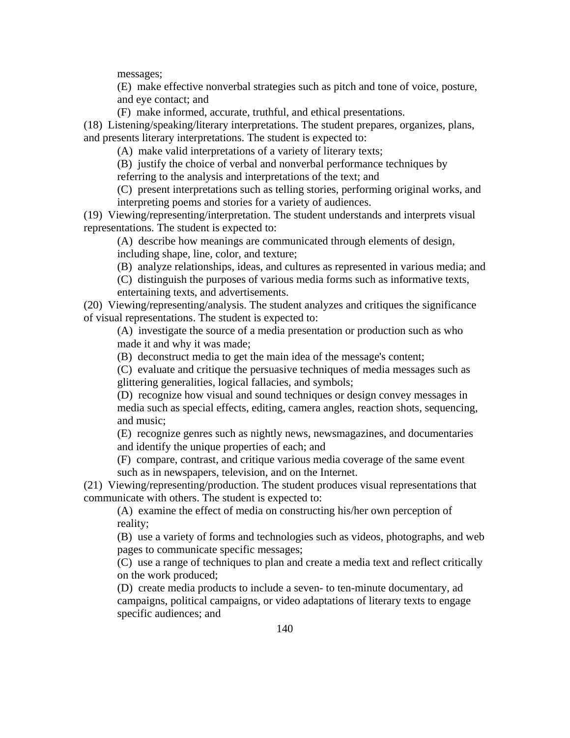messages;

(E) make effective nonverbal strategies such as pitch and tone of voice, posture, and eye contact; and

(F) make informed, accurate, truthful, and ethical presentations.

(18) Listening/speaking/literary interpretations. The student prepares, organizes, plans, and presents literary interpretations. The student is expected to:

(A) make valid interpretations of a variety of literary texts;

(B) justify the choice of verbal and nonverbal performance techniques by referring to the analysis and interpretations of the text; and

(C) present interpretations such as telling stories, performing original works, and interpreting poems and stories for a variety of audiences.

(19) Viewing/representing/interpretation. The student understands and interprets visual representations. The student is expected to:

(A) describe how meanings are communicated through elements of design, including shape, line, color, and texture;

(B) analyze relationships, ideas, and cultures as represented in various media; and

(C) distinguish the purposes of various media forms such as informative texts, entertaining texts, and advertisements.

(20) Viewing/representing/analysis. The student analyzes and critiques the significance of visual representations. The student is expected to:

(A) investigate the source of a media presentation or production such as who made it and why it was made;

(B) deconstruct media to get the main idea of the message's content;

(C) evaluate and critique the persuasive techniques of media messages such as glittering generalities, logical fallacies, and symbols;

(D) recognize how visual and sound techniques or design convey messages in media such as special effects, editing, camera angles, reaction shots, sequencing, and music;

(E) recognize genres such as nightly news, newsmagazines, and documentaries and identify the unique properties of each; and

(F) compare, contrast, and critique various media coverage of the same event such as in newspapers, television, and on the Internet.

(21) Viewing/representing/production. The student produces visual representations that communicate with others. The student is expected to:

(A) examine the effect of media on constructing his/her own perception of reality;

(B) use a variety of forms and technologies such as videos, photographs, and web pages to communicate specific messages;

(C) use a range of techniques to plan and create a media text and reflect critically on the work produced;

(D) create media products to include a seven- to ten-minute documentary, ad campaigns, political campaigns, or video adaptations of literary texts to engage specific audiences; and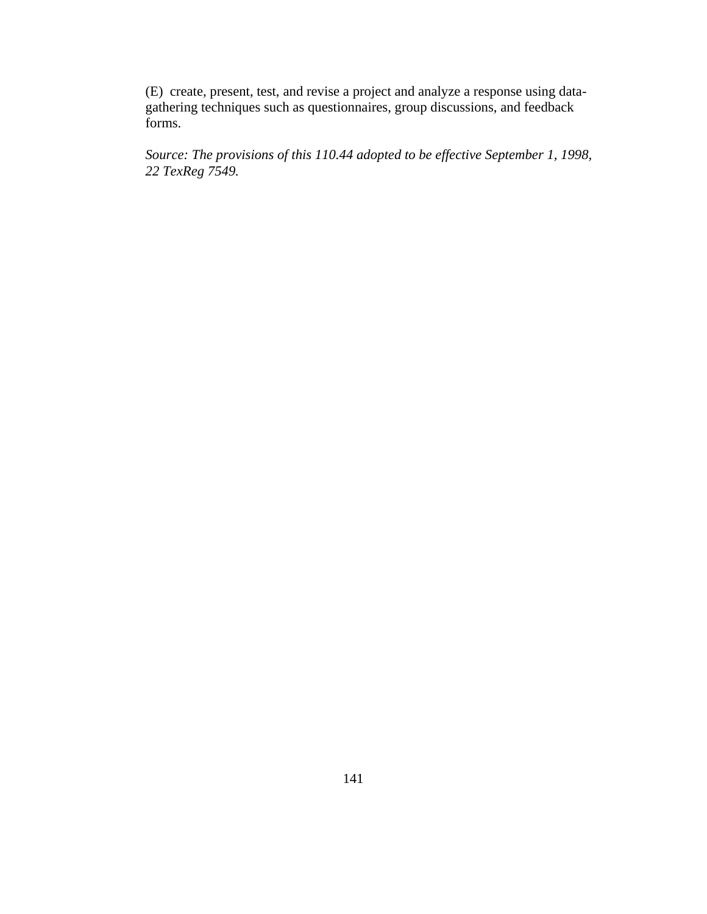(E) create, present, test, and revise a project and analyze a response using data-gathering techniques such as questionnaires, group discussions, and feedback forms.

*Source: The provisions of this 110.44 adopted to be effective September 1, 1998, 22 TexReg 7549.*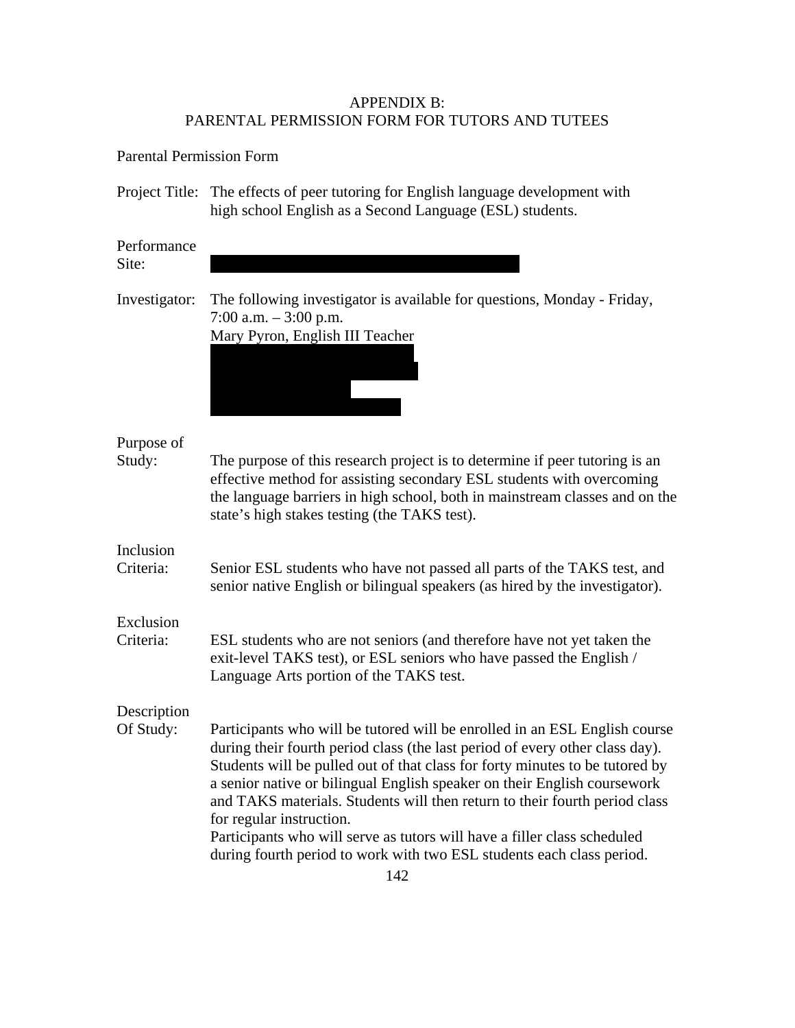# APPENDIX B:
# PARENTAL PERMISSION FORM FOR TUTORS AND TUTEES

Parental Permission Form

| | |
|---|---|
| Project Title: | The effects of peer tutoring for English language development with high school English as a Second Language (ESL) students. |
| Performance Site: | |
| Investigator: | The following investigator is available for questions, Monday - Friday, 7:00 a.m. – 3:00 p.m.<br>Mary Pyron, English III Teacher |
| Purpose of Study: | The purpose of this research project is to determine if peer tutoring is an effective method for assisting secondary ESL students with overcoming the language barriers in high school, both in mainstream classes and on the state's high stakes testing (the TAKS test). |
| Inclusion Criteria: | Senior ESL students who have not passed all parts of the TAKS test, and senior native English or bilingual speakers (as hired by the investigator). |
| Exclusion Criteria: | ESL students who are not seniors (and therefore have not yet taken the exit-level TAKS test), or ESL seniors who have passed the English / Language Arts portion of the TAKS test. |
| Description Of Study: | Participants who will be tutored will be enrolled in an ESL English course during their fourth period class (the last period of every other class day). Students will be pulled out of that class for forty minutes to be tutored by a senior native or bilingual English speaker on their English coursework and TAKS materials. Students will then return to their fourth period class for regular instruction.<br>Participants who will serve as tutors will have a filler class scheduled during fourth period to work with two ESL students each class period. |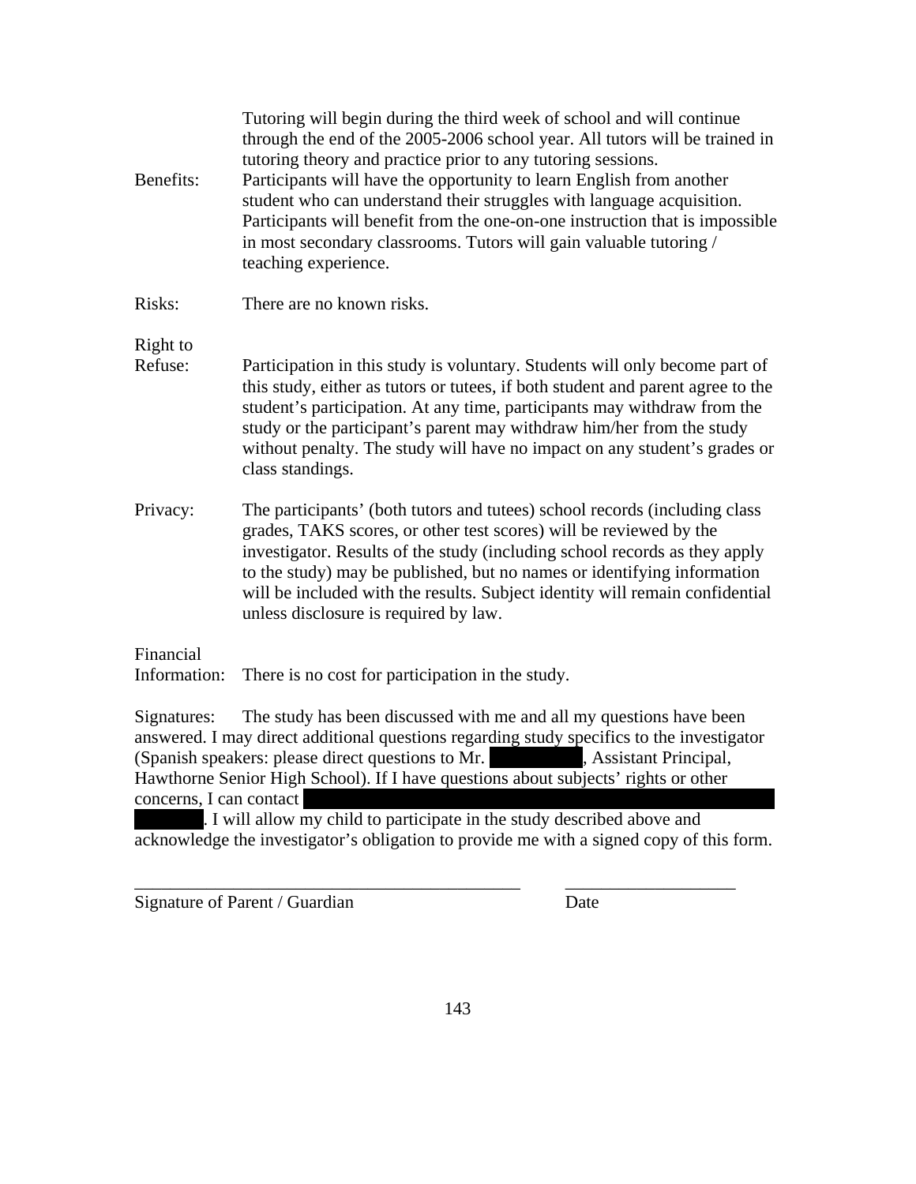Tutoring will begin during the third week of school and will continue through the end of the 2005-2006 school year. All tutors will be trained in tutoring theory and practice prior to any tutoring sessions.

Benefits: Participants will have the opportunity to learn English from another student who can understand their struggles with language acquisition. Participants will benefit from the one-on-one instruction that is impossible in most secondary classrooms. Tutors will gain valuable tutoring / teaching experience.

Risks: There are no known risks.

Right to Refuse: Participation in this study is voluntary. Students will only become part of this study, either as tutors or tutees, if both student and parent agree to the student's participation. At any time, participants may withdraw from the study or the participant's parent may withdraw him/her from the study without penalty. The study will have no impact on any student's grades or class standings.

Privacy: The participants' (both tutors and tutees) school records (including class grades, TAKS scores, or other test scores) will be reviewed by the investigator. Results of the study (including school records as they apply to the study) may be published, but no names or identifying information will be included with the results. Subject identity will remain confidential unless disclosure is required by law.

Financial Information: There is no cost for participation in the study.

Signatures: The study has been discussed with me and all my questions have been answered. I may direct additional questions regarding study specifics to the investigator (Spanish speakers: please direct questions to Mr. [REDACTED], Assistant Principal, Hawthorne Senior High School). If I have questions about subjects' rights or other concerns, I can contact [REDACTED]. I will allow my child to participate in the study described above and acknowledge the investigator's obligation to provide me with a signed copy of this form.

\_\_\_\_\_\_\_\_\_\_\_\_\_\_\_\_\_\_\_\_\_\_\_\_\_\_\_\_\_\_\_\_\_\_\_\_\_\_\_\_\_\_\_\_\_ \_\_\_\_\_\_\_\_\_\_\_\_\_\_\_\_\_\_\_\_

Signature of Parent / Guardian Date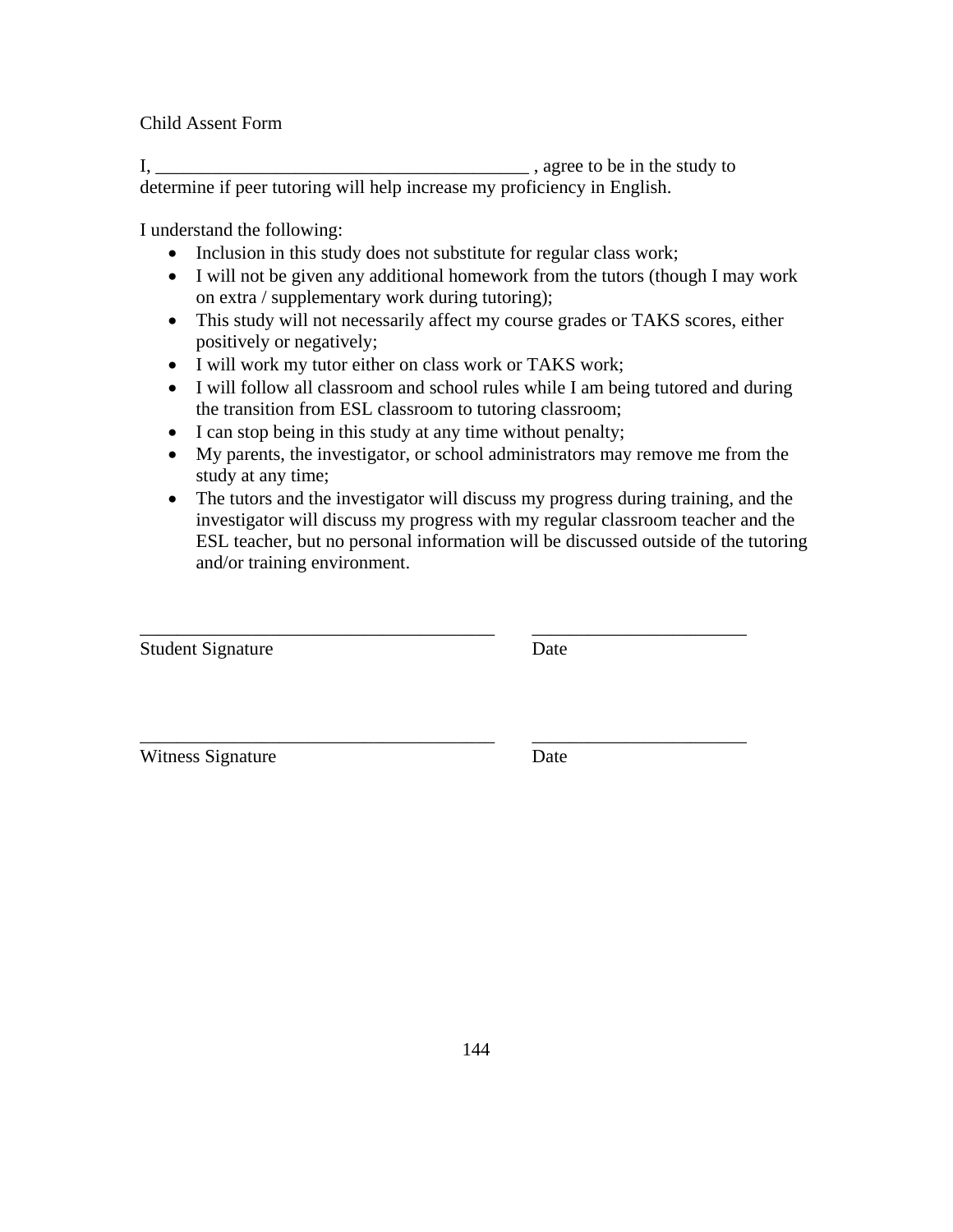Child Assent Form

I, ________________________________________ , agree to be in the study to determine if peer tutoring will help increase my proficiency in English.

I understand the following:

- Inclusion in this study does not substitute for regular class work;
- I will not be given any additional homework from the tutors (though I may work on extra / supplementary work during tutoring);
- This study will not necessarily affect my course grades or TAKS scores, either positively or negatively;
- I will work my tutor either on class work or TAKS work;
- I will follow all classroom and school rules while I am being tutored and during the transition from ESL classroom to tutoring classroom;
- I can stop being in this study at any time without penalty;
- My parents, the investigator, or school administrators may remove me from the study at any time;
- The tutors and the investigator will discuss my progress during training, and the investigator will discuss my progress with my regular classroom teacher and the ESL teacher, but no personal information will be discussed outside of the tutoring and/or training environment.

______________________________________ ______________________

Student Signature Date

______________________________________ ______________________

Witness Signature Date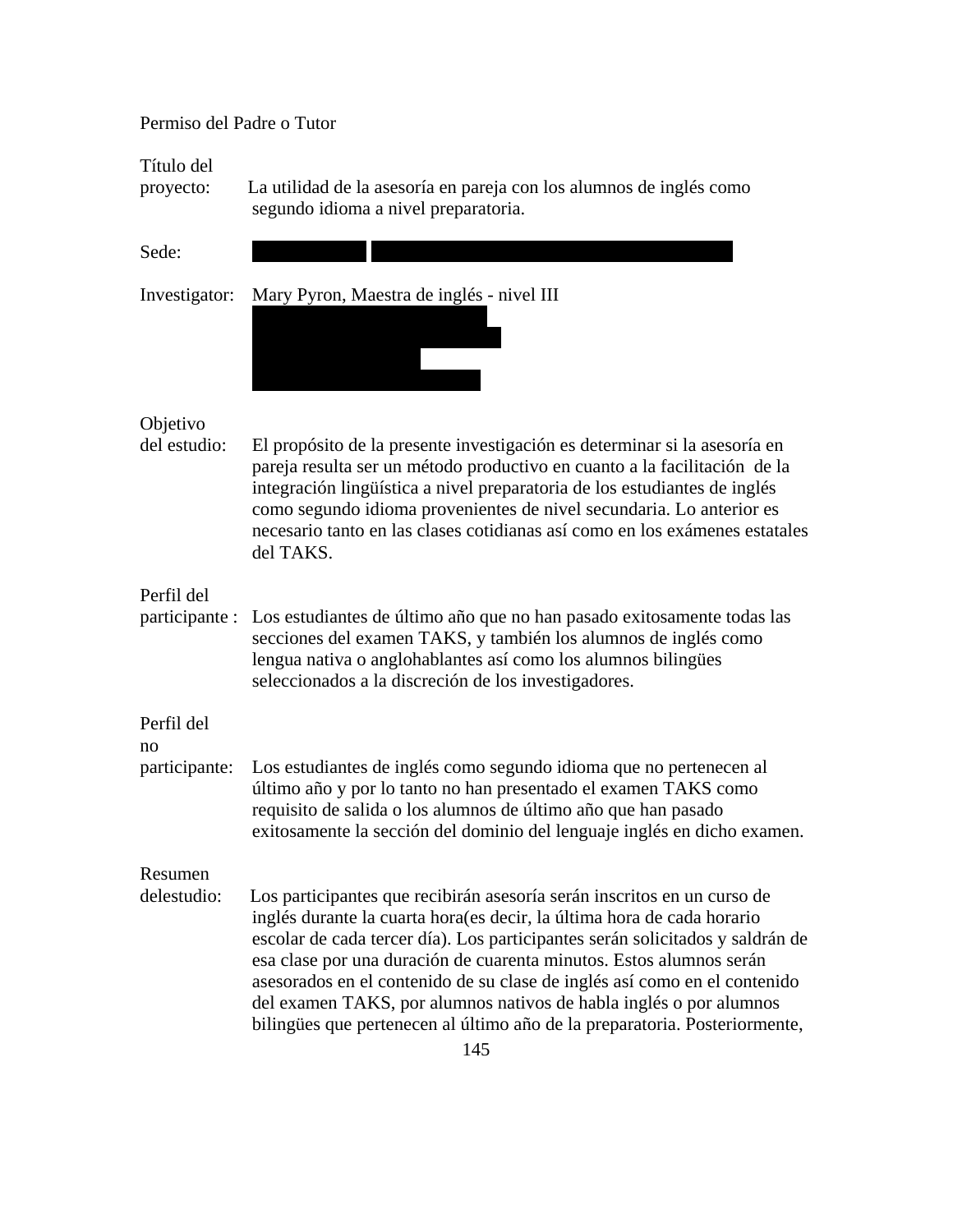Permiso del Padre o Tutor

**Título del proyecto:** La utilidad de la asesoría en pareja con los alumnos de inglés como segundo idioma a nivel preparatoria.

**Sede:**

**Investigator:** Mary Pyron, Maestra de inglés - nivel III

**Objetivo del estudio:** El propósito de la presente investigación es determinar si la asesoría en pareja resulta ser un método productivo en cuanto a la facilitación de la integración lingüística a nivel preparatoria de los estudiantes de inglés como segundo idioma provenientes de nivel secundaria. Lo anterior es necesario tanto en las clases cotidianas así como en los exámenes estatales del TAKS.

**Perfil del participante :** Los estudiantes de último año que no han pasado exitosamente todas las secciones del examen TAKS, y también los alumnos de inglés como lengua nativa o anglohablantes así como los alumnos bilingües seleccionados a la discreción de los investigadores.

**Perfil del no participante:** Los estudiantes de inglés como segundo idioma que no pertenecen al último año y por lo tanto no han presentado el examen TAKS como requisito de salida o los alumnos de último año que han pasado exitosamente la sección del dominio del lenguaje inglés en dicho examen.

**Resumen delestudio:** Los participantes que recibirán asesoría serán inscritos en un curso de inglés durante la cuarta hora(es decir, la última hora de cada horario escolar de cada tercer día). Los participantes serán solicitados y saldrán de esa clase por una duración de cuarenta minutos. Estos alumnos serán asesorados en el contenido de su clase de inglés así como en el contenido del examen TAKS, por alumnos nativos de habla inglés o por alumnos bilingües que pertenecen al último año de la preparatoria. Posteriormente,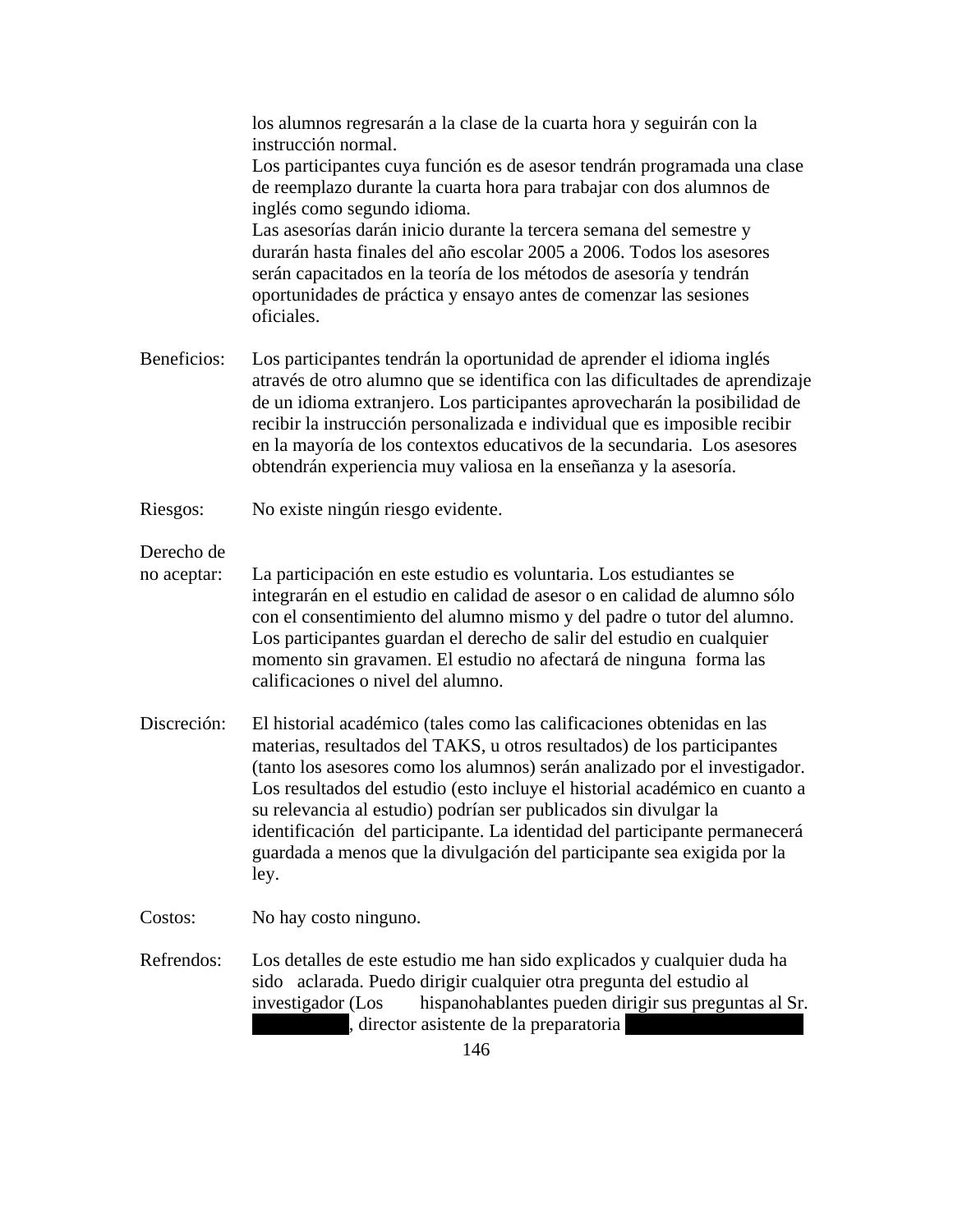los alumnos regresarán a la clase de la cuarta hora y seguirán con la instrucción normal.
Los participantes cuya función es de asesor tendrán programada una clase de reemplazo durante la cuarta hora para trabajar con dos alumnos de inglés como segundo idioma.
Las asesorías darán inicio durante la tercera semana del semestre y durarán hasta finales del año escolar 2005 a 2006. Todos los asesores serán capacitados en la teoría de los métodos de asesoría y tendrán oportunidades de práctica y ensayo antes de comenzar las sesiones oficiales.

Beneficios: Los participantes tendrán la oportunidad de aprender el idioma inglés através de otro alumno que se identifica con las dificultades de aprendizaje de un idioma extranjero. Los participantes aprovecharán la posibilidad de recibir la instrucción personalizada e individual que es imposible recibir en la mayoría de los contextos educativos de la secundaria. Los asesores obtendrán experiencia muy valiosa en la enseñanza y la asesoría.

Riesgos: No existe ningún riesgo evidente.

Derecho de no aceptar: La participación en este estudio es voluntaria. Los estudiantes se integrarán en el estudio en calidad de asesor o en calidad de alumno sólo con el consentimiento del alumno mismo y del padre o tutor del alumno. Los participantes guardan el derecho de salir del estudio en cualquier momento sin gravamen. El estudio no afectará de ninguna forma las calificaciones o nivel del alumno.

Discreción: El historial académico (tales como las calificaciones obtenidas en las materias, resultados del TAKS, u otros resultados) de los participantes (tanto los asesores como los alumnos) serán analizado por el investigador. Los resultados del estudio (esto incluye el historial académico en cuanto a su relevancia al estudio) podrían ser publicados sin divulgar la identificación del participante. La identidad del participante permanecerá guardada a menos que la divulgación del participante sea exigida por la ley.

Costos: No hay costo ninguno.

Refrendos: Los detalles de este estudio me han sido explicados y cualquier duda ha sido aclarada. Puedo dirigir cualquier otra pregunta del estudio al investigador (Los hispanohablantes pueden dirigir sus preguntas al Sr. [REDACTED], director asistente de la preparatoria [REDACTED]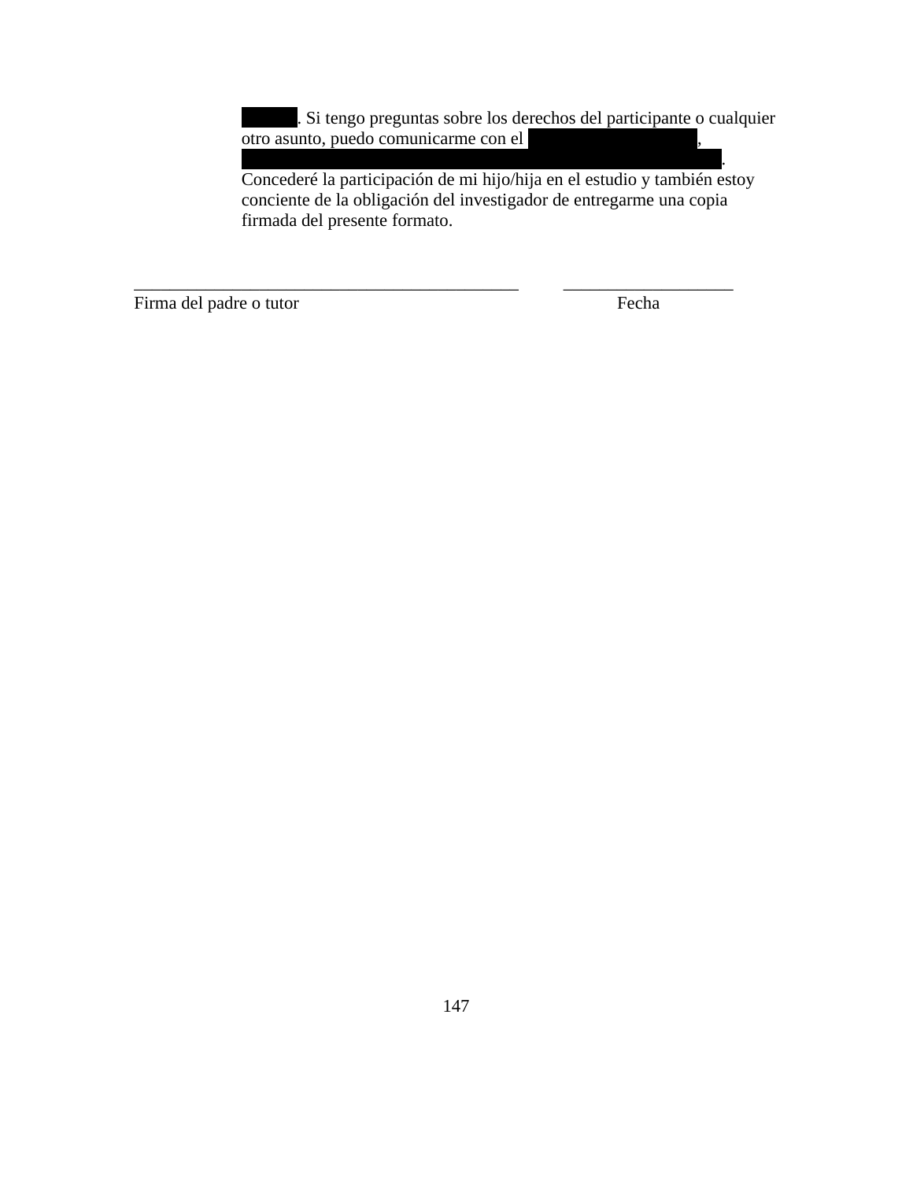. Si tengo preguntas sobre los derechos del participante o cualquier otro asunto, puedo comunicarme con el , . Concederé la participación de mi hijo/hija en el estudio y también estoy conciente de la obligación del investigador de entregarme una copia firmada del presente formato.

_____________________________________________ ____________________

Firma del padre o tutor Fecha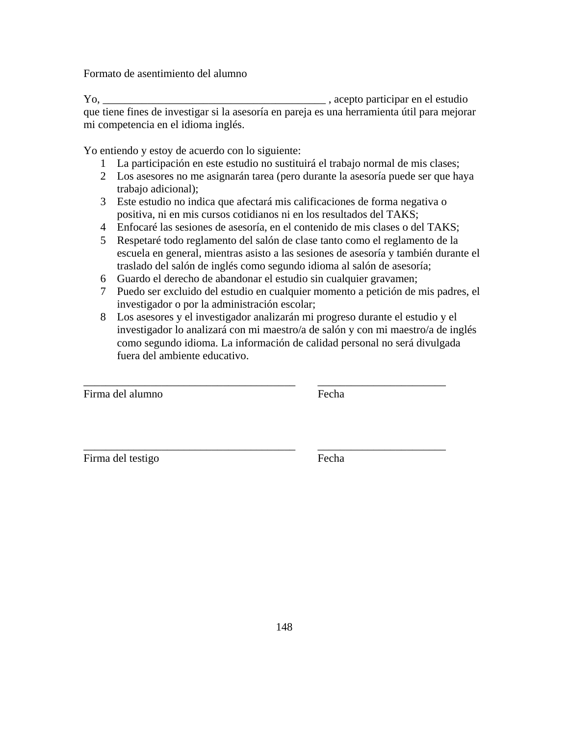Formato de asentimiento del alumno

Yo, _______________________________________ , acepto participar en el estudio que tiene fines de investigar si la asesoría en pareja es una herramienta útil para mejorar mi competencia en el idioma inglés.

Yo entiendo y estoy de acuerdo con lo siguiente:

1. La participación en este estudio no sustituirá el trabajo normal de mis clases;
2. Los asesores no me asignarán tarea (pero durante la asesoría puede ser que haya trabajo adicional);
3. Este estudio no indica que afectará mis calificaciones de forma negativa o positiva, ni en mis cursos cotidianos ni en los resultados del TAKS;
4. Enfocaré las sesiones de asesoría, en el contenido de mis clases o del TAKS;
5. Respetaré todo reglamento del salón de clase tanto como el reglamento de la escuela en general, mientras asisto a las sesiones de asesoría y también durante el traslado del salón de inglés como segundo idioma al salón de asesoría;
6. Guardo el derecho de abandonar el estudio sin cualquier gravamen;
7. Puedo ser excluido del estudio en cualquier momento a petición de mis padres, el investigador o por la administración escolar;
8. Los asesores y el investigador analizarán mi progreso durante el estudio y el investigador lo analizará con mi maestro/a de salón y con mi maestro/a de inglés como segundo idioma. La información de calidad personal no será divulgada fuera del ambiente educativo.

_____________________________________ &nbsp;&nbsp;&nbsp;&nbsp; ______________________

Firma del alumno &nbsp;&nbsp;&nbsp;&nbsp; Fecha

_____________________________________ &nbsp;&nbsp;&nbsp;&nbsp; ______________________

Firma del testigo &nbsp;&nbsp;&nbsp;&nbsp; Fecha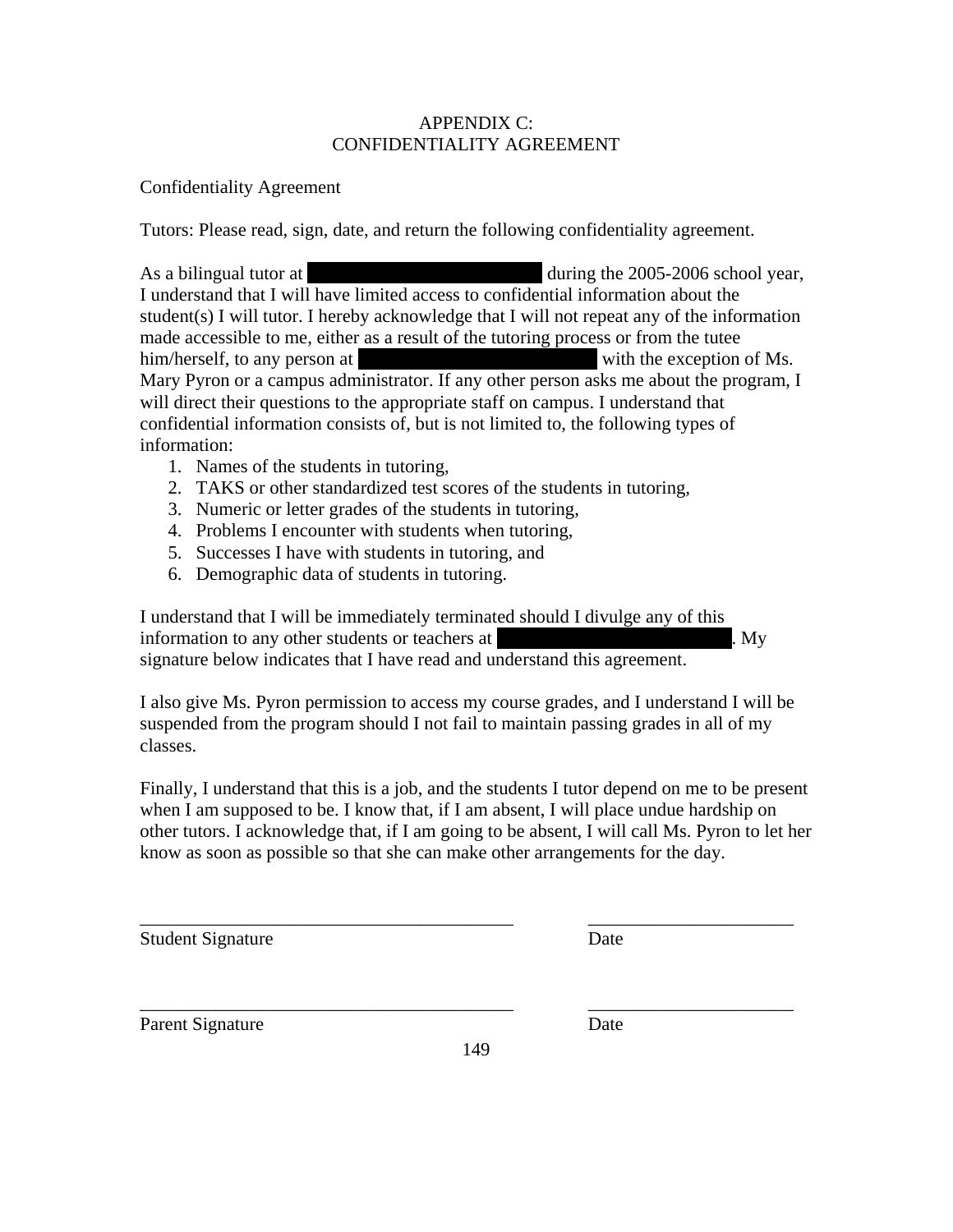# APPENDIX C:
# CONFIDENTIALITY AGREEMENT

Confidentiality Agreement

Tutors: Please read, sign, date, and return the following confidentiality agreement.

As a bilingual tutor at ████████████████ during the 2005-2006 school year, I understand that I will have limited access to confidential information about the student(s) I will tutor. I hereby acknowledge that I will not repeat any of the information made accessible to me, either as a result of the tutoring process or from the tutee him/herself, to any person at ████████████████ with the exception of Ms. Mary Pyron or a campus administrator. If any other person asks me about the program, I will direct their questions to the appropriate staff on campus. I understand that confidential information consists of, but is not limited to, the following types of information:

1. Names of the students in tutoring,
2. TAKS or other standardized test scores of the students in tutoring,
3. Numeric or letter grades of the students in tutoring,
4. Problems I encounter with students when tutoring,
5. Successes I have with students in tutoring, and
6. Demographic data of students in tutoring.

I understand that I will be immediately terminated should I divulge any of this information to any other students or teachers at ████████████████. My signature below indicates that I have read and understand this agreement.

I also give Ms. Pyron permission to access my course grades, and I understand I will be suspended from the program should I not fail to maintain passing grades in all of my classes.

Finally, I understand that this is a job, and the students I tutor depend on me to be present when I am supposed to be. I know that, if I am absent, I will place undue hardship on other tutors. I acknowledge that, if I am going to be absent, I will call Ms. Pyron to let her know as soon as possible so that she can make other arrangements for the day.

\_\_\_\_\_\_\_\_\_\_\_\_\_\_\_\_\_\_\_\_\_\_\_\_\_\_\_\_\_\_\_\_\_\_\_\_\_\_\_\_ \_\_\_\_\_\_\_\_\_\_\_\_\_\_\_\_\_\_\_\_\_\_

Student Signature Date

\_\_\_\_\_\_\_\_\_\_\_\_\_\_\_\_\_\_\_\_\_\_\_\_\_\_\_\_\_\_\_\_\_\_\_\_\_\_\_\_ \_\_\_\_\_\_\_\_\_\_\_\_\_\_\_\_\_\_\_\_\_\_

Parent Signature Date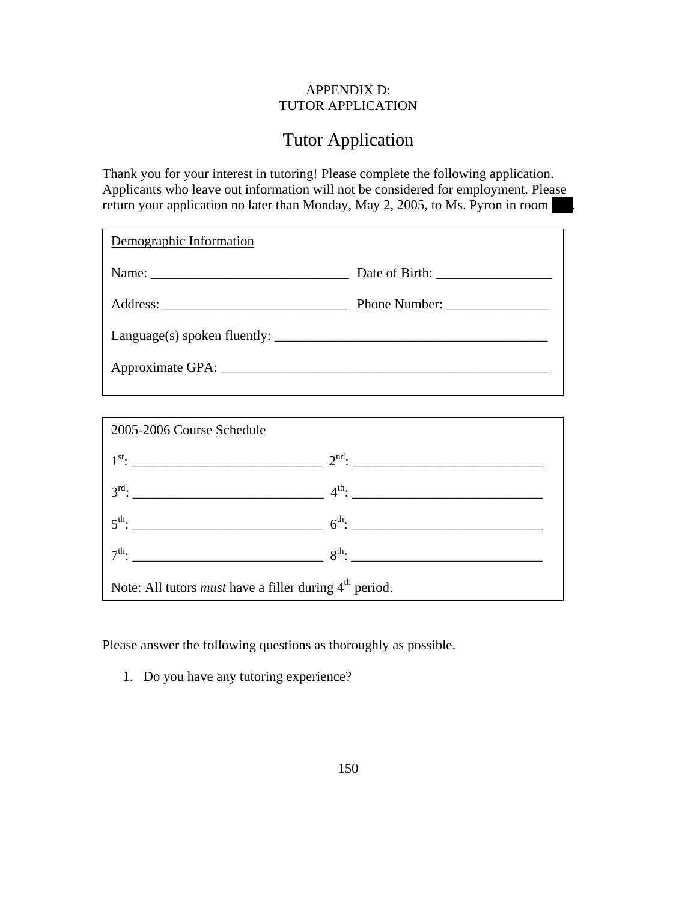APPENDIX D:
TUTOR APPLICATION

# Tutor Application

Thank you for your interest in tutoring! Please complete the following application. Applicants who leave out information will not be considered for employment. Please return your application no later than Monday, May 2, 2005, to Ms. Pyron in room ███.

Demographic Information

Name: _____________________________ Date of Birth: _________________

Address: ___________________________ Phone Number: _______________

Language(s) spoken fluently: ________________________________________

Approximate GPA: _________________________________________________

2005-2006 Course Schedule

1st: ____________________________ 2nd: ____________________________

3rd: ____________________________ 4th: ____________________________

5th: ____________________________ 6th: ____________________________

7th: ____________________________ 8th: ____________________________

Note: All tutors *must* have a filler during 4th period.

Please answer the following questions as thoroughly as possible.

1. Do you have any tutoring experience?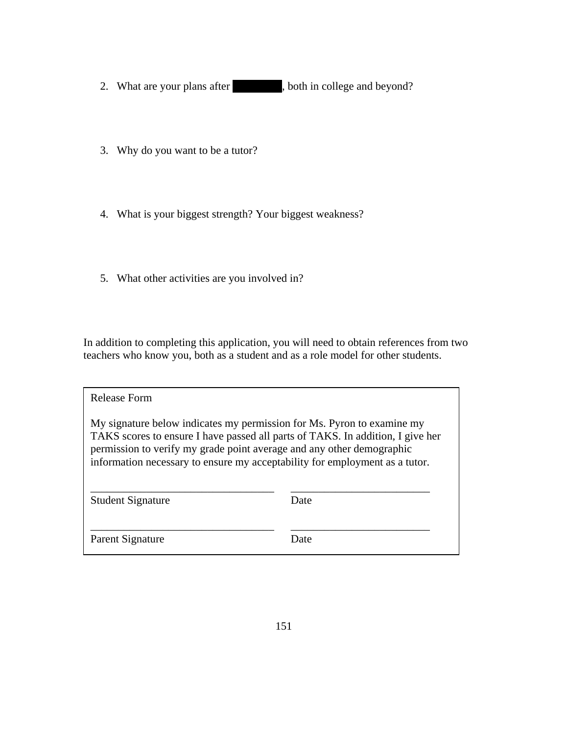2. What are your plans after ████████, both in college and beyond?

3. Why do you want to be a tutor?

4. What is your biggest strength? Your biggest weakness?

5. What other activities are you involved in?

In addition to completing this application, you will need to obtain references from two teachers who know you, both as a student and as a role model for other students.

| Release Form | |
|---|---|
| My signature below indicates my permission for Ms. Pyron to examine my TAKS scores to ensure I have passed all parts of TAKS. In addition, I give her permission to verify my grade point average and any other demographic information necessary to ensure my acceptability for employment as a tutor. | |
| _________________________________ | _________________________ |
| Student Signature | Date |
| _________________________________ | _________________________ |
| Parent Signature | Date |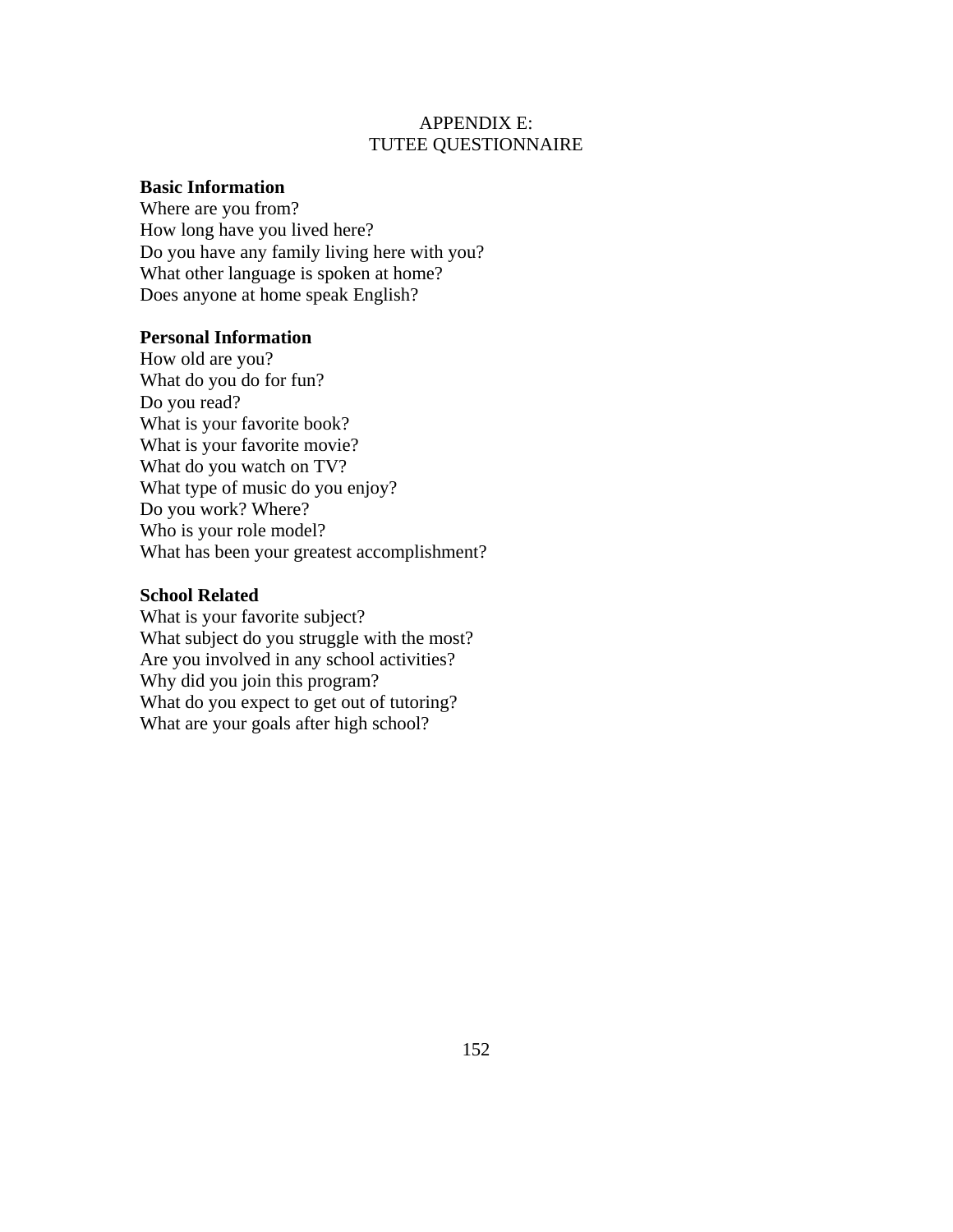# APPENDIX E:
# TUTEE QUESTIONNAIRE

**Basic Information**

Where are you from?
How long have you lived here?
Do you have any family living here with you?
What other language is spoken at home?
Does anyone at home speak English?

**Personal Information**

How old are you?
What do you do for fun?
Do you read?
What is your favorite book?
What is your favorite movie?
What do you watch on TV?
What type of music do you enjoy?
Do you work? Where?
Who is your role model?
What has been your greatest accomplishment?

**School Related**

What is your favorite subject?
What subject do you struggle with the most?
Are you involved in any school activities?
Why did you join this program?
What do you expect to get out of tutoring?
What are your goals after high school?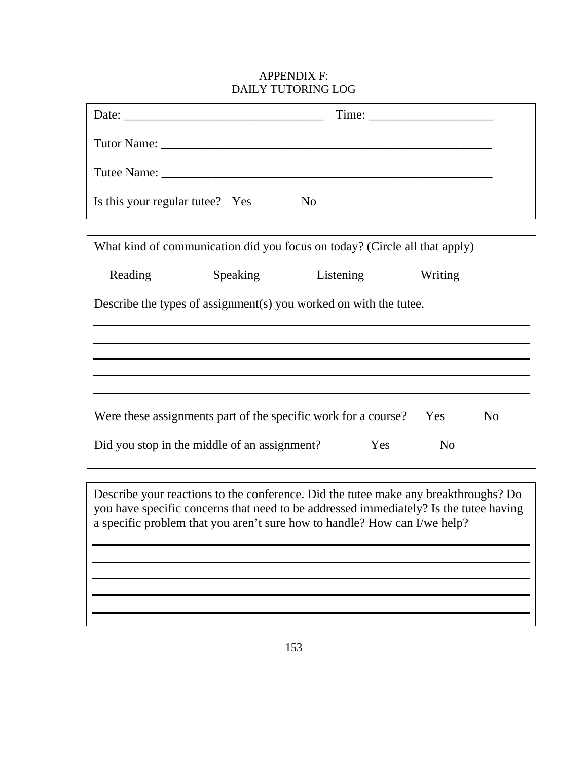# APPENDIX F:
# DAILY TUTORING LOG

Date: ________________________________ Time: ____________________

Tutor Name: _____________________________________________________

Tutee Name: _____________________________________________________

Is this your regular tutee?   Yes   No

---

What kind of communication did you focus on today? (Circle all that apply)

Reading   Speaking   Listening   Writing

Describe the types of assignment(s) you worked on with the tutee.

_______________________________________________________________

_______________________________________________________________

_______________________________________________________________

_______________________________________________________________

_______________________________________________________________

Were these assignments part of the specific work for a course?   Yes   No

Did you stop in the middle of an assignment?   Yes   No

---

Describe your reactions to the conference. Did the tutee make any breakthroughs? Do you have specific concerns that need to be addressed immediately? Is the tutee having a specific problem that you aren't sure how to handle? How can I/we help?

_______________________________________________________________

_______________________________________________________________

_______________________________________________________________

_______________________________________________________________

_______________________________________________________________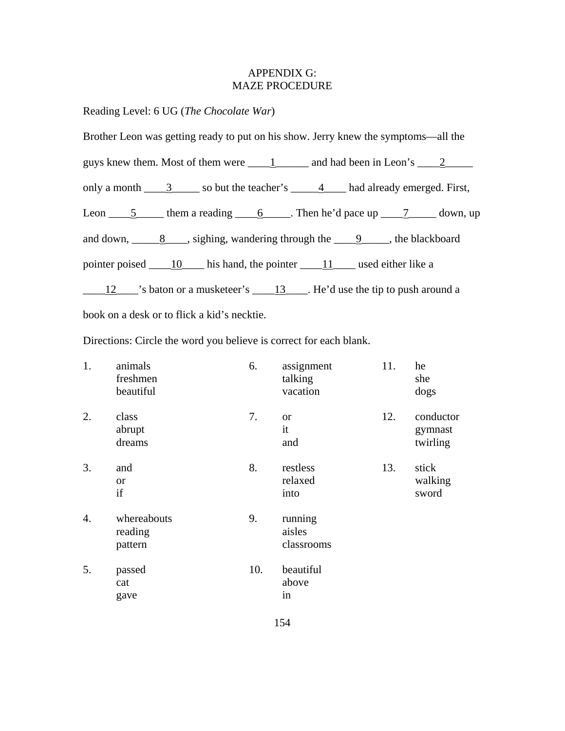# APPENDIX G:
# MAZE PROCEDURE

Reading Level: 6 UG (*The Chocolate War*)

Brother Leon was getting ready to put on his show. Jerry knew the symptoms—all the guys knew them. Most of them were ____1______ and had been in Leon's ____2_____ only a month ____3_____ so but the teacher's _____4____ had already emerged. First, Leon ____5_____ them a reading ____6_____. Then he'd pace up ____7_____ down, up and down, _____8____, sighing, wandering through the ____9_____, the blackboard pointer poised ____10____ his hand, the pointer ____11____ used either like a ____12____'s baton or a musketeer's ____13____. He'd use the tip to push around a book on a desk or to flick a kid's necktie.

Directions: Circle the word you believe is correct for each blank.

1. animals
   freshmen
   beautiful

2. class
   abrupt
   dreams

3. and
   or
   if

4. whereabouts
   reading
   pattern

5. passed
   cat
   gave

6. assignment
   talking
   vacation

7. or
   it
   and

8. restless
   relaxed
   into

9. running
   aisles
   classrooms

10. beautiful
    above
    in

11. he
    she
    dogs

12. conductor
    gymnast
    twirling

13. stick
    walking
    sword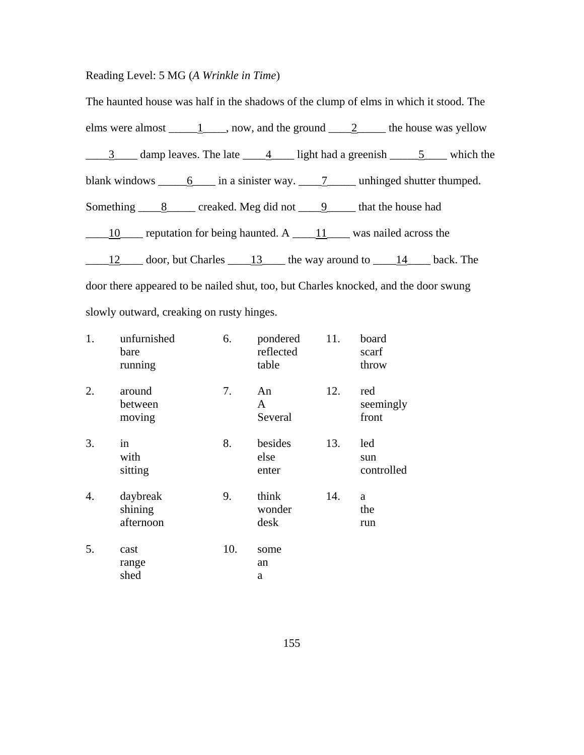Reading Level: 5 MG (*A Wrinkle in Time*)

The haunted house was half in the shadows of the clump of elms in which it stood. The elms were almost _____1____, now, and the ground ____2_____ the house was yellow ____3____ damp leaves. The late ____4____ light had a greenish _____5____ which the blank windows _____6____ in a sinister way. ____7_____ unhinged shutter thumped. Something ____8_____ creaked. Meg did not ____9_____ that the house had ____10____ reputation for being haunted. A ____11____ was nailed across the ____12____ door, but Charles ____13____ the way around to ____14____ back. The door there appeared to be nailed shut, too, but Charles knocked, and the door swung slowly outward, creaking on rusty hinges.

1. unfurnished
   bare
   running

2. around
   between
   moving

3. in
   with
   sitting

4. daybreak
   shining
   afternoon

5. cast
   range
   shed

6. pondered
   reflected
   table

7. An
   A
   Several

8. besides
   else
   enter

9. think
   wonder
   desk

10. some
    an
    a

11. board
    scarf
    throw

12. red
    seemingly
    front

13. led
    sun
    controlled

14. a
    the
    run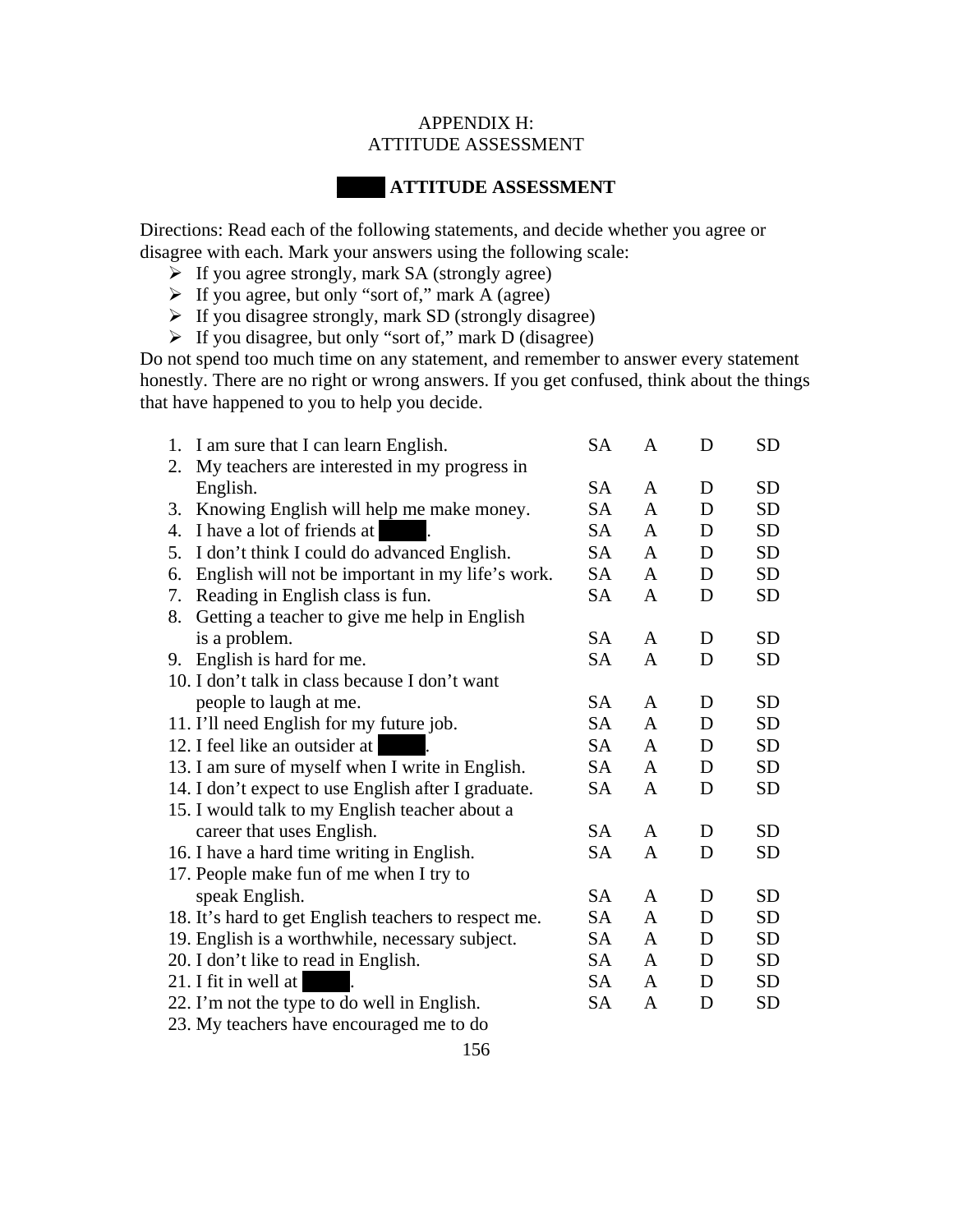APPENDIX H:
ATTITUDE ASSESSMENT

## ████ ATTITUDE ASSESSMENT

Directions: Read each of the following statements, and decide whether you agree or disagree with each. Mark your answers using the following scale:

- If you agree strongly, mark SA (strongly agree)
- If you agree, but only "sort of," mark A (agree)
- If you disagree strongly, mark SD (strongly disagree)
- If you disagree, but only "sort of," mark D (disagree)

Do not spend too much time on any statement, and remember to answer every statement honestly. There are no right or wrong answers. If you get confused, think about the things that have happened to you to help you decide.

| Statement | | | | |
|---|---|---|---|---|
| 1. I am sure that I can learn English. | SA | A | D | SD |
| 2. My teachers are interested in my progress in English. | SA | A | D | SD |
| 3. Knowing English will help me make money. | SA | A | D | SD |
| 4. I have a lot of friends at ████. | SA | A | D | SD |
| 5. I don't think I could do advanced English. | SA | A | D | SD |
| 6. English will not be important in my life's work. | SA | A | D | SD |
| 7. Reading in English class is fun. | SA | A | D | SD |
| 8. Getting a teacher to give me help in English is a problem. | SA | A | D | SD |
| 9. English is hard for me. | SA | A | D | SD |
| 10. I don't talk in class because I don't want people to laugh at me. | SA | A | D | SD |
| 11. I'll need English for my future job. | SA | A | D | SD |
| 12. I feel like an outsider at ████. | SA | A | D | SD |
| 13. I am sure of myself when I write in English. | SA | A | D | SD |
| 14. I don't expect to use English after I graduate. | SA | A | D | SD |
| 15. I would talk to my English teacher about a career that uses English. | SA | A | D | SD |
| 16. I have a hard time writing in English. | SA | A | D | SD |
| 17. People make fun of me when I try to speak English. | SA | A | D | SD |
| 18. It's hard to get English teachers to respect me. | SA | A | D | SD |
| 19. English is a worthwhile, necessary subject. | SA | A | D | SD |
| 20. I don't like to read in English. | SA | A | D | SD |
| 21. I fit in well at ████. | SA | A | D | SD |
| 22. I'm not the type to do well in English. | SA | A | D | SD |
| 23. My teachers have encouraged me to do | | | | |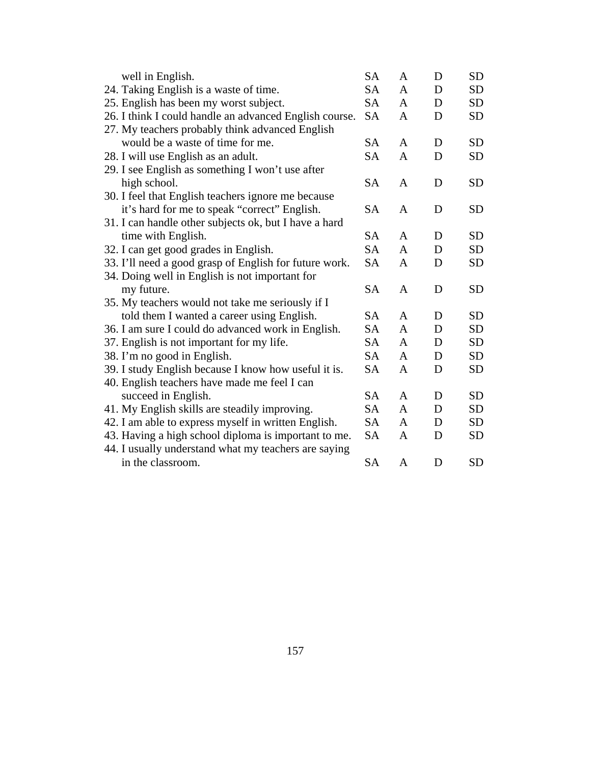| | | | | |
|---|---|---|---|---|
| well in English. | SA | A | D | SD |
| 24. Taking English is a waste of time. | SA | A | D | SD |
| 25. English has been my worst subject. | SA | A | D | SD |
| 26. I think I could handle an advanced English course. | SA | A | D | SD |
| 27. My teachers probably think advanced English would be a waste of time for me. | SA | A | D | SD |
| 28. I will use English as an adult. | SA | A | D | SD |
| 29. I see English as something I won’t use after high school. | SA | A | D | SD |
| 30. I feel that English teachers ignore me because it’s hard for me to speak “correct” English. | SA | A | D | SD |
| 31. I can handle other subjects ok, but I have a hard time with English. | SA | A | D | SD |
| 32. I can get good grades in English. | SA | A | D | SD |
| 33. I’ll need a good grasp of English for future work. | SA | A | D | SD |
| 34. Doing well in English is not important for my future. | SA | A | D | SD |
| 35. My teachers would not take me seriously if I told them I wanted a career using English. | SA | A | D | SD |
| 36. I am sure I could do advanced work in English. | SA | A | D | SD |
| 37. English is not important for my life. | SA | A | D | SD |
| 38. I’m no good in English. | SA | A | D | SD |
| 39. I study English because I know how useful it is. | SA | A | D | SD |
| 40. English teachers have made me feel I can succeed in English. | SA | A | D | SD |
| 41. My English skills are steadily improving. | SA | A | D | SD |
| 42. I am able to express myself in written English. | SA | A | D | SD |
| 43. Having a high school diploma is important to me. | SA | A | D | SD |
| 44. I usually understand what my teachers are saying in the classroom. | SA | A | D | SD |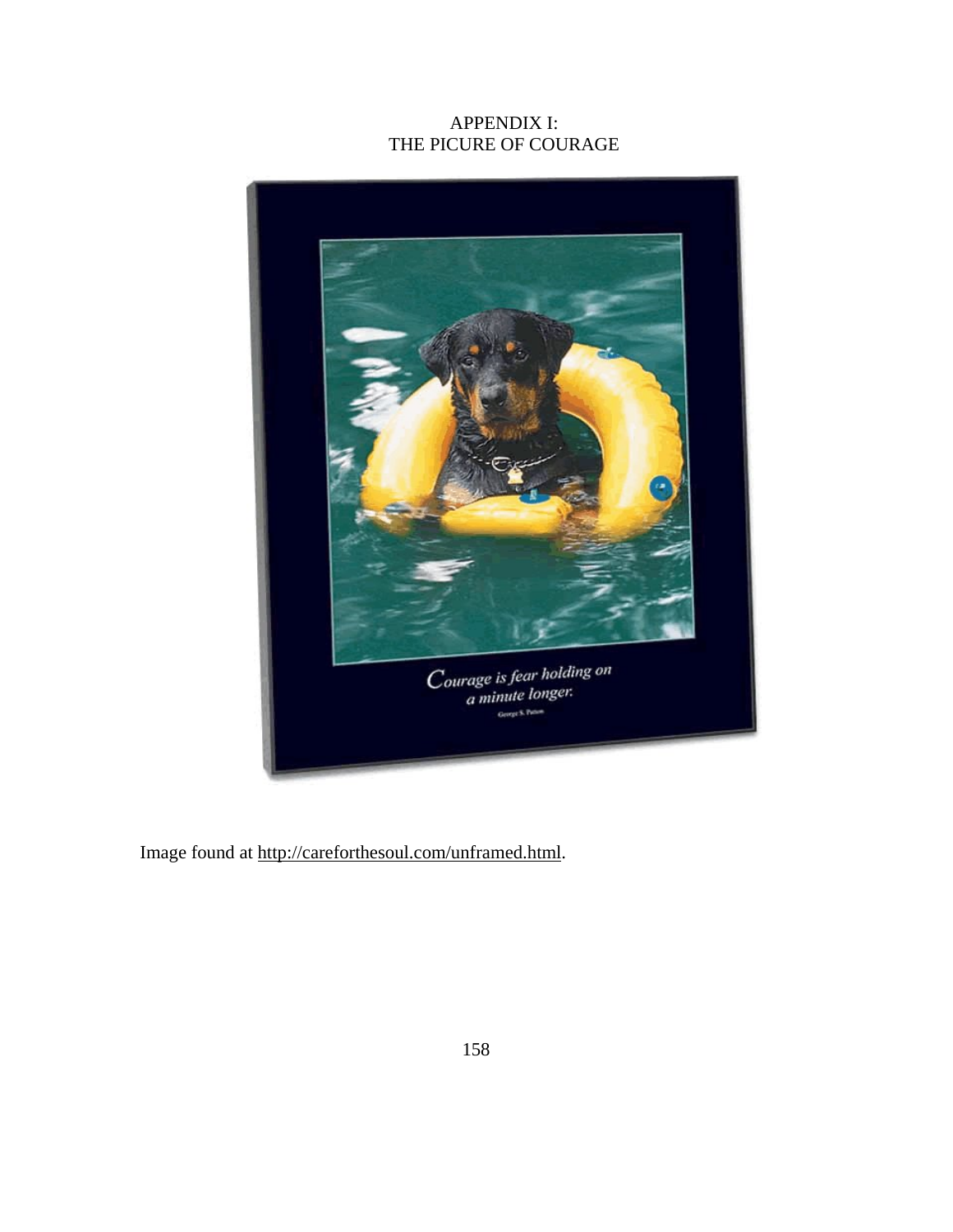# APPENDIX I:
# THE PICURE OF COURAGE

Image found at http://careforthesoul.com/unframed.html.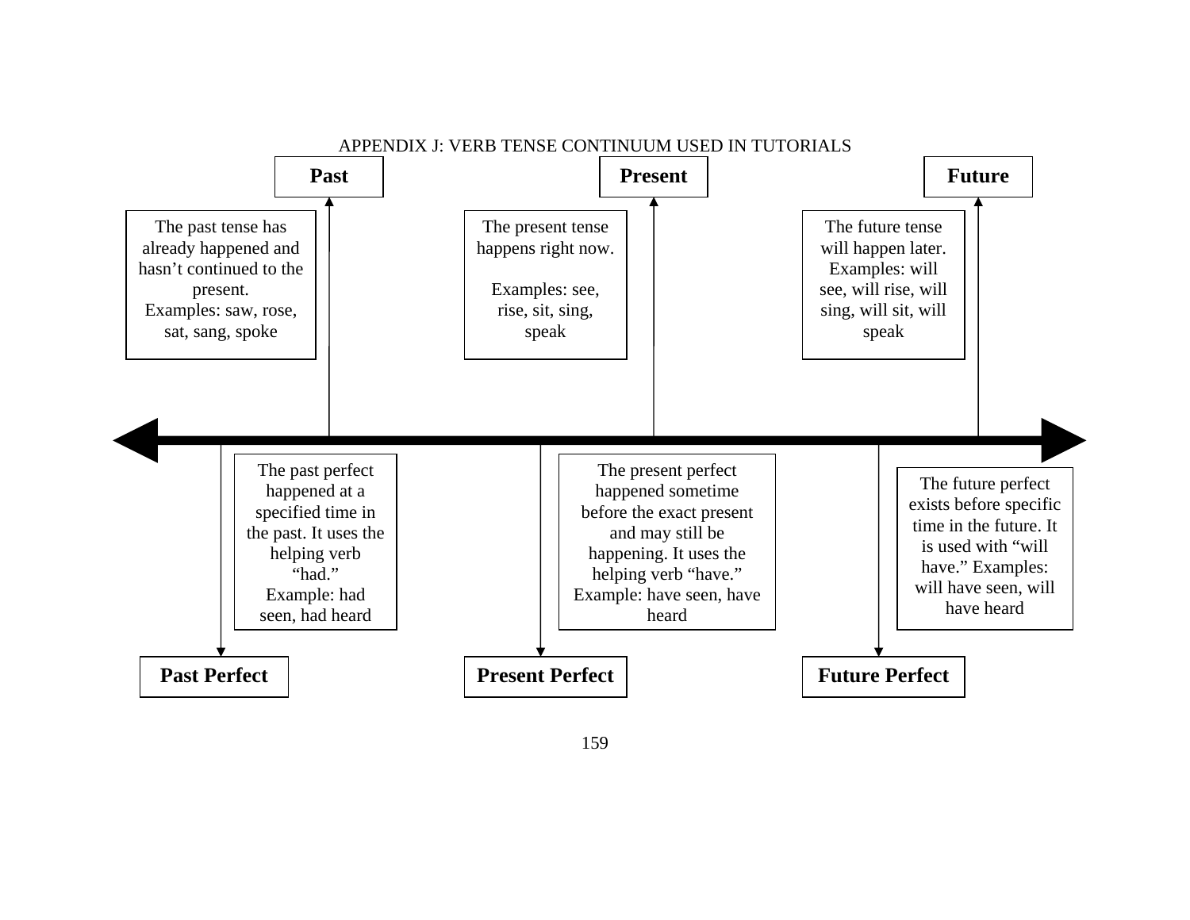# APPENDIX J: VERB TENSE CONTINUUM USED IN TUTORIALS

**Past**

The past tense has already happened and hasn't continued to the present.
Examples: saw, rose, sat, sang, spoke

**Present**

The present tense happens right now.

Examples: see, rise, sit, sing, speak

**Future**

The future tense will happen later.
Examples: will see, will rise, will sing, will sit, will speak

**Past Perfect**

The past perfect happened at a specified time in the past. It uses the helping verb "had."
Example: had seen, had heard

**Present Perfect**

The present perfect happened sometime before the exact present and may still be happening. It uses the helping verb "have."
Example: have seen, have heard

**Future Perfect**

The future perfect exists before specific time in the future. It is used with "will have." Examples: will have seen, will have heard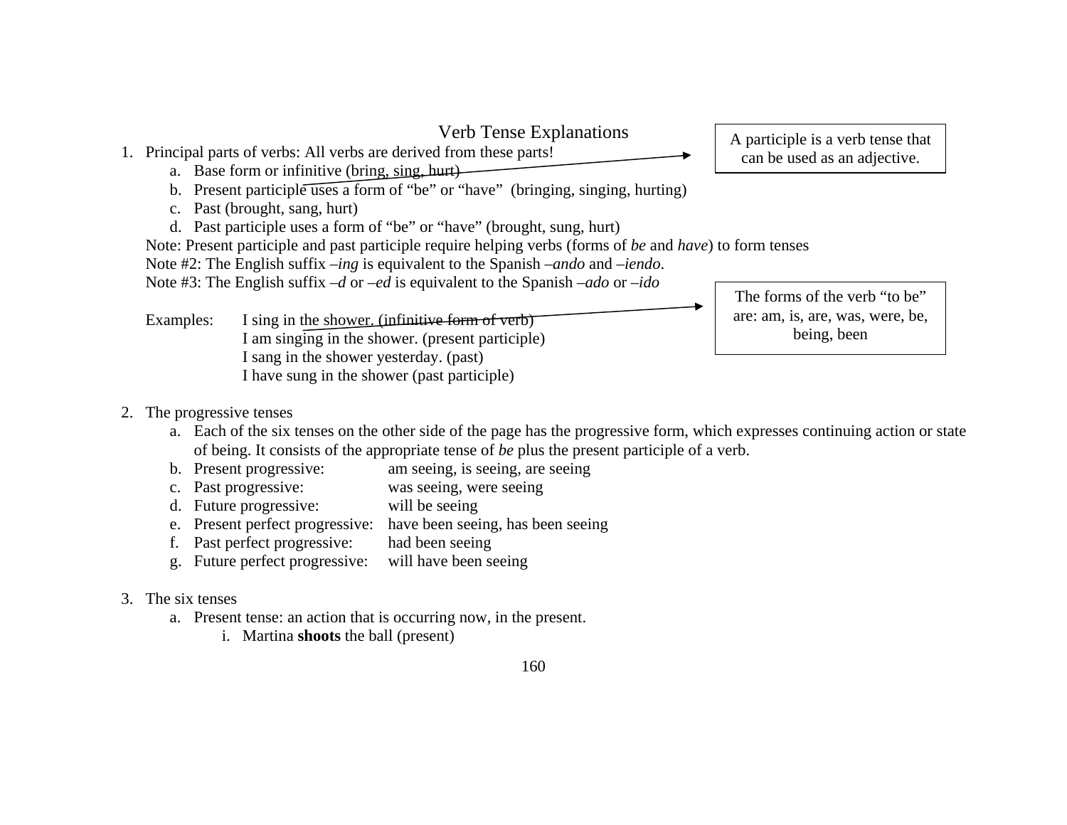# Verb Tense Explanations

> A participle is a verb tense that can be used as an adjective.

1. Principal parts of verbs: All verbs are derived from these parts!
   a. Base form or infinitive (bring, sing, hurt)
   b. Present participle uses a form of "be" or "have" (bringing, singing, hurting)
   c. Past (brought, sang, hurt)
   d. Past participle uses a form of "be" or "have" (brought, sung, hurt)

   Note: Present participle and past participle require helping verbs (forms of *be* and *have*) to form tenses

   Note #2: The English suffix *–ing* is equivalent to the Spanish *–ando* and *–iendo*.

   Note #3: The English suffix *–d* or *–ed* is equivalent to the Spanish *–ado* or *–ido*

   > The forms of the verb "to be" are: am, is, are, was, were, be, being, been

   Examples:
   - I sing in the shower. (infinitive form of verb)
   - I am singing in the shower. (present participle)
   - I sang in the shower yesterday. (past)
   - I have sung in the shower (past participle)

2. The progressive tenses
   a. Each of the six tenses on the other side of the page has the progressive form, which expresses continuing action or state of being. It consists of the appropriate tense of *be* plus the present participle of a verb.
   b. Present progressive: am seeing, is seeing, are seeing
   c. Past progressive: was seeing, were seeing
   d. Future progressive: will be seeing
   e. Present perfect progressive: have been seeing, has been seeing
   f. Past perfect progressive: had been seeing
   g. Future perfect progressive: will have been seeing

3. The six tenses
   a. Present tense: an action that is occurring now, in the present.
      i. Martina **shoots** the ball (present)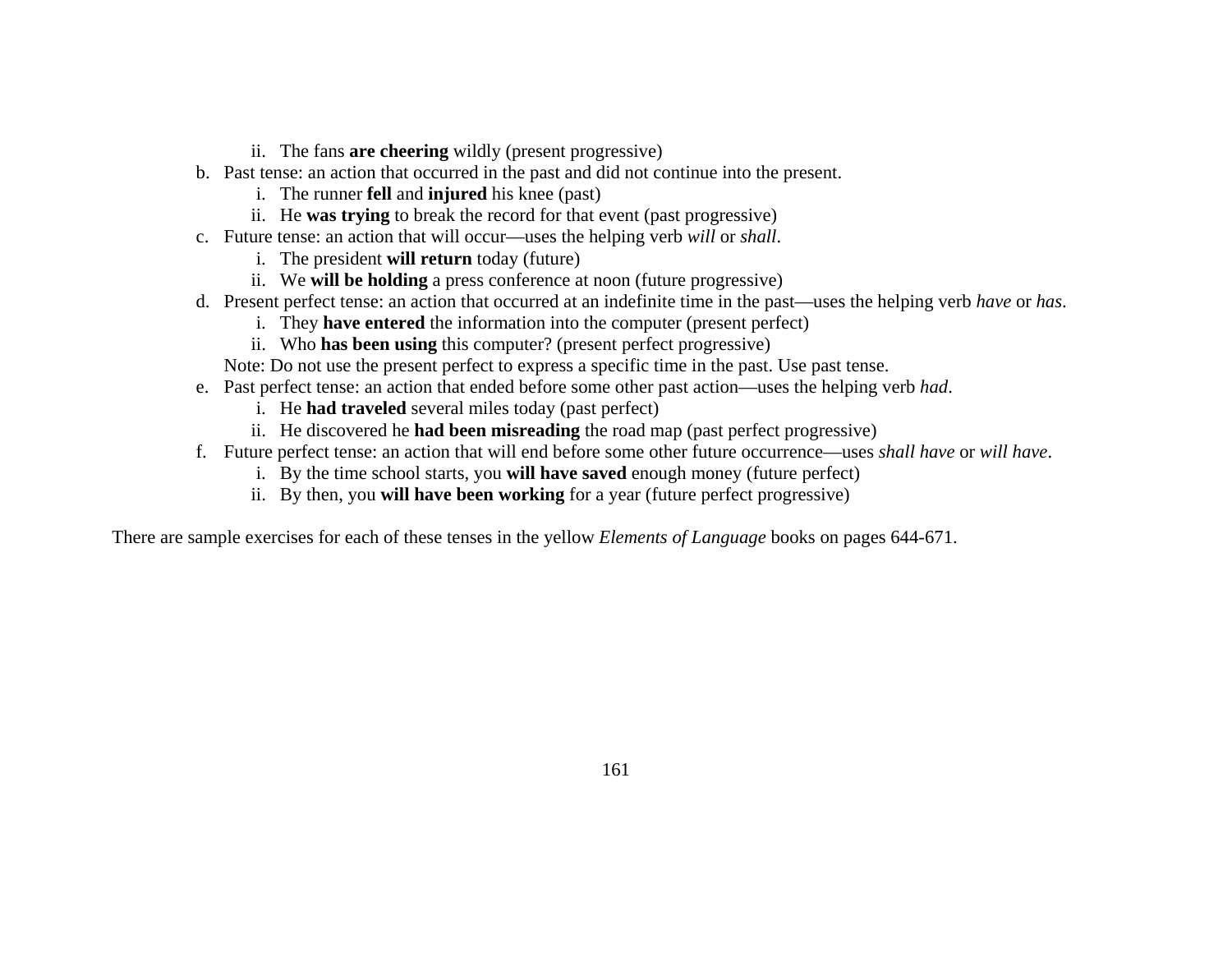ii. The fans **are cheering** wildly (present progressive)

b. Past tense: an action that occurred in the past and did not continue into the present.
   i. The runner **fell** and **injured** his knee (past)
   ii. He **was trying** to break the record for that event (past progressive)

c. Future tense: an action that will occur—uses the helping verb *will* or *shall*.
   i. The president **will return** today (future)
   ii. We **will be holding** a press conference at noon (future progressive)

d. Present perfect tense: an action that occurred at an indefinite time in the past—uses the helping verb *have* or *has*.
   i. They **have entered** the information into the computer (present perfect)
   ii. Who **has been using** this computer? (present perfect progressive)

   Note: Do not use the present perfect to express a specific time in the past. Use past tense.

e. Past perfect tense: an action that ended before some other past action—uses the helping verb *had*.
   i. He **had traveled** several miles today (past perfect)
   ii. He discovered he **had been misreading** the road map (past perfect progressive)

f. Future perfect tense: an action that will end before some other future occurrence—uses *shall have* or *will have*.
   i. By the time school starts, you **will have saved** enough money (future perfect)
   ii. By then, you **will have been working** for a year (future perfect progressive)

There are sample exercises for each of these tenses in the yellow *Elements of Language* books on pages 644-671.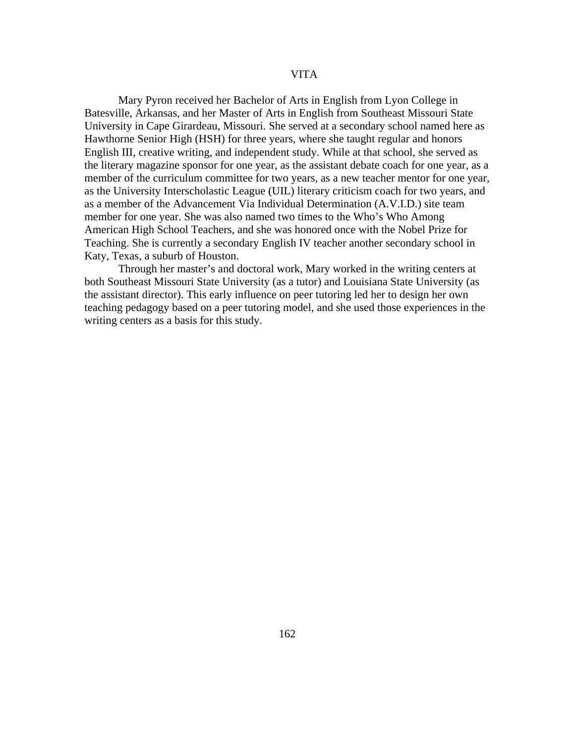# VITA

Mary Pyron received her Bachelor of Arts in English from Lyon College in Batesville, Arkansas, and her Master of Arts in English from Southeast Missouri State University in Cape Girardeau, Missouri. She served at a secondary school named here as Hawthorne Senior High (HSH) for three years, where she taught regular and honors English III, creative writing, and independent study. While at that school, she served as the literary magazine sponsor for one year, as the assistant debate coach for one year, as a member of the curriculum committee for two years, as a new teacher mentor for one year, as the University Interscholastic League (UIL) literary criticism coach for two years, and as a member of the Advancement Via Individual Determination (A.V.I.D.) site team member for one year. She was also named two times to the Who's Who Among American High School Teachers, and she was honored once with the Nobel Prize for Teaching. She is currently a secondary English IV teacher another secondary school in Katy, Texas, a suburb of Houston.

Through her master's and doctoral work, Mary worked in the writing centers at both Southeast Missouri State University (as a tutor) and Louisiana State University (as the assistant director). This early influence on peer tutoring led her to design her own teaching pedagogy based on a peer tutoring model, and she used those experiences in the writing centers as a basis for this study.